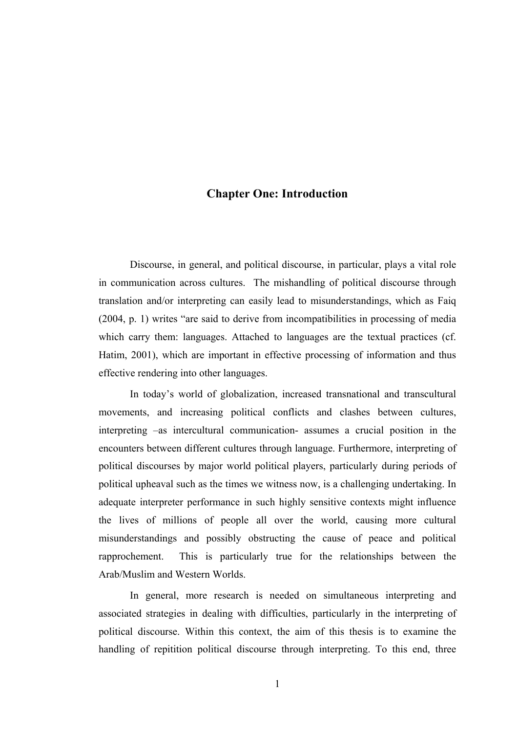# Chapter One: Introduction

Discourse, in general, and political discourse, in particular, plays a vital role in communication across cultures. The mishandling of political discourse through translation and/or interpreting can easily lead to misunderstandings, which as Faiq (2004, p. 1) writes "are said to derive from incompatibilities in processing of media which carry them: languages. Attached to languages are the textual practices (cf. Hatim, 2001), which are important in effective processing of information and thus effective rendering into other languages.

In today's world of globalization, increased transnational and transcultural movements, and increasing political conflicts and clashes between cultures, interpreting –as intercultural communication- assumes a crucial position in the encounters between different cultures through language. Furthermore, interpreting of political discourses by major world political players, particularly during periods of political upheaval such as the times we witness now, is a challenging undertaking. In adequate interpreter performance in such highly sensitive contexts might influence the lives of millions of people all over the world, causing more cultural misunderstandings and possibly obstructing the cause of peace and political rapprochement. This is particularly true for the relationships between the Arab/Muslim and Western Worlds.

In general, more research is needed on simultaneous interpreting and associated strategies in dealing with difficulties, particularly in the interpreting of political discourse. Within this context, the aim of this thesis is to examine the handling of repitition political discourse through interpreting. To this end, three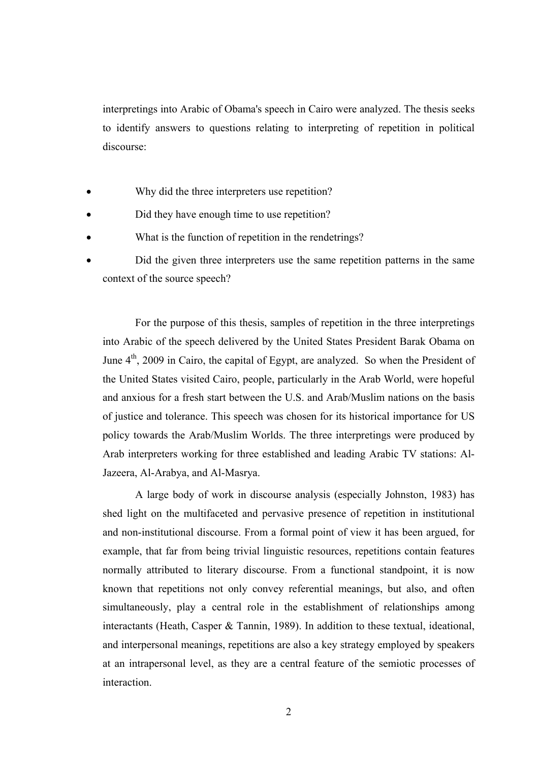interpretings into Arabic of Obama's speech in Cairo were analyzed. The thesis seeks to identify answers to questions relating to interpreting of repetition in political discourse:

- Why did the three interpreters use repetition?
- Did they have enough time to use repetition?
- What is the function of repetition in the rendetrings?
- Did the given three interpreters use the same repetition patterns in the same context of the source speech?

For the purpose of this thesis, samples of repetition in the three interpretings into Arabic of the speech delivered by the United States President Barak Obama on June 4th, 2009 in Cairo, the capital of Egypt, are analyzed. So when the President of the United States visited Cairo, people, particularly in the Arab World, were hopeful and anxious for a fresh start between the U.S. and Arab/Muslim nations on the basis of justice and tolerance. This speech was chosen for its historical importance for US policy towards the Arab/Muslim Worlds. The three interpretings were produced by Arab interpreters working for three established and leading Arabic TV stations: Al-Jazeera, Al-Arabya, and Al-Masrya.

A large body of work in discourse analysis (especially Johnston, 1983) has shed light on the multifaceted and pervasive presence of repetition in institutional and non-institutional discourse. From a formal point of view it has been argued, for example, that far from being trivial linguistic resources, repetitions contain features normally attributed to literary discourse. From a functional standpoint, it is now known that repetitions not only convey referential meanings, but also, and often simultaneously, play a central role in the establishment of relationships among interactants (Heath, Casper & Tannin, 1989). In addition to these textual, ideational, and interpersonal meanings, repetitions are also a key strategy employed by speakers at an intrapersonal level, as they are a central feature of the semiotic processes of interaction.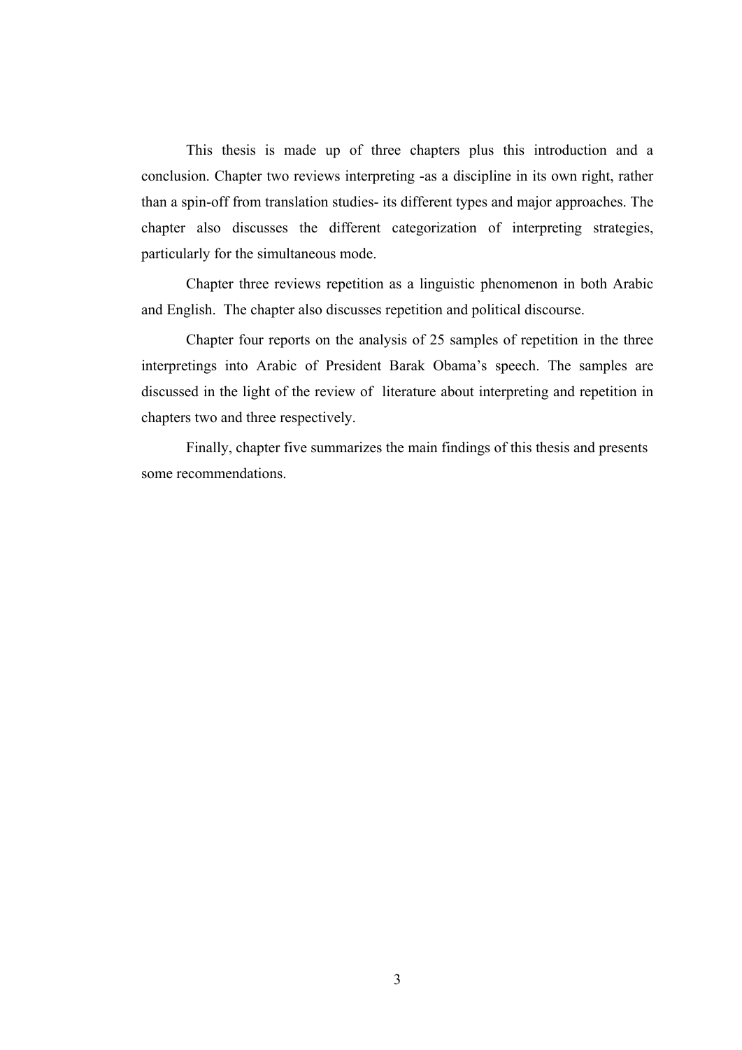This thesis is made up of three chapters plus this introduction and a conclusion. Chapter two reviews interpreting -as a discipline in its own right, rather than a spin-off from translation studies- its different types and major approaches. The chapter also discusses the different categorization of interpreting strategies, particularly for the simultaneous mode.

Chapter three reviews repetition as a linguistic phenomenon in both Arabic and English. The chapter also discusses repetition and political discourse.

Chapter four reports on the analysis of 25 samples of repetition in the three interpretings into Arabic of President Barak Obama's speech. The samples are discussed in the light of the review of literature about interpreting and repetition in chapters two and three respectively.

Finally, chapter five summarizes the main findings of this thesis and presents some recommendations.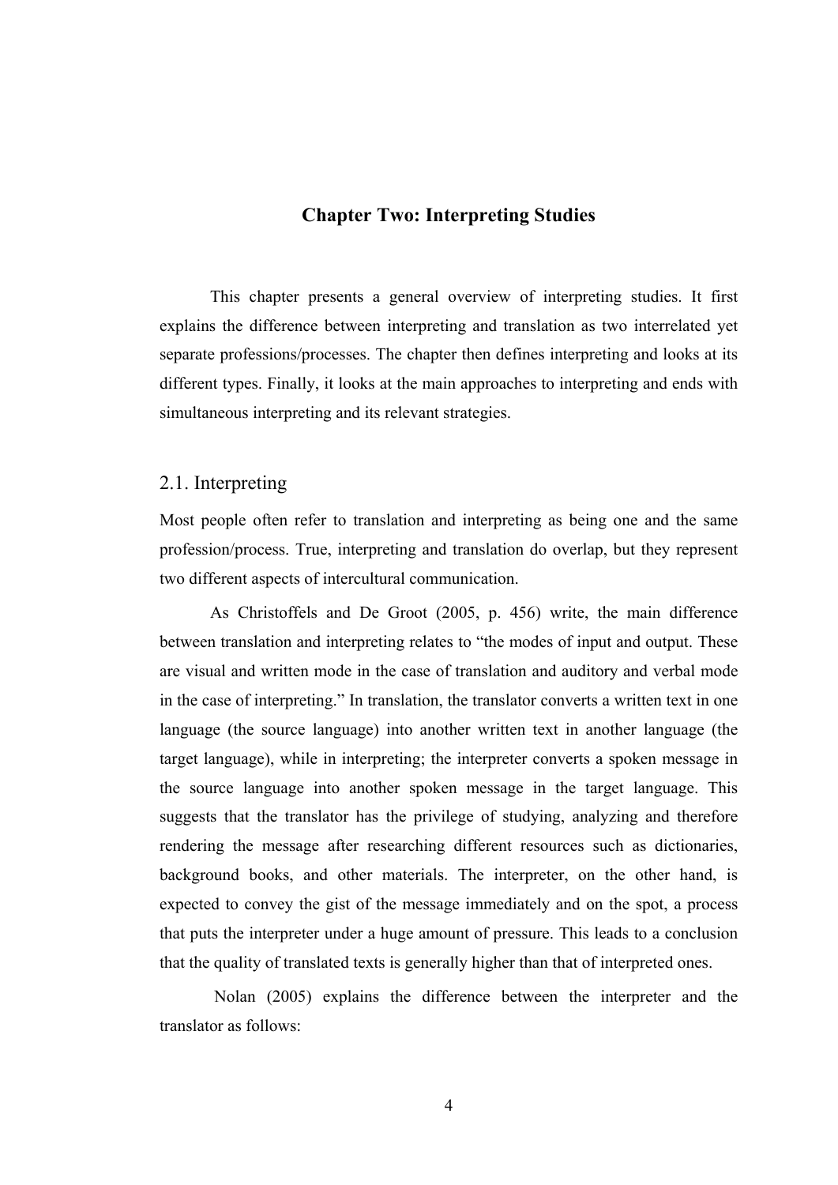# Chapter Two: Interpreting Studies

This chapter presents a general overview of interpreting studies. It first explains the difference between interpreting and translation as two interrelated yet separate professions/processes. The chapter then defines interpreting and looks at its different types. Finally, it looks at the main approaches to interpreting and ends with simultaneous interpreting and its relevant strategies.

## 2.1. Interpreting

Most people often refer to translation and interpreting as being one and the same profession/process. True, interpreting and translation do overlap, but they represent two different aspects of intercultural communication.

As Christoffels and De Groot (2005, p. 456) write, the main difference between translation and interpreting relates to "the modes of input and output. These are visual and written mode in the case of translation and auditory and verbal mode in the case of interpreting." In translation, the translator converts a written text in one language (the source language) into another written text in another language (the target language), while in interpreting; the interpreter converts a spoken message in the source language into another spoken message in the target language. This suggests that the translator has the privilege of studying, analyzing and therefore rendering the message after researching different resources such as dictionaries, background books, and other materials. The interpreter, on the other hand, is expected to convey the gist of the message immediately and on the spot, a process that puts the interpreter under a huge amount of pressure. This leads to a conclusion that the quality of translated texts is generally higher than that of interpreted ones.

Nolan (2005) explains the difference between the interpreter and the translator as follows: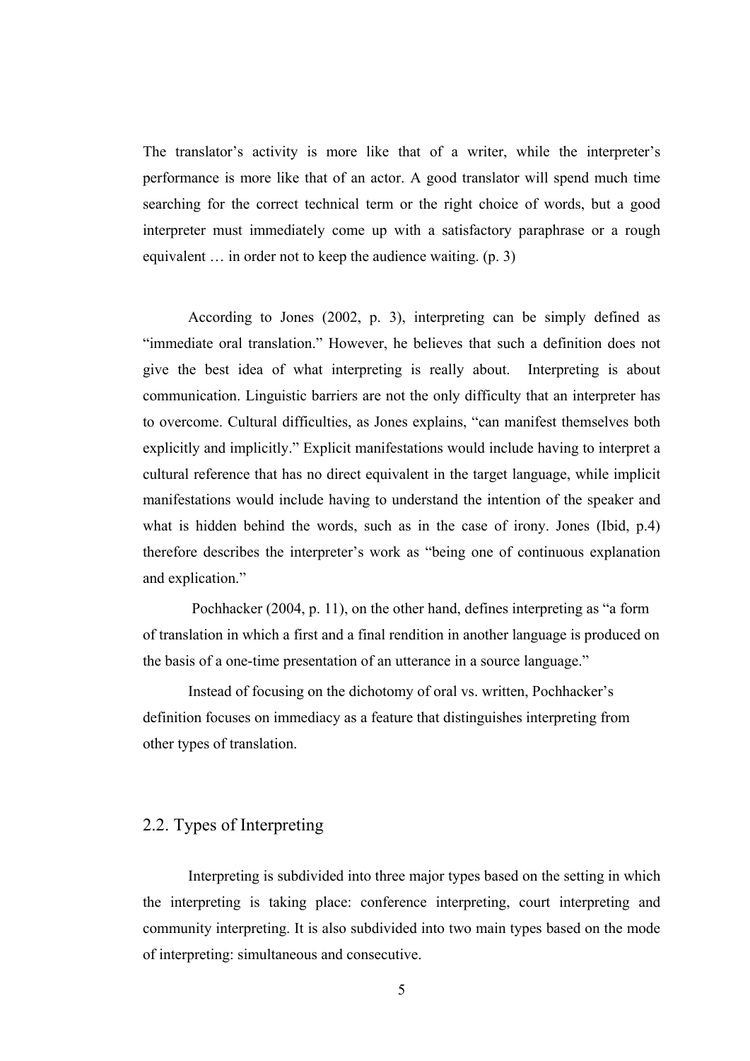The translator's activity is more like that of a writer, while the interpreter's performance is more like that of an actor. A good translator will spend much time searching for the correct technical term or the right choice of words, but a good interpreter must immediately come up with a satisfactory paraphrase or a rough equivalent … in order not to keep the audience waiting. (p. 3)

According to Jones (2002, p. 3), interpreting can be simply defined as "immediate oral translation." However, he believes that such a definition does not give the best idea of what interpreting is really about. Interpreting is about communication. Linguistic barriers are not the only difficulty that an interpreter has to overcome. Cultural difficulties, as Jones explains, "can manifest themselves both explicitly and implicitly." Explicit manifestations would include having to interpret a cultural reference that has no direct equivalent in the target language, while implicit manifestations would include having to understand the intention of the speaker and what is hidden behind the words, such as in the case of irony. Jones (Ibid, p.4) therefore describes the interpreter's work as "being one of continuous explanation and explication."

Pochhacker (2004, p. 11), on the other hand, defines interpreting as "a form of translation in which a first and a final rendition in another language is produced on the basis of a one-time presentation of an utterance in a source language."

Instead of focusing on the dichotomy of oral vs. written, Pochhacker's definition focuses on immediacy as a feature that distinguishes interpreting from other types of translation.

## 2.2. Types of Interpreting

Interpreting is subdivided into three major types based on the setting in which the interpreting is taking place: conference interpreting, court interpreting and community interpreting. It is also subdivided into two main types based on the mode of interpreting: simultaneous and consecutive.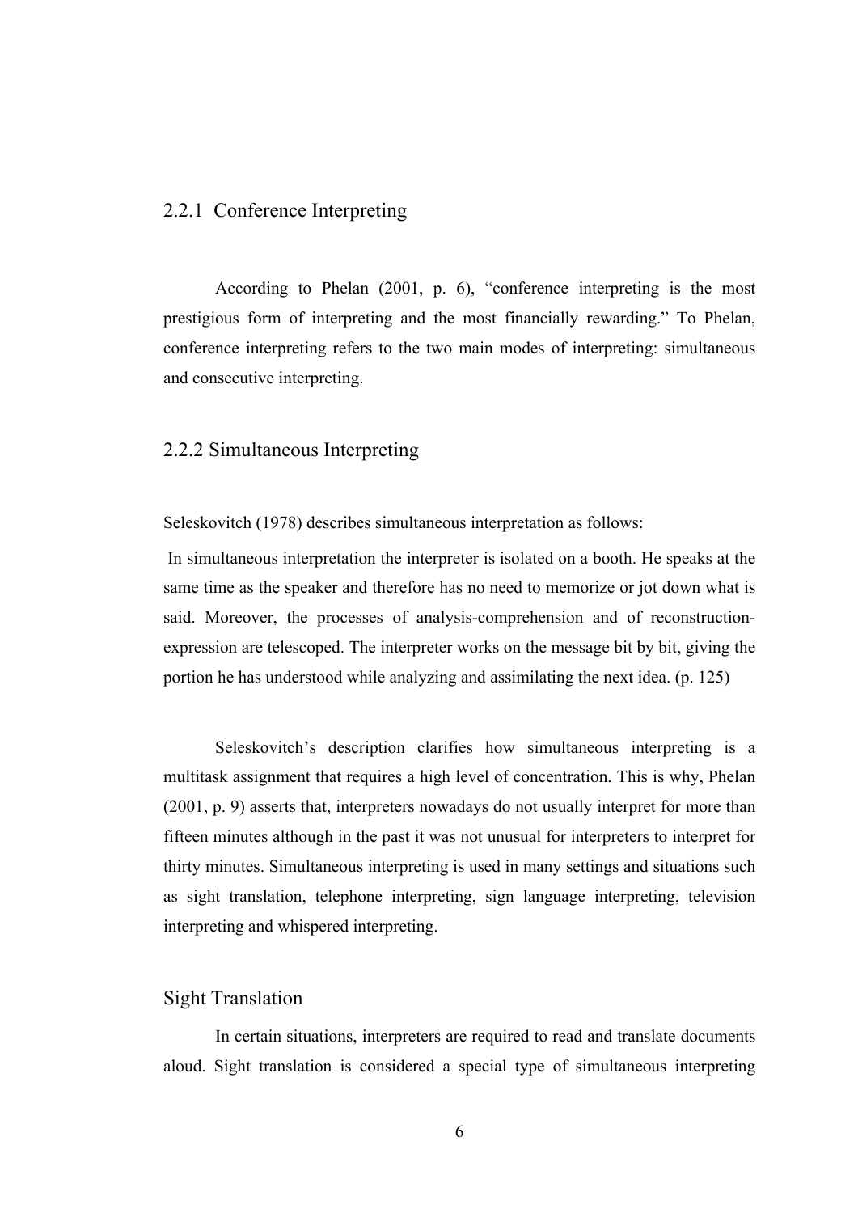### 2.2.1 Conference Interpreting

According to Phelan (2001, p. 6), "conference interpreting is the most prestigious form of interpreting and the most financially rewarding." To Phelan, conference interpreting refers to the two main modes of interpreting: simultaneous and consecutive interpreting.

### 2.2.2 Simultaneous Interpreting

Seleskovitch (1978) describes simultaneous interpretation as follows:

> In simultaneous interpretation the interpreter is isolated on a booth. He speaks at the same time as the speaker and therefore has no need to memorize or jot down what is said. Moreover, the processes of analysis-comprehension and of reconstruction-expression are telescoped. The interpreter works on the message bit by bit, giving the portion he has understood while analyzing and assimilating the next idea. (p. 125)

Seleskovitch's description clarifies how simultaneous interpreting is a multitask assignment that requires a high level of concentration. This is why, Phelan (2001, p. 9) asserts that, interpreters nowadays do not usually interpret for more than fifteen minutes although in the past it was not unusual for interpreters to interpret for thirty minutes. Simultaneous interpreting is used in many settings and situations such as sight translation, telephone interpreting, sign language interpreting, television interpreting and whispered interpreting.

#### Sight Translation

In certain situations, interpreters are required to read and translate documents aloud. Sight translation is considered a special type of simultaneous interpreting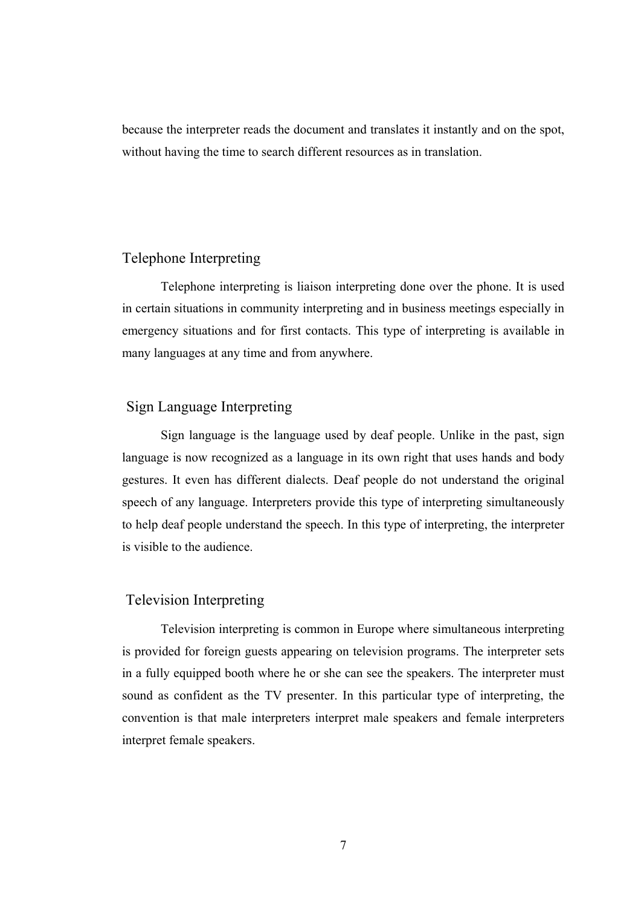because the interpreter reads the document and translates it instantly and on the spot, without having the time to search different resources as in translation.

### Telephone Interpreting

Telephone interpreting is liaison interpreting done over the phone. It is used in certain situations in community interpreting and in business meetings especially in emergency situations and for first contacts. This type of interpreting is available in many languages at any time and from anywhere.

### Sign Language Interpreting

Sign language is the language used by deaf people. Unlike in the past, sign language is now recognized as a language in its own right that uses hands and body gestures. It even has different dialects. Deaf people do not understand the original speech of any language. Interpreters provide this type of interpreting simultaneously to help deaf people understand the speech. In this type of interpreting, the interpreter is visible to the audience.

### Television Interpreting

Television interpreting is common in Europe where simultaneous interpreting is provided for foreign guests appearing on television programs. The interpreter sets in a fully equipped booth where he or she can see the speakers. The interpreter must sound as confident as the TV presenter. In this particular type of interpreting, the convention is that male interpreters interpret male speakers and female interpreters interpret female speakers.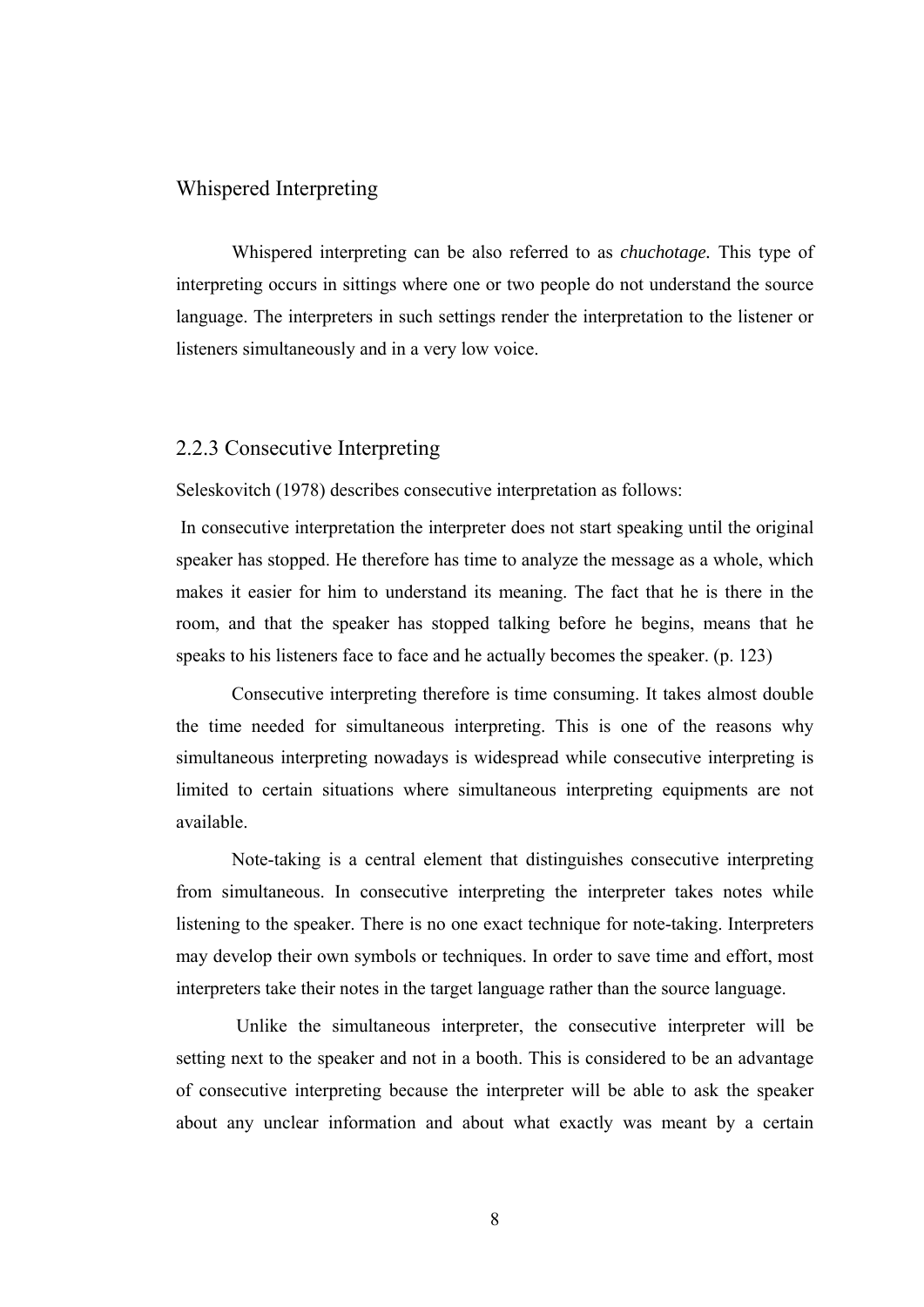### Whispered Interpreting

Whispered interpreting can be also referred to as *chuchotage.* This type of interpreting occurs in sittings where one or two people do not understand the source language. The interpreters in such settings render the interpretation to the listener or listeners simultaneously and in a very low voice.

### 2.2.3 Consecutive Interpreting

Seleskovitch (1978) describes consecutive interpretation as follows:

> In consecutive interpretation the interpreter does not start speaking until the original speaker has stopped. He therefore has time to analyze the message as a whole, which makes it easier for him to understand its meaning. The fact that he is there in the room, and that the speaker has stopped talking before he begins, means that he speaks to his listeners face to face and he actually becomes the speaker. (p. 123)

Consecutive interpreting therefore is time consuming. It takes almost double the time needed for simultaneous interpreting. This is one of the reasons why simultaneous interpreting nowadays is widespread while consecutive interpreting is limited to certain situations where simultaneous interpreting equipments are not available.

Note-taking is a central element that distinguishes consecutive interpreting from simultaneous. In consecutive interpreting the interpreter takes notes while listening to the speaker. There is no one exact technique for note-taking. Interpreters may develop their own symbols or techniques. In order to save time and effort, most interpreters take their notes in the target language rather than the source language.

Unlike the simultaneous interpreter, the consecutive interpreter will be setting next to the speaker and not in a booth. This is considered to be an advantage of consecutive interpreting because the interpreter will be able to ask the speaker about any unclear information and about what exactly was meant by a certain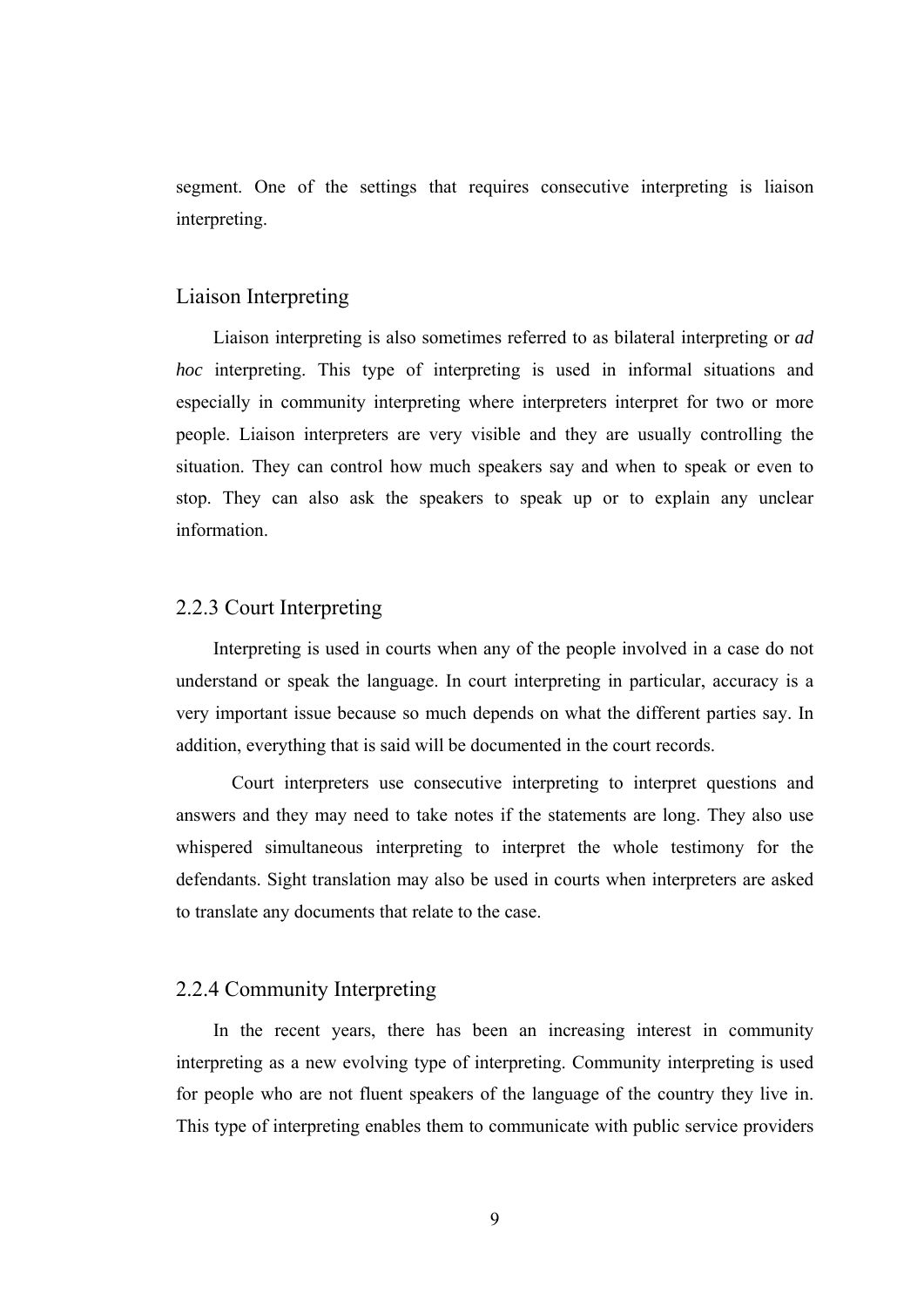segment. One of the settings that requires consecutive interpreting is liaison interpreting.

### Liaison Interpreting

Liaison interpreting is also sometimes referred to as bilateral interpreting or *ad hoc* interpreting. This type of interpreting is used in informal situations and especially in community interpreting where interpreters interpret for two or more people. Liaison interpreters are very visible and they are usually controlling the situation. They can control how much speakers say and when to speak or even to stop. They can also ask the speakers to speak up or to explain any unclear information.

### 2.2.3 Court Interpreting

Interpreting is used in courts when any of the people involved in a case do not understand or speak the language. In court interpreting in particular, accuracy is a very important issue because so much depends on what the different parties say. In addition, everything that is said will be documented in the court records.

Court interpreters use consecutive interpreting to interpret questions and answers and they may need to take notes if the statements are long. They also use whispered simultaneous interpreting to interpret the whole testimony for the defendants. Sight translation may also be used in courts when interpreters are asked to translate any documents that relate to the case.

### 2.2.4 Community Interpreting

In the recent years, there has been an increasing interest in community interpreting as a new evolving type of interpreting. Community interpreting is used for people who are not fluent speakers of the language of the country they live in. This type of interpreting enables them to communicate with public service providers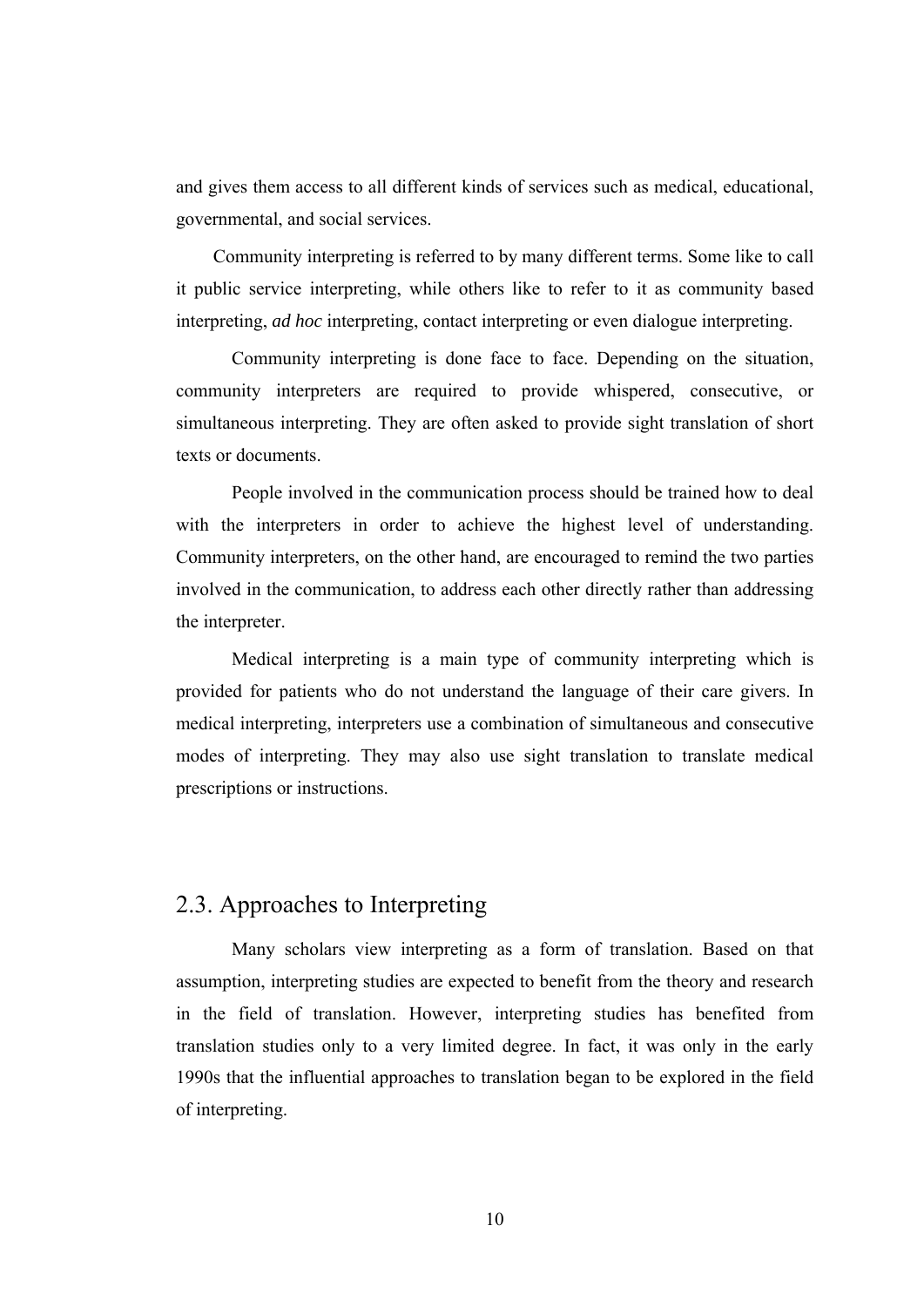and gives them access to all different kinds of services such as medical, educational, governmental, and social services.

Community interpreting is referred to by many different terms. Some like to call it public service interpreting, while others like to refer to it as community based interpreting, *ad hoc* interpreting, contact interpreting or even dialogue interpreting.

Community interpreting is done face to face. Depending on the situation, community interpreters are required to provide whispered, consecutive, or simultaneous interpreting. They are often asked to provide sight translation of short texts or documents.

People involved in the communication process should be trained how to deal with the interpreters in order to achieve the highest level of understanding. Community interpreters, on the other hand, are encouraged to remind the two parties involved in the communication, to address each other directly rather than addressing the interpreter.

Medical interpreting is a main type of community interpreting which is provided for patients who do not understand the language of their care givers. In medical interpreting, interpreters use a combination of simultaneous and consecutive modes of interpreting. They may also use sight translation to translate medical prescriptions or instructions.

## 2.3. Approaches to Interpreting

Many scholars view interpreting as a form of translation. Based on that assumption, interpreting studies are expected to benefit from the theory and research in the field of translation. However, interpreting studies has benefited from translation studies only to a very limited degree. In fact, it was only in the early 1990s that the influential approaches to translation began to be explored in the field of interpreting.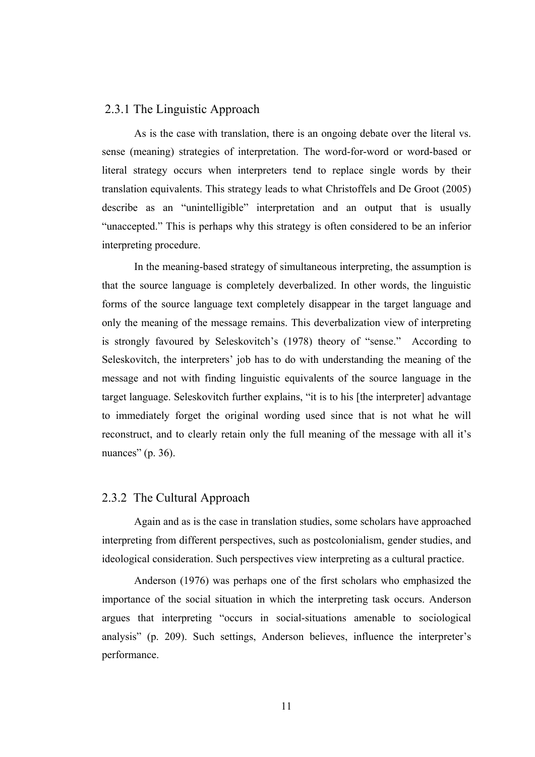### 2.3.1 The Linguistic Approach

As is the case with translation, there is an ongoing debate over the literal vs. sense (meaning) strategies of interpretation. The word-for-word or word-based or literal strategy occurs when interpreters tend to replace single words by their translation equivalents. This strategy leads to what Christoffels and De Groot (2005) describe as an "unintelligible" interpretation and an output that is usually "unaccepted." This is perhaps why this strategy is often considered to be an inferior interpreting procedure.

In the meaning-based strategy of simultaneous interpreting, the assumption is that the source language is completely deverbalized. In other words, the linguistic forms of the source language text completely disappear in the target language and only the meaning of the message remains. This deverbalization view of interpreting is strongly favoured by Seleskovitch's (1978) theory of "sense." According to Seleskovitch, the interpreters' job has to do with understanding the meaning of the message and not with finding linguistic equivalents of the source language in the target language. Seleskovitch further explains, "it is to his [the interpreter] advantage to immediately forget the original wording used since that is not what he will reconstruct, and to clearly retain only the full meaning of the message with all it's nuances" (p. 36).

### 2.3.2 The Cultural Approach

Again and as is the case in translation studies, some scholars have approached interpreting from different perspectives, such as postcolonialism, gender studies, and ideological consideration. Such perspectives view interpreting as a cultural practice.

Anderson (1976) was perhaps one of the first scholars who emphasized the importance of the social situation in which the interpreting task occurs. Anderson argues that interpreting "occurs in social-situations amenable to sociological analysis" (p. 209). Such settings, Anderson believes, influence the interpreter's performance.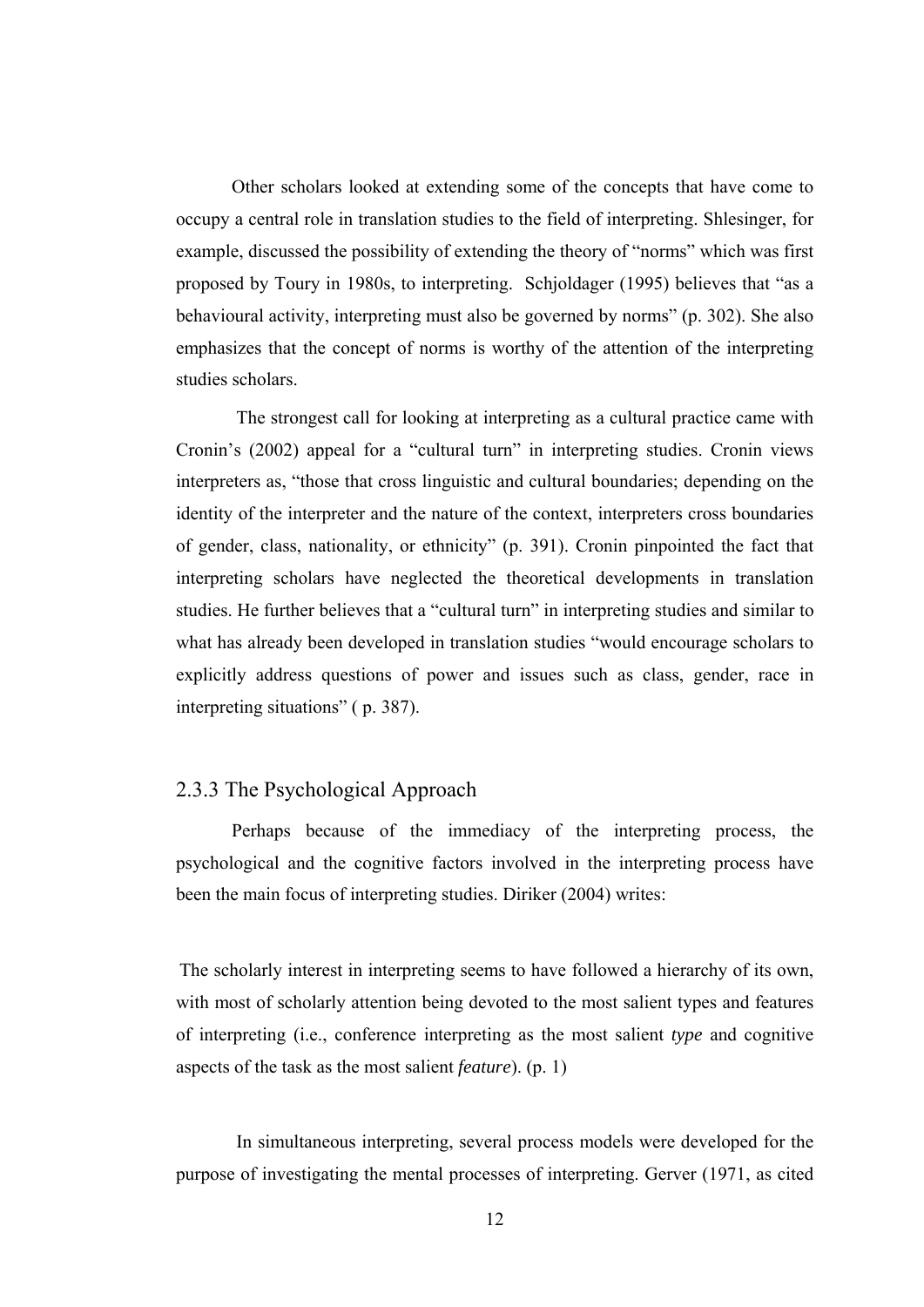Other scholars looked at extending some of the concepts that have come to occupy a central role in translation studies to the field of interpreting. Shlesinger, for example, discussed the possibility of extending the theory of "norms" which was first proposed by Toury in 1980s, to interpreting. Schjoldager (1995) believes that "as a behavioural activity, interpreting must also be governed by norms" (p. 302). She also emphasizes that the concept of norms is worthy of the attention of the interpreting studies scholars.

The strongest call for looking at interpreting as a cultural practice came with Cronin's (2002) appeal for a "cultural turn" in interpreting studies. Cronin views interpreters as, "those that cross linguistic and cultural boundaries; depending on the identity of the interpreter and the nature of the context, interpreters cross boundaries of gender, class, nationality, or ethnicity" (p. 391). Cronin pinpointed the fact that interpreting scholars have neglected the theoretical developments in translation studies. He further believes that a "cultural turn" in interpreting studies and similar to what has already been developed in translation studies "would encourage scholars to explicitly address questions of power and issues such as class, gender, race in interpreting situations" ( p. 387).

### 2.3.3 The Psychological Approach

Perhaps because of the immediacy of the interpreting process, the psychological and the cognitive factors involved in the interpreting process have been the main focus of interpreting studies. Diriker (2004) writes:

> The scholarly interest in interpreting seems to have followed a hierarchy of its own, with most of scholarly attention being devoted to the most salient types and features of interpreting (i.e., conference interpreting as the most salient *type* and cognitive aspects of the task as the most salient ***feature***). (p. 1)

In simultaneous interpreting, several process models were developed for the purpose of investigating the mental processes of interpreting. Gerver (1971, as cited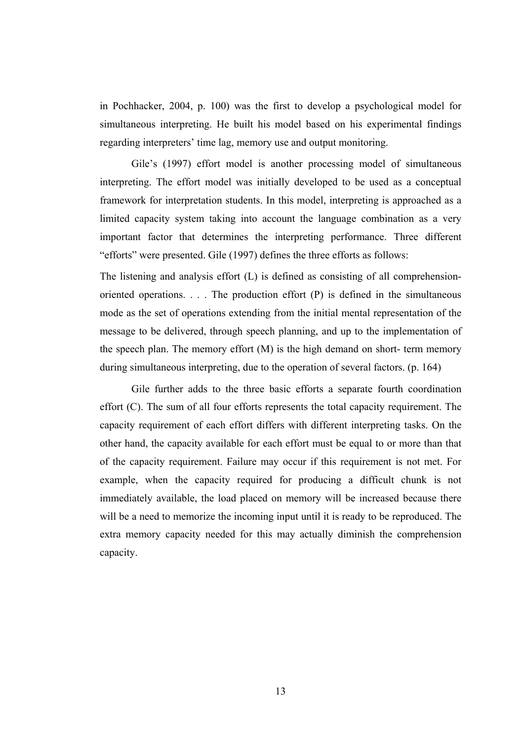in Pochhacker, 2004, p. 100) was the first to develop a psychological model for simultaneous interpreting. He built his model based on his experimental findings regarding interpreters' time lag, memory use and output monitoring.

Gile's (1997) effort model is another processing model of simultaneous interpreting. The effort model was initially developed to be used as a conceptual framework for interpretation students. In this model, interpreting is approached as a limited capacity system taking into account the language combination as a very important factor that determines the interpreting performance. Three different "efforts" were presented. Gile (1997) defines the three efforts as follows:

The listening and analysis effort (L) is defined as consisting of all comprehension-oriented operations. . . . The production effort (P) is defined in the simultaneous mode as the set of operations extending from the initial mental representation of the message to be delivered, through speech planning, and up to the implementation of the speech plan. The memory effort (M) is the high demand on short- term memory during simultaneous interpreting, due to the operation of several factors. (p. 164)

Gile further adds to the three basic efforts a separate fourth coordination effort (C). The sum of all four efforts represents the total capacity requirement. The capacity requirement of each effort differs with different interpreting tasks. On the other hand, the capacity available for each effort must be equal to or more than that of the capacity requirement. Failure may occur if this requirement is not met. For example, when the capacity required for producing a difficult chunk is not immediately available, the load placed on memory will be increased because there will be a need to memorize the incoming input until it is ready to be reproduced. The extra memory capacity needed for this may actually diminish the comprehension capacity.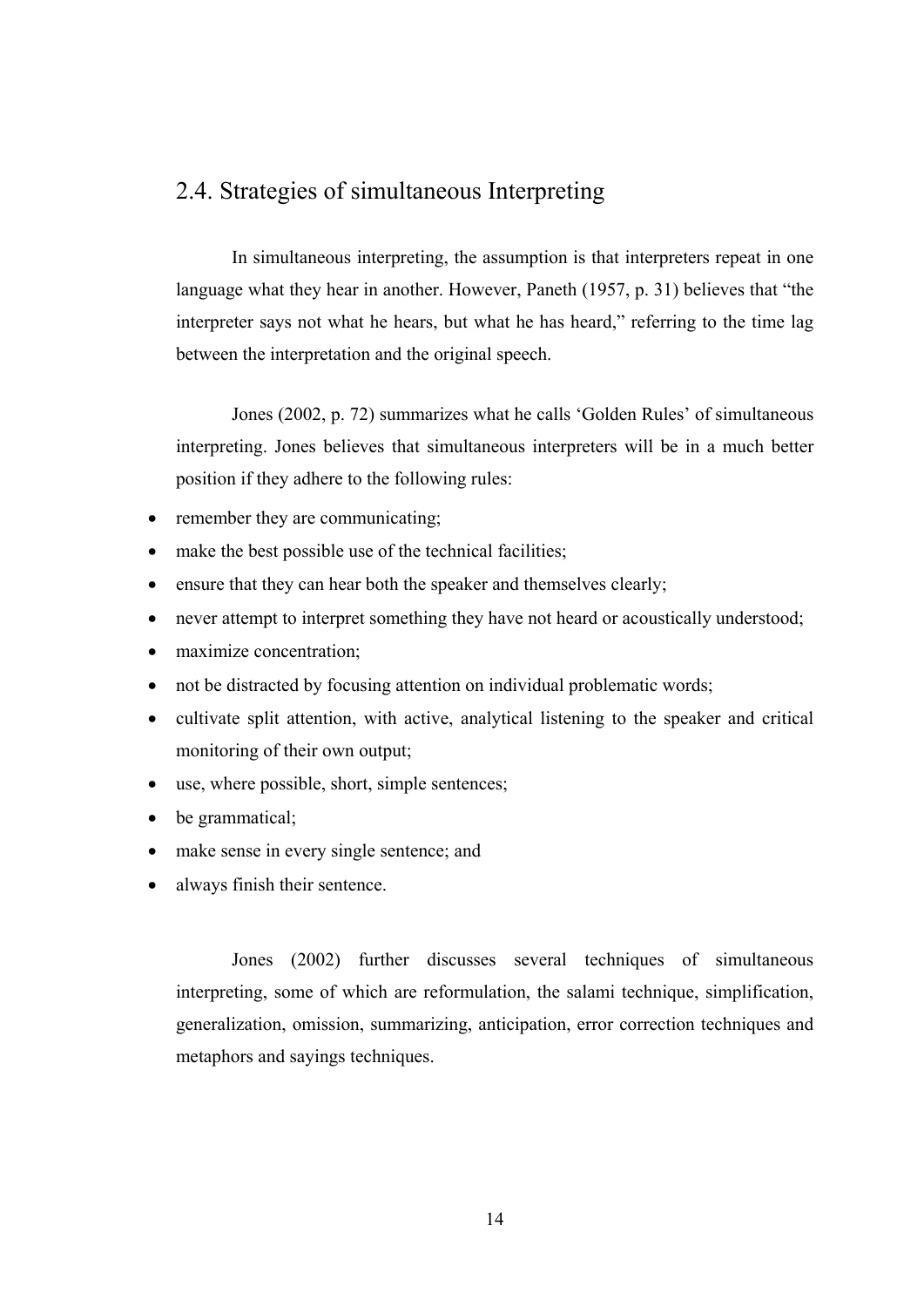## 2.4. Strategies of simultaneous Interpreting

In simultaneous interpreting, the assumption is that interpreters repeat in one language what they hear in another. However, Paneth (1957, p. 31) believes that "the interpreter says not what he hears, but what he has heard," referring to the time lag between the interpretation and the original speech.

Jones (2002, p. 72) summarizes what he calls 'Golden Rules' of simultaneous interpreting. Jones believes that simultaneous interpreters will be in a much better position if they adhere to the following rules:

- remember they are communicating;
- make the best possible use of the technical facilities;
- ensure that they can hear both the speaker and themselves clearly;
- never attempt to interpret something they have not heard or acoustically understood;
- maximize concentration;
- not be distracted by focusing attention on individual problematic words;
- cultivate split attention, with active, analytical listening to the speaker and critical monitoring of their own output;
- use, where possible, short, simple sentences;
- be grammatical;
- make sense in every single sentence; and
- always finish their sentence.

Jones (2002) further discusses several techniques of simultaneous interpreting, some of which are reformulation, the salami technique, simplification, generalization, omission, summarizing, anticipation, error correction techniques and metaphors and sayings techniques.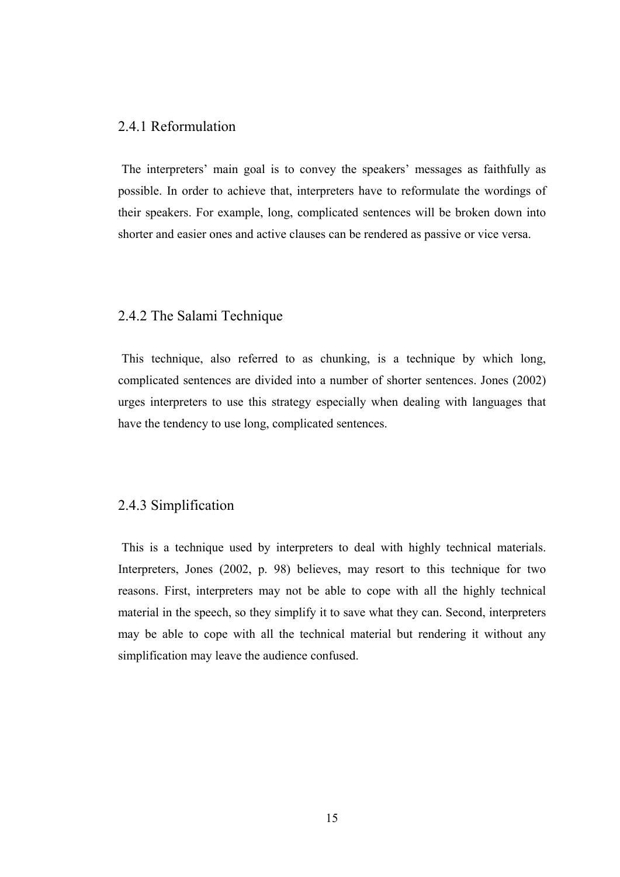### 2.4.1 Reformulation

The interpreters' main goal is to convey the speakers' messages as faithfully as possible. In order to achieve that, interpreters have to reformulate the wordings of their speakers. For example, long, complicated sentences will be broken down into shorter and easier ones and active clauses can be rendered as passive or vice versa.

### 2.4.2 The Salami Technique

This technique, also referred to as chunking, is a technique by which long, complicated sentences are divided into a number of shorter sentences. Jones (2002) urges interpreters to use this strategy especially when dealing with languages that have the tendency to use long, complicated sentences.

### 2.4.3 Simplification

This is a technique used by interpreters to deal with highly technical materials. Interpreters, Jones (2002, p. 98) believes, may resort to this technique for two reasons. First, interpreters may not be able to cope with all the highly technical material in the speech, so they simplify it to save what they can. Second, interpreters may be able to cope with all the technical material but rendering it without any simplification may leave the audience confused.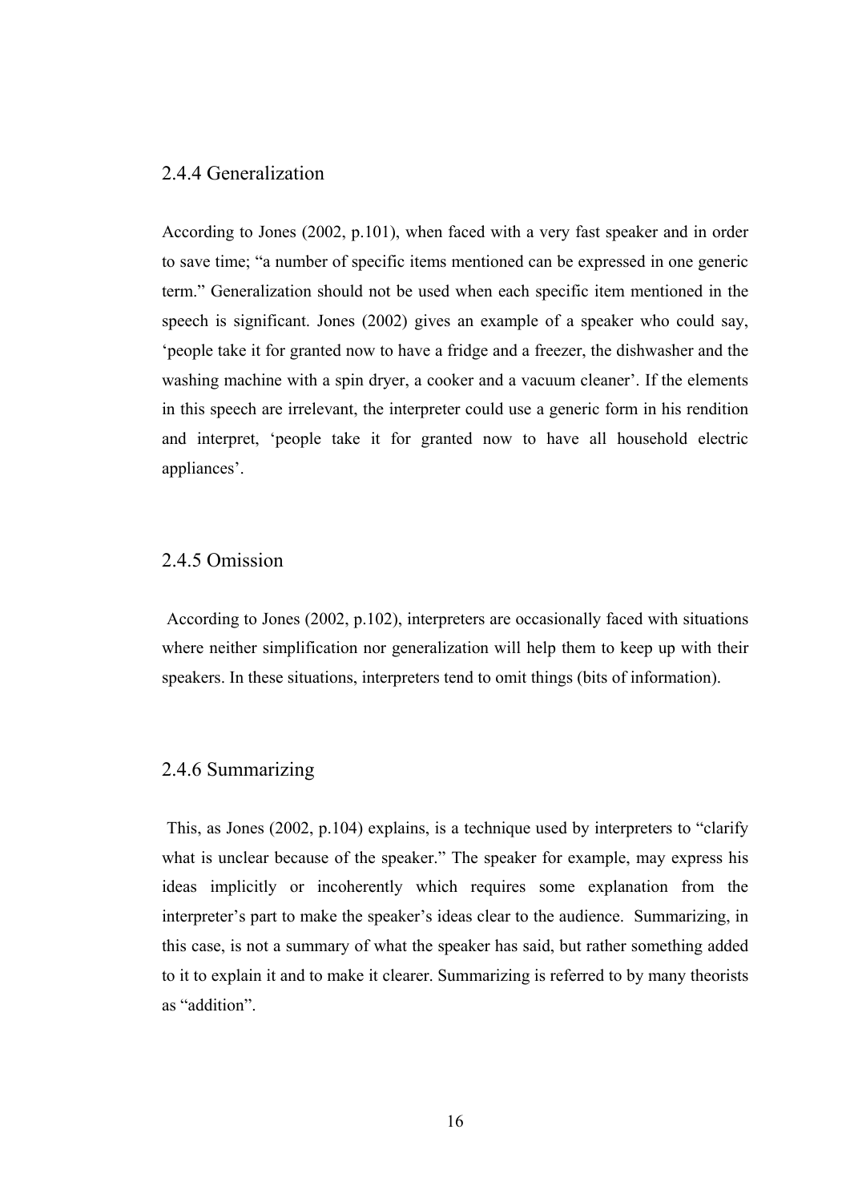### 2.4.4 Generalization

According to Jones (2002, p.101), when faced with a very fast speaker and in order to save time; "a number of specific items mentioned can be expressed in one generic term." Generalization should not be used when each specific item mentioned in the speech is significant. Jones (2002) gives an example of a speaker who could say, 'people take it for granted now to have a fridge and a freezer, the dishwasher and the washing machine with a spin dryer, a cooker and a vacuum cleaner'. If the elements in this speech are irrelevant, the interpreter could use a generic form in his rendition and interpret, 'people take it for granted now to have all household electric appliances'.

### 2.4.5 Omission

According to Jones (2002, p.102), interpreters are occasionally faced with situations where neither simplification nor generalization will help them to keep up with their speakers. In these situations, interpreters tend to omit things (bits of information).

### 2.4.6 Summarizing

This, as Jones (2002, p.104) explains, is a technique used by interpreters to "clarify what is unclear because of the speaker." The speaker for example, may express his ideas implicitly or incoherently which requires some explanation from the interpreter's part to make the speaker's ideas clear to the audience. Summarizing, in this case, is not a summary of what the speaker has said, but rather something added to it to explain it and to make it clearer. Summarizing is referred to by many theorists as "addition".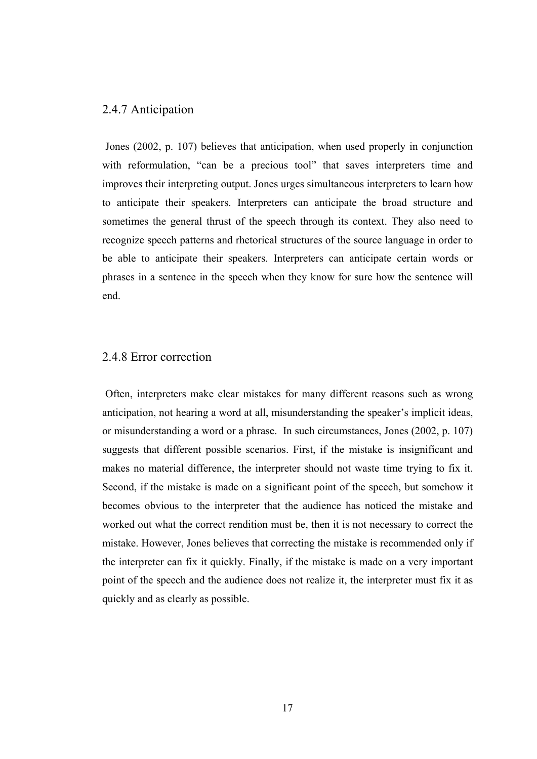### 2.4.7 Anticipation

Jones (2002, p. 107) believes that anticipation, when used properly in conjunction with reformulation, "can be a precious tool" that saves interpreters time and improves their interpreting output. Jones urges simultaneous interpreters to learn how to anticipate their speakers. Interpreters can anticipate the broad structure and sometimes the general thrust of the speech through its context. They also need to recognize speech patterns and rhetorical structures of the source language in order to be able to anticipate their speakers. Interpreters can anticipate certain words or phrases in a sentence in the speech when they know for sure how the sentence will end.

### 2.4.8 Error correction

Often, interpreters make clear mistakes for many different reasons such as wrong anticipation, not hearing a word at all, misunderstanding the speaker's implicit ideas, or misunderstanding a word or a phrase. In such circumstances, Jones (2002, p. 107) suggests that different possible scenarios. First, if the mistake is insignificant and makes no material difference, the interpreter should not waste time trying to fix it. Second, if the mistake is made on a significant point of the speech, but somehow it becomes obvious to the interpreter that the audience has noticed the mistake and worked out what the correct rendition must be, then it is not necessary to correct the mistake. However, Jones believes that correcting the mistake is recommended only if the interpreter can fix it quickly. Finally, if the mistake is made on a very important point of the speech and the audience does not realize it, the interpreter must fix it as quickly and as clearly as possible.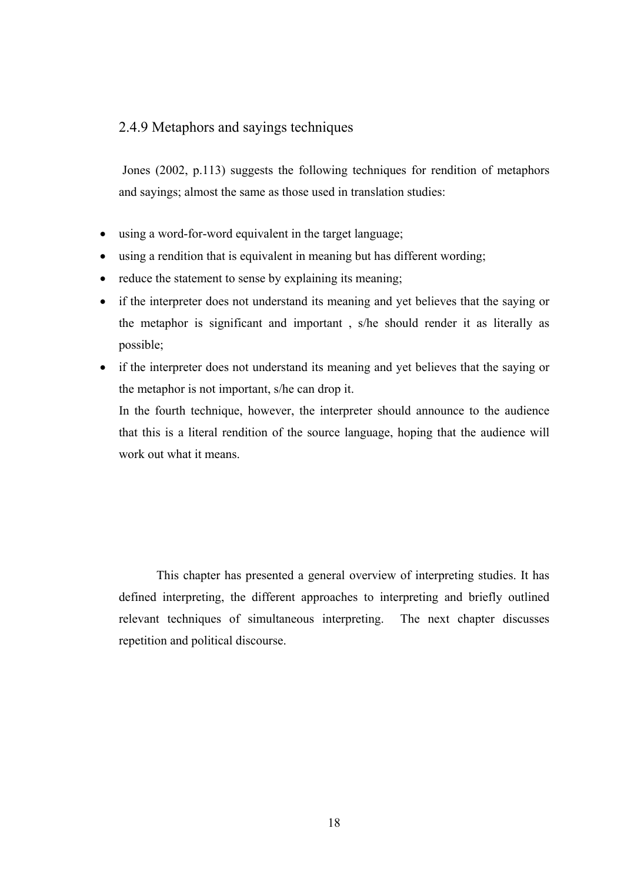### 2.4.9 Metaphors and sayings techniques

Jones (2002, p.113) suggests the following techniques for rendition of metaphors and sayings; almost the same as those used in translation studies:

- using a word-for-word equivalent in the target language;
- using a rendition that is equivalent in meaning but has different wording;
- reduce the statement to sense by explaining its meaning;
- if the interpreter does not understand its meaning and yet believes that the saying or the metaphor is significant and important , s/he should render it as literally as possible;
- if the interpreter does not understand its meaning and yet believes that the saying or the metaphor is not important, s/he can drop it.

  In the fourth technique, however, the interpreter should announce to the audience that this is a literal rendition of the source language, hoping that the audience will work out what it means.

This chapter has presented a general overview of interpreting studies. It has defined interpreting, the different approaches to interpreting and briefly outlined relevant techniques of simultaneous interpreting. The next chapter discusses repetition and political discourse.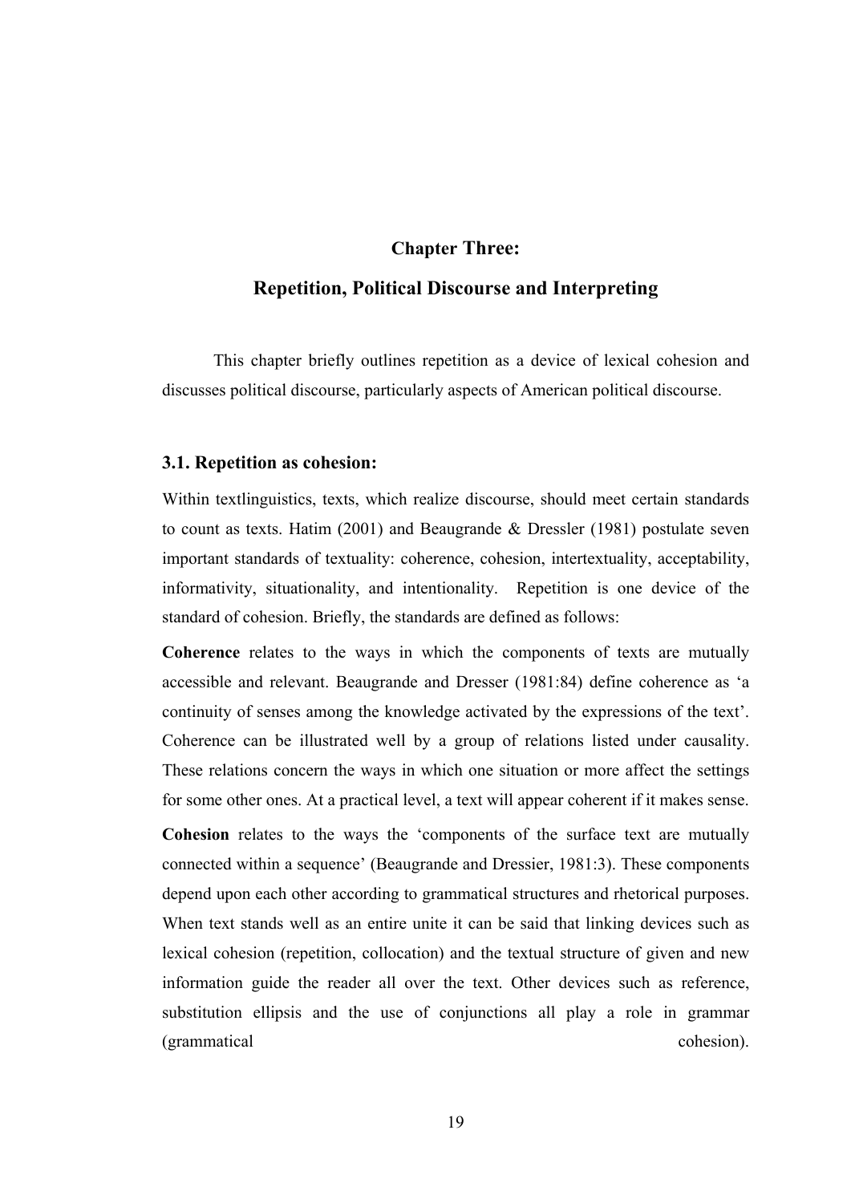# Chapter Three:

# Repetition, Political Discourse and Interpreting

This chapter briefly outlines repetition as a device of lexical cohesion and discusses political discourse, particularly aspects of American political discourse.

## 3.1. Repetition as cohesion:

Within textlinguistics, texts, which realize discourse, should meet certain standards to count as texts. Hatim (2001) and Beaugrande & Dressler (1981) postulate seven important standards of textuality: coherence, cohesion, intertextuality, acceptability, informativity, situationality, and intentionality. Repetition is one device of the standard of cohesion. Briefly, the standards are defined as follows:

**Coherence** relates to the ways in which the components of texts are mutually accessible and relevant. Beaugrande and Dresser (1981:84) define coherence as 'a continuity of senses among the knowledge activated by the expressions of the text'. Coherence can be illustrated well by a group of relations listed under causality. These relations concern the ways in which one situation or more affect the settings for some other ones. At a practical level, a text will appear coherent if it makes sense.

**Cohesion** relates to the ways the 'components of the surface text are mutually connected within a sequence' (Beaugrande and Dressier, 1981:3). These components depend upon each other according to grammatical structures and rhetorical purposes. When text stands well as an entire unite it can be said that linking devices such as lexical cohesion (repetition, collocation) and the textual structure of given and new information guide the reader all over the text. Other devices such as reference, substitution ellipsis and the use of conjunctions all play a role in grammar (grammatical cohesion).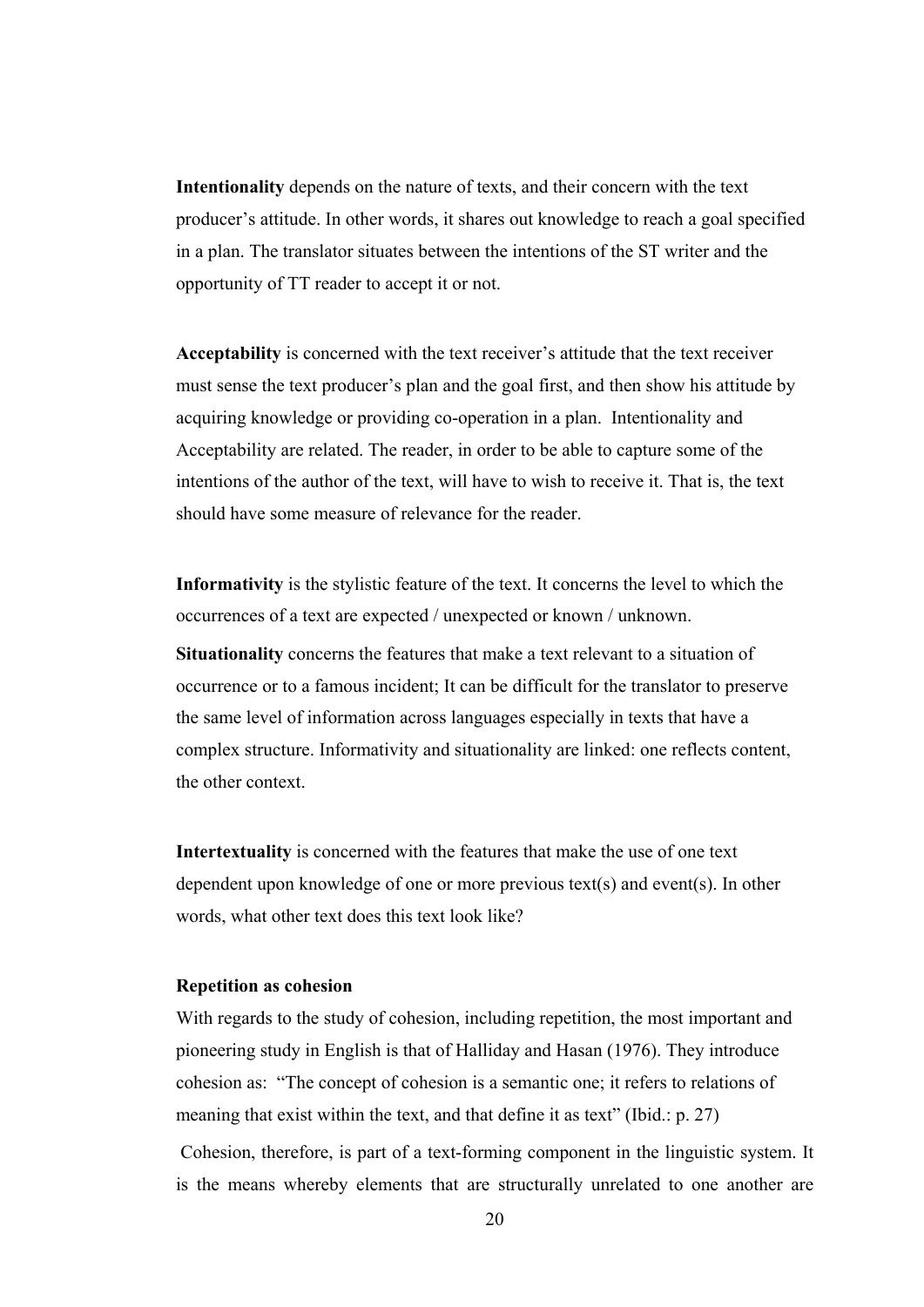**Intentionality** depends on the nature of texts, and their concern with the text producer's attitude. In other words, it shares out knowledge to reach a goal specified in a plan. The translator situates between the intentions of the ST writer and the opportunity of TT reader to accept it or not.

**Acceptability** is concerned with the text receiver's attitude that the text receiver must sense the text producer's plan and the goal first, and then show his attitude by acquiring knowledge or providing co-operation in a plan. Intentionality and Acceptability are related. The reader, in order to be able to capture some of the intentions of the author of the text, will have to wish to receive it. That is, the text should have some measure of relevance for the reader.

**Informativity** is the stylistic feature of the text. It concerns the level to which the occurrences of a text are expected / unexpected or known / unknown.

**Situationality** concerns the features that make a text relevant to a situation of occurrence or to a famous incident; It can be difficult for the translator to preserve the same level of information across languages especially in texts that have a complex structure. Informativity and situationality are linked: one reflects content, the other context.

**Intertextuality** is concerned with the features that make the use of one text dependent upon knowledge of one or more previous text(s) and event(s). In other words, what other text does this text look like?

**Repetition as cohesion**

With regards to the study of cohesion, including repetition, the most important and pioneering study in English is that of Halliday and Hasan (1976). They introduce cohesion as: "The concept of cohesion is a semantic one; it refers to relations of meaning that exist within the text, and that define it as text" (Ibid.: p. 27)

Cohesion, therefore, is part of a text-forming component in the linguistic system. It is the means whereby elements that are structurally unrelated to one another are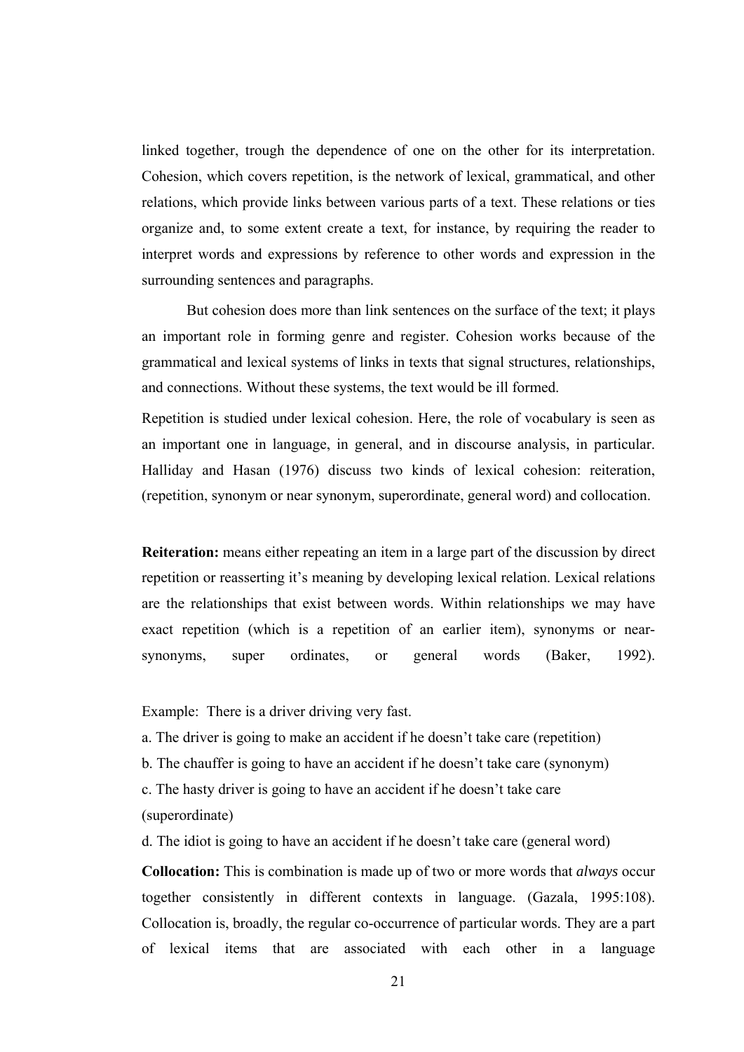linked together, trough the dependence of one on the other for its interpretation. Cohesion, which covers repetition, is the network of lexical, grammatical, and other relations, which provide links between various parts of a text. These relations or ties organize and, to some extent create a text, for instance, by requiring the reader to interpret words and expressions by reference to other words and expression in the surrounding sentences and paragraphs.

But cohesion does more than link sentences on the surface of the text; it plays an important role in forming genre and register. Cohesion works because of the grammatical and lexical systems of links in texts that signal structures, relationships, and connections. Without these systems, the text would be ill formed.

Repetition is studied under lexical cohesion. Here, the role of vocabulary is seen as an important one in language, in general, and in discourse analysis, in particular. Halliday and Hasan (1976) discuss two kinds of lexical cohesion: reiteration, (repetition, synonym or near synonym, superordinate, general word) and collocation.

**Reiteration:** means either repeating an item in a large part of the discussion by direct repetition or reasserting it's meaning by developing lexical relation. Lexical relations are the relationships that exist between words. Within relationships we may have exact repetition (which is a repetition of an earlier item), synonyms or near-synonyms, super ordinates, or general words (Baker, 1992).

Example: There is a driver driving very fast.

a. The driver is going to make an accident if he doesn't take care (repetition)

b. The chauffer is going to have an accident if he doesn't take care (synonym)

c. The hasty driver is going to have an accident if he doesn't take care (superordinate)

d. The idiot is going to have an accident if he doesn't take care (general word)

**Collocation:** This is combination is made up of two or more words that *always* occur together consistently in different contexts in language. (Gazala, 1995:108). Collocation is, broadly, the regular co-occurrence of particular words. They are a part of lexical items that are associated with each other in a language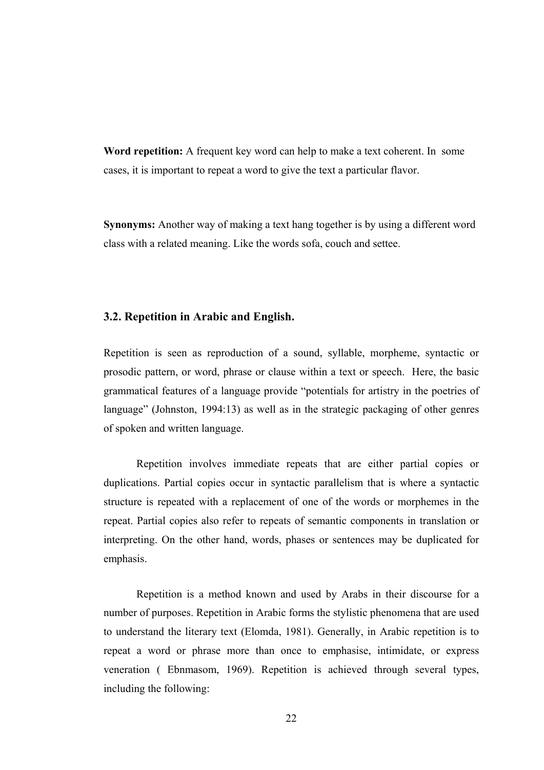**Word repetition:** A frequent key word can help to make a text coherent. In some cases, it is important to repeat a word to give the text a particular flavor.

**Synonyms:** Another way of making a text hang together is by using a different word class with a related meaning. Like the words sofa, couch and settee.

### 3.2. Repetition in Arabic and English.

Repetition is seen as reproduction of a sound, syllable, morpheme, syntactic or prosodic pattern, or word, phrase or clause within a text or speech. Here, the basic grammatical features of a language provide "potentials for artistry in the poetries of language" (Johnston, 1994:13) as well as in the strategic packaging of other genres of spoken and written language.

Repetition involves immediate repeats that are either partial copies or duplications. Partial copies occur in syntactic parallelism that is where a syntactic structure is repeated with a replacement of one of the words or morphemes in the repeat. Partial copies also refer to repeats of semantic components in translation or interpreting. On the other hand, words, phases or sentences may be duplicated for emphasis.

Repetition is a method known and used by Arabs in their discourse for a number of purposes. Repetition in Arabic forms the stylistic phenomena that are used to understand the literary text (Elomda, 1981). Generally, in Arabic repetition is to repeat a word or phrase more than once to emphasise, intimidate, or express veneration ( Ebnmasom, 1969). Repetition is achieved through several types, including the following: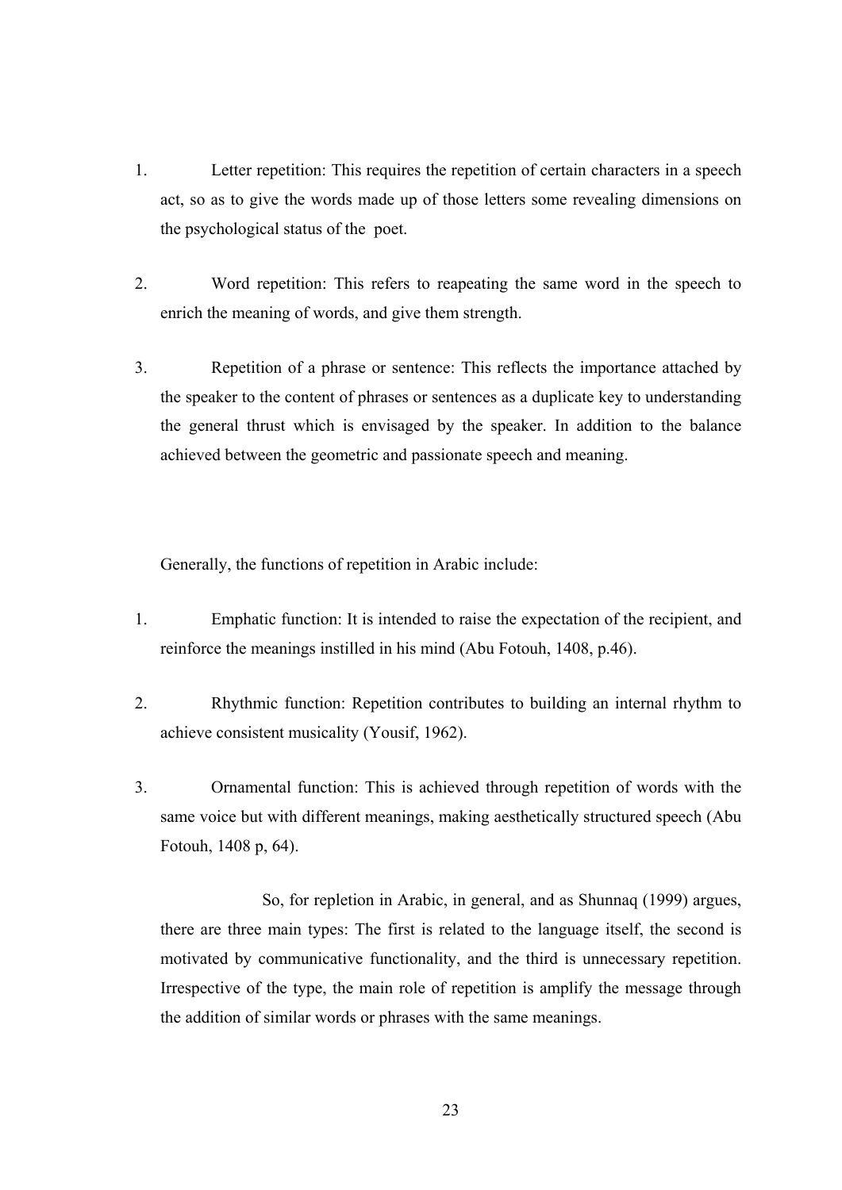1. Letter repetition: This requires the repetition of certain characters in a speech act, so as to give the words made up of those letters some revealing dimensions on the psychological status of the poet.

2. Word repetition: This refers to reapeating the same word in the speech to enrich the meaning of words, and give them strength.

3. Repetition of a phrase or sentence: This reflects the importance attached by the speaker to the content of phrases or sentences as a duplicate key to understanding the general thrust which is envisaged by the speaker. In addition to the balance achieved between the geometric and passionate speech and meaning.

Generally, the functions of repetition in Arabic include:

1. Emphatic function: It is intended to raise the expectation of the recipient, and reinforce the meanings instilled in his mind (Abu Fotouh, 1408, p.46).

2. Rhythmic function: Repetition contributes to building an internal rhythm to achieve consistent musicality (Yousif, 1962).

3. Ornamental function: This is achieved through repetition of words with the same voice but with different meanings, making aesthetically structured speech (Abu Fotouh, 1408 p, 64).

So, for repletion in Arabic, in general, and as Shunnaq (1999) argues, there are three main types: The first is related to the language itself, the second is motivated by communicative functionality, and the third is unnecessary repetition. Irrespective of the type, the main role of repetition is amplify the message through the addition of similar words or phrases with the same meanings.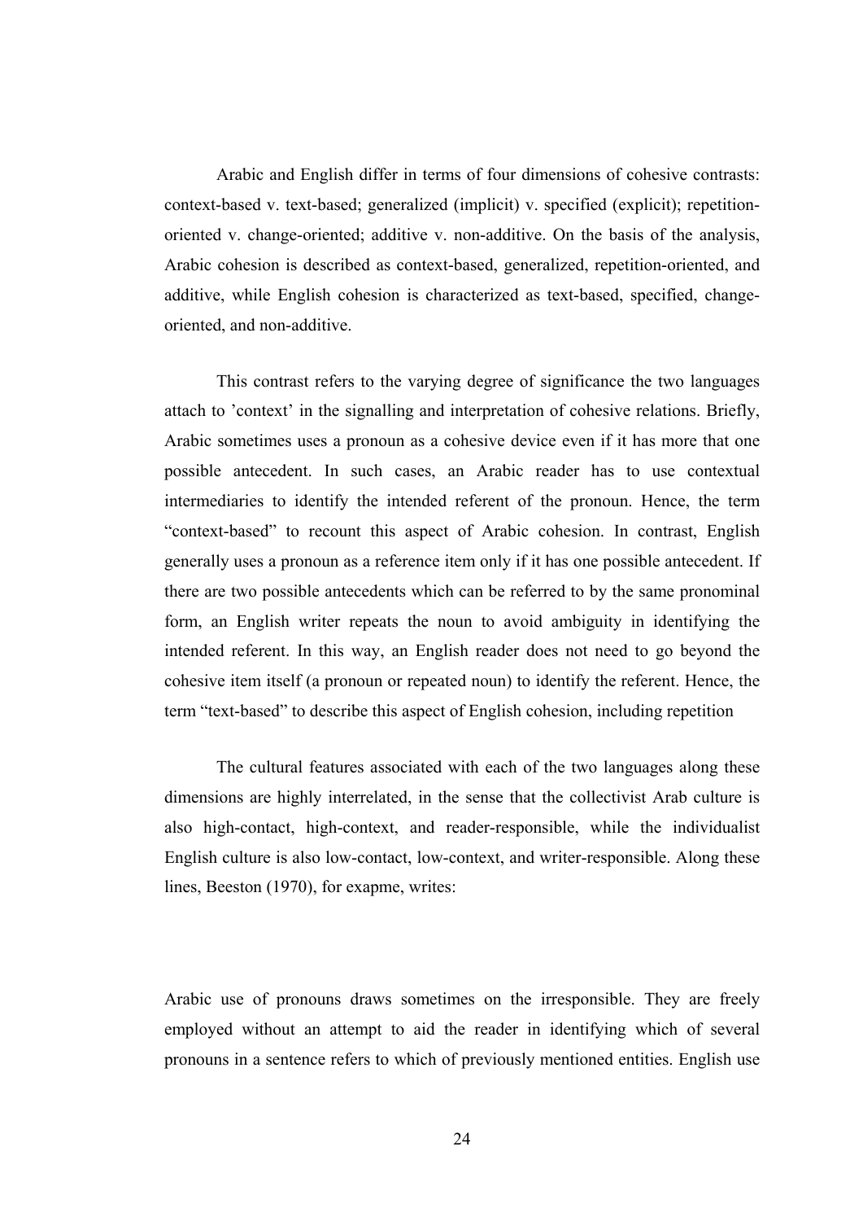Arabic and English differ in terms of four dimensions of cohesive contrasts: context-based v. text-based; generalized (implicit) v. specified (explicit); repetition-oriented v. change-oriented; additive v. non-additive. On the basis of the analysis, Arabic cohesion is described as context-based, generalized, repetition-oriented, and additive, while English cohesion is characterized as text-based, specified, change-oriented, and non-additive.

This contrast refers to the varying degree of significance the two languages attach to 'context' in the signalling and interpretation of cohesive relations. Briefly, Arabic sometimes uses a pronoun as a cohesive device even if it has more that one possible antecedent. In such cases, an Arabic reader has to use contextual intermediaries to identify the intended referent of the pronoun. Hence, the term "context-based" to recount this aspect of Arabic cohesion. In contrast, English generally uses a pronoun as a reference item only if it has one possible antecedent. If there are two possible antecedents which can be referred to by the same pronominal form, an English writer repeats the noun to avoid ambiguity in identifying the intended referent. In this way, an English reader does not need to go beyond the cohesive item itself (a pronoun or repeated noun) to identify the referent. Hence, the term "text-based" to describe this aspect of English cohesion, including repetition

The cultural features associated with each of the two languages along these dimensions are highly interrelated, in the sense that the collectivist Arab culture is also high-contact, high-context, and reader-responsible, while the individualist English culture is also low-contact, low-context, and writer-responsible. Along these lines, Beeston (1970), for exapme, writes:

Arabic use of pronouns draws sometimes on the irresponsible. They are freely employed without an attempt to aid the reader in identifying which of several pronouns in a sentence refers to which of previously mentioned entities. English use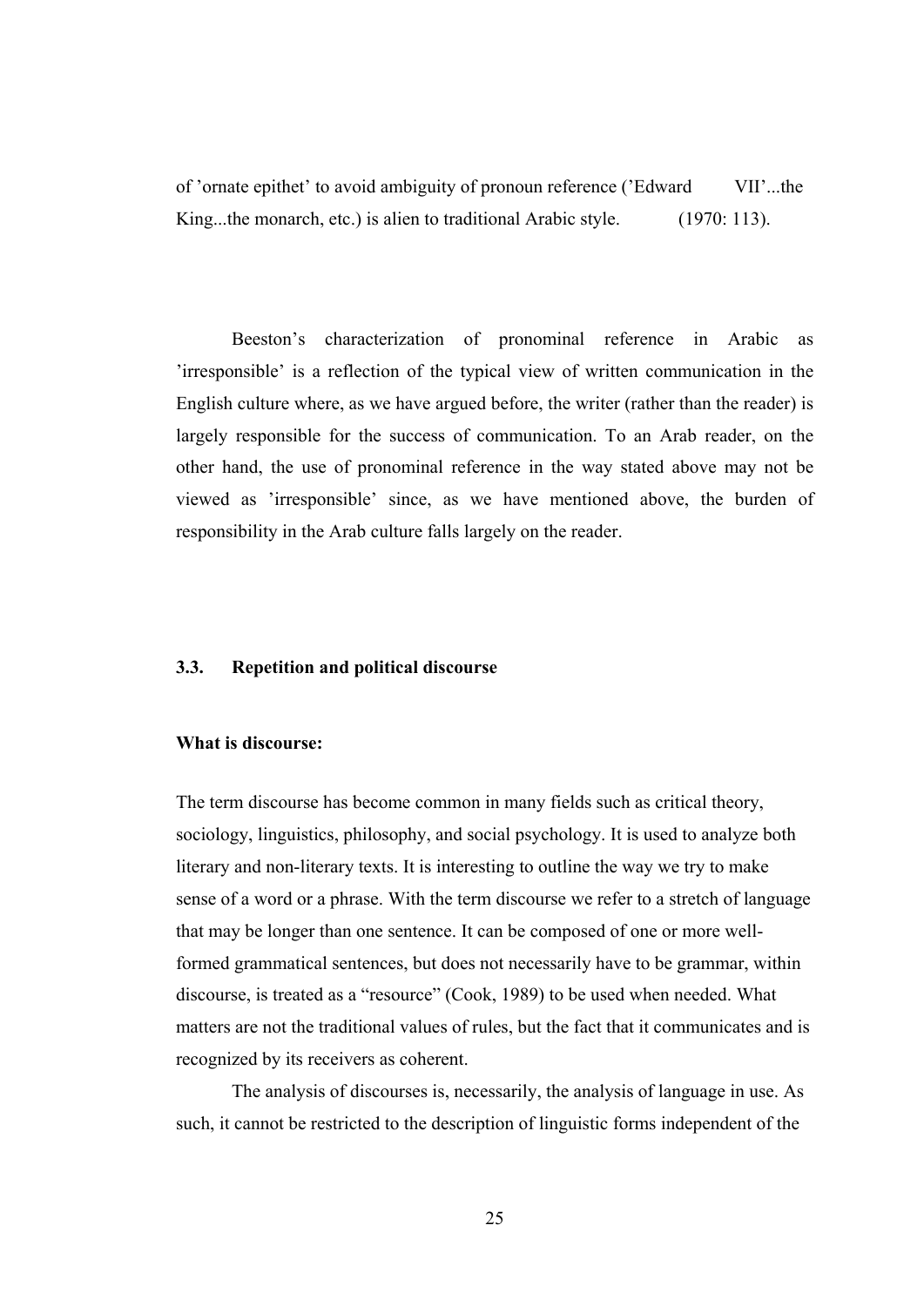of 'ornate epithet' to avoid ambiguity of pronoun reference ('Edward VII'...the King...the monarch, etc.) is alien to traditional Arabic style. (1970: 113).

Beeston's characterization of pronominal reference in Arabic as 'irresponsible' is a reflection of the typical view of written communication in the English culture where, as we have argued before, the writer (rather than the reader) is largely responsible for the success of communication. To an Arab reader, on the other hand, the use of pronominal reference in the way stated above may not be viewed as 'irresponsible' since, as we have mentioned above, the burden of responsibility in the Arab culture falls largely on the reader.

### 3.3. Repetition and political discourse

**What is discourse:**

The term discourse has become common in many fields such as critical theory, sociology, linguistics, philosophy, and social psychology. It is used to analyze both literary and non-literary texts. It is interesting to outline the way we try to make sense of a word or a phrase. With the term discourse we refer to a stretch of language that may be longer than one sentence. It can be composed of one or more well-formed grammatical sentences, but does not necessarily have to be grammar, within discourse, is treated as a "resource" (Cook, 1989) to be used when needed. What matters are not the traditional values of rules, but the fact that it communicates and is recognized by its receivers as coherent.

The analysis of discourses is, necessarily, the analysis of language in use. As such, it cannot be restricted to the description of linguistic forms independent of the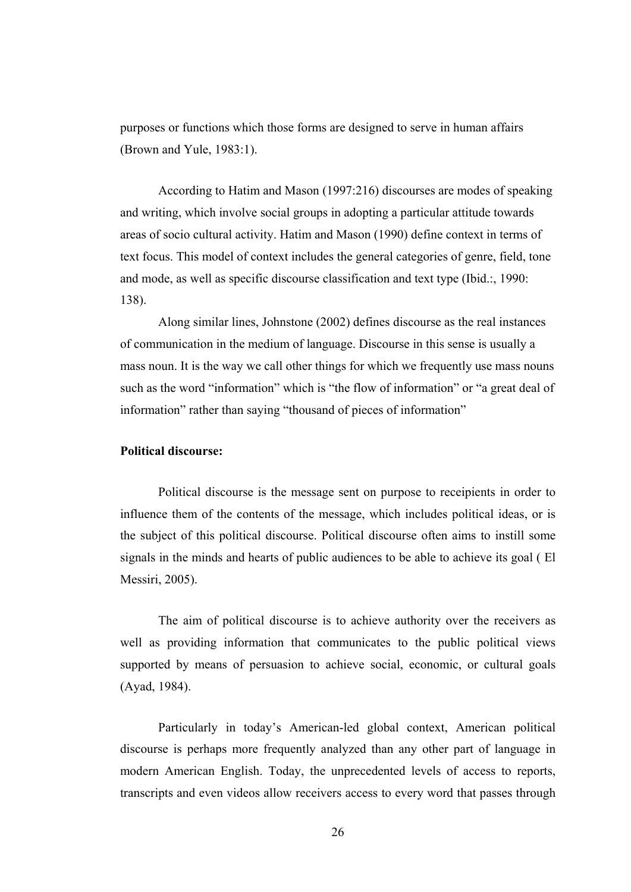purposes or functions which those forms are designed to serve in human affairs (Brown and Yule, 1983:1).

According to Hatim and Mason (1997:216) discourses are modes of speaking and writing, which involve social groups in adopting a particular attitude towards areas of socio cultural activity. Hatim and Mason (1990) define context in terms of text focus. This model of context includes the general categories of genre, field, tone and mode, as well as specific discourse classification and text type (Ibid.:, 1990: 138).

Along similar lines, Johnstone (2002) defines discourse as the real instances of communication in the medium of language. Discourse in this sense is usually a mass noun. It is the way we call other things for which we frequently use mass nouns such as the word "information" which is "the flow of information" or "a great deal of information" rather than saying "thousand of pieces of information"

**Political discourse:**

Political discourse is the message sent on purpose to receipients in order to influence them of the contents of the message, which includes political ideas, or is the subject of this political discourse. Political discourse often aims to instill some signals in the minds and hearts of public audiences to be able to achieve its goal ( El Messiri, 2005).

The aim of political discourse is to achieve authority over the receivers as well as providing information that communicates to the public political views supported by means of persuasion to achieve social, economic, or cultural goals (Ayad, 1984).

Particularly in today's American-led global context, American political discourse is perhaps more frequently analyzed than any other part of language in modern American English. Today, the unprecedented levels of access to reports, transcripts and even videos allow receivers access to every word that passes through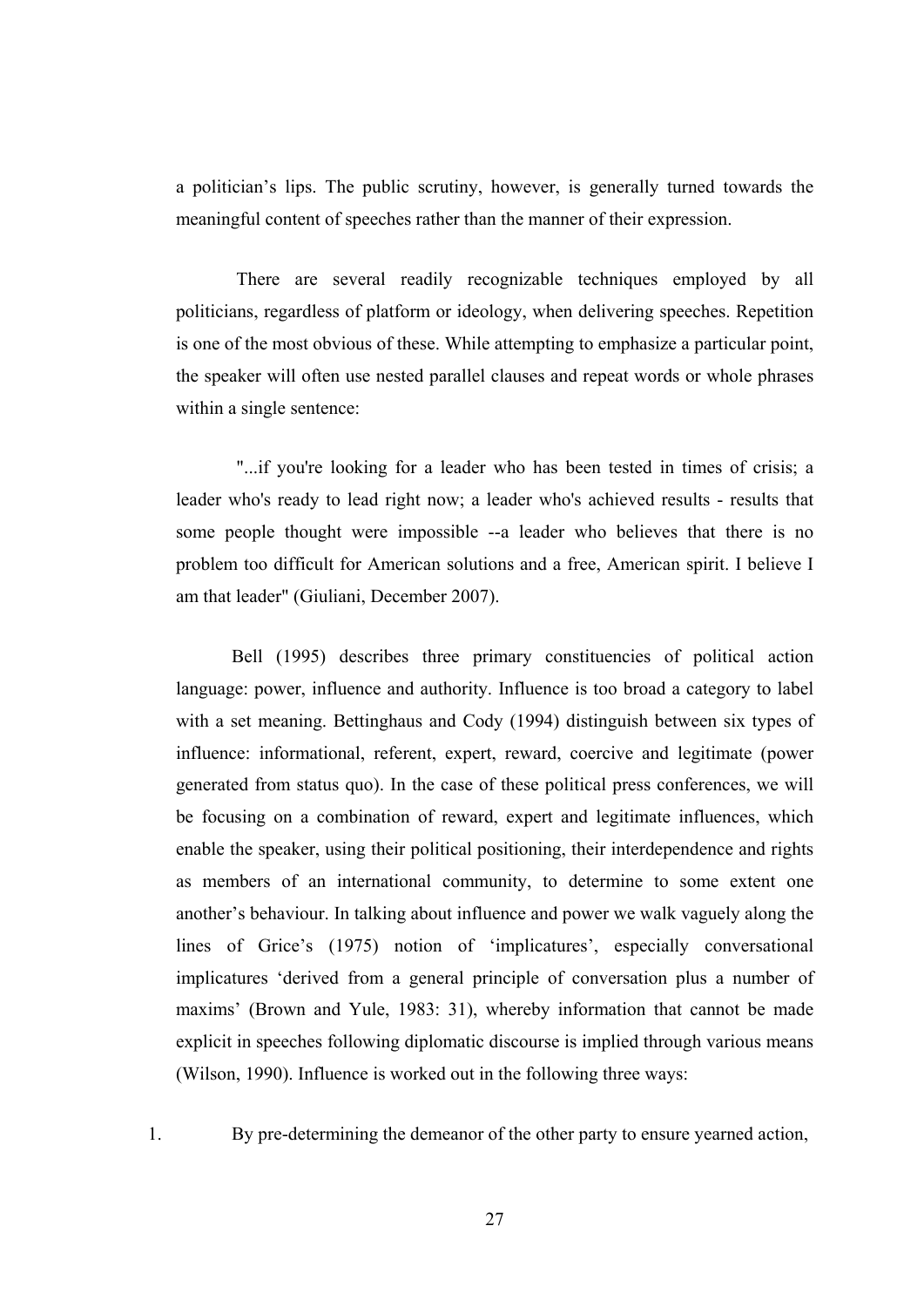a politician's lips. The public scrutiny, however, is generally turned towards the meaningful content of speeches rather than the manner of their expression.

There are several readily recognizable techniques employed by all politicians, regardless of platform or ideology, when delivering speeches. Repetition is one of the most obvious of these. While attempting to emphasize a particular point, the speaker will often use nested parallel clauses and repeat words or whole phrases within a single sentence:

"...if you're looking for a leader who has been tested in times of crisis; a leader who's ready to lead right now; a leader who's achieved results - results that some people thought were impossible --a leader who believes that there is no problem too difficult for American solutions and a free, American spirit. I believe I am that leader" (Giuliani, December 2007).

Bell (1995) describes three primary constituencies of political action language: power, influence and authority. Influence is too broad a category to label with a set meaning. Bettinghaus and Cody (1994) distinguish between six types of influence: informational, referent, expert, reward, coercive and legitimate (power generated from status quo). In the case of these political press conferences, we will be focusing on a combination of reward, expert and legitimate influences, which enable the speaker, using their political positioning, their interdependence and rights as members of an international community, to determine to some extent one another's behaviour. In talking about influence and power we walk vaguely along the lines of Grice's (1975) notion of 'implicatures', especially conversational implicatures 'derived from a general principle of conversation plus a number of maxims' (Brown and Yule, 1983: 31), whereby information that cannot be made explicit in speeches following diplomatic discourse is implied through various means (Wilson, 1990). Influence is worked out in the following three ways:

1. By pre-determining the demeanor of the other party to ensure yearned action,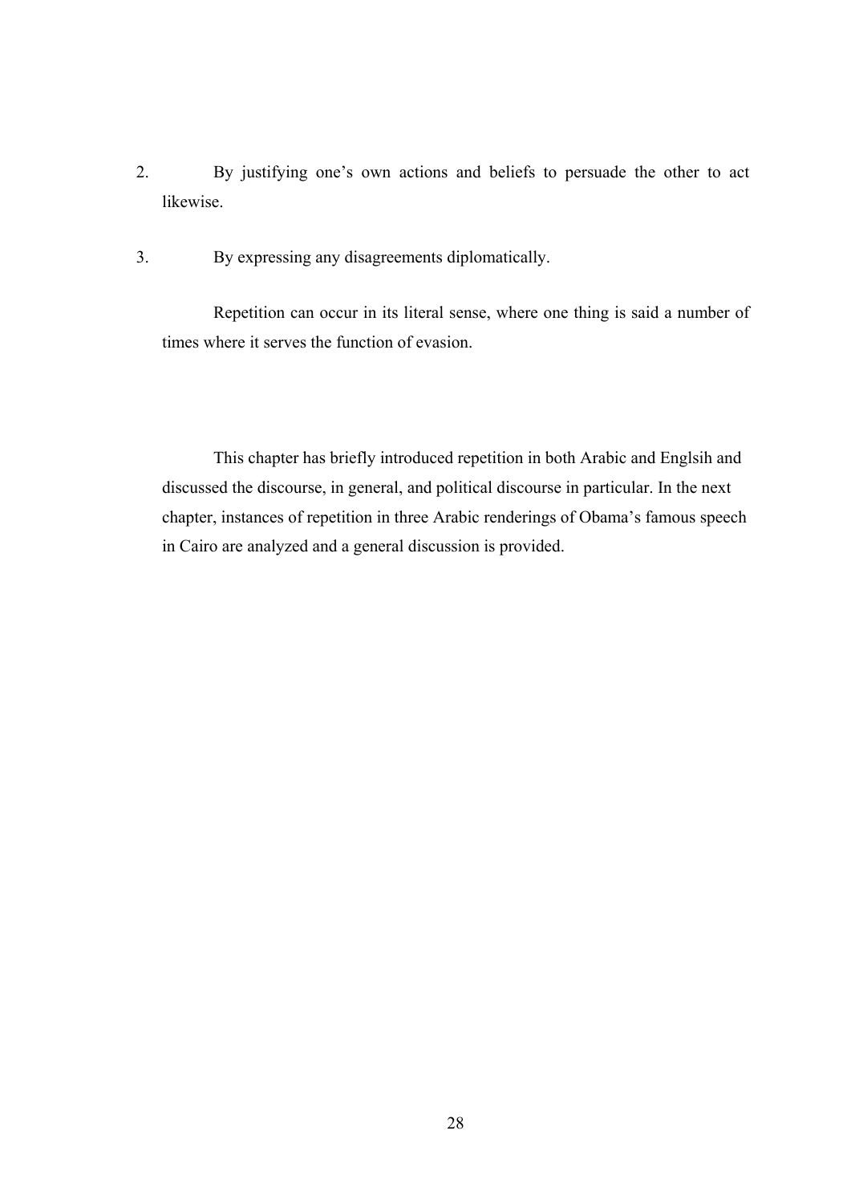2. By justifying one’s own actions and beliefs to persuade the other to act likewise.

3. By expressing any disagreements diplomatically.

Repetition can occur in its literal sense, where one thing is said a number of times where it serves the function of evasion.

This chapter has briefly introduced repetition in both Arabic and Englsih and discussed the discourse, in general, and political discourse in particular. In the next chapter, instances of repetition in three Arabic renderings of Obama’s famous speech in Cairo are analyzed and a general discussion is provided.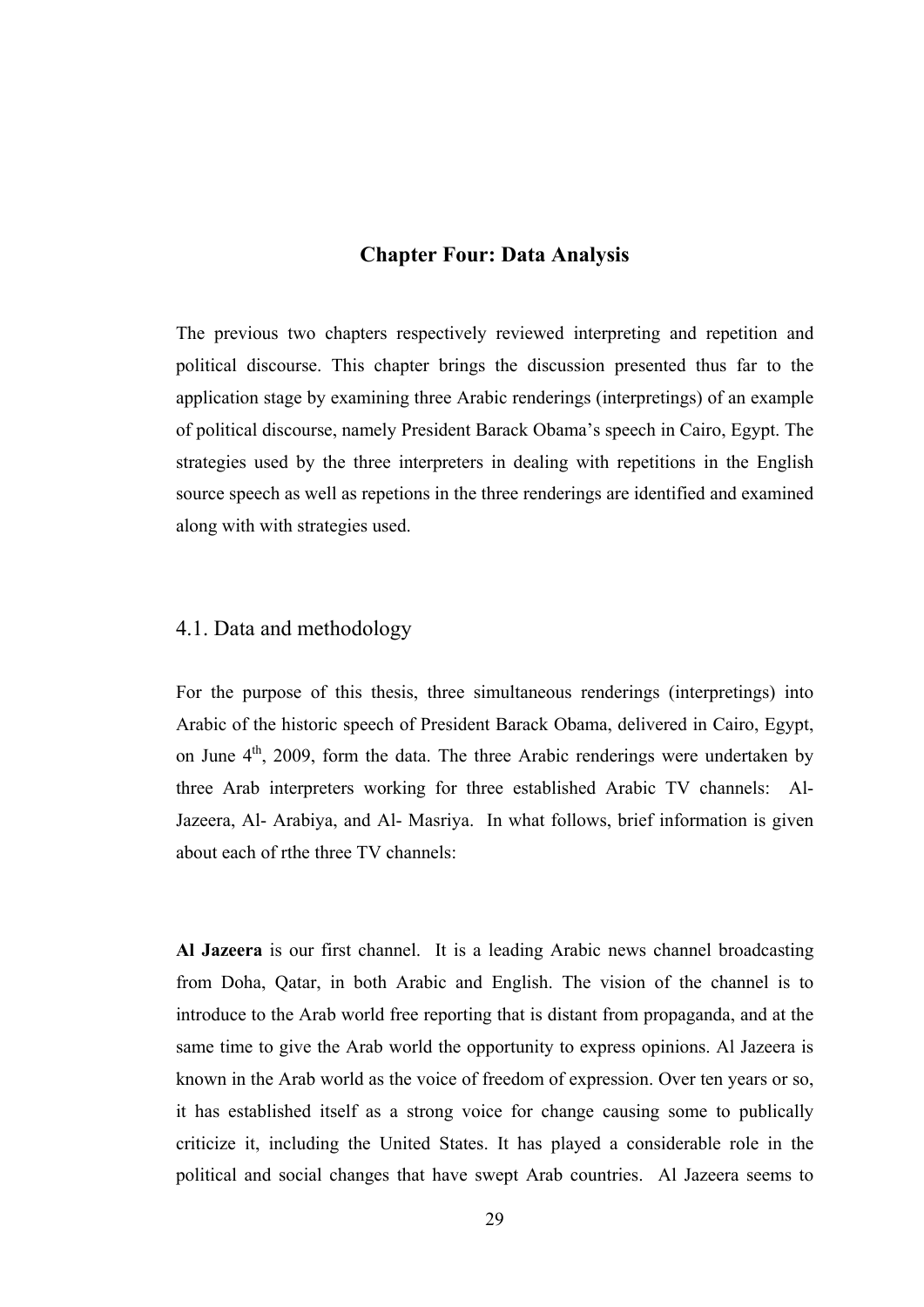# Chapter Four: Data Analysis

The previous two chapters respectively reviewed interpreting and repetition and political discourse. This chapter brings the discussion presented thus far to the application stage by examining three Arabic renderings (interpretings) of an example of political discourse, namely President Barack Obama's speech in Cairo, Egypt. The strategies used by the three interpreters in dealing with repetitions in the English source speech as well as repetions in the three renderings are identified and examined along with with strategies used.

## 4.1. Data and methodology

For the purpose of this thesis, three simultaneous renderings (interpretings) into Arabic of the historic speech of President Barack Obama, delivered in Cairo, Egypt, on June 4th, 2009, form the data. The three Arabic renderings were undertaken by three Arab interpreters working for three established Arabic TV channels: Al-Jazeera, Al- Arabiya, and Al- Masriya. In what follows, brief information is given about each of rthe three TV channels:

**Al Jazeera** is our first channel. It is a leading Arabic news channel broadcasting from Doha, Qatar, in both Arabic and English. The vision of the channel is to introduce to the Arab world free reporting that is distant from propaganda, and at the same time to give the Arab world the opportunity to express opinions. Al Jazeera is known in the Arab world as the voice of freedom of expression. Over ten years or so, it has established itself as a strong voice for change causing some to publically criticize it, including the United States. It has played a considerable role in the political and social changes that have swept Arab countries. Al Jazeera seems to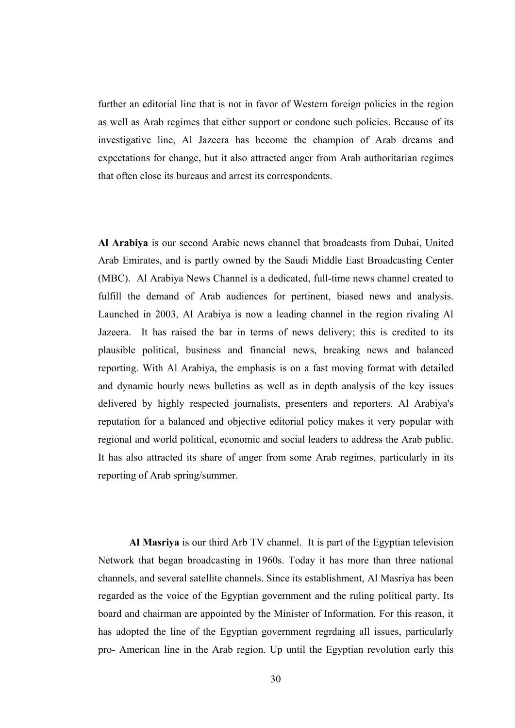further an editorial line that is not in favor of Western foreign policies in the region as well as Arab regimes that either support or condone such policies. Because of its investigative line, Al Jazeera has become the champion of Arab dreams and expectations for change, but it also attracted anger from Arab authoritarian regimes that often close its bureaus and arrest its correspondents.

**Al Arabiya** is our second Arabic news channel that broadcasts from Dubai, United Arab Emirates, and is partly owned by the Saudi Middle East Broadcasting Center (MBC). Al Arabiya News Channel is a dedicated, full-time news channel created to fulfill the demand of Arab audiences for pertinent, biased news and analysis. Launched in 2003, Al Arabiya is now a leading channel in the region rivaling Al Jazeera. It has raised the bar in terms of news delivery; this is credited to its plausible political, business and financial news, breaking news and balanced reporting. With Al Arabiya, the emphasis is on a fast moving format with detailed and dynamic hourly news bulletins as well as in depth analysis of the key issues delivered by highly respected journalists, presenters and reporters. Al Arabiya's reputation for a balanced and objective editorial policy makes it very popular with regional and world political, economic and social leaders to address the Arab public. It has also attracted its share of anger from some Arab regimes, particularly in its reporting of Arab spring/summer.

**Al Masriya** is our third Arb TV channel. It is part of the Egyptian television Network that began broadcasting in 1960s. Today it has more than three national channels, and several satellite channels. Since its establishment, Al Masriya has been regarded as the voice of the Egyptian government and the ruling political party. Its board and chairman are appointed by the Minister of Information. For this reason, it has adopted the line of the Egyptian government regrdaing all issues, particularly pro- American line in the Arab region. Up until the Egyptian revolution early this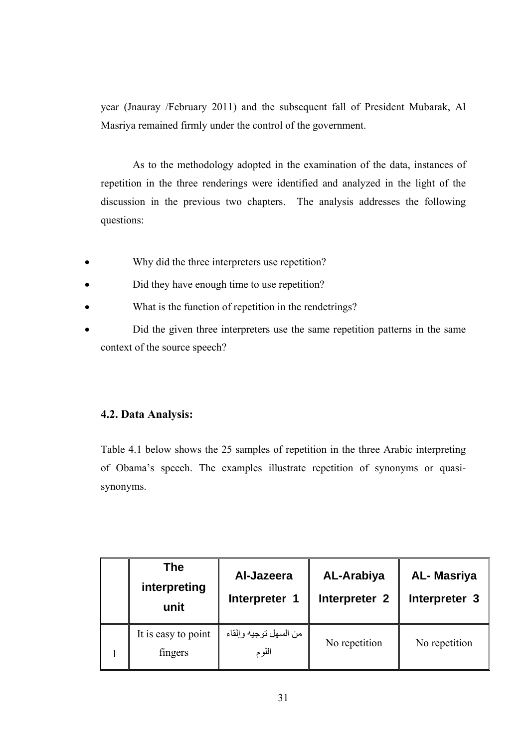year (Jnauray /February 2011) and the subsequent fall of President Mubarak, Al Masriya remained firmly under the control of the government.

As to the methodology adopted in the examination of the data, instances of repetition in the three renderings were identified and analyzed in the light of the discussion in the previous two chapters. The analysis addresses the following questions:

- Why did the three interpreters use repetition?
- Did they have enough time to use repetition?
- What is the function of repetition in the rendetrings?
- Did the given three interpreters use the same repetition patterns in the same context of the source speech?

### 4.2. Data Analysis:

Table 4.1 below shows the 25 samples of repetition in the three Arabic interpreting of Obama's speech. The examples illustrate repetition of synonyms or quasi-synonyms.

| | The interpreting unit | Al-Jazeera Interpreter 1 | AL-Arabiya Interpreter 2 | AL- Masriya Interpreter 3 |
|---|---|---|---|---|
| 1 | It is easy to point fingers | من السهل توجيه وإلقاء اللوم | No repetition | No repetition |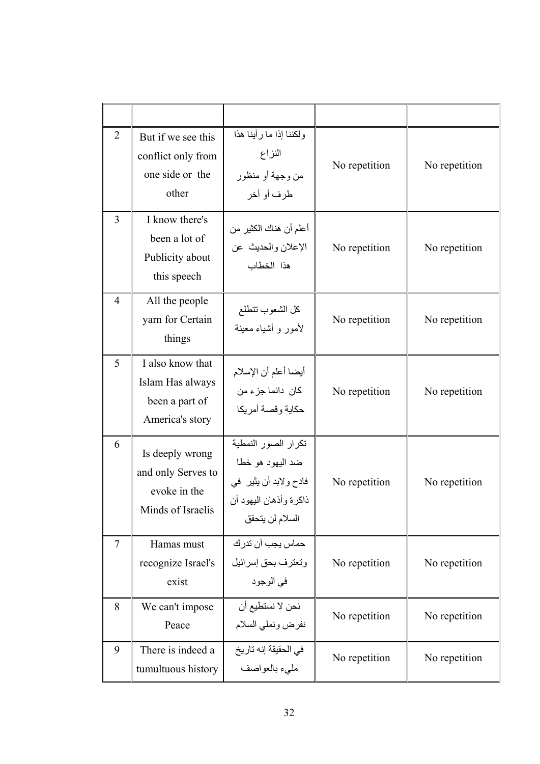| | | | | |
|---|---|---|---|---|
| 2 | But if we see this conflict only from one side or the other | ولكننا إذا ما رأينا هذا النزاع من وجهة أو منظور طرف أو أخر | No repetition | No repetition |
| 3 | I know there's been a lot of Publicity about this speech | أعلم أن هناك الكثير من الإعلان والحديث عن هذا الخطاب | No repetition | No repetition |
| 4 | All the people yarn for Certain things | كل الشعوب تتطلع لأمور و أشياء معينة | No repetition | No repetition |
| 5 | I also know that Islam Has always been a part of America's story | أيضا أعلم أن الإسلام كان دائما جزء من حكاية وقصة أمريكا | No repetition | No repetition |
| 6 | Is deeply wrong and only Serves to evoke in the Minds of Israelis | تكرار الصور النمطية ضد اليهود هو خطا فادح ولابد أن يثير في ذاكرة وأذهان اليهود أن السلام لن يتحقق | No repetition | No repetition |
| 7 | Hamas must recognize Israel's exist | حماس يجب أن تدرك وتعترف بحق إسرائيل في الوجود | No repetition | No repetition |
| 8 | We can't impose Peace | نحن لا نستطيع أن نفرض ونملي السلام | No repetition | No repetition |
| 9 | There is indeed a tumultuous history | في الحقيقة إنه تاريخ مليء بالعواصف | No repetition | No repetition |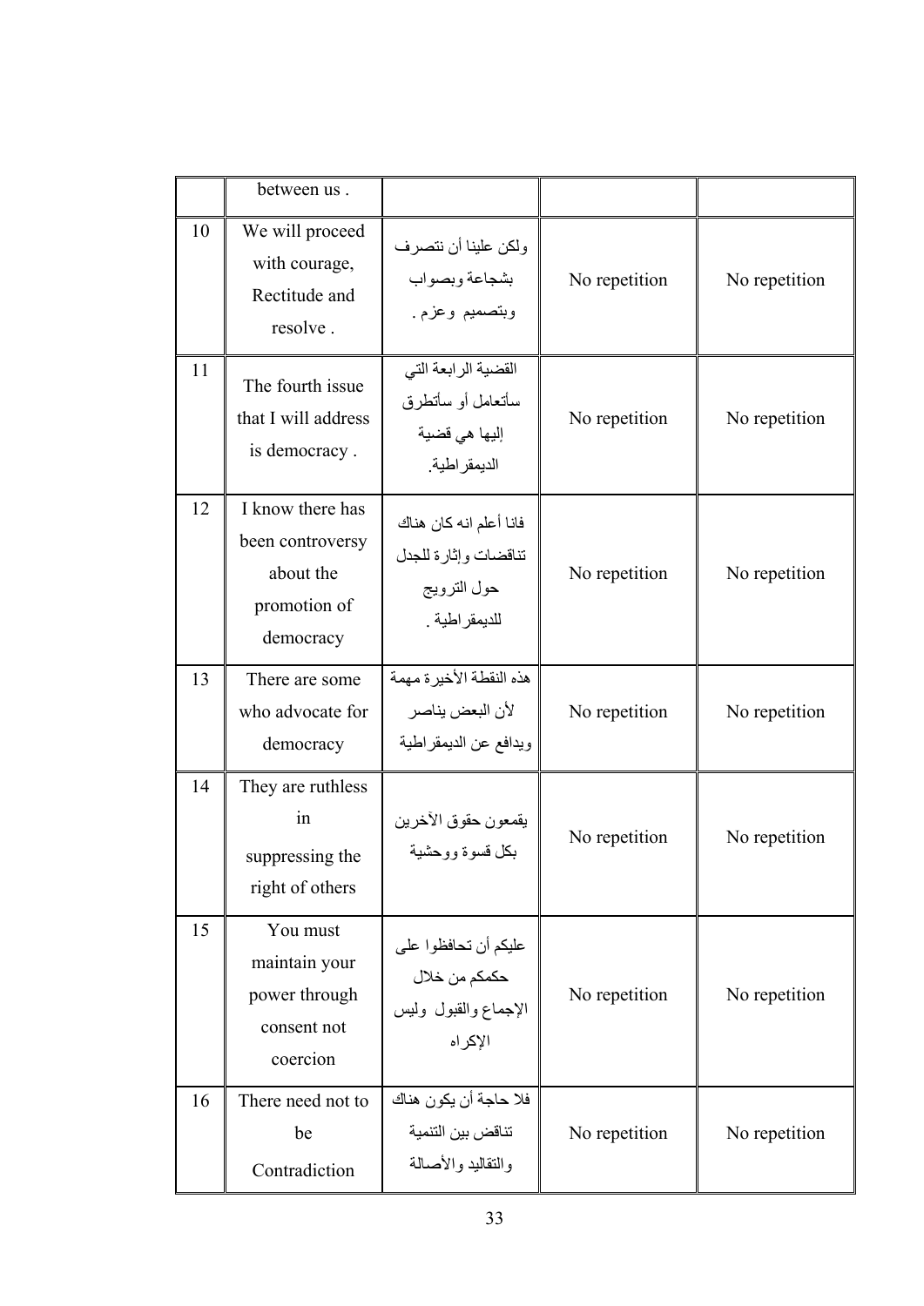| | | | | |
|---|---|---|---|---|
| | between us . | | | |
| 10 | We will proceed with courage, Rectitude and resolve . | ولكن علينا أن نتصرف بشجاعة وبصواب وبتصميم وعزم . | No repetition | No repetition |
| 11 | The fourth issue that I will address is democracy . | القضية الرابعة التي سأتعامل أو سأتطرق إليها هي قضية الديمقراطية. | No repetition | No repetition |
| 12 | I know there has been controversy about the promotion of democracy | فانا أعلم انه كان هناك تناقضات وإثارة للجدل حول الترويج للديمقراطية . | No repetition | No repetition |
| 13 | There are some who advocate for democracy | هذه النقطة الأخيرة مهمة لأن البعض يناصر ويدافع عن الديمقراطية | No repetition | No repetition |
| 14 | They are ruthless in suppressing the right of others | يقمعون حقوق الآخرين بكل قسوة ووحشية | No repetition | No repetition |
| 15 | You must maintain your power through consent not coercion | عليكم أن تحافظوا على حكمكم من خلال الإجماع والقبول وليس الإكراه | No repetition | No repetition |
| 16 | There need not to be Contradiction | فلا حاجة أن يكون هناك تناقض بين التنمية والتقاليد والأصالة | No repetition | No repetition |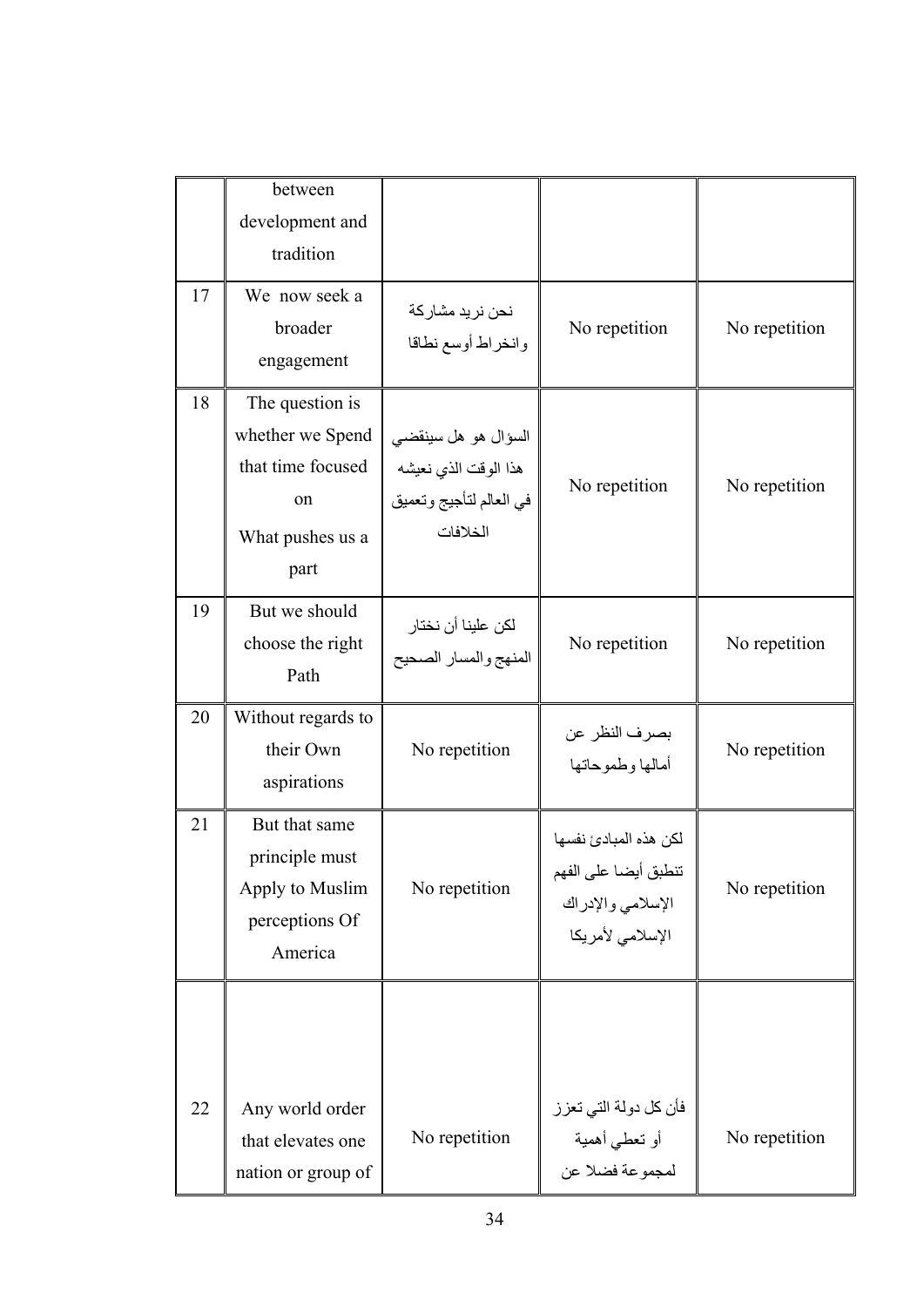| | | | | |
|---|---|---|---|---|
| | between development and tradition | | | |
| 17 | We now seek a broader engagement | نحن نريد مشاركة وانخراط أوسع نطاقا | No repetition | No repetition |
| 18 | The question is whether we Spend that time focused on What pushes us a part | السؤال هو هل سينقضي هذا الوقت الذي نعيشه في العالم لتأجيج وتعميق الخلافات | No repetition | No repetition |
| 19 | But we should choose the right Path | لكن علينا أن نختار المنهج والمسار الصحيح | No repetition | No repetition |
| 20 | Without regards to their Own aspirations | No repetition | بصرف النظر عن أمالها وطموحاتها | No repetition |
| 21 | But that same principle must Apply to Muslim perceptions Of America | No repetition | لكن هذه المبادئ نفسها تنطبق أيضا على الفهم الإسلامي والإدراك الإسلامي لأمريكا | No repetition |
| 22 | Any world order that elevates one nation or group of | No repetition | فأن كل دولة التي تعزز أو تعطي أهمية لمجموعة فضلا عن | No repetition |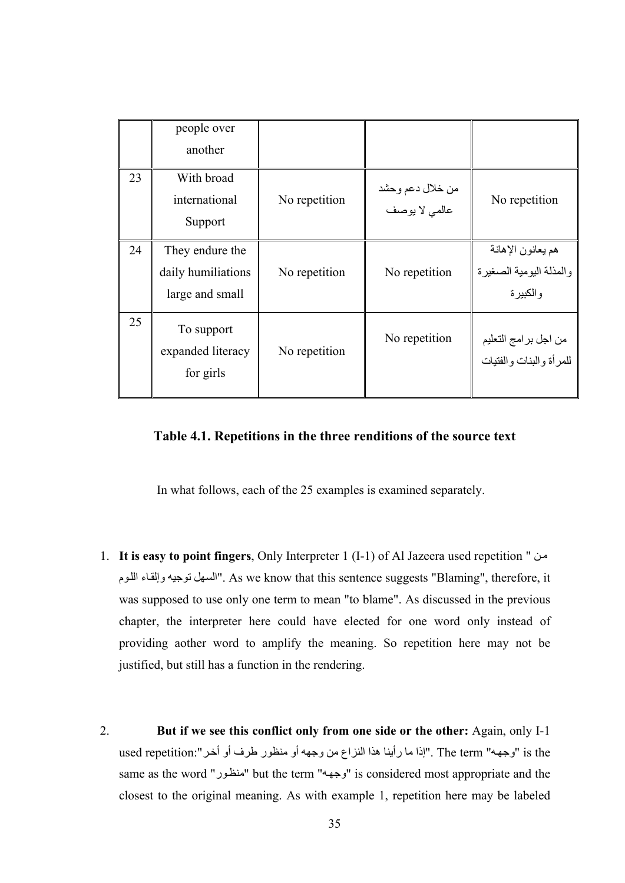| | people over another | | | |
|---|---|---|---|---|
| 23 | With broad international Support | No repetition | من خلال دعم وحشد عالمي لا يوصف | No repetition |
| 24 | They endure the daily humiliations large and small | No repetition | No repetition | هم يعانون الإهانة والمذلة اليومية الصغيرة والكبيرة |
| 25 | To support expanded literacy for girls | No repetition | No repetition | من اجل برامج التعليم للمرأة والبنات والفتيات |

**Table 4.1. Repetitions in the three renditions of the source text**

In what follows, each of the 25 examples is examined separately.

1. **It is easy to point fingers**, Only Interpreter 1 (I-1) of Al Jazeera used repetition "من السهل توجيه وإلقاء اللوم". As we know that this sentence suggests "Blaming", therefore, it was supposed to use only one term to mean "to blame". As discussed in the previous chapter, the interpreter here could have elected for one word only instead of providing aother word to amplify the meaning. So repetition here may not be justified, but still has a function in the rendering.

2. **But if we see this conflict only from one side or the other:** Again, only I-1 used repetition:"إذا ما رأينا هذا النزاع من وجهه أو منظور طرف أو أخر". The term "وجهه" is the same as the word "منظور" but the term "وجهه" is considered most appropriate and the closest to the original meaning. As with example 1, repetition here may be labeled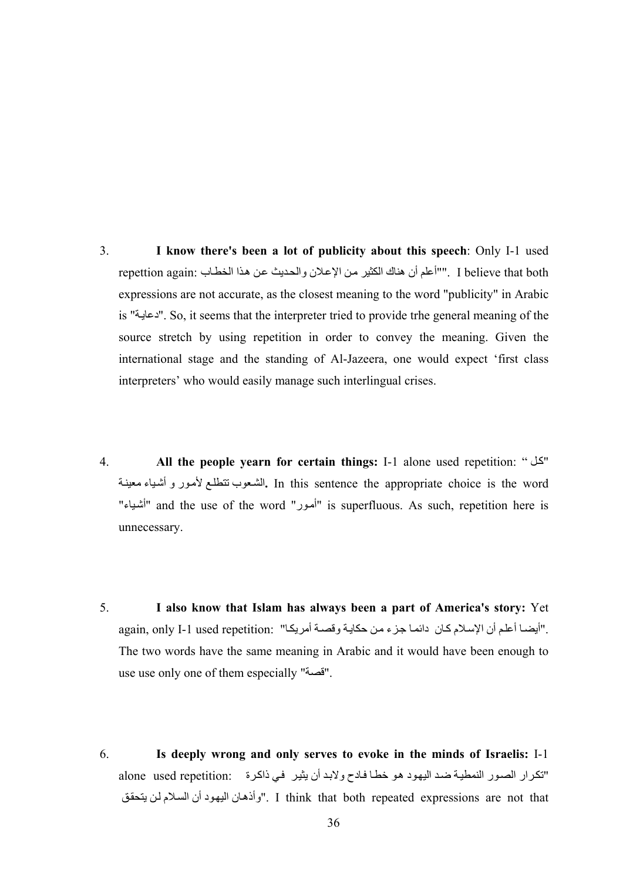3. **I know there's been a lot of publicity about this speech**: Only I-1 used repettion again: "أعلم أن هناك الكثير من الإعلان والحديث عن هذا الخطاب"". I believe that both expressions are not accurate, as the closest meaning to the word "publicity" in Arabic is "دعاية". So, it seems that the interpreter tried to provide trhe general meaning of the source stretch by using repetition in order to convey the meaning. Given the international stage and the standing of Al-Jazeera, one would expect 'first class interpreters' who would easily manage such interlingual crises.

4. **All the people yearn for certain things:** I-1 alone used repetition: "كل الشعوب تتطلع لأمور و أشياء معينة**.** In this sentence the appropriate choice is the word "أشياء" and the use of the word "أمور" is superfluous. As such, repetition here is unnecessary.

5. **I also know that Islam has always been a part of America's story:** Yet again, only I-1 used repetition: "أيضا أعلم أن الإسلام كان دائما جزء من حكاية وقصة أمريكا". The two words have the same meaning in Arabic and it would have been enough to use use only one of them especially "قصة".

6. **Is deeply wrong and only serves to evoke in the minds of Israelis:** I-1 alone used repetition: "تكرار الصور النمطية ضد اليهود هو خطا فادح ولابد أن يثير في ذاكرة وأذهان اليهود أن السلام لن يتحقق". I think that both repeated expressions are not that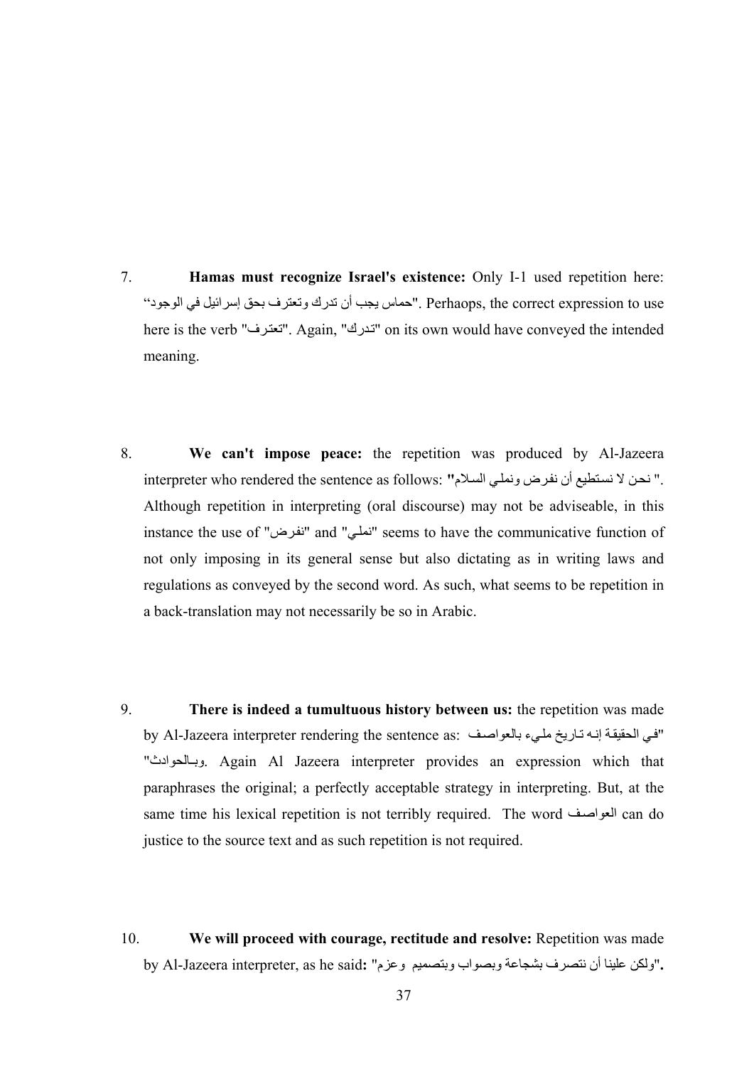7. **Hamas must recognize Israel's existence:** Only I-1 used repetition here: "حماس يجب أن تدرك وتعترف بحق إسرائيل في الوجود". Perhaops, the correct expression to use here is the verb "تعترف". Again, "تدرك" on its own would have conveyed the intended meaning.

8. **We can't impose peace:** the repetition was produced by Al-Jazeera interpreter who rendered the sentence as follows: "نحن لا نستطيع أن نفرض ونملي السلام". Although repetition in interpreting (oral discourse) may not be adviseable, in this instance the use of "نفرض" and "نملي" seems to have the communicative function of not only imposing in its general sense but also dictating as in writing laws and regulations as conveyed by the second word. As such, what seems to be repetition in a back-translation may not necessarily be so in Arabic.

9. **There is indeed a tumultuous history between us:** the repetition was made by Al-Jazeera interpreter rendering the sentence as: "في الحقيقة إنه تاريخ مليء بالعواصف وبالحوادث". Again Al Jazeera interpreter provides an expression which that paraphrases the original; a perfectly acceptable strategy in interpreting. But, at the same time his lexical repetition is not terribly required. The word العواصف can do justice to the source text and as such repetition is not required.

10. **We will proceed with courage, rectitude and resolve:** Repetition was made by Al-Jazeera interpreter, as he said**:** "ولكن علينا أن نتصرف بشجاعة وبصواب وبتصميم وعزم"**.**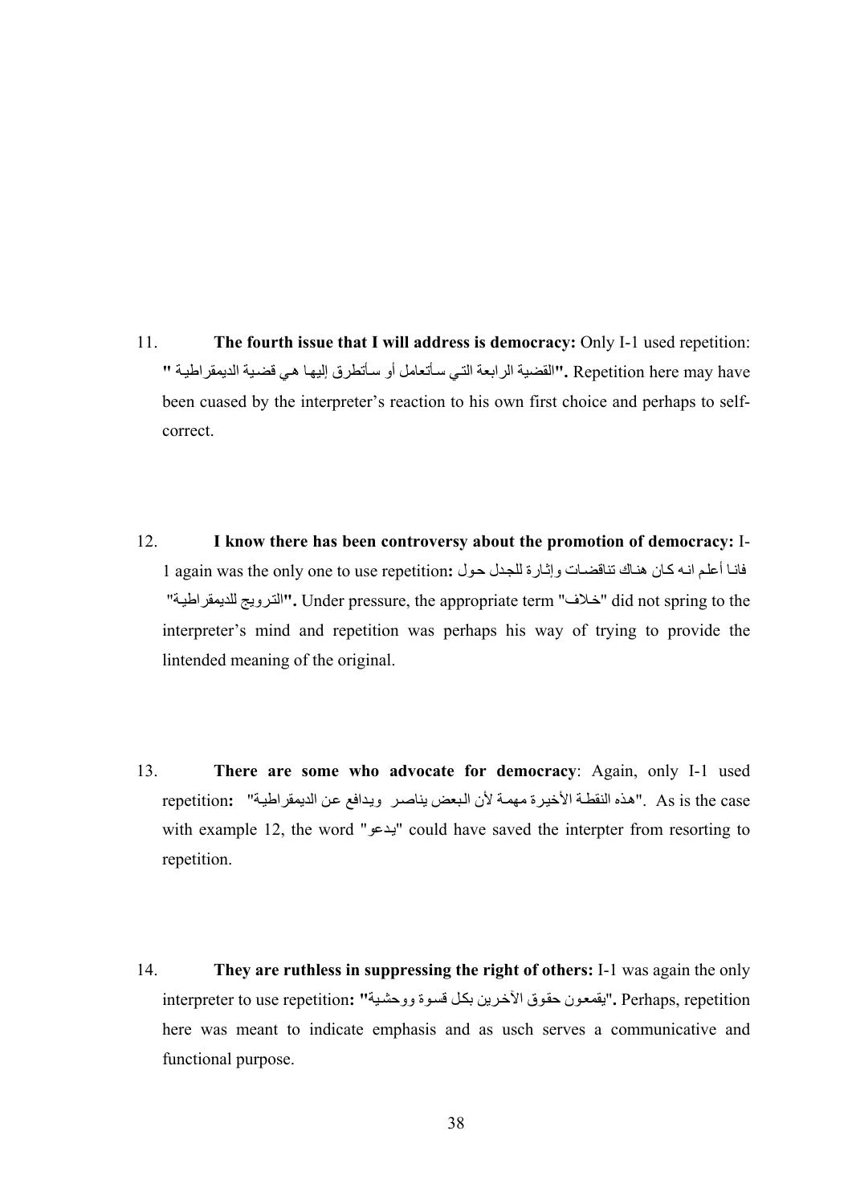11. **The fourth issue that I will address is democracy:** Only I-1 used repetition: **"**القضية الرابعة التي سأتعامل أو سأتطرق إليها هي قضية الديمقراطية **".** Repetition here may have been cuased by the interpreter's reaction to his own first choice and perhaps to self-correct.

12. **I know there has been controversy about the promotion of democracy:** I-1 again was the only one to use repetition**:** فانا أعلم انه كان هناك تناقضات وإثارة للجدل حول "الترويج للديمقراطية**".** Under pressure, the appropriate term "خلاف" did not spring to the interpreter's mind and repetition was perhaps his way of trying to provide the lintended meaning of the original.

13. **There are some who advocate for democracy**: Again, only I-1 used repetition**:** "هذه النقطة الأخيرة مهمة لأن البعض يناصر ويدافع عن الديمقراطية". As is the case with example 12, the word "يدعو" could have saved the interpter from resorting to repetition.

14. **They are ruthless in suppressing the right of others:** I-1 was again the only interpreter to use repetition**: "**يقمعون حقوق الأخرين بكل قسوة ووحشية"**.** Perhaps, repetition here was meant to indicate emphasis and as usch serves a communicative and functional purpose.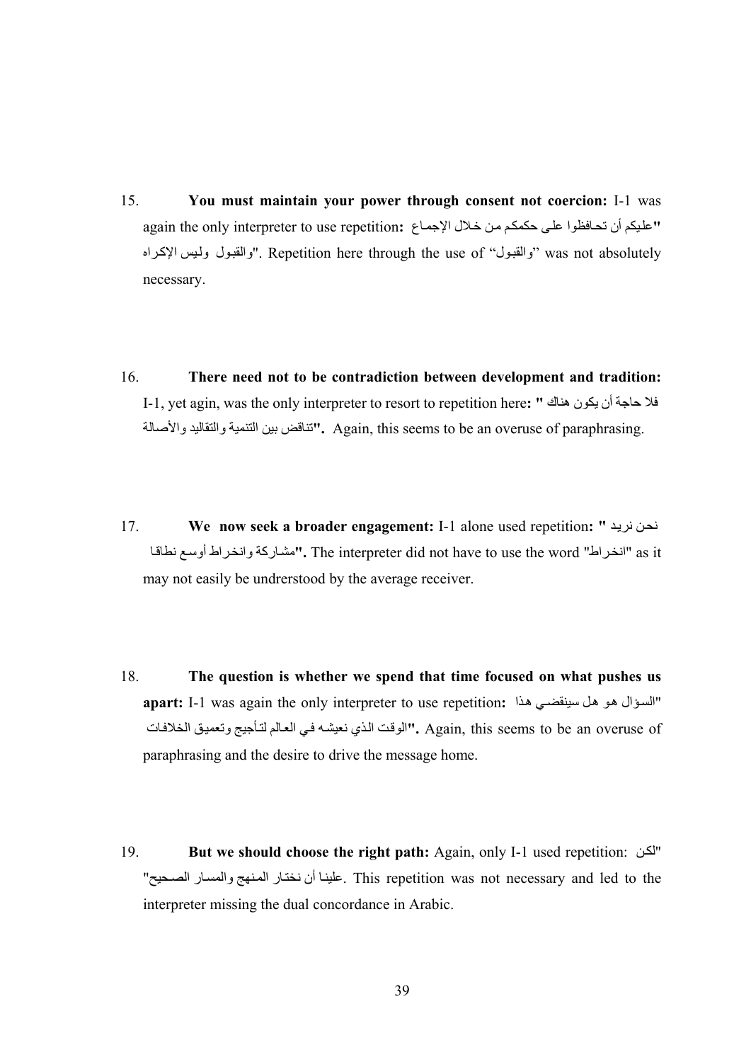15. **You must maintain your power through consent not coercion:** I-1 was again the only interpreter to use repetition**:** "عليكم أن تحافظوا على حكمكم من خلال الإجماع والقبول وليس الإكراه". Repetition here through the use of "والقبول" was not absolutely necessary.

16. **There need not to be contradiction between development and tradition:** I-1, yet agin, was the only interpreter to resort to repetition here**:** "فلا حاجة أن يكون هناك تناقض بين التنمية والتقاليد والأصالة"**.** Again, this seems to be an overuse of paraphrasing.

17. **We now seek a broader engagement:** I-1 alone used repetition**:** "نحن نريد مشاركة وانخراط أوسع نطاقا"**.** The interpreter did not have to use the word "انخراط" as it may not easily be undrerstood by the average receiver.

18. **The question is whether we spend that time focused on what pushes us apart:** I-1 was again the only interpreter to use repetition**:** "السؤال هو هل سينقضي هذا الوقت الذي نعيشه في العالم لتأجيج وتعميق الخلافات"**.** Again, this seems to be an overuse of paraphrasing and the desire to drive the message home.

19. **But we should choose the right path:** Again, only I-1 used repetition: "لكن علينا أن نختار المنهج والمسار الصحيح". This repetition was not necessary and led to the interpreter missing the dual concordance in Arabic.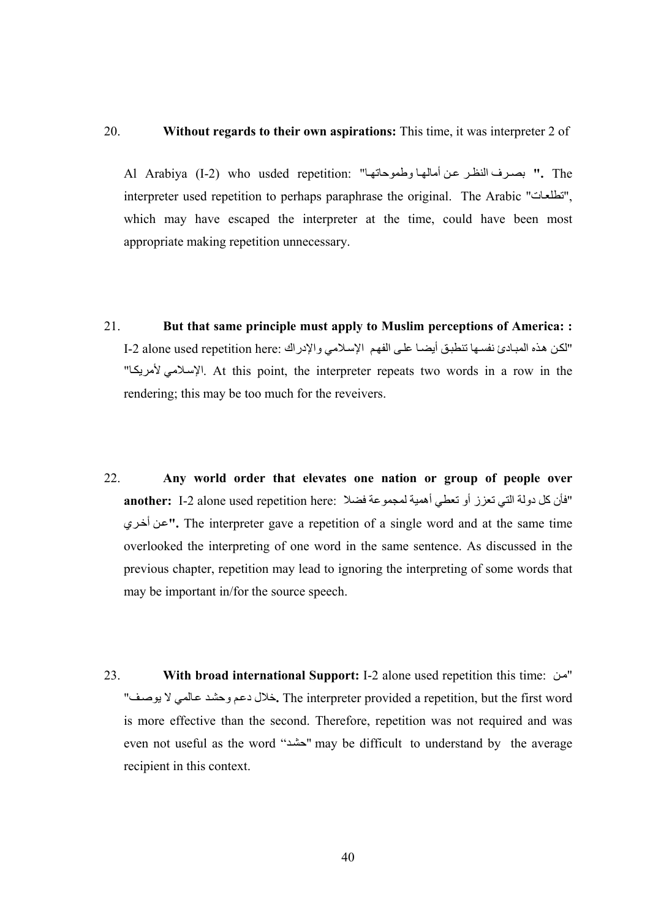20. **Without regards to their own aspirations:** This time, it was interpreter 2 of Al Arabiya (I-2) who usded repetition: "بصرف النظر عن أمالها وطموحاتها **".** The interpreter used repetition to perhaps paraphrase the original. The Arabic "تطلعات", which may have escaped the interpreter at the time, could have been most appropriate making repetition unnecessary.

21. **But that same principle must apply to Muslim perceptions of America: :** I-2 alone used repetition here: "لكن هذه المبادئ نفسها تنطبق أيضا على الفهم الإسلامي والإدراك الإسلامي لأمريكا". At this point, the interpreter repeats two words in a row in the rendering; this may be too much for the reveivers.

22. **Any world order that elevates one nation or group of people over another:** I-2 alone used repetition here: "فأن كل دولة التي تعزز أو تعطي أهمية لمجموعة فضلا عن أخري**".** The interpreter gave a repetition of a single word and at the same time overlooked the interpreting of one word in the same sentence. As discussed in the previous chapter, repetition may lead to ignoring the interpreting of some words that may be important in/for the source speech.

23. **With broad international Support:** I-2 alone used repetition this time: "من خلال دعم وحشد عالمي لا يوصف"**.** The interpreter provided a repetition, but the first word is more effective than the second. Therefore, repetition was not required and was even not useful as the word "حشد" may be difficult to understand by the average recipient in this context.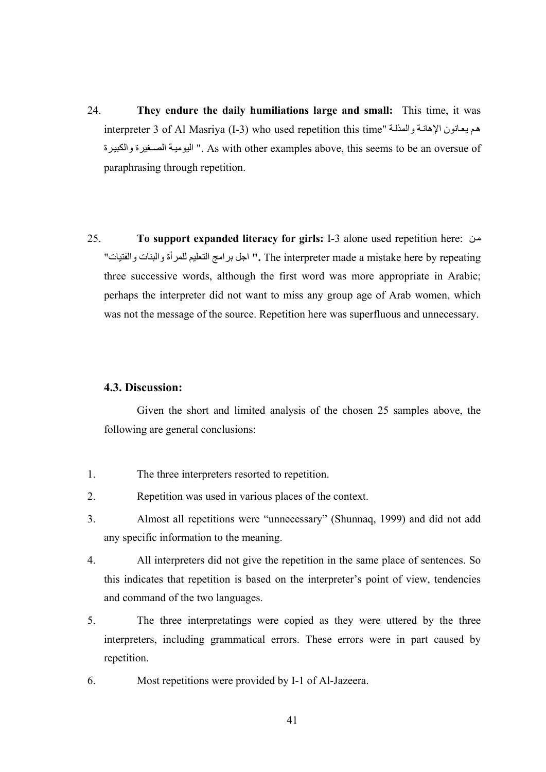24. **They endure the daily humiliations large and small:** This time, it was interpreter 3 of Al Masriya (I-3) who used repetition this time" هم يعانون الإهانة والمذلة اليومية الصغيرة والكبيرة ". As with other examples above, this seems to be an oversue of paraphrasing through repetition.

25. **To support expanded literacy for girls:** I-3 alone used repetition here: "من اجل برامج التعليم للمرأة والبنات والفتيات **".** The interpreter made a mistake here by repeating three successive words, although the first word was more appropriate in Arabic; perhaps the interpreter did not want to miss any group age of Arab women, which was not the message of the source. Repetition here was superfluous and unnecessary.

### 4.3. Discussion:

Given the short and limited analysis of the chosen 25 samples above, the following are general conclusions:

1. The three interpreters resorted to repetition.
2. Repetition was used in various places of the context.
3. Almost all repetitions were "unnecessary" (Shunnaq, 1999) and did not add any specific information to the meaning.
4. All interpreters did not give the repetition in the same place of sentences. So this indicates that repetition is based on the interpreter's point of view, tendencies and command of the two languages.
5. The three interpretatings were copied as they were uttered by the three interpreters, including grammatical errors. These errors were in part caused by repetition.
6. Most repetitions were provided by I-1 of Al-Jazeera.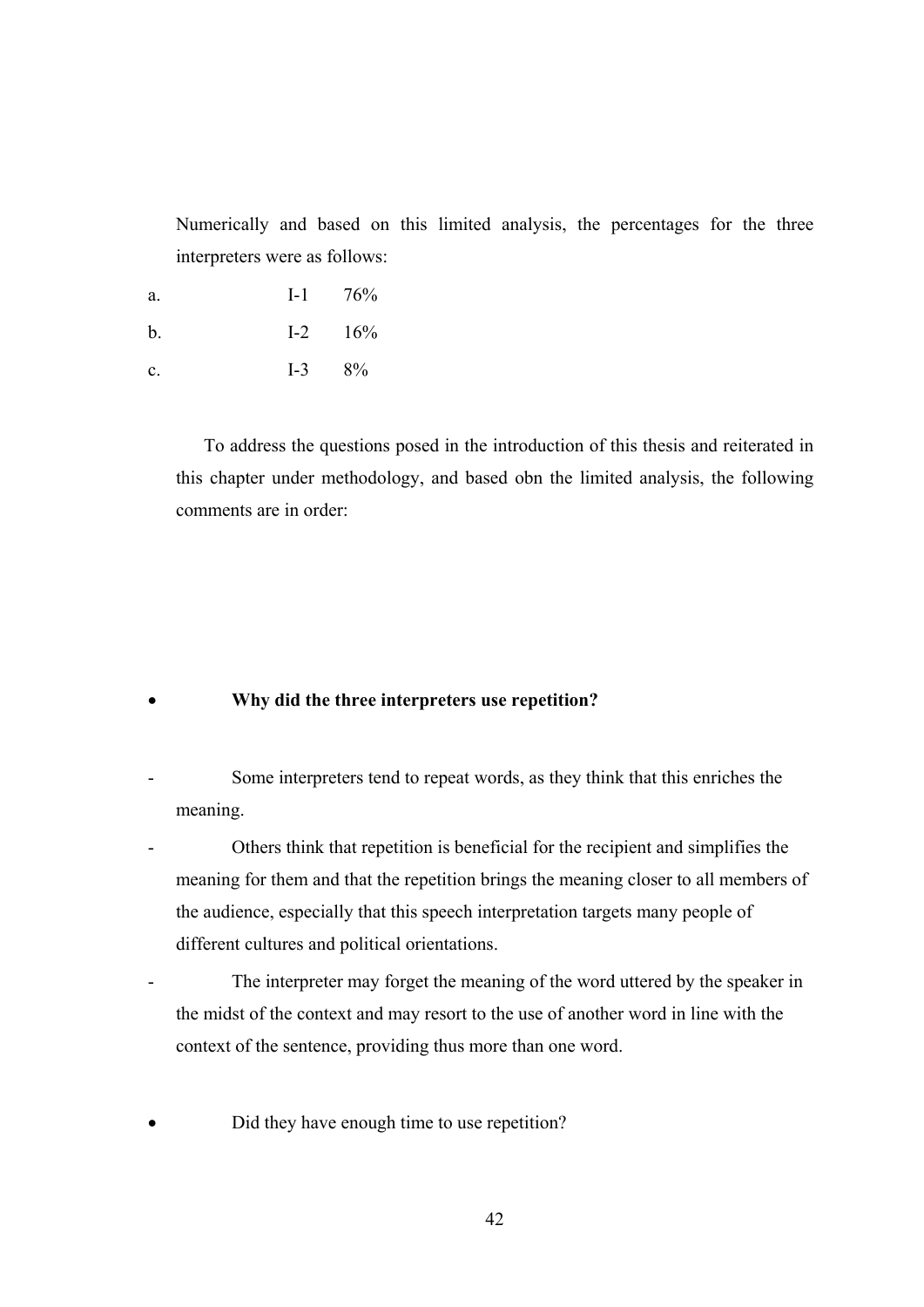Numerically and based on this limited analysis, the percentages for the three interpreters were as follows:

a. I-1 76%

b. I-2 16%

c. I-3 8%

To address the questions posed in the introduction of this thesis and reiterated in this chapter under methodology, and based obn the limited analysis, the following comments are in order:

- **Why did the three interpreters use repetition?**

- Some interpreters tend to repeat words, as they think that this enriches the meaning.
- Others think that repetition is beneficial for the recipient and simplifies the meaning for them and that the repetition brings the meaning closer to all members of the audience, especially that this speech interpretation targets many people of different cultures and political orientations.
- The interpreter may forget the meaning of the word uttered by the speaker in the midst of the context and may resort to the use of another word in line with the context of the sentence, providing thus more than one word.

- Did they have enough time to use repetition?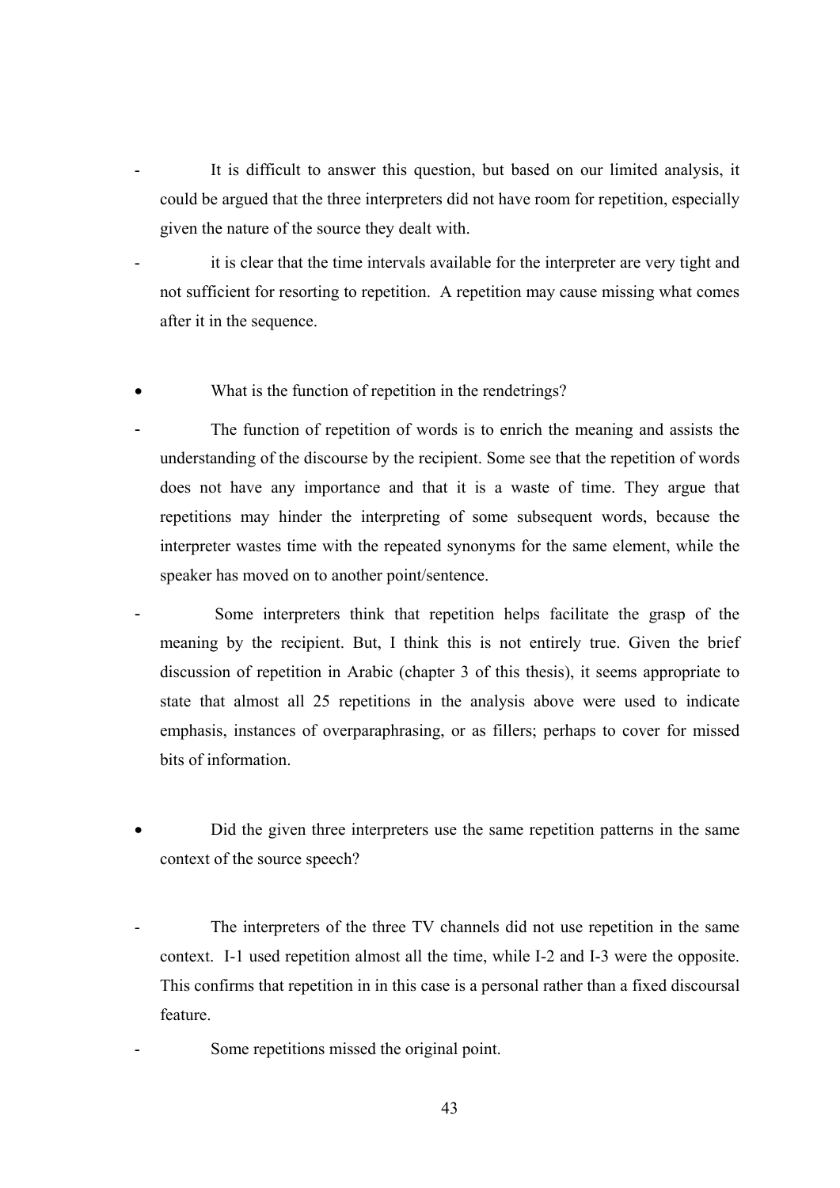- It is difficult to answer this question, but based on our limited analysis, it could be argued that the three interpreters did not have room for repetition, especially given the nature of the source they dealt with.
- it is clear that the time intervals available for the interpreter are very tight and not sufficient for resorting to repetition. A repetition may cause missing what comes after it in the sequence.

- What is the function of repetition in the rendetrings?

- The function of repetition of words is to enrich the meaning and assists the understanding of the discourse by the recipient. Some see that the repetition of words does not have any importance and that it is a waste of time. They argue that repetitions may hinder the interpreting of some subsequent words, because the interpreter wastes time with the repeated synonyms for the same element, while the speaker has moved on to another point/sentence.
- Some interpreters think that repetition helps facilitate the grasp of the meaning by the recipient. But, I think this is not entirely true. Given the brief discussion of repetition in Arabic (chapter 3 of this thesis), it seems appropriate to state that almost all 25 repetitions in the analysis above were used to indicate emphasis, instances of overparaphrasing, or as fillers; perhaps to cover for missed bits of information.

- Did the given three interpreters use the same repetition patterns in the same context of the source speech?

- The interpreters of the three TV channels did not use repetition in the same context. I-1 used repetition almost all the time, while I-2 and I-3 were the opposite. This confirms that repetition in in this case is a personal rather than a fixed discoursal feature.
- Some repetitions missed the original point.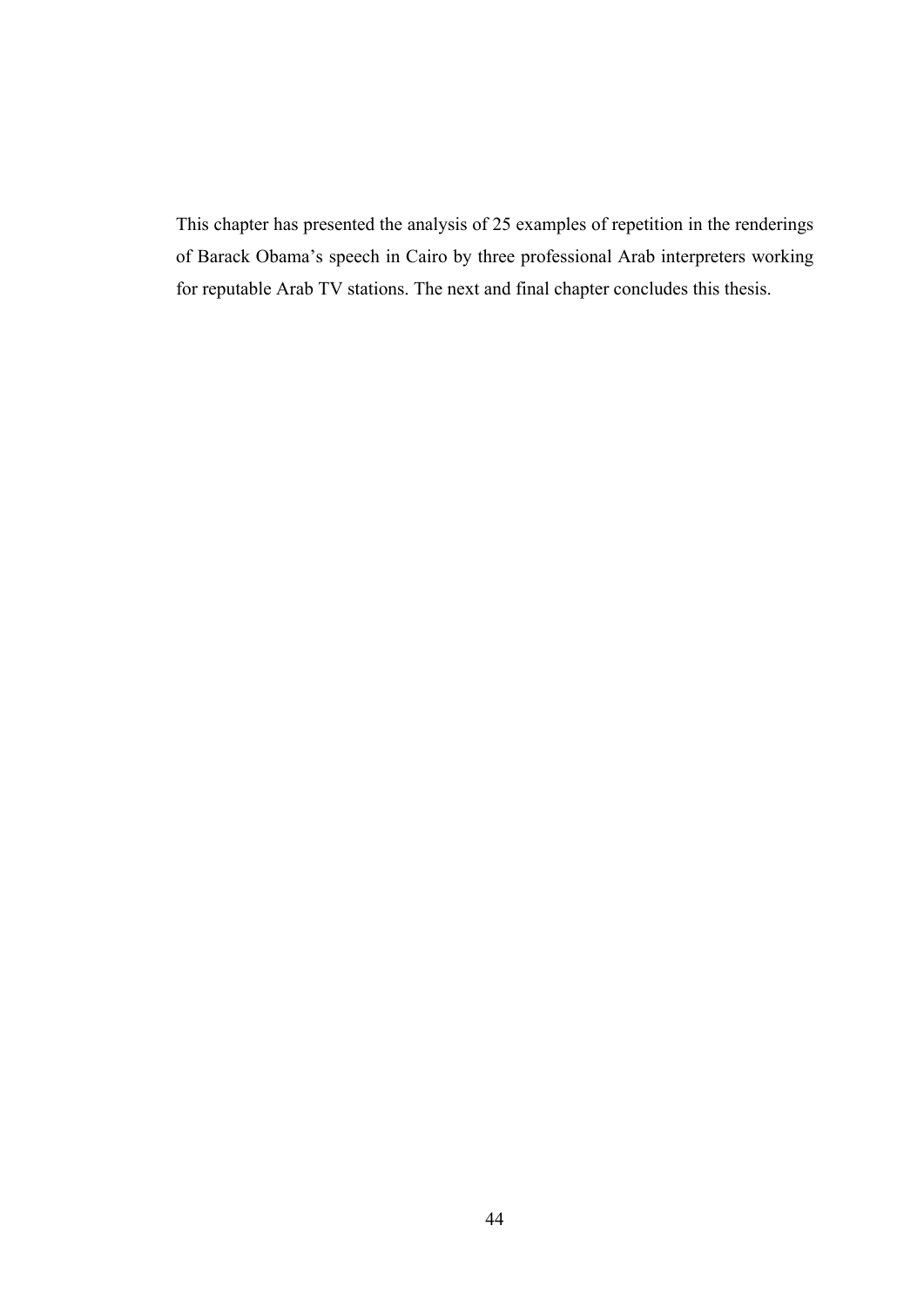This chapter has presented the analysis of 25 examples of repetition in the renderings of Barack Obama's speech in Cairo by three professional Arab interpreters working for reputable Arab TV stations. The next and final chapter concludes this thesis.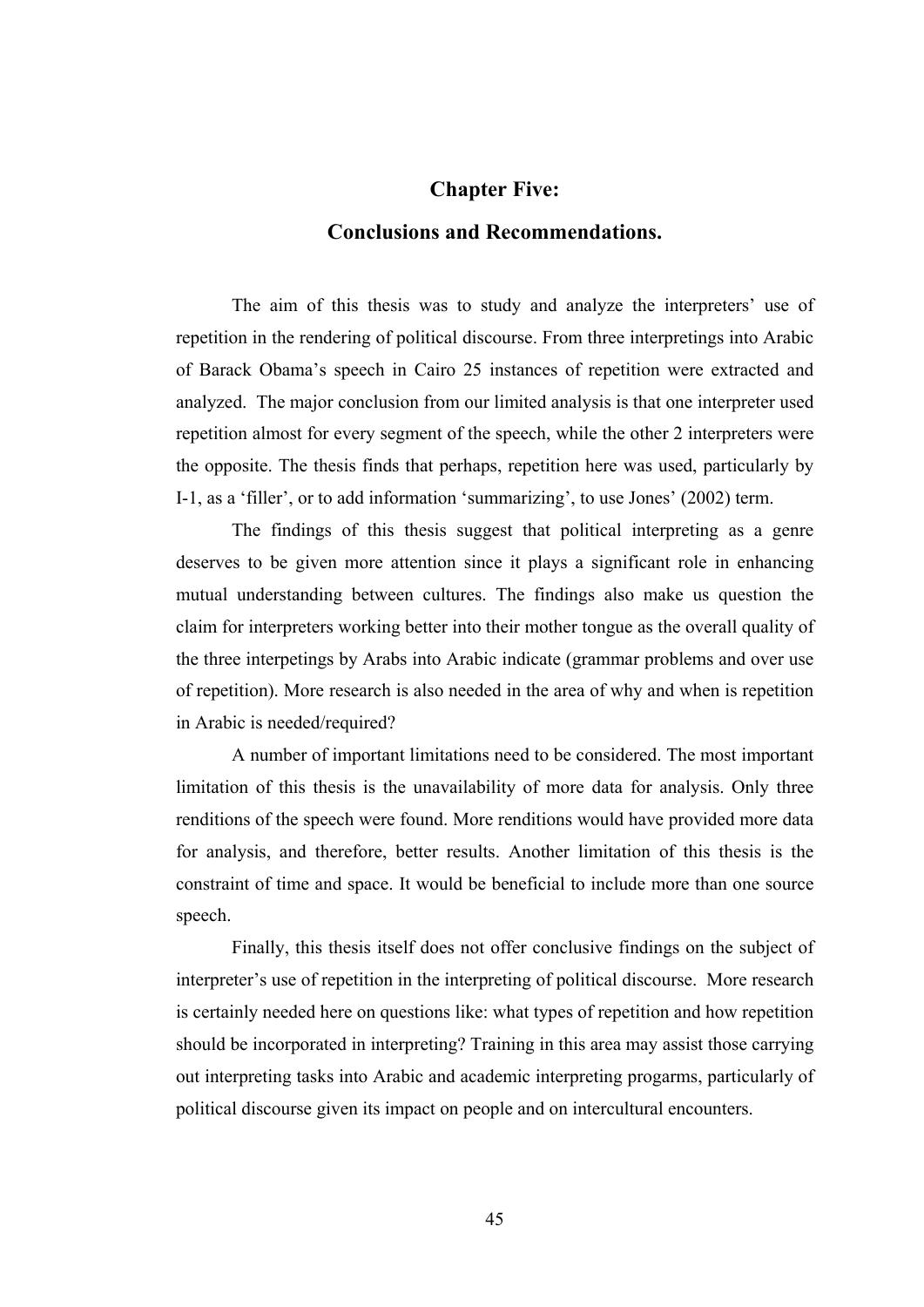# Chapter Five:

# Conclusions and Recommendations.

The aim of this thesis was to study and analyze the interpreters' use of repetition in the rendering of political discourse. From three interpretings into Arabic of Barack Obama's speech in Cairo 25 instances of repetition were extracted and analyzed. The major conclusion from our limited analysis is that one interpreter used repetition almost for every segment of the speech, while the other 2 interpreters were the opposite. The thesis finds that perhaps, repetition here was used, particularly by I-1, as a 'filler', or to add information 'summarizing', to use Jones' (2002) term.

The findings of this thesis suggest that political interpreting as a genre deserves to be given more attention since it plays a significant role in enhancing mutual understanding between cultures. The findings also make us question the claim for interpreters working better into their mother tongue as the overall quality of the three interpetings by Arabs into Arabic indicate (grammar problems and over use of repetition). More research is also needed in the area of why and when is repetition in Arabic is needed/required?

A number of important limitations need to be considered. The most important limitation of this thesis is the unavailability of more data for analysis. Only three renditions of the speech were found. More renditions would have provided more data for analysis, and therefore, better results. Another limitation of this thesis is the constraint of time and space. It would be beneficial to include more than one source speech.

Finally, this thesis itself does not offer conclusive findings on the subject of interpreter's use of repetition in the interpreting of political discourse. More research is certainly needed here on questions like: what types of repetition and how repetition should be incorporated in interpreting? Training in this area may assist those carrying out interpreting tasks into Arabic and academic interpreting progarms, particularly of political discourse given its impact on people and on intercultural encounters.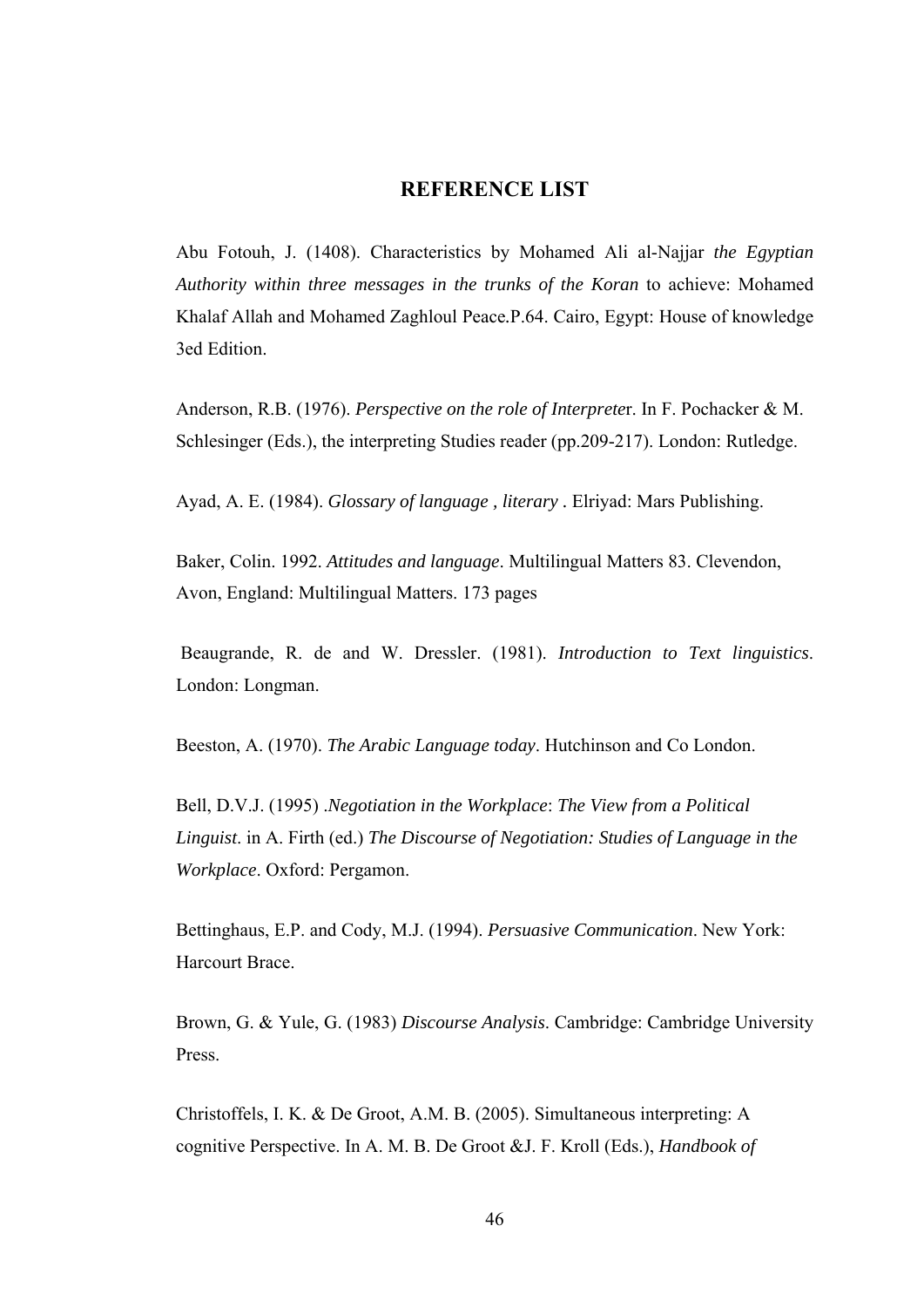## REFERENCE LIST

Abu Fotouh, J. (1408). Characteristics by Mohamed Ali al-Najjar *the Egyptian Authority within three messages in the trunks of the Koran* to achieve: Mohamed Khalaf Allah and Mohamed Zaghloul Peace.P.64. Cairo, Egypt: House of knowledge 3ed Edition.

Anderson, R.B. (1976). *Perspective on the role of Interprete*r. In F. Pochacker & M. Schlesinger (Eds.), the interpreting Studies reader (pp.209-217). London: Rutledge.

Ayad, A. E. (1984). *Glossary of language , literary* . Elriyad: Mars Publishing.

Baker, Colin. 1992. *Attitudes and language*. Multilingual Matters 83. Clevendon, Avon, England: Multilingual Matters. 173 pages

Beaugrande, R. de and W. Dressler. (1981). *Introduction to Text linguistics*. London: Longman.

Beeston, A. (1970). *The Arabic Language today*. Hutchinson and Co London.

Bell, D.V.J. (1995) .*Negotiation in the Workplace*: *The View from a Political Linguist*. in A. Firth (ed.) *The Discourse of Negotiation: Studies of Language in the Workplace*. Oxford: Pergamon.

Bettinghaus, E.P. and Cody, M.J. (1994). *Persuasive Communication*. New York: Harcourt Brace.

Brown, G. & Yule, G. (1983) *Discourse Analysis*. Cambridge: Cambridge University Press.

Christoffels, I. K. & De Groot, A.M. B. (2005). Simultaneous interpreting: A cognitive Perspective. In A. M. B. De Groot &J. F. Kroll (Eds.), *Handbook of*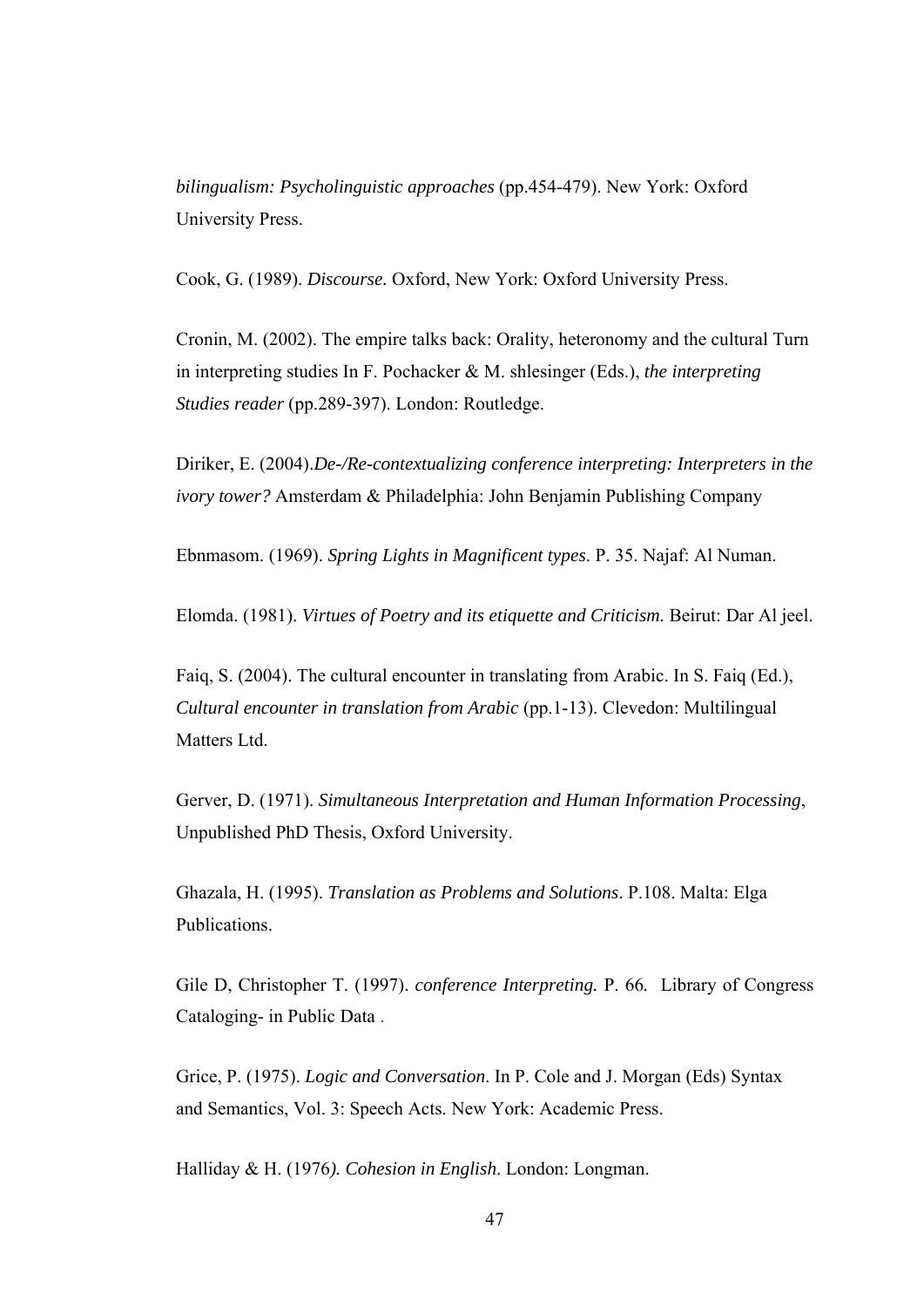*bilingualism: Psycholinguistic approaches* (pp.454-479). New York: Oxford University Press.

Cook, G. (1989). *Discourse.* Oxford, New York: Oxford University Press.

Cronin, M. (2002). The empire talks back: Orality, heteronomy and the cultural Turn in interpreting studies In F. Pochacker & M. shlesinger (Eds.), *the interpreting Studies reader* (pp.289-397). London: Routledge.

Diriker, E. (2004).*De-/Re-contextualizing conference interpreting: Interpreters in the ivory tower?* Amsterdam & Philadelphia: John Benjamin Publishing Company

Ebnmasom. (1969). *Spring Lights in Magnificent types*. P. 35. Najaf: Al Numan.

Elomda. (1981). *Virtues of Poetry and its etiquette and Criticism.* Beirut: Dar Al jeel.

Faiq, S. (2004). The cultural encounter in translating from Arabic. In S. Faiq (Ed.), *Cultural encounter in translation from Arabic* (pp.1-13). Clevedon: Multilingual Matters Ltd.

Gerver, D. (1971). *Simultaneous Interpretation and Human Information Processing*, Unpublished PhD Thesis, Oxford University.

Ghazala, H. (1995). *Translation as Problems and Solutions*. P.108. Malta: Elga Publications.

Gile D, Christopher T. (1997). *conference Interpreting.* P. 66. Library of Congress Cataloging- in Public Data .

Grice, P. (1975). *Logic and Conversation*. In P. Cole and J. Morgan (Eds) Syntax and Semantics, Vol. 3: Speech Acts. New York: Academic Press.

Halliday & H. (1976*). Cohesion in English*. London: Longman.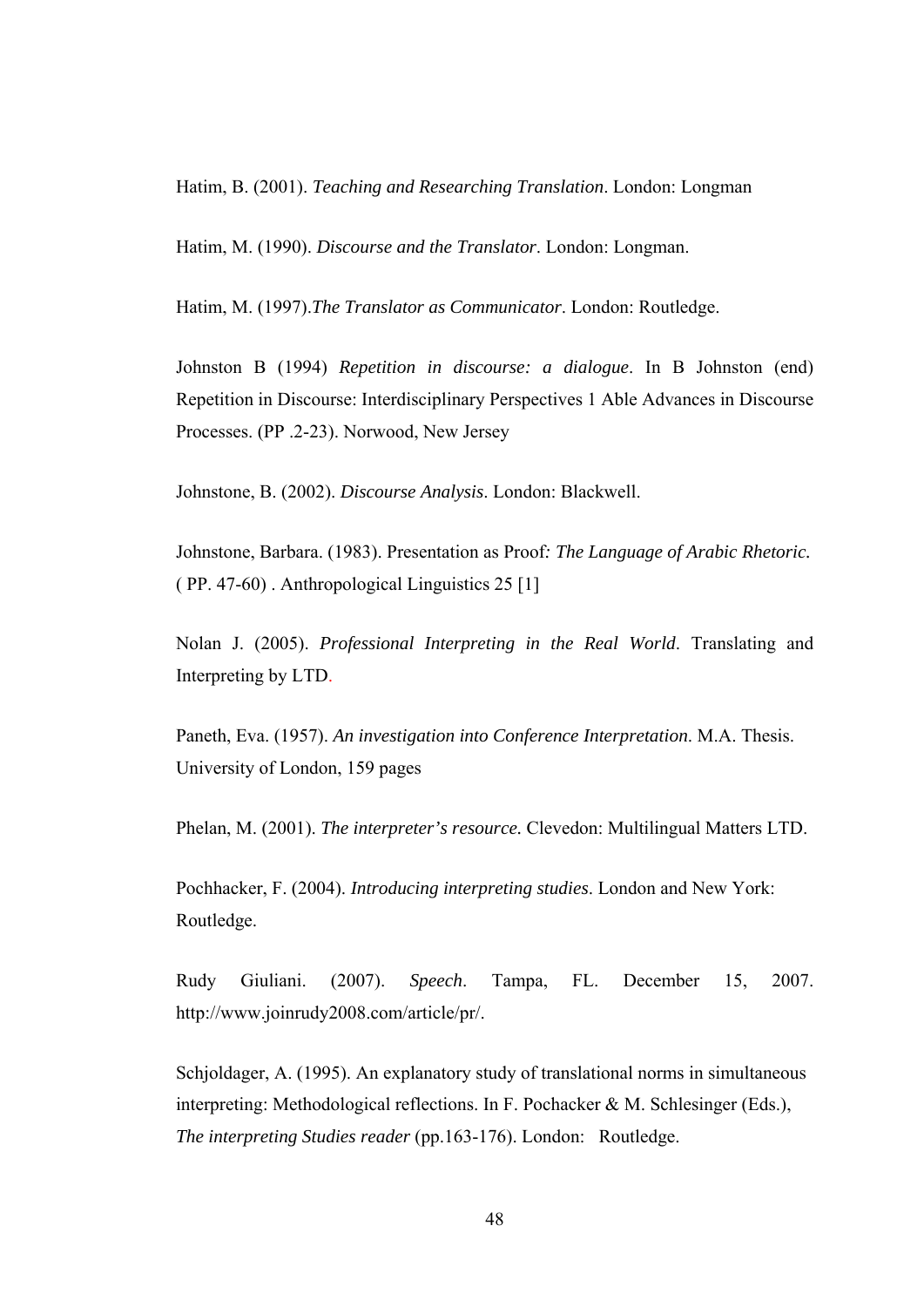Hatim, B. (2001). *Teaching and Researching Translation*. London: Longman

Hatim, M. (1990). *Discourse and the Translator*. London: Longman.

Hatim, M. (1997).*The Translator as Communicator*. London: Routledge.

Johnston B (1994) *Repetition in discourse: a dialogue*. In B Johnston (end) Repetition in Discourse: Interdisciplinary Perspectives 1 Able Advances in Discourse Processes. (PP .2-23). Norwood, New Jersey

Johnstone, B. (2002). *Discourse Analysis*. London: Blackwell.

Johnstone, Barbara. (1983). Presentation as Proof: *The Language of Arabic Rhetoric.* ( PP. 47-60) . Anthropological Linguistics 25 [1]

Nolan J. (2005). *Professional Interpreting in the Real World*. Translating and Interpreting by LTD.

Paneth, Eva. (1957). *An investigation into Conference Interpretation*. M.A. Thesis. University of London, 159 pages

Phelan, M. (2001). *The interpreter's resource.* Clevedon: Multilingual Matters LTD.

Pochhacker, F. (2004). *Introducing interpreting studies*. London and New York: Routledge.

Rudy Giuliani. (2007). *Speech*. Tampa, FL. December 15, 2007. http://www.joinrudy2008.com/article/pr/.

Schjoldager, A. (1995). An explanatory study of translational norms in simultaneous interpreting: Methodological reflections. In F. Pochacker & M. Schlesinger (Eds.), *The interpreting Studies reader* (pp.163-176). London: Routledge.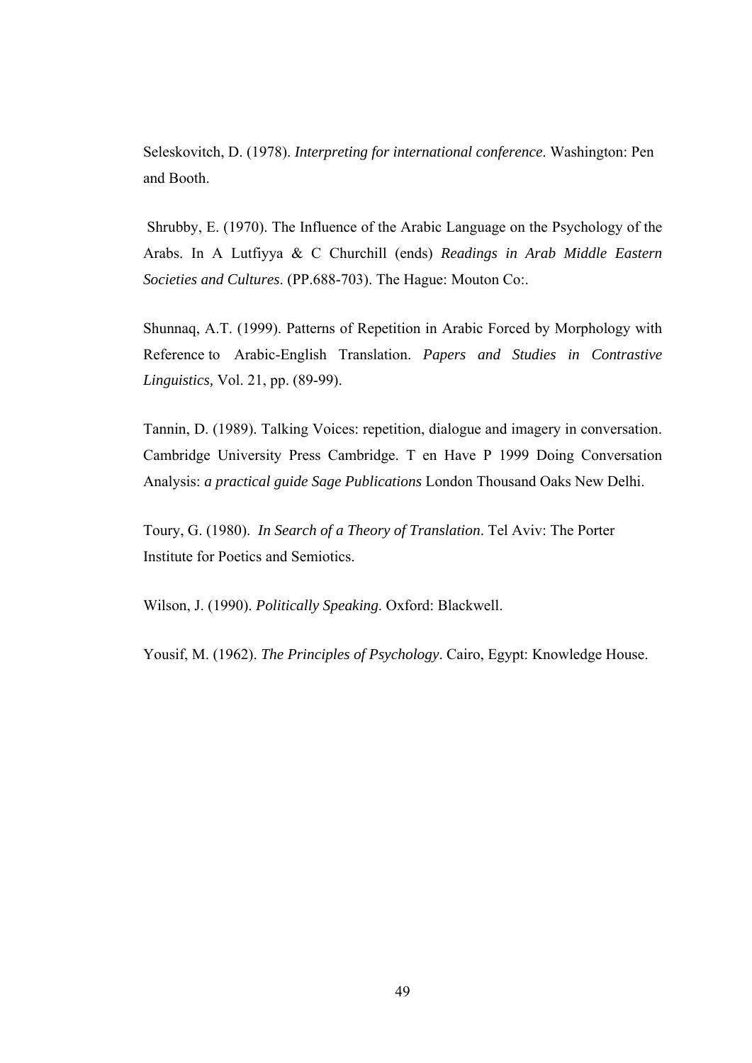Seleskovitch, D. (1978). *Interpreting for international conference*. Washington: Pen and Booth.

Shrubby, E. (1970). The Influence of the Arabic Language on the Psychology of the Arabs. In A Lutfiyya & C Churchill (ends) *Readings in Arab Middle Eastern Societies and Cultures*. (PP.688-703). The Hague: Mouton Co:.

Shunnaq, A.T. (1999). Patterns of Repetition in Arabic Forced by Morphology with Reference to Arabic-English Translation. *Papers and Studies in Contrastive Linguistics*, Vol. 21, pp. (89-99).

Tannin, D. (1989). Talking Voices: repetition, dialogue and imagery in conversation. Cambridge University Press Cambridge. T en Have P 1999 Doing Conversation Analysis: *a practical guide Sage Publications* London Thousand Oaks New Delhi.

Toury, G. (1980). *In Search of a Theory of Translation*. Tel Aviv: The Porter Institute for Poetics and Semiotics.

Wilson, J. (1990). *Politically Speaking*. Oxford: Blackwell.

Yousif, M. (1962). *The Principles of Psychology*. Cairo, Egypt: Knowledge House.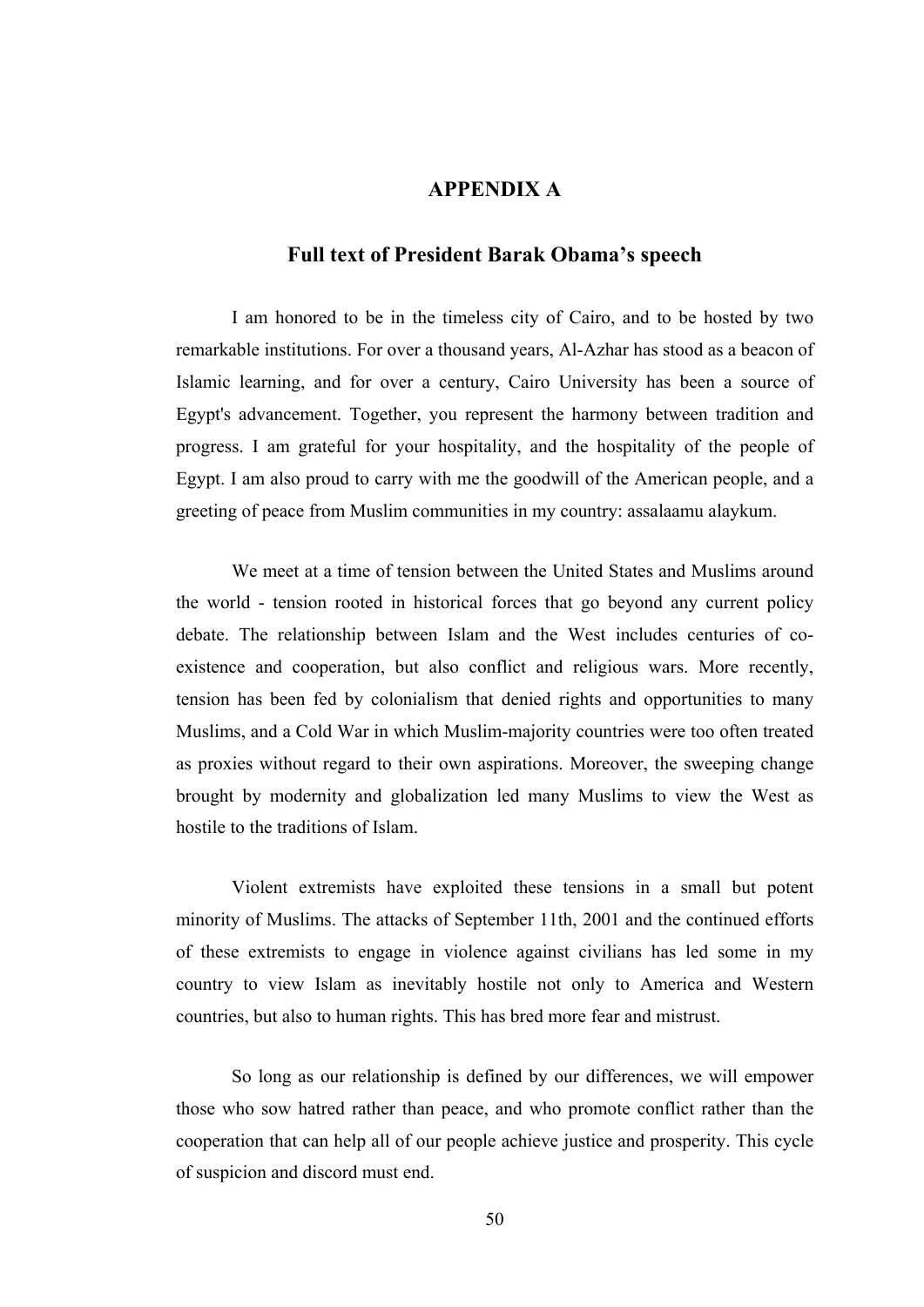# APPENDIX A

## Full text of President Barak Obama's speech

I am honored to be in the timeless city of Cairo, and to be hosted by two remarkable institutions. For over a thousand years, Al-Azhar has stood as a beacon of Islamic learning, and for over a century, Cairo University has been a source of Egypt's advancement. Together, you represent the harmony between tradition and progress. I am grateful for your hospitality, and the hospitality of the people of Egypt. I am also proud to carry with me the goodwill of the American people, and a greeting of peace from Muslim communities in my country: assalaamu alaykum.

We meet at a time of tension between the United States and Muslims around the world - tension rooted in historical forces that go beyond any current policy debate. The relationship between Islam and the West includes centuries of co-existence and cooperation, but also conflict and religious wars. More recently, tension has been fed by colonialism that denied rights and opportunities to many Muslims, and a Cold War in which Muslim-majority countries were too often treated as proxies without regard to their own aspirations. Moreover, the sweeping change brought by modernity and globalization led many Muslims to view the West as hostile to the traditions of Islam.

Violent extremists have exploited these tensions in a small but potent minority of Muslims. The attacks of September 11th, 2001 and the continued efforts of these extremists to engage in violence against civilians has led some in my country to view Islam as inevitably hostile not only to America and Western countries, but also to human rights. This has bred more fear and mistrust.

So long as our relationship is defined by our differences, we will empower those who sow hatred rather than peace, and who promote conflict rather than the cooperation that can help all of our people achieve justice and prosperity. This cycle of suspicion and discord must end.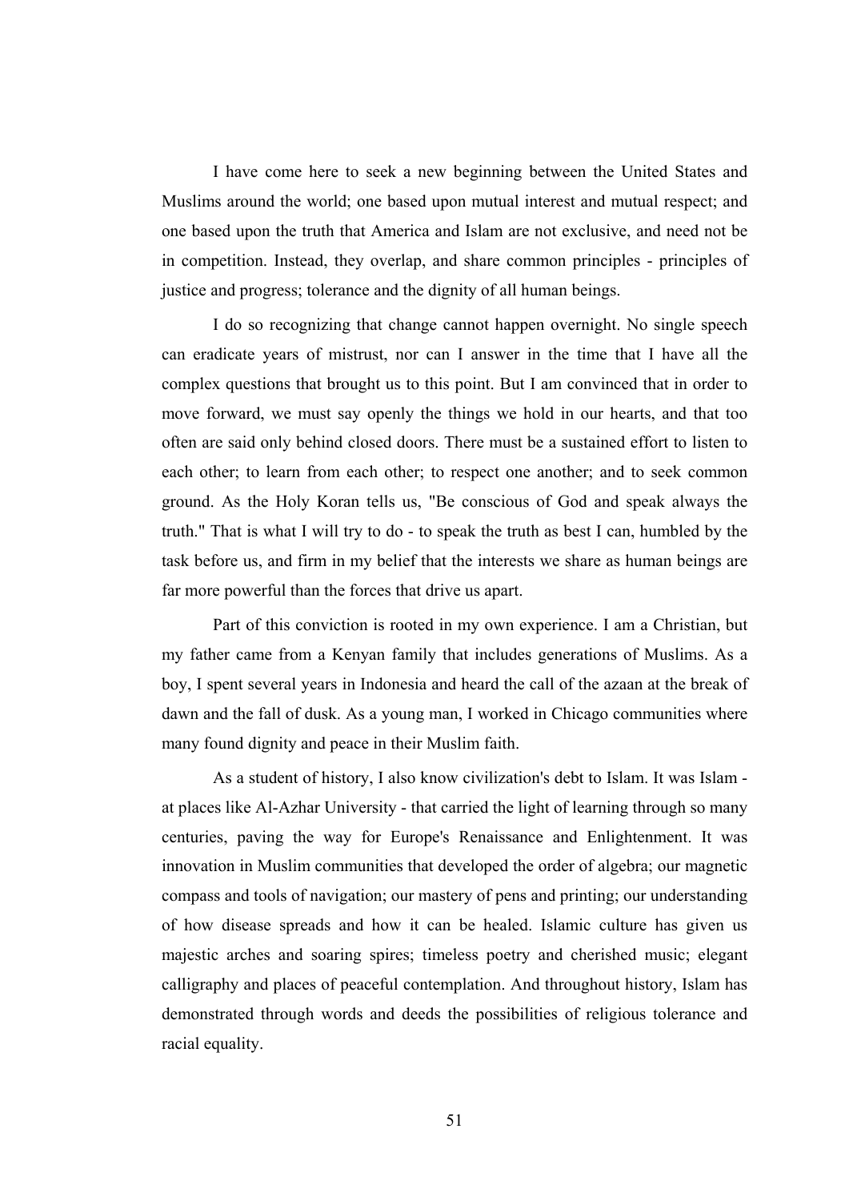I have come here to seek a new beginning between the United States and Muslims around the world; one based upon mutual interest and mutual respect; and one based upon the truth that America and Islam are not exclusive, and need not be in competition. Instead, they overlap, and share common principles - principles of justice and progress; tolerance and the dignity of all human beings.

I do so recognizing that change cannot happen overnight. No single speech can eradicate years of mistrust, nor can I answer in the time that I have all the complex questions that brought us to this point. But I am convinced that in order to move forward, we must say openly the things we hold in our hearts, and that too often are said only behind closed doors. There must be a sustained effort to listen to each other; to learn from each other; to respect one another; and to seek common ground. As the Holy Koran tells us, "Be conscious of God and speak always the truth." That is what I will try to do - to speak the truth as best I can, humbled by the task before us, and firm in my belief that the interests we share as human beings are far more powerful than the forces that drive us apart.

Part of this conviction is rooted in my own experience. I am a Christian, but my father came from a Kenyan family that includes generations of Muslims. As a boy, I spent several years in Indonesia and heard the call of the azaan at the break of dawn and the fall of dusk. As a young man, I worked in Chicago communities where many found dignity and peace in their Muslim faith.

As a student of history, I also know civilization's debt to Islam. It was Islam - at places like Al-Azhar University - that carried the light of learning through so many centuries, paving the way for Europe's Renaissance and Enlightenment. It was innovation in Muslim communities that developed the order of algebra; our magnetic compass and tools of navigation; our mastery of pens and printing; our understanding of how disease spreads and how it can be healed. Islamic culture has given us majestic arches and soaring spires; timeless poetry and cherished music; elegant calligraphy and places of peaceful contemplation. And throughout history, Islam has demonstrated through words and deeds the possibilities of religious tolerance and racial equality.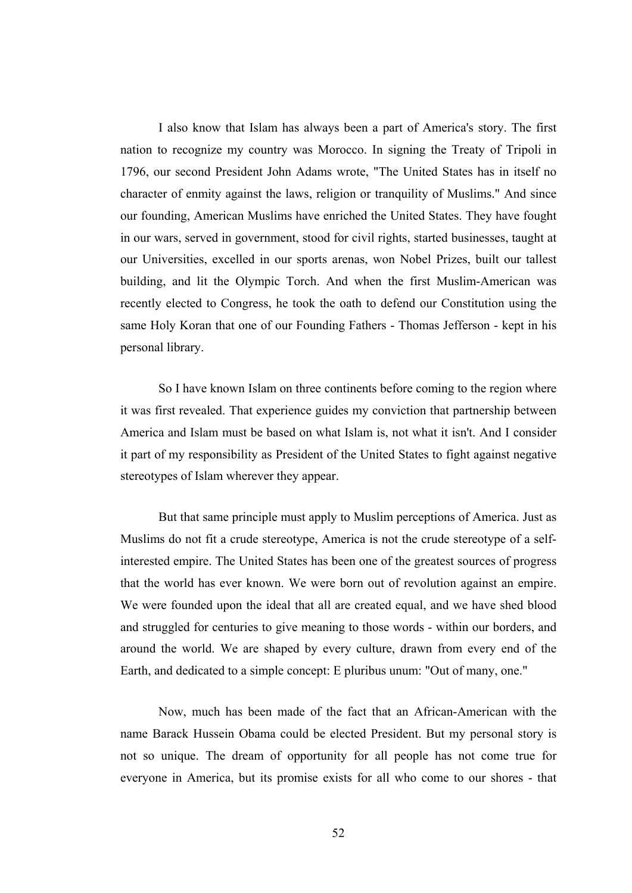I also know that Islam has always been a part of America's story. The first nation to recognize my country was Morocco. In signing the Treaty of Tripoli in 1796, our second President John Adams wrote, "The United States has in itself no character of enmity against the laws, religion or tranquility of Muslims." And since our founding, American Muslims have enriched the United States. They have fought in our wars, served in government, stood for civil rights, started businesses, taught at our Universities, excelled in our sports arenas, won Nobel Prizes, built our tallest building, and lit the Olympic Torch. And when the first Muslim-American was recently elected to Congress, he took the oath to defend our Constitution using the same Holy Koran that one of our Founding Fathers - Thomas Jefferson - kept in his personal library.

So I have known Islam on three continents before coming to the region where it was first revealed. That experience guides my conviction that partnership between America and Islam must be based on what Islam is, not what it isn't. And I consider it part of my responsibility as President of the United States to fight against negative stereotypes of Islam wherever they appear.

But that same principle must apply to Muslim perceptions of America. Just as Muslims do not fit a crude stereotype, America is not the crude stereotype of a self-interested empire. The United States has been one of the greatest sources of progress that the world has ever known. We were born out of revolution against an empire. We were founded upon the ideal that all are created equal, and we have shed blood and struggled for centuries to give meaning to those words - within our borders, and around the world. We are shaped by every culture, drawn from every end of the Earth, and dedicated to a simple concept: E pluribus unum: "Out of many, one."

Now, much has been made of the fact that an African-American with the name Barack Hussein Obama could be elected President. But my personal story is not so unique. The dream of opportunity for all people has not come true for everyone in America, but its promise exists for all who come to our shores - that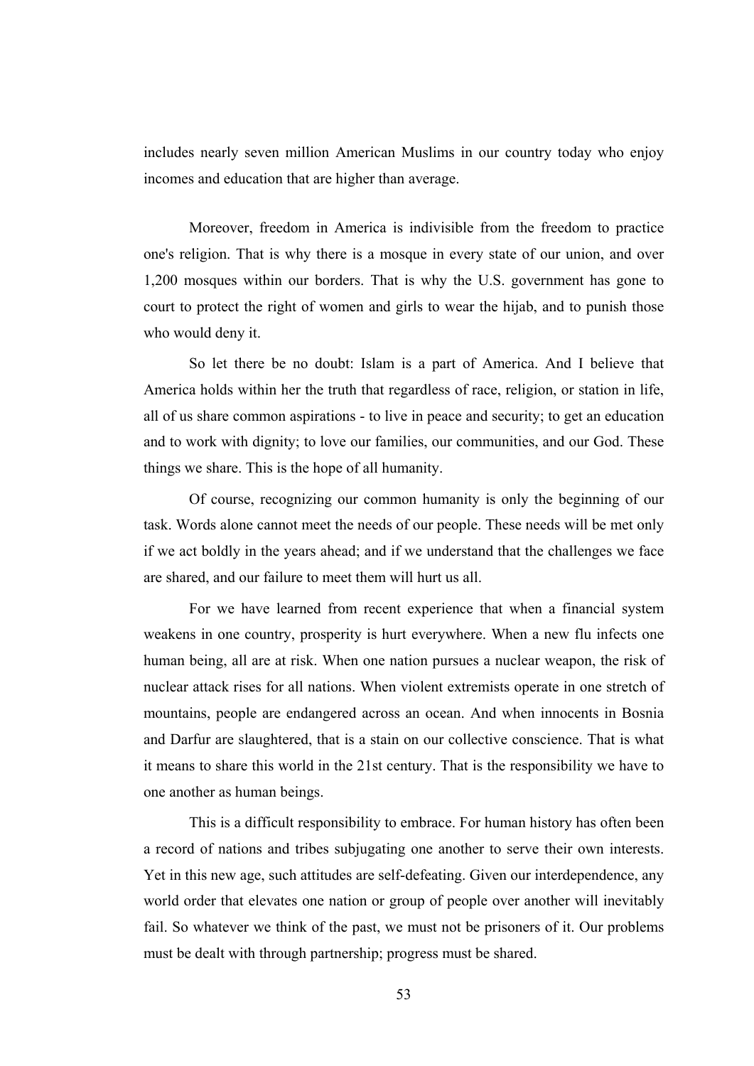includes nearly seven million American Muslims in our country today who enjoy incomes and education that are higher than average.

Moreover, freedom in America is indivisible from the freedom to practice one's religion. That is why there is a mosque in every state of our union, and over 1,200 mosques within our borders. That is why the U.S. government has gone to court to protect the right of women and girls to wear the hijab, and to punish those who would deny it.

So let there be no doubt: Islam is a part of America. And I believe that America holds within her the truth that regardless of race, religion, or station in life, all of us share common aspirations - to live in peace and security; to get an education and to work with dignity; to love our families, our communities, and our God. These things we share. This is the hope of all humanity.

Of course, recognizing our common humanity is only the beginning of our task. Words alone cannot meet the needs of our people. These needs will be met only if we act boldly in the years ahead; and if we understand that the challenges we face are shared, and our failure to meet them will hurt us all.

For we have learned from recent experience that when a financial system weakens in one country, prosperity is hurt everywhere. When a new flu infects one human being, all are at risk. When one nation pursues a nuclear weapon, the risk of nuclear attack rises for all nations. When violent extremists operate in one stretch of mountains, people are endangered across an ocean. And when innocents in Bosnia and Darfur are slaughtered, that is a stain on our collective conscience. That is what it means to share this world in the 21st century. That is the responsibility we have to one another as human beings.

This is a difficult responsibility to embrace. For human history has often been a record of nations and tribes subjugating one another to serve their own interests. Yet in this new age, such attitudes are self-defeating. Given our interdependence, any world order that elevates one nation or group of people over another will inevitably fail. So whatever we think of the past, we must not be prisoners of it. Our problems must be dealt with through partnership; progress must be shared.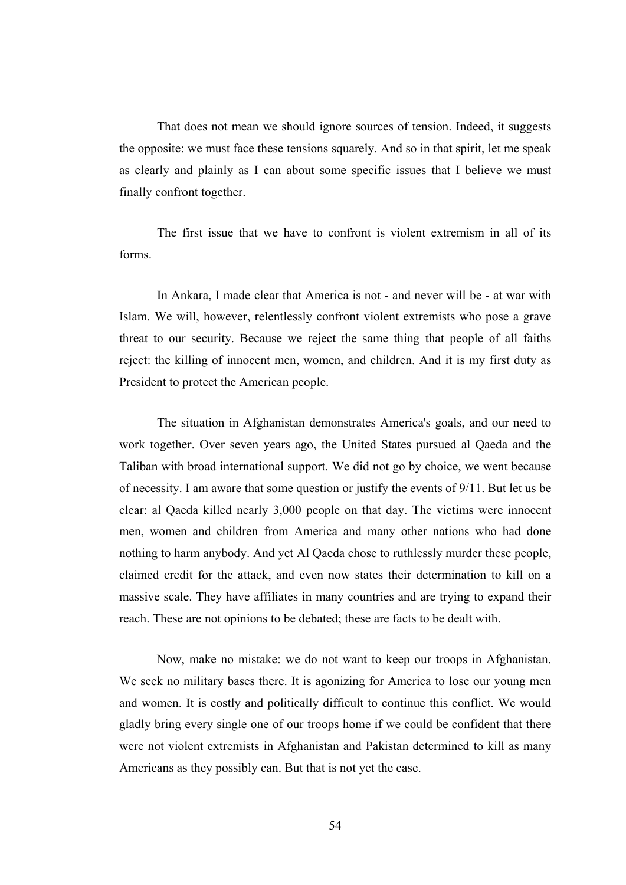That does not mean we should ignore sources of tension. Indeed, it suggests the opposite: we must face these tensions squarely. And so in that spirit, let me speak as clearly and plainly as I can about some specific issues that I believe we must finally confront together.

The first issue that we have to confront is violent extremism in all of its forms.

In Ankara, I made clear that America is not - and never will be - at war with Islam. We will, however, relentlessly confront violent extremists who pose a grave threat to our security. Because we reject the same thing that people of all faiths reject: the killing of innocent men, women, and children. And it is my first duty as President to protect the American people.

The situation in Afghanistan demonstrates America's goals, and our need to work together. Over seven years ago, the United States pursued al Qaeda and the Taliban with broad international support. We did not go by choice, we went because of necessity. I am aware that some question or justify the events of 9/11. But let us be clear: al Qaeda killed nearly 3,000 people on that day. The victims were innocent men, women and children from America and many other nations who had done nothing to harm anybody. And yet Al Qaeda chose to ruthlessly murder these people, claimed credit for the attack, and even now states their determination to kill on a massive scale. They have affiliates in many countries and are trying to expand their reach. These are not opinions to be debated; these are facts to be dealt with.

Now, make no mistake: we do not want to keep our troops in Afghanistan. We seek no military bases there. It is agonizing for America to lose our young men and women. It is costly and politically difficult to continue this conflict. We would gladly bring every single one of our troops home if we could be confident that there were not violent extremists in Afghanistan and Pakistan determined to kill as many Americans as they possibly can. But that is not yet the case.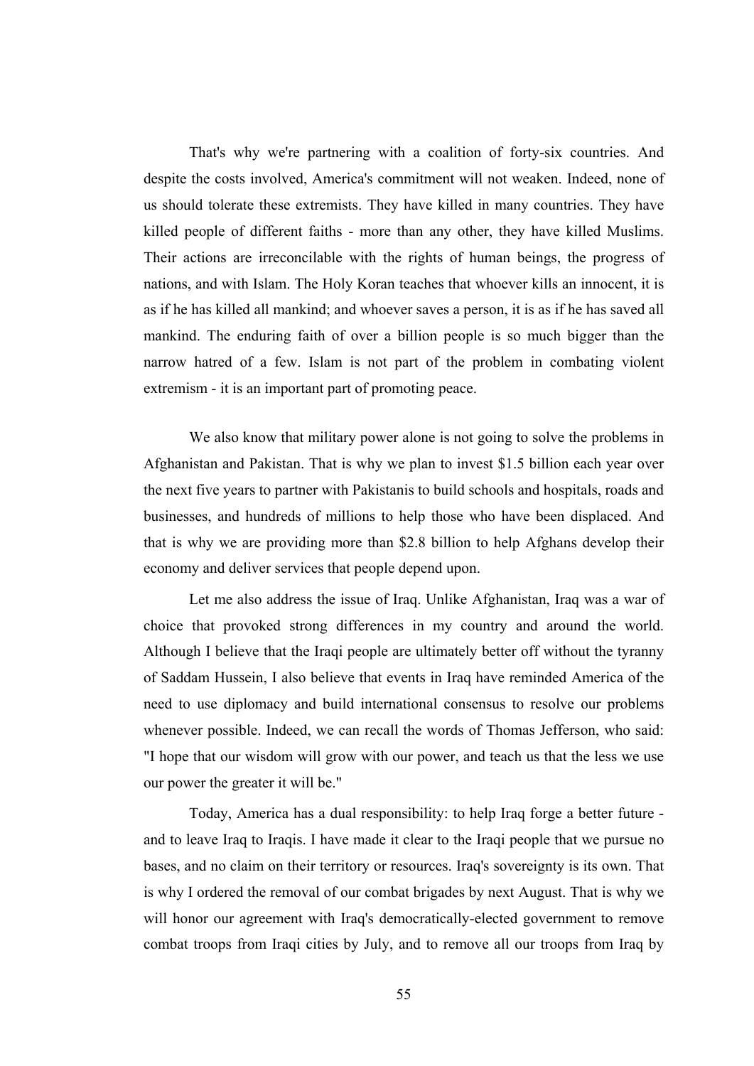That's why we're partnering with a coalition of forty-six countries. And despite the costs involved, America's commitment will not weaken. Indeed, none of us should tolerate these extremists. They have killed in many countries. They have killed people of different faiths - more than any other, they have killed Muslims. Their actions are irreconcilable with the rights of human beings, the progress of nations, and with Islam. The Holy Koran teaches that whoever kills an innocent, it is as if he has killed all mankind; and whoever saves a person, it is as if he has saved all mankind. The enduring faith of over a billion people is so much bigger than the narrow hatred of a few. Islam is not part of the problem in combating violent extremism - it is an important part of promoting peace.

We also know that military power alone is not going to solve the problems in Afghanistan and Pakistan. That is why we plan to invest $1.5 billion each year over the next five years to partner with Pakistanis to build schools and hospitals, roads and businesses, and hundreds of millions to help those who have been displaced. And that is why we are providing more than $2.8 billion to help Afghans develop their economy and deliver services that people depend upon.

Let me also address the issue of Iraq. Unlike Afghanistan, Iraq was a war of choice that provoked strong differences in my country and around the world. Although I believe that the Iraqi people are ultimately better off without the tyranny of Saddam Hussein, I also believe that events in Iraq have reminded America of the need to use diplomacy and build international consensus to resolve our problems whenever possible. Indeed, we can recall the words of Thomas Jefferson, who said: "I hope that our wisdom will grow with our power, and teach us that the less we use our power the greater it will be."

Today, America has a dual responsibility: to help Iraq forge a better future - and to leave Iraq to Iraqis. I have made it clear to the Iraqi people that we pursue no bases, and no claim on their territory or resources. Iraq's sovereignty is its own. That is why I ordered the removal of our combat brigades by next August. That is why we will honor our agreement with Iraq's democratically-elected government to remove combat troops from Iraqi cities by July, and to remove all our troops from Iraq by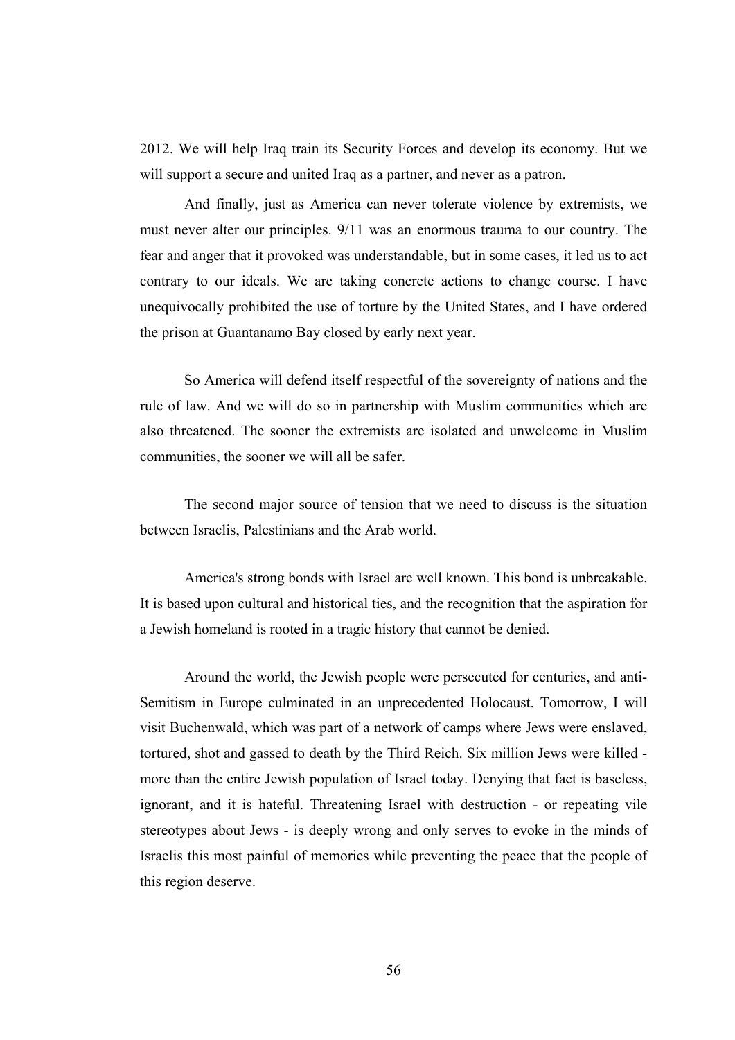2012. We will help Iraq train its Security Forces and develop its economy. But we will support a secure and united Iraq as a partner, and never as a patron.

And finally, just as America can never tolerate violence by extremists, we must never alter our principles. 9/11 was an enormous trauma to our country. The fear and anger that it provoked was understandable, but in some cases, it led us to act contrary to our ideals. We are taking concrete actions to change course. I have unequivocally prohibited the use of torture by the United States, and I have ordered the prison at Guantanamo Bay closed by early next year.

So America will defend itself respectful of the sovereignty of nations and the rule of law. And we will do so in partnership with Muslim communities which are also threatened. The sooner the extremists are isolated and unwelcome in Muslim communities, the sooner we will all be safer.

The second major source of tension that we need to discuss is the situation between Israelis, Palestinians and the Arab world.

America's strong bonds with Israel are well known. This bond is unbreakable. It is based upon cultural and historical ties, and the recognition that the aspiration for a Jewish homeland is rooted in a tragic history that cannot be denied.

Around the world, the Jewish people were persecuted for centuries, and anti-Semitism in Europe culminated in an unprecedented Holocaust. Tomorrow, I will visit Buchenwald, which was part of a network of camps where Jews were enslaved, tortured, shot and gassed to death by the Third Reich. Six million Jews were killed - more than the entire Jewish population of Israel today. Denying that fact is baseless, ignorant, and it is hateful. Threatening Israel with destruction - or repeating vile stereotypes about Jews - is deeply wrong and only serves to evoke in the minds of Israelis this most painful of memories while preventing the peace that the people of this region deserve.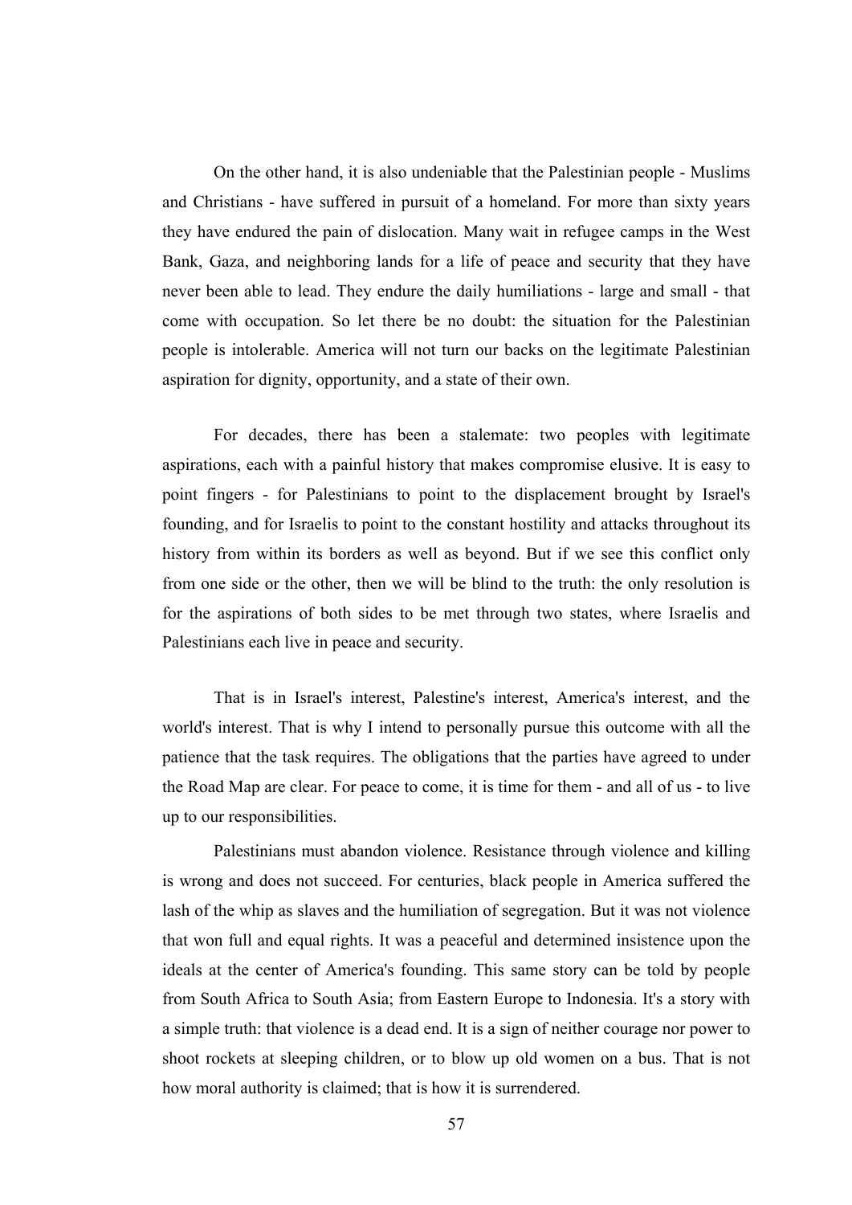On the other hand, it is also undeniable that the Palestinian people - Muslims and Christians - have suffered in pursuit of a homeland. For more than sixty years they have endured the pain of dislocation. Many wait in refugee camps in the West Bank, Gaza, and neighboring lands for a life of peace and security that they have never been able to lead. They endure the daily humiliations - large and small - that come with occupation. So let there be no doubt: the situation for the Palestinian people is intolerable. America will not turn our backs on the legitimate Palestinian aspiration for dignity, opportunity, and a state of their own.

For decades, there has been a stalemate: two peoples with legitimate aspirations, each with a painful history that makes compromise elusive. It is easy to point fingers - for Palestinians to point to the displacement brought by Israel's founding, and for Israelis to point to the constant hostility and attacks throughout its history from within its borders as well as beyond. But if we see this conflict only from one side or the other, then we will be blind to the truth: the only resolution is for the aspirations of both sides to be met through two states, where Israelis and Palestinians each live in peace and security.

That is in Israel's interest, Palestine's interest, America's interest, and the world's interest. That is why I intend to personally pursue this outcome with all the patience that the task requires. The obligations that the parties have agreed to under the Road Map are clear. For peace to come, it is time for them - and all of us - to live up to our responsibilities.

Palestinians must abandon violence. Resistance through violence and killing is wrong and does not succeed. For centuries, black people in America suffered the lash of the whip as slaves and the humiliation of segregation. But it was not violence that won full and equal rights. It was a peaceful and determined insistence upon the ideals at the center of America's founding. This same story can be told by people from South Africa to South Asia; from Eastern Europe to Indonesia. It's a story with a simple truth: that violence is a dead end. It is a sign of neither courage nor power to shoot rockets at sleeping children, or to blow up old women on a bus. That is not how moral authority is claimed; that is how it is surrendered.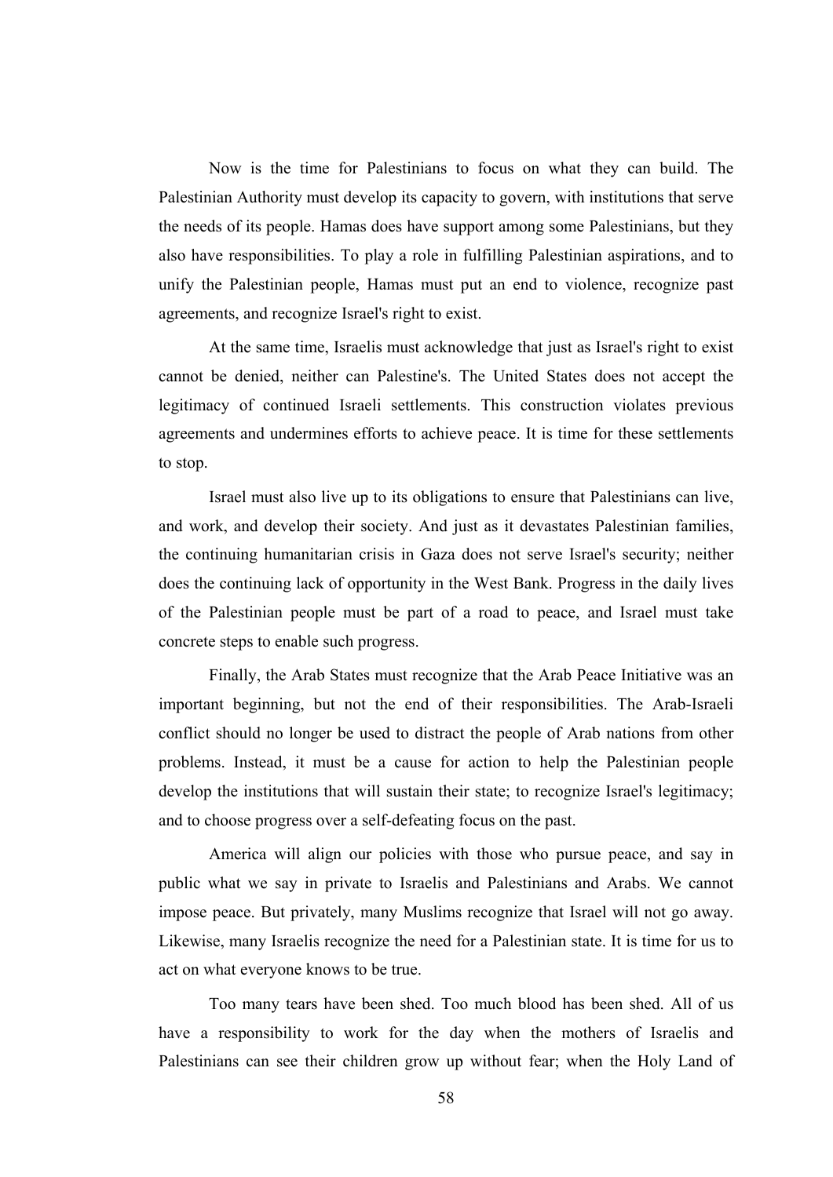Now is the time for Palestinians to focus on what they can build. The Palestinian Authority must develop its capacity to govern, with institutions that serve the needs of its people. Hamas does have support among some Palestinians, but they also have responsibilities. To play a role in fulfilling Palestinian aspirations, and to unify the Palestinian people, Hamas must put an end to violence, recognize past agreements, and recognize Israel's right to exist.

At the same time, Israelis must acknowledge that just as Israel's right to exist cannot be denied, neither can Palestine's. The United States does not accept the legitimacy of continued Israeli settlements. This construction violates previous agreements and undermines efforts to achieve peace. It is time for these settlements to stop.

Israel must also live up to its obligations to ensure that Palestinians can live, and work, and develop their society. And just as it devastates Palestinian families, the continuing humanitarian crisis in Gaza does not serve Israel's security; neither does the continuing lack of opportunity in the West Bank. Progress in the daily lives of the Palestinian people must be part of a road to peace, and Israel must take concrete steps to enable such progress.

Finally, the Arab States must recognize that the Arab Peace Initiative was an important beginning, but not the end of their responsibilities. The Arab-Israeli conflict should no longer be used to distract the people of Arab nations from other problems. Instead, it must be a cause for action to help the Palestinian people develop the institutions that will sustain their state; to recognize Israel's legitimacy; and to choose progress over a self-defeating focus on the past.

America will align our policies with those who pursue peace, and say in public what we say in private to Israelis and Palestinians and Arabs. We cannot impose peace. But privately, many Muslims recognize that Israel will not go away. Likewise, many Israelis recognize the need for a Palestinian state. It is time for us to act on what everyone knows to be true.

Too many tears have been shed. Too much blood has been shed. All of us have a responsibility to work for the day when the mothers of Israelis and Palestinians can see their children grow up without fear; when the Holy Land of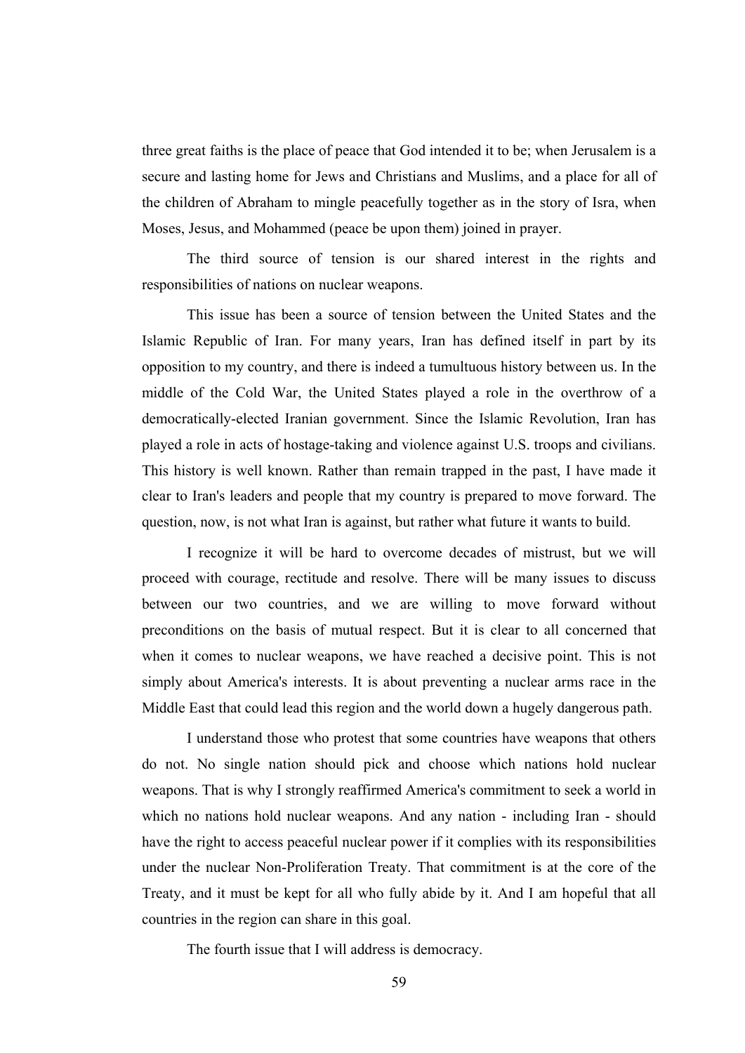three great faiths is the place of peace that God intended it to be; when Jerusalem is a secure and lasting home for Jews and Christians and Muslims, and a place for all of the children of Abraham to mingle peacefully together as in the story of Isra, when Moses, Jesus, and Mohammed (peace be upon them) joined in prayer.

The third source of tension is our shared interest in the rights and responsibilities of nations on nuclear weapons.

This issue has been a source of tension between the United States and the Islamic Republic of Iran. For many years, Iran has defined itself in part by its opposition to my country, and there is indeed a tumultuous history between us. In the middle of the Cold War, the United States played a role in the overthrow of a democratically-elected Iranian government. Since the Islamic Revolution, Iran has played a role in acts of hostage-taking and violence against U.S. troops and civilians. This history is well known. Rather than remain trapped in the past, I have made it clear to Iran's leaders and people that my country is prepared to move forward. The question, now, is not what Iran is against, but rather what future it wants to build.

I recognize it will be hard to overcome decades of mistrust, but we will proceed with courage, rectitude and resolve. There will be many issues to discuss between our two countries, and we are willing to move forward without preconditions on the basis of mutual respect. But it is clear to all concerned that when it comes to nuclear weapons, we have reached a decisive point. This is not simply about America's interests. It is about preventing a nuclear arms race in the Middle East that could lead this region and the world down a hugely dangerous path.

I understand those who protest that some countries have weapons that others do not. No single nation should pick and choose which nations hold nuclear weapons. That is why I strongly reaffirmed America's commitment to seek a world in which no nations hold nuclear weapons. And any nation - including Iran - should have the right to access peaceful nuclear power if it complies with its responsibilities under the nuclear Non-Proliferation Treaty. That commitment is at the core of the Treaty, and it must be kept for all who fully abide by it. And I am hopeful that all countries in the region can share in this goal.

The fourth issue that I will address is democracy.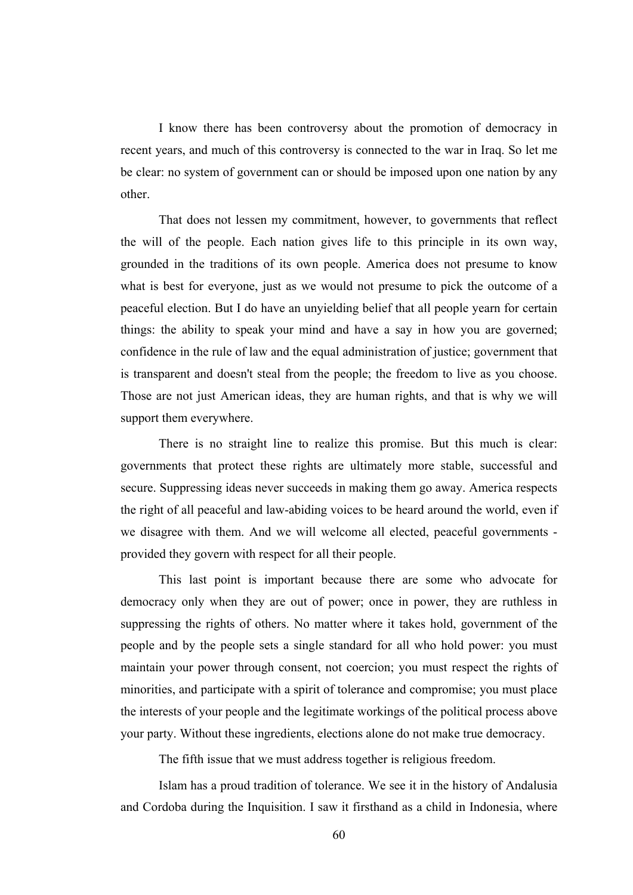I know there has been controversy about the promotion of democracy in recent years, and much of this controversy is connected to the war in Iraq. So let me be clear: no system of government can or should be imposed upon one nation by any other.

That does not lessen my commitment, however, to governments that reflect the will of the people. Each nation gives life to this principle in its own way, grounded in the traditions of its own people. America does not presume to know what is best for everyone, just as we would not presume to pick the outcome of a peaceful election. But I do have an unyielding belief that all people yearn for certain things: the ability to speak your mind and have a say in how you are governed; confidence in the rule of law and the equal administration of justice; government that is transparent and doesn't steal from the people; the freedom to live as you choose. Those are not just American ideas, they are human rights, and that is why we will support them everywhere.

There is no straight line to realize this promise. But this much is clear: governments that protect these rights are ultimately more stable, successful and secure. Suppressing ideas never succeeds in making them go away. America respects the right of all peaceful and law-abiding voices to be heard around the world, even if we disagree with them. And we will welcome all elected, peaceful governments - provided they govern with respect for all their people.

This last point is important because there are some who advocate for democracy only when they are out of power; once in power, they are ruthless in suppressing the rights of others. No matter where it takes hold, government of the people and by the people sets a single standard for all who hold power: you must maintain your power through consent, not coercion; you must respect the rights of minorities, and participate with a spirit of tolerance and compromise; you must place the interests of your people and the legitimate workings of the political process above your party. Without these ingredients, elections alone do not make true democracy.

The fifth issue that we must address together is religious freedom.

Islam has a proud tradition of tolerance. We see it in the history of Andalusia and Cordoba during the Inquisition. I saw it firsthand as a child in Indonesia, where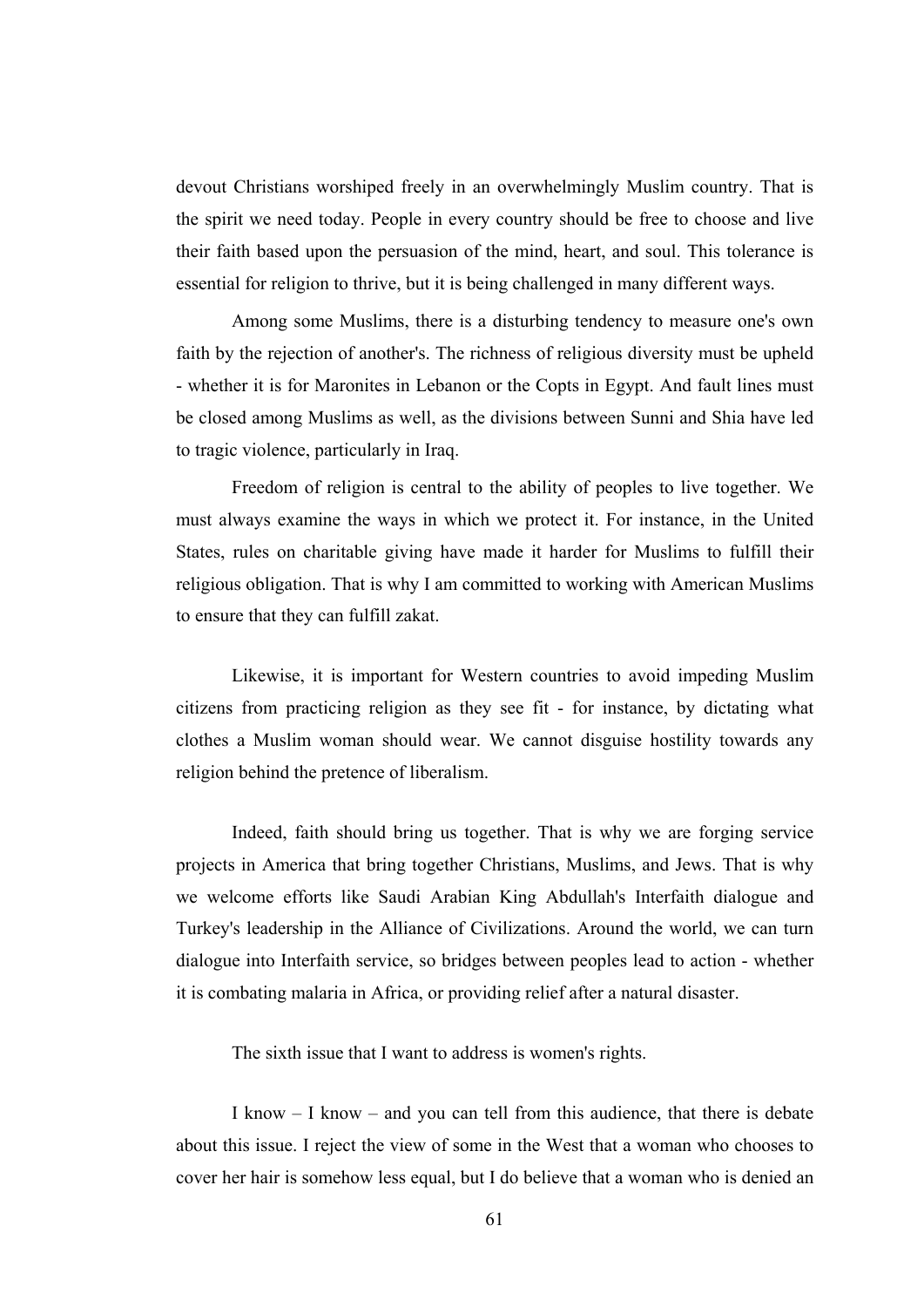devout Christians worshiped freely in an overwhelmingly Muslim country. That is the spirit we need today. People in every country should be free to choose and live their faith based upon the persuasion of the mind, heart, and soul. This tolerance is essential for religion to thrive, but it is being challenged in many different ways.

Among some Muslims, there is a disturbing tendency to measure one's own faith by the rejection of another's. The richness of religious diversity must be upheld - whether it is for Maronites in Lebanon or the Copts in Egypt. And fault lines must be closed among Muslims as well, as the divisions between Sunni and Shia have led to tragic violence, particularly in Iraq.

Freedom of religion is central to the ability of peoples to live together. We must always examine the ways in which we protect it. For instance, in the United States, rules on charitable giving have made it harder for Muslims to fulfill their religious obligation. That is why I am committed to working with American Muslims to ensure that they can fulfill zakat.

Likewise, it is important for Western countries to avoid impeding Muslim citizens from practicing religion as they see fit - for instance, by dictating what clothes a Muslim woman should wear. We cannot disguise hostility towards any religion behind the pretence of liberalism.

Indeed, faith should bring us together. That is why we are forging service projects in America that bring together Christians, Muslims, and Jews. That is why we welcome efforts like Saudi Arabian King Abdullah's Interfaith dialogue and Turkey's leadership in the Alliance of Civilizations. Around the world, we can turn dialogue into Interfaith service, so bridges between peoples lead to action - whether it is combating malaria in Africa, or providing relief after a natural disaster.

The sixth issue that I want to address is women's rights.

I know – I know – and you can tell from this audience, that there is debate about this issue. I reject the view of some in the West that a woman who chooses to cover her hair is somehow less equal, but I do believe that a woman who is denied an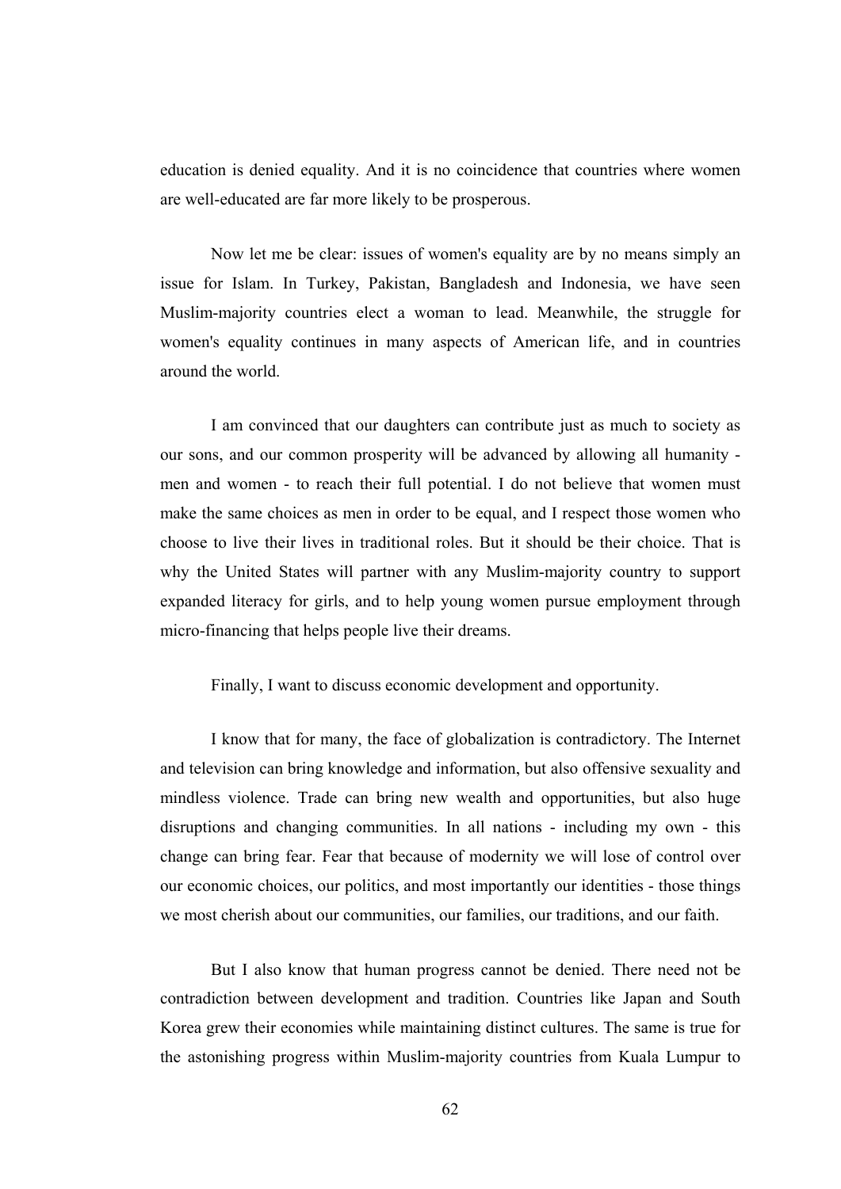education is denied equality. And it is no coincidence that countries where women are well-educated are far more likely to be prosperous.

Now let me be clear: issues of women's equality are by no means simply an issue for Islam. In Turkey, Pakistan, Bangladesh and Indonesia, we have seen Muslim-majority countries elect a woman to lead. Meanwhile, the struggle for women's equality continues in many aspects of American life, and in countries around the world.

I am convinced that our daughters can contribute just as much to society as our sons, and our common prosperity will be advanced by allowing all humanity - men and women - to reach their full potential. I do not believe that women must make the same choices as men in order to be equal, and I respect those women who choose to live their lives in traditional roles. But it should be their choice. That is why the United States will partner with any Muslim-majority country to support expanded literacy for girls, and to help young women pursue employment through micro-financing that helps people live their dreams.

Finally, I want to discuss economic development and opportunity.

I know that for many, the face of globalization is contradictory. The Internet and television can bring knowledge and information, but also offensive sexuality and mindless violence. Trade can bring new wealth and opportunities, but also huge disruptions and changing communities. In all nations - including my own - this change can bring fear. Fear that because of modernity we will lose of control over our economic choices, our politics, and most importantly our identities - those things we most cherish about our communities, our families, our traditions, and our faith.

But I also know that human progress cannot be denied. There need not be contradiction between development and tradition. Countries like Japan and South Korea grew their economies while maintaining distinct cultures. The same is true for the astonishing progress within Muslim-majority countries from Kuala Lumpur to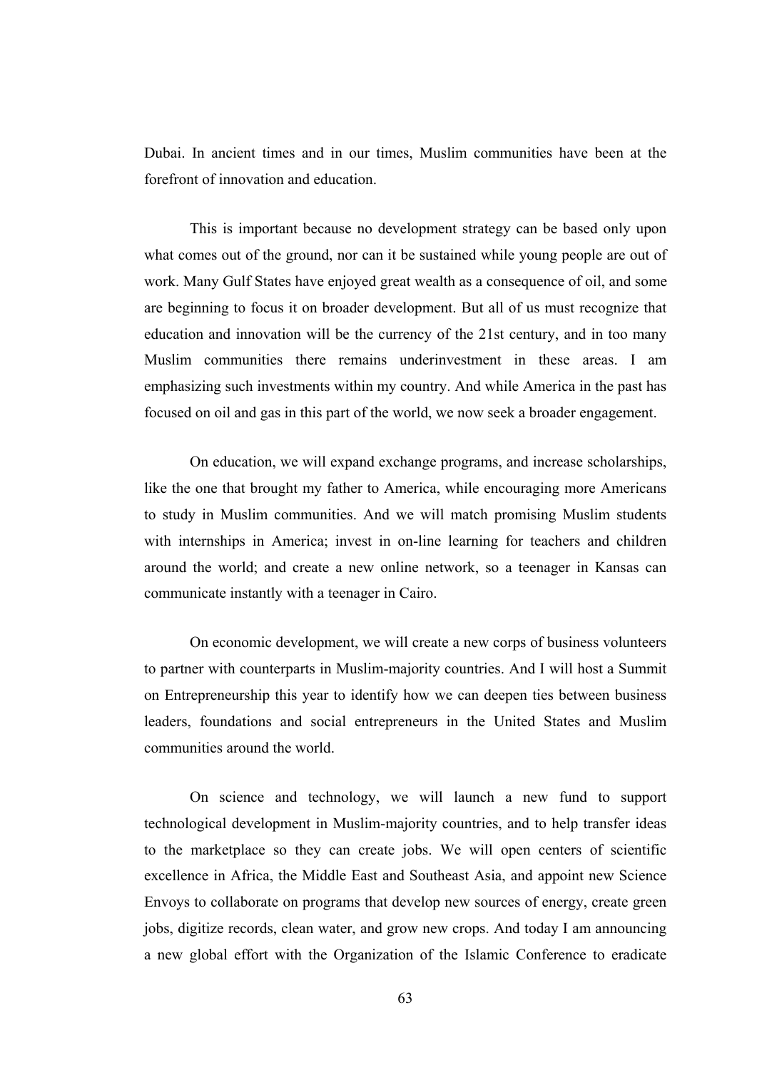Dubai. In ancient times and in our times, Muslim communities have been at the forefront of innovation and education.

This is important because no development strategy can be based only upon what comes out of the ground, nor can it be sustained while young people are out of work. Many Gulf States have enjoyed great wealth as a consequence of oil, and some are beginning to focus it on broader development. But all of us must recognize that education and innovation will be the currency of the 21st century, and in too many Muslim communities there remains underinvestment in these areas. I am emphasizing such investments within my country. And while America in the past has focused on oil and gas in this part of the world, we now seek a broader engagement.

On education, we will expand exchange programs, and increase scholarships, like the one that brought my father to America, while encouraging more Americans to study in Muslim communities. And we will match promising Muslim students with internships in America; invest in on-line learning for teachers and children around the world; and create a new online network, so a teenager in Kansas can communicate instantly with a teenager in Cairo.

On economic development, we will create a new corps of business volunteers to partner with counterparts in Muslim-majority countries. And I will host a Summit on Entrepreneurship this year to identify how we can deepen ties between business leaders, foundations and social entrepreneurs in the United States and Muslim communities around the world.

On science and technology, we will launch a new fund to support technological development in Muslim-majority countries, and to help transfer ideas to the marketplace so they can create jobs. We will open centers of scientific excellence in Africa, the Middle East and Southeast Asia, and appoint new Science Envoys to collaborate on programs that develop new sources of energy, create green jobs, digitize records, clean water, and grow new crops. And today I am announcing a new global effort with the Organization of the Islamic Conference to eradicate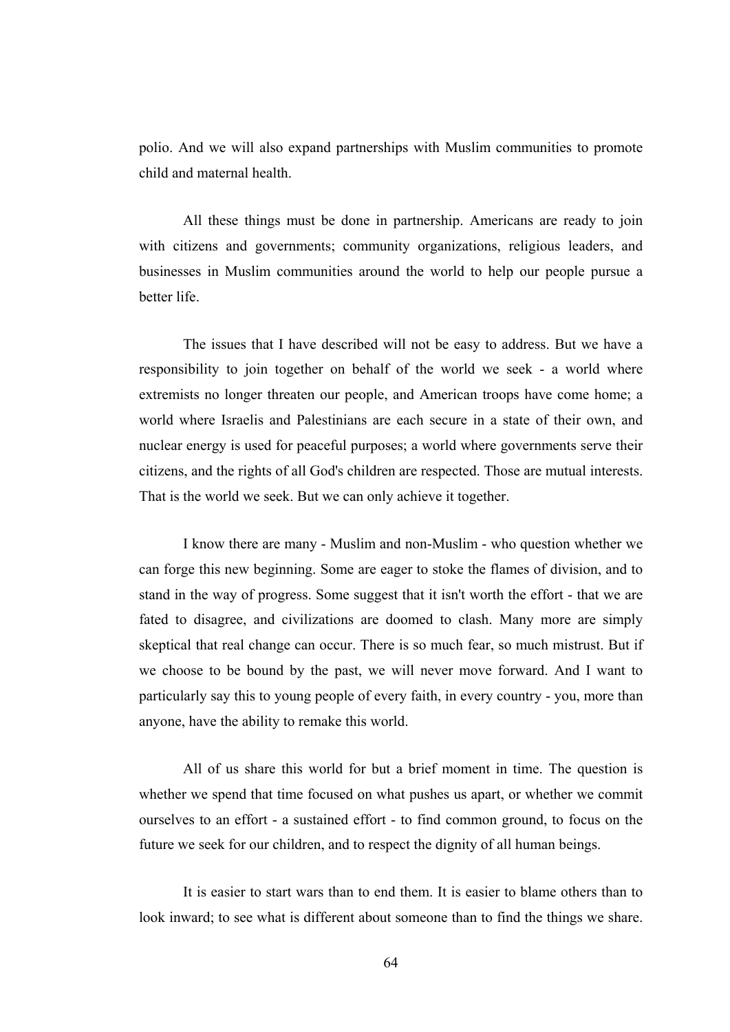polio. And we will also expand partnerships with Muslim communities to promote child and maternal health.

All these things must be done in partnership. Americans are ready to join with citizens and governments; community organizations, religious leaders, and businesses in Muslim communities around the world to help our people pursue a better life.

The issues that I have described will not be easy to address. But we have a responsibility to join together on behalf of the world we seek - a world where extremists no longer threaten our people, and American troops have come home; a world where Israelis and Palestinians are each secure in a state of their own, and nuclear energy is used for peaceful purposes; a world where governments serve their citizens, and the rights of all God's children are respected. Those are mutual interests. That is the world we seek. But we can only achieve it together.

I know there are many - Muslim and non-Muslim - who question whether we can forge this new beginning. Some are eager to stoke the flames of division, and to stand in the way of progress. Some suggest that it isn't worth the effort - that we are fated to disagree, and civilizations are doomed to clash. Many more are simply skeptical that real change can occur. There is so much fear, so much mistrust. But if we choose to be bound by the past, we will never move forward. And I want to particularly say this to young people of every faith, in every country - you, more than anyone, have the ability to remake this world.

All of us share this world for but a brief moment in time. The question is whether we spend that time focused on what pushes us apart, or whether we commit ourselves to an effort - a sustained effort - to find common ground, to focus on the future we seek for our children, and to respect the dignity of all human beings.

It is easier to start wars than to end them. It is easier to blame others than to look inward; to see what is different about someone than to find the things we share.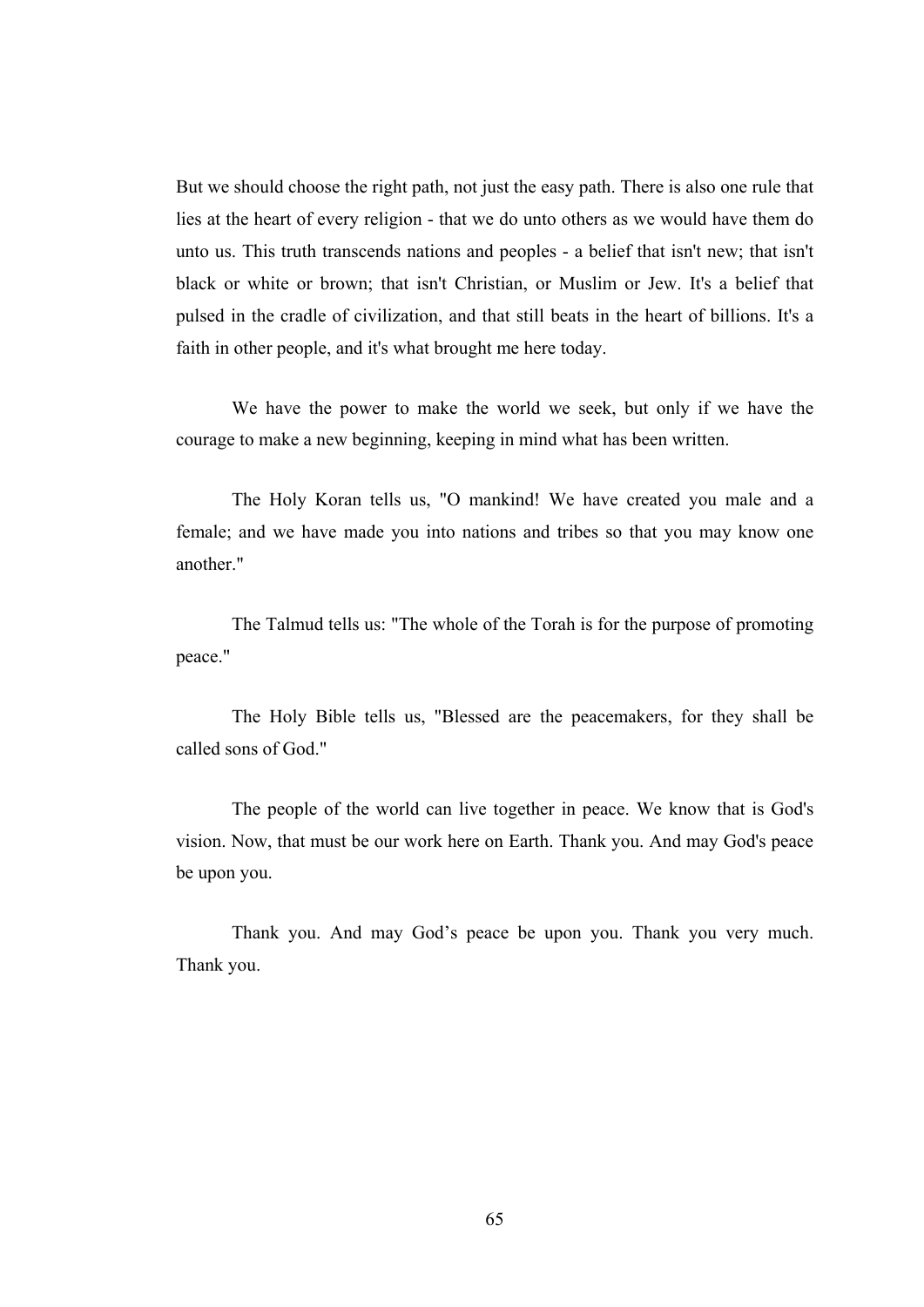But we should choose the right path, not just the easy path. There is also one rule that lies at the heart of every religion - that we do unto others as we would have them do unto us. This truth transcends nations and peoples - a belief that isn't new; that isn't black or white or brown; that isn't Christian, or Muslim or Jew. It's a belief that pulsed in the cradle of civilization, and that still beats in the heart of billions. It's a faith in other people, and it's what brought me here today.

We have the power to make the world we seek, but only if we have the courage to make a new beginning, keeping in mind what has been written.

The Holy Koran tells us, "O mankind! We have created you male and a female; and we have made you into nations and tribes so that you may know one another."

The Talmud tells us: "The whole of the Torah is for the purpose of promoting peace."

The Holy Bible tells us, "Blessed are the peacemakers, for they shall be called sons of God."

The people of the world can live together in peace. We know that is God's vision. Now, that must be our work here on Earth. Thank you. And may God's peace be upon you.

Thank you. And may God's peace be upon you. Thank you very much. Thank you.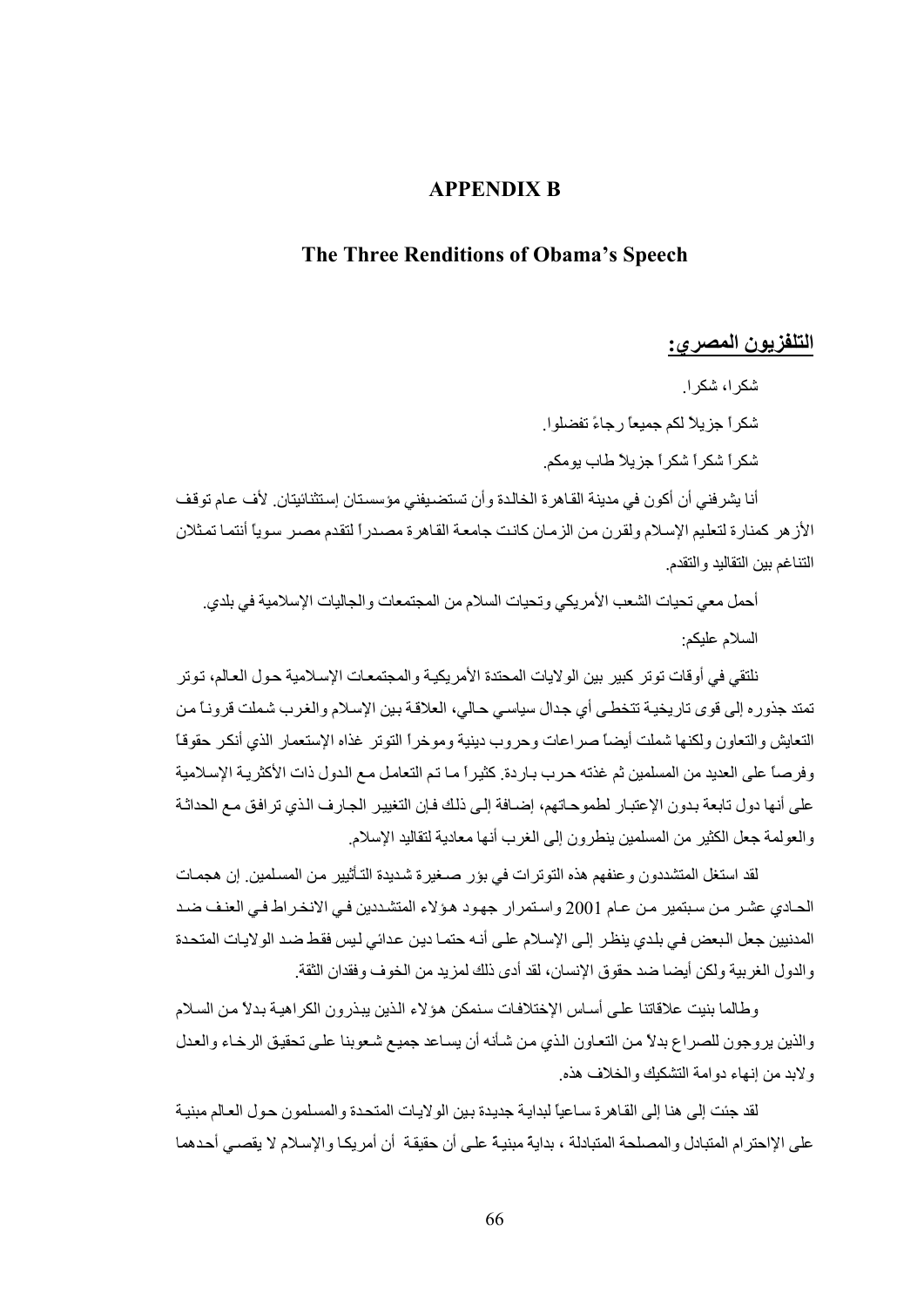# APPENDIX B

## The Three Renditions of Obama's Speech

**التلفزيون المصري:**

شكرا، شكرا.

شكراً جزيلاً لكم جميعاً رجاءً تفضلوا.

شكراً شكراً جزيلاً طاب يومكم.

أنا يشرفني أن أكون في مدينة القاهرة الخالدة وأن تستضيفني مؤسستان إستثنائيتان. لأف عام توقف الأزهر كمنارة لتعليم الإسلام ولقرن من الزمان كانت جامعة القاهرة مصدراً لتقدم مصر سوياً أنتما تمثلان التناغم بين التقاليد والتقدم.

أحمل معي تحيات الشعب الأمريكي وتحيات السلام من المجتمعات والجاليات الإسلامية في بلدي.

السلام عليكم:

نلتقي في أوقات توتر كبير بين الولايات المتحدة الأمريكية والمجتمعات الإسلامية حول العالم، توتر تمتد جذوره إلى قوى تاريخية تتخطى أي جدال سياسي حالي، العلاقة بين الإسلام والغرب شملت قروناً من التعايش والتعاون ولكنها شملت أيضاً صراعات وحروب دينية وموخراً التوتر غذاه الإستعمار الذي أنكر حقوقاً وفرصاً على العديد من المسلمين ثم غذته حرب باردة. كثيراً ما تم التعامل مع الدول ذات الأكثرية الإسلامية على أنها دول تابعة بدون الإعتبار لطموحاتهم، إضافة إلى ذلك فإن التغيير الجارف الذي ترافق مع الحداثة والعولمة جعل الكثير من المسلمين ينظرون إلى الغرب أنها معادية لتقاليد الإسلام.

لقد استغل المتشددون وعنفهم هذه التوترات في بؤر صغيرة شديدة التأثير من المسلمين. إن هجمات الحادي عشر من سبتمير من عام 2001 واستمرار جهود هؤلاء المتشددين في الانخراط في العنف ضد المدنيين جعل البعض في بلدي ينظر إلى الإسلام على أنه حتما دين عدائي ليس فقط ضد الولايات المتحدة والدول الغربية ولكن أيضا ضد حقوق الإنسان، لقد أدى ذلك لمزيد من الخوف وفقدان الثقة.

وطالما بنيت علاقاتنا على أساس الإختلافات سنمكن هؤلاء الذين يبذرون الكراهية بدلاً من السلام والذين يروجون للصراع بدلاً من التعاون الذي من شأنه أن يساعد جميع شعوبنا على تحقيق الرخاء والعدل ولابد من إنهاء دوامة التشكيك والخلاف هذه.

لقد جئت إلى هنا إلى القاهرة ساعياً لبداية جديدة بين الولايات المتحدة والمسلمون حول العالم مبنية على الإحترام المتبادل والمصلحة المتبادلة ، بداية مبنية على أن حقيقة أن أمريكا والإسلام لا يقصي أحدهما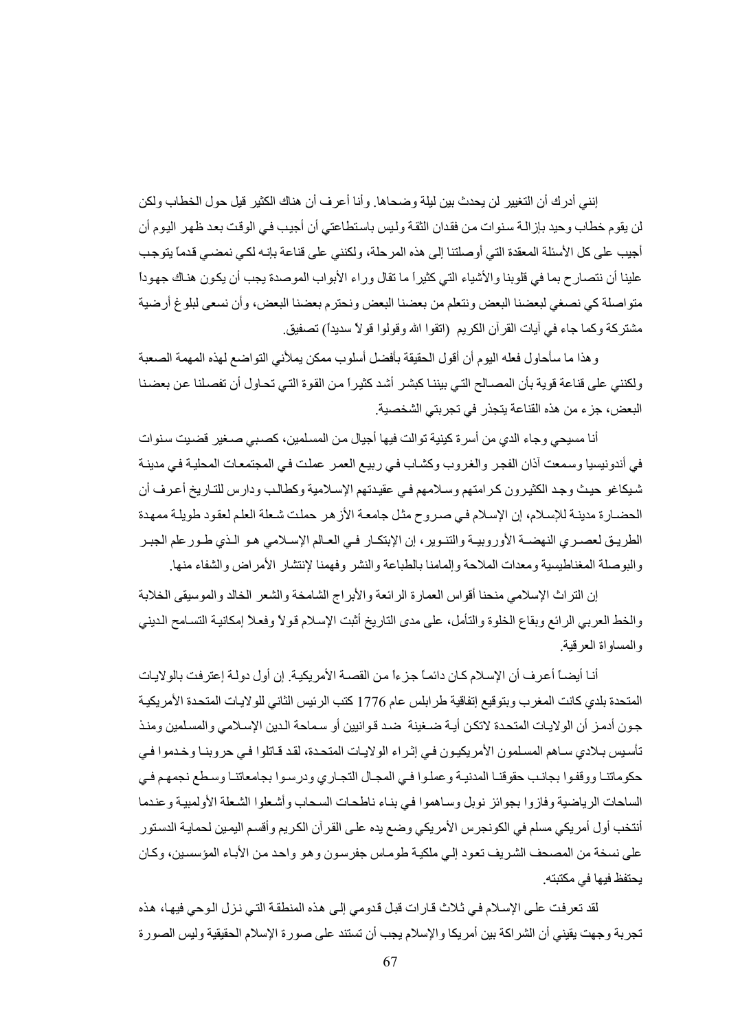إنني أدرك أن التغيير لن يحدث بين ليلة وضحاها. وأنا أعرف أن هناك الكثير قيل حول الخطاب ولكن لن يقوم خطاب وحيد بإزالة سنوات من فقدان الثقة وليس باستطاعتي أن أجيب في الوقت بعد ظهر اليوم أن أجيب على كل الأسئلة المعقدة التي أوصلتنا إلى هذه المرحلة، ولكنني على قناعة بانه لكي نمضي قدماً يتوجب علينا أن نتصارح بما في قلوبنا والأشياء التي كثيراً ما تقال وراء الأبواب الموصدة يجب أن يكون هناك جهوداً متواصلة كي نصغي لبعضنا البعض ونتعلم من بعضنا البعض ونحترم بعضنا البعض، وأن نسعى لبلوغ أرضية مشتركة وكما جاء في آيات القرآن الكريم (اتقوا الله وقولوا قولاً سديداً) تصفيق.

وهذا ما سأحاول فعله اليوم أن أقول الحقيقة بأفضل أسلوب ممكن يملأني التواضع لهذه المهمة الصعبة ولكنني على قناعة قوية بأن المصالح التي بيننا كبشر أشد كثيراً من القوة التي تحاول أن تفصلنا عن بعضنا البعض، جزء من هذه القناعة يتجذر في تجربتي الشخصية.

أنا مسيحي وجاء الدي من أسرة كينية توالت فيها أجيال من المسلمين، كصبي صغير قضيت سنوات في أندونيسيا وسمعت آذان الفجر والغروب وكشاب في ربيع العمر عملت في المجتمعات المحلية في مدينة شيكاغو حيث وجد الكثيرون كرامتهم وسلامهم في عقيدتهم الإسلامية وكطالب ودارس للتاريخ أعرف أن الحضارة مدينة للإسلام، إن الإسلام في صروح مثل جامعة الأزهر حملت شعلة العلم لعقود طويلة ممهدة الطريق لعصري النهضة الأوروبية والتنوير، إن الإبتكار في العالم الإسلامي هو الذي طور علم الجبر والبوصلة المغناطيسية ومعدات الملاحة وإلمامنا بالطباعة والنشر وفهمنا لإنتشار الأمراض والشفاء منها.

إن التراث الإسلامي منحنا أقواس العمارة الرائعة والأبراج الشامخة والشعر الخالد والموسيقى الخلابة والخط العربي الرائع وبقاع الخلوة والتأمل، على مدى التاريخ أثبت الإسلام قولاً وفعلاً إمكانية التسامح الديني والمساواة العرقية.

أنا أيضاً أعرف أن الإسلام كان دائماً جزءاً من القصة الأمريكية. إن أول دولة إعترفت بالولايات المتحدة بلدي كانت المغرب وبتوقيع إتفاقية طرابلس عام 1776 كتب الرئيس الثاني للولايات المتحدة الأمريكية جون أدمز أن الولايات المتحدة لاتكن أية ضغينة ضد قوانيين أو سماحة الدين الإسلامي والمسلمين ومنذ تأسيس بلادي ساهم المسلمون الأمريكيون في إثراء الولايات المتحدة، لقد قاتلوا في حروبنا وخدموا في حكوماتنا ووقفوا بجانب حقوقنا المدنية وعملوا في المجال التجاري ودرسوا بجامعاتنا وسطع نجمهم في الساحات الرياضية وفازوا بجوائز نوبل وساهموا في بناء ناطحات السحاب وأشعلوا الشعلة الأولمبية وعندما أنتخب أول أمريكي مسلم في الكونجرس الأمريكي وضع يده على القرآن الكريم وأقسم اليمين لحماية الدستور على نسخة من المصحف الشريف تعود إلي ملكية طوماس جفرسون وهو واحد من الأباء المؤسسين، وكان يحتفظ فيها في مكتبته.

لقد تعرفت على الإسلام في ثلاث قارات قبل قدومي إلى هذه المنطقة التي نزل الوحي فيها، هذه تجربة وجهت يقيني أن الشراكة بين أمريكا والإسلام يجب أن تستند على صورة الإسلام الحقيقية وليس الصورة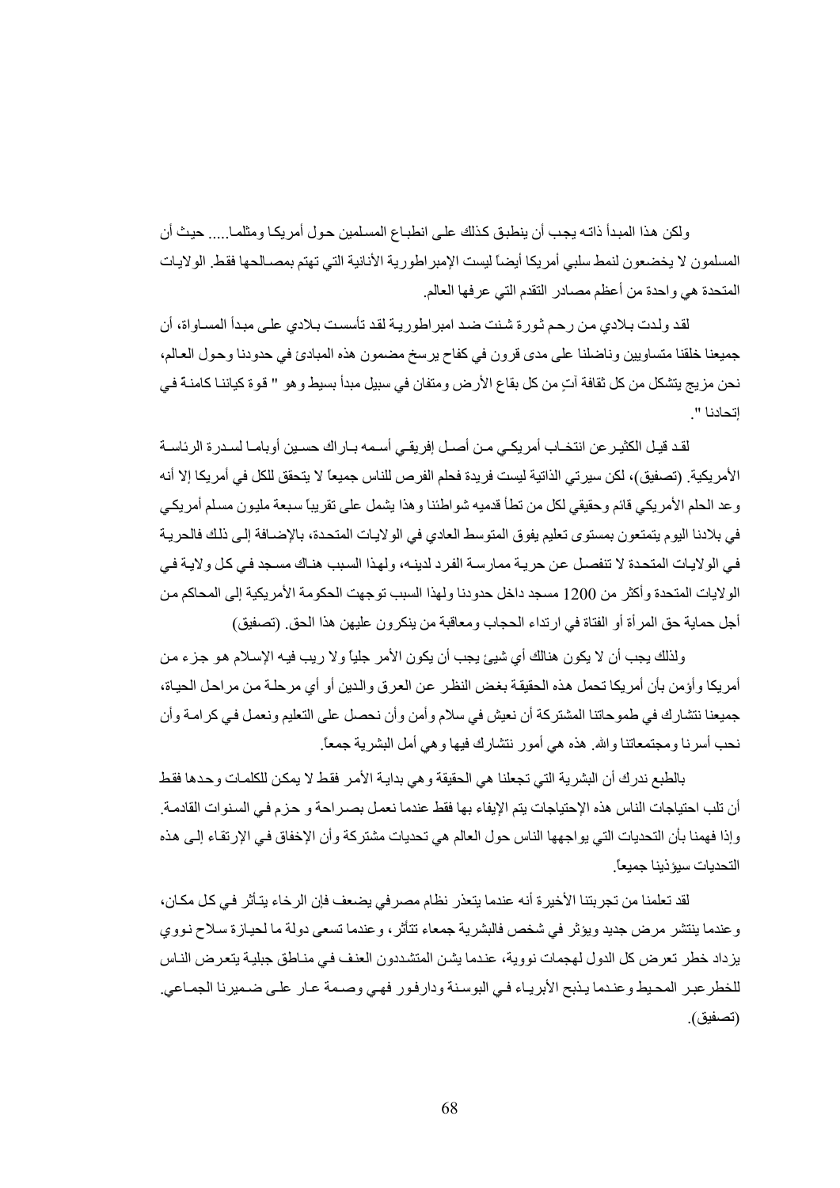ولكن هذا المبدأ ذاته يجب أن ينطبق كذلك على انطباع المسلمين حول أمريكا ومثلما..... حيث أن المسلمون لا يخضعون لنمط سلبي أمريكا أيضاً ليست الإمبراطورية الأنانية التي تهتم بمصالحها فقط. الولايات المتحدة هي واحدة من أعظم مصادر التقدم التي عرفها العالم.

لقد ولدت بلادي من رحم ثورة شنت ضد امبراطورية لقد تأسست بلادي على مبدأ المساواة، أن جميعنا خلقنا متساويين وناضلنا على مدى قرون في كفاح يرسخ مضمون هذه المبادئ في حدودنا وحول العالم، نحن مزيج يتشكل من كل ثقافة آتٍ من كل بقاع الأرض ومتفان في سبيل مبدأ بسيط وهو " قوة كياننا كامنة في إتحادنا ".

لقد قيل الكثير عن انتخاب أمريكي من أصل إفريقي أسمه باراك حسين أوباما لسدرة الرئاسة الأمريكية. (تصفيق)، لكن سيرتي الذاتية ليست فريدة فحلم الفرص للناس جميعاً لا يتحقق للكل في أمريكا إلا أنه وعد الحلم الأمريكي قائم وحقيقي لكل من تطأ قدميه شواطئنا وهذا يشمل على تقريباً سبعة مليون مسلم أمريكي في بلادنا اليوم يتمتعون بمستوى تعليم يفوق المتوسط العادي في الولايات المتحدة، بالإضافة إلى ذلك فالحرية في الولايات المتحدة لا تنفصل عن حرية ممارسة الفرد لدينه، ولهذا السبب هناك مسجد في كل ولاية في الولايات المتحدة وأكثر من 1200 مسجد داخل حدودنا ولهذا السبب توجهت الحكومة الأمريكية إلى المحاكم من أجل حماية حق المرأة أو الفتاة في ارتداء الحجاب ومعاقبة من ينكرون عليهن هذا الحق. (تصفيق)

ولذلك يجب أن لا يكون هنالك أي شيئ يجب أن يكون الأمر جلياً ولا ريب فيه الإسلام هو جزء من أمريكا وأؤمن بأن أمريكا تحمل هذه الحقيقة بغض النظر عن العرق والدين أو أي مرحلة من مراحل الحياة، جميعنا نتشارك في طموحاتنا المشتركة أن نعيش في سلام وأمن وأن نحصل على التعليم ونعمل في كرامة وأن نحب أسرنا ومجتمعاتنا والله. هذه هي أمور نتشارك فيها وهي أمل البشرية جمعاً.

بالطبع ندرك أن البشرية التي تجعلنا هي الحقيقة وهي بداية الأمر فقط لا يمكن للكلمات وحدها فقط أن تلب احتياجات الناس هذه الإحتياجات يتم الإيفاء بها فقط عندما نعمل بصراحة و حزم في السنوات القادمة. وإذا فهمنا بأن التحديات التي يواجهها الناس حول العالم هي تحديات مشتركة وأن الإخفاق في الإرتقاء إلى هذه التحديات سيؤذينا جميعاً.

لقد تعلمنا من تجربتنا الأخيرة أنه عندما يتعذر نظام مصرفي يضعف فإن الرخاء يتأثر في كل مكان، وعندما ينتشر مرض جديد ويؤثر في شخص فالبشرية جمعاء تتأثر، وعندما تسعى دولة ما لحيازة سلاح نووي يزداد خطر تعرض كل الدول لهجمات نووية، عندما يشن المتشددون العنف في مناطق جبلية يتعرض الناس للخطر عبر المحيط وعندما يذبح الأبرياء في البوسنة ودارفور فهي وصمة عار على ضميرنا الجماعي. (تصفيق).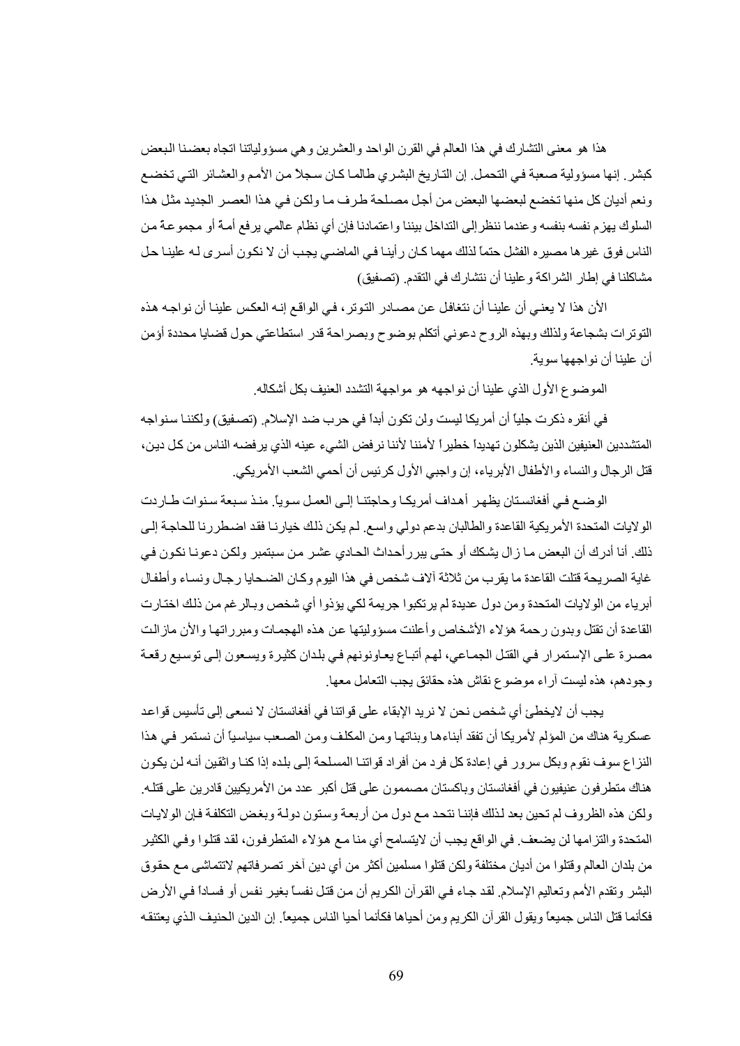هذا هو معنى التشارك في هذا العالم في القرن الواحد والعشرين وهي مسؤولياتنا اتجاه بعضنا البعض كبشر. إنها مسؤولية صعبة في التحمل. إن التاريخ البشري طالما كان سجلاً من الأمم والعشائر التي تخضع ونعم أديان كل منها تخضع لبعضها البعض من أجل مصلحة طرف ما ولكن في هذا العصر الجديد مثل هذا السلوك يهزم نفسه بنفسه وعندما ننظر إلى التداخل بيننا واعتمادنا فإن أي نظام عالمي يرفع أمة أو مجموعة من الناس فوق غيرها مصيره الفشل حتماً لذلك مهما كان رأينا في الماضي يجب أن لا نكون أسرى له علينا حل مشاكلنا في إطار الشراكة وعلينا أن نتشارك في التقدم. (تصفيق)

الأن هذا لا يعني أن علينا أن نتغافل عن مصادر التوتر، في الواقع إنه العكس علينا أن نواجه هذه التوترات بشجاعة ولذلك وبهذه الروح دعوني أتكلم بوضوح وبصراحة قدر استطاعتي حول قضايا محددة أؤمن أن علينا أن نواجهها سوية.

الموضوع الأول الذي علينا أن نواجهه هو مواجهة التشدد العنيف بكل أشكاله.

في أنقره ذكرت جلياً أن أمريكا ليست ولن تكون أبداً في حرب ضد الإسلام. (تصفيق) ولكننا سنواجه المتشددين العنيفين الذين يشكلون تهديداً خطيراً لأمننا لأننا نرفض الشيء عينه الذي يرفضه الناس من كل دين، قتل الرجال والنساء والأطفال الأبرياء، إن واجبي الأول كرئيس أن أحمي الشعب الأمريكي.

الوضع في أفغانستان يظهر أهداف أمريكا وحاجتنا إلى العمل سوياً. منذ سبعة سنوات طاردت الولايات المتحدة الأمريكية القاعدة والطالبان بدعم دولي واسع. لم يكن ذلك خيارنا فقد اضطررنا للحاجة إلى ذلك. أنا أدرك أن البعض ما زال يشكك أو حتى يبرر أحداث الحادي عشر من سبتمبر ولكن دعونا نكون في غاية الصريحة قتلت القاعدة ما يقرب من ثلاثة آلاف شخص في هذا اليوم وكان الضحايا رجال ونساء وأطفال أبرياء من الولايات المتحدة ومن دول عديدة لم يرتكبوا جريمة لكي يؤذوا أي شخص وبالرغم من ذلك اختارت القاعدة أن تقتل وبدون رحمة هؤلاء الأشخاص وأعلنت مسؤوليتها عن هذه الهجمات ومبرراتها والأن مازالت مصرة على الإستمرار في القتل الجماعي، لهم أتباع يعاونونهم في بلدان كثيرة ويسعون إلى توسيع رقعة وجودهم، هذه ليست آراء موضوع نقاش هذه حقائق يجب التعامل معها.

يجب أن لايخطئ أي شخص نحن لا نريد الإبقاء على قواتنا في أفغانستان لا نسعى إلى تأسيس قواعد عسكرية هناك من المؤلم لأمريكا أن تفقد أبناءها وبناتها ومن المكلف ومن الصعب سياسياً أن نستمر في هذا النزاع سوف نقوم وبكل سرور في إعادة كل فرد من أفراد قواتنا المسلحة إلى بلده إذا كنا واثقين أنه لن يكون هناك متطرفون عنيفيون في أفغانستان وباكستان مصممون على قتل أكبر عدد من الأمريكيين قادرين على قتله. ولكن هذه الظروف لم تحين بعد لذلك فإننا نتحد مع دول من أربعة وستون دولة وبغض التكلفة فإن الولايات المتحدة والتزامها لن يضعف. في الواقع يجب أن لايتسامح أي منا مع هؤلاء المتطرفون، لقد قتلوا وفي الكثير من بلدان العالم وقتلوا من أديان مختلفة ولكن قتلوا مسلمين أكثر من أي دين آخر تصرفاتهم لاتتماشى مع حقوق البشر وتقدم الأمم وتعاليم الإسلام. لقد جاء في القرآن الكريم أن من قتل نفساً بغير نفس أو فساداً في الأرض فكأنما قتل الناس جميعاً ويقول القرآن الكريم ومن أحياها فكأنما أحيا الناس جميعاً. إن الدين الحنيف الذي يعتنقه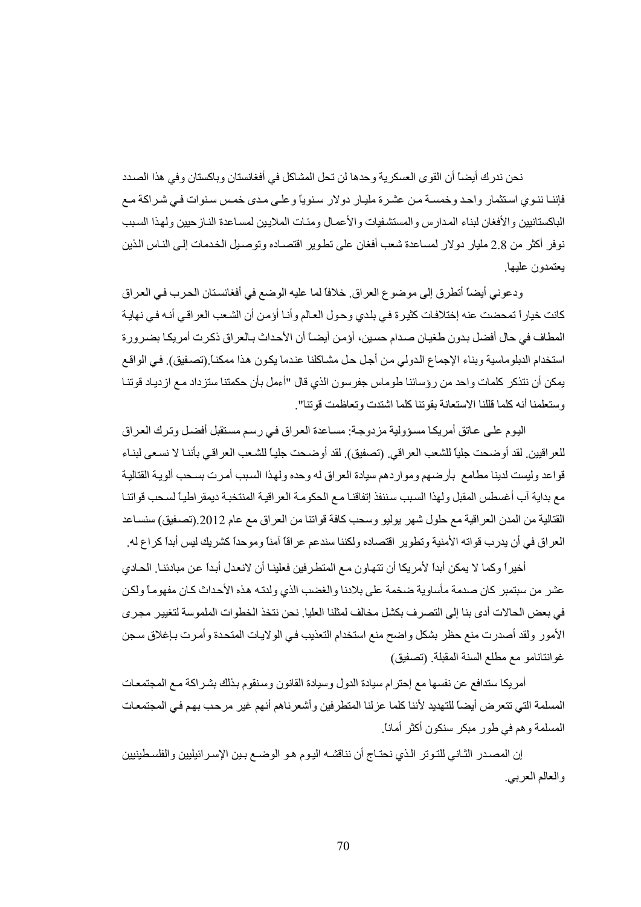نحن ندرك أيضاً أن القوى العسكرية وحدها لن تحل المشاكل في أفغانستان وباكستان وفي هذا الصدد فإننا ننوي استثمار واحد وخمسة من عشرة مليار دولار سنوياً وعلى مدى خمس سنوات في شراكة مع الباكستانيين والأفغان لبناء المدارس والمستشفيات والأعمال ومئات الملايين لمساعدة النازحيين ولهذا السبب نوفر أكثر من 2.8 مليار دولار لمساعدة شعب أفغان على تطوير اقتصاده وتوصيل الخدمات إلى الناس الذين يعتمدون عليها.

ودعوني أيضاً أتطرق إلى موضوع العراق. خلافاً لما عليه الوضع في أفغانستان الحرب في العراق كانت خياراً تمخضت عنه إختلافات كثيرة في بلدي وحول العالم وأنا أؤمن أن الشعب العراقي أنه في نهاية المطاف في حال أفضل بدون طغيان صدام حسين، أؤمن أيضاً أن الأحداث بالعراق ذكرت أمريكا بضرورة استخدام الدبلوماسية وبناء الإجماع الدولي من أجل حل مشاكلنا عندما يكون هذا ممكناً.(تصفيق). في الواقع يمكن أن نتذكر كلمات واحد من رؤسائنا طوماس جفرسون الذي قال "أعمل بأن حكمتنا ستزداد مع ازدياد قوتنا وستعلمنا أنه كلما قللنا الاستعانة بقوتنا كلما اشتدت وتعاظمت قوتنا".

اليوم على عاتق أمريكا مسؤولية مزدوجة: مساعدة العراق في رسم مستقبل أفضل وترك العراق للعراقيين. لقد أوضحت جلياً للشعب العراقي. (تصفيق). لقد أوضحت جلياً للشعب العراقي بأننا لا نسعى لبناء قواعد وليست لدينا مطامع بأرضهم ومواردهم سيادة العراق له وحده ولهذا السبب أمرت بسحب ألوية القتالية مع بداية آب أغسطس المقبل ولهذا السبب سننفذ إتفاقنا مع الحكومة العراقية المنتخبة ديمقراطياً لسحب قواتنا القتالية من المدن العراقية مع حلول شهر يوليو وسحب كافة قواتنا من العراق مع عام 2012.(تصفيق) سنساعد العراق في أن يدرب قواته الأمنية وتطوير اقتصاده ولكننا سندعم عراقاً آمناً وموحداً كشريك ليس أبداً كراع له.

أخيراً وكما لا يمكن أبداً لأمريكا أن تتهاون مع المتطرفين فعلينا أن لانعدل أبداً عن مبادئنا. الحادي عشر من سبتمبر كان صدمة مأساوية ضخمة على بلادنا والغضب الذي ولدته هذه الأحداث كان مفهوماً ولكن في بعض الحالات أدى بنا إلى التصرف بكشل مخالف لمثلنا العليا. نحن نتخذ الخطوات الملموسة لتغيير مجرى الأمور ولقد أصدرت منع حظر بشكل واضح منع استخدام التعذيب في الولايات المتحدة وأمرت بإغلاق سجن غوانتانامو مع مطلع السنة المقبلة. (تصفيق)

أمريكا ستدافع عن نفسها مع إحترام سيادة الدول وسيادة القانون وسنقوم بذلك بشراكة مع المجتمعات المسلمة التي تتعرض أيضاً للتهديد لأننا كلما عزلنا المتطرفين وأشعرناهم أنهم غير مرحب بهم في المجتمعات المسلمة وهم في طور مبكر سنكون أكثر أماناً.

إن المصدر الثاني للتوتر الذي نحتاج أن نناقشه اليوم هو الوضع بين الإسرائيليين والفلسطينيين والعالم العربي.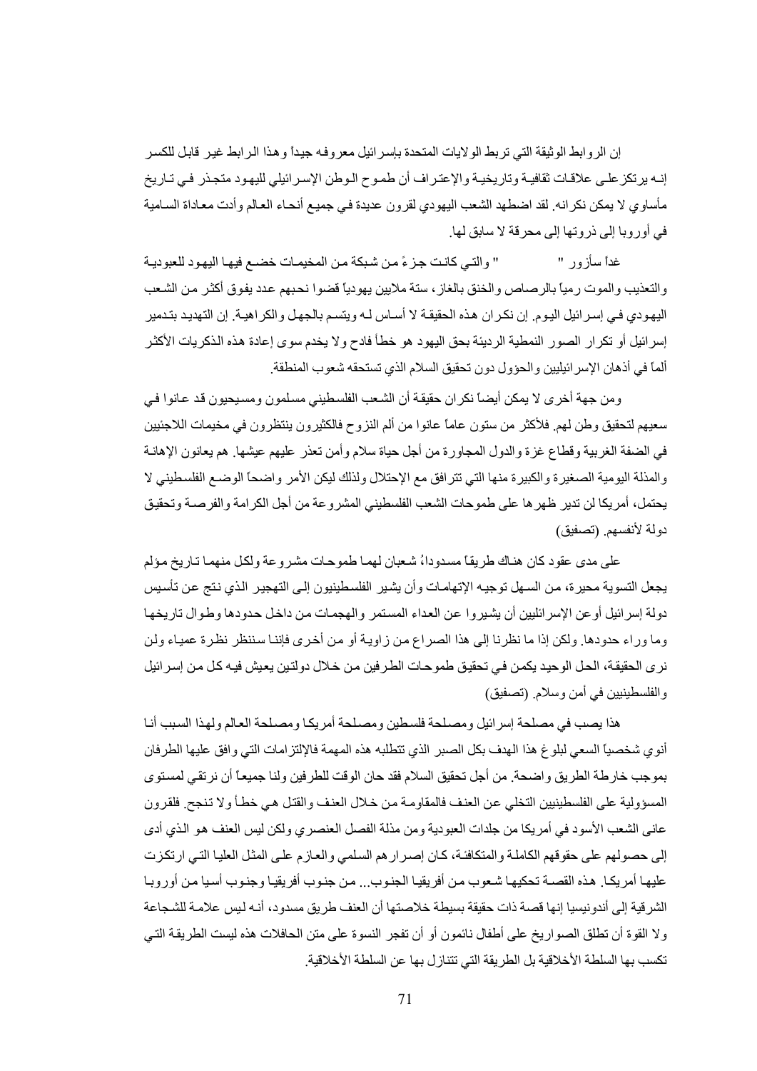إن الروابط الوثيقة التي تربط الولايات المتحدة بإسرائيل معروفه جيداً وهذا الرابط غير قابل للكسر إنه يرتكز على علاقات ثقافية وتاريخية والإعتراف أن طموح الوطن الإسرائيلي لليهود متجذر في تاريخ مأساوي لا يمكن نكرانه. لقد اضطهد الشعب اليهودي لقرون عديدة في جميع أنحاء العالم وأدت معاداة السامية في أوروبا إلى ذروتها إلى محرقة لا سابق لها.

غداً سأزور "          " والتي كانت جزءً من شبكة من المخيمات خضع فيها اليهود للعبودية والتعذيب والموت رمياً بالرصاص والخنق بالغاز، ستة ملايين يهودياً قضوا نحبهم عدد يفوق أكثر من الشعب اليهودي في إسرائيل اليوم. إن نكران هذه الحقيقة لا أساس له ويتسم بالجهل والكراهية. إن التهديد بتدمير إسرائيل أو تكرار الصور النمطية الرديئة بحق اليهود هو خطأ فادح ولا يخدم سوى إعادة هذه الذكريات الأكثر ألماً في أذهان الإسرائيليين والحؤول دون تحقيق السلام الذي تستحقه شعوب المنطقة.

ومن جهة أخرى لا يمكن أيضاً نكران حقيقة أن الشعب الفلسطيني مسلمون ومسيحيون قد عانوا في سعيهم لتحقيق وطن لهم. فلأكثر من ستون عاماً عانوا من ألم النزوح فالكثيرون ينتظرون في مخيمات اللاجئيين في الضفة الغربية وقطاع غزة والدول المجاورة من أجل حياة سلام وأمن تعذر عليهم عيشها. هم يعانون الإهانة والمذلة اليومية الصغيرة والكبيرة منها التي تترافق مع الإحتلال ولذلك ليكن الأمر واضحاً الوضع الفلسطيني لا يحتمل، أمريكا لن تدير ظهرها على طموحات الشعب الفلسطيني المشروعة من أجل الكرامة والفرصة وتحقيق دولة لأنفسهم. (تصفيق)

على مدى عقود كان هناك طريقاً مسدوداً، شعبان لهما طموحات مشروعة ولكل منهما تاريخ مؤلم يجعل التسوية محيرة، من السهل توجيه الإتهامات وأن يشير الفلسطينيون إلى التهجير الذي نتج عن تأسيس دولة إسرائيل أو عن الإسرائيليين أن يشيروا عن العداء المستمر والهجمات من داخل حدودها وطوال تاريخها وما وراء حدودها. ولكن إذا ما نظرنا إلى هذا الصراع من زاوية أو من أخرى فإننا سننظر نظرة عمياء ولن نرى الحقيقة، الحل الوحيد يكمن في تحقيق طموحات الطرفين من خلال دولتين يعيش فيه كل من إسرائيل والفلسطينيين في أمن وسلام. (تصفيق)

هذا يصب في مصلحة إسرائيل ومصلحة فلسطين ومصلحة أمريكا ومصلحة العالم ولهذا السبب أنا أنوي شخصياً السعي لبلوغ هذا الهدف بكل الصبر الذي تتطلبه هذه المهمة فالإلتزامات التي وافق عليها الطرفان بموجب خارطة الطريق واضحة. من أجل تحقيق السلام فقد حان الوقت للطرفين ولنا جميعاً أن نرتقي لمستوى المسؤولية على الفلسطينيين التخلي عن العنف فالمقاومة من خلال العنف والقتل هي خطأ ولا تنجح. فلقرون عانى الشعب الأسود في أمريكا من جلدات العبودية ومن مذلة الفصل العنصري ولكن ليس العنف هو الذي أدى إلى حصولهم على حقوقهم الكاملة والمتكافئة، كان إصرارهم السلمي والعازم على المثل العليا التي ارتكزت عليها أمريكا. هذه القصة تحكيها شعوب من أفريقيا الجنوب... من جنوب أفريقيا وجنوب أسيا من أوروبا الشرقية إلى أندونيسيا إنها قصة ذات حقيقة بسيطة خلاصتها أن العنف طريق مسدود، أنه ليس علامة للشجاعة ولا القوة أن تطلق الصواريخ على أطفال نائمون أو أن تفجر النسوة على متن الحافلات هذه ليست الطريقة التي تكسب بها السلطة الأخلاقية بل الطريقة التي تتنازل بها عن السلطة الأخلاقية.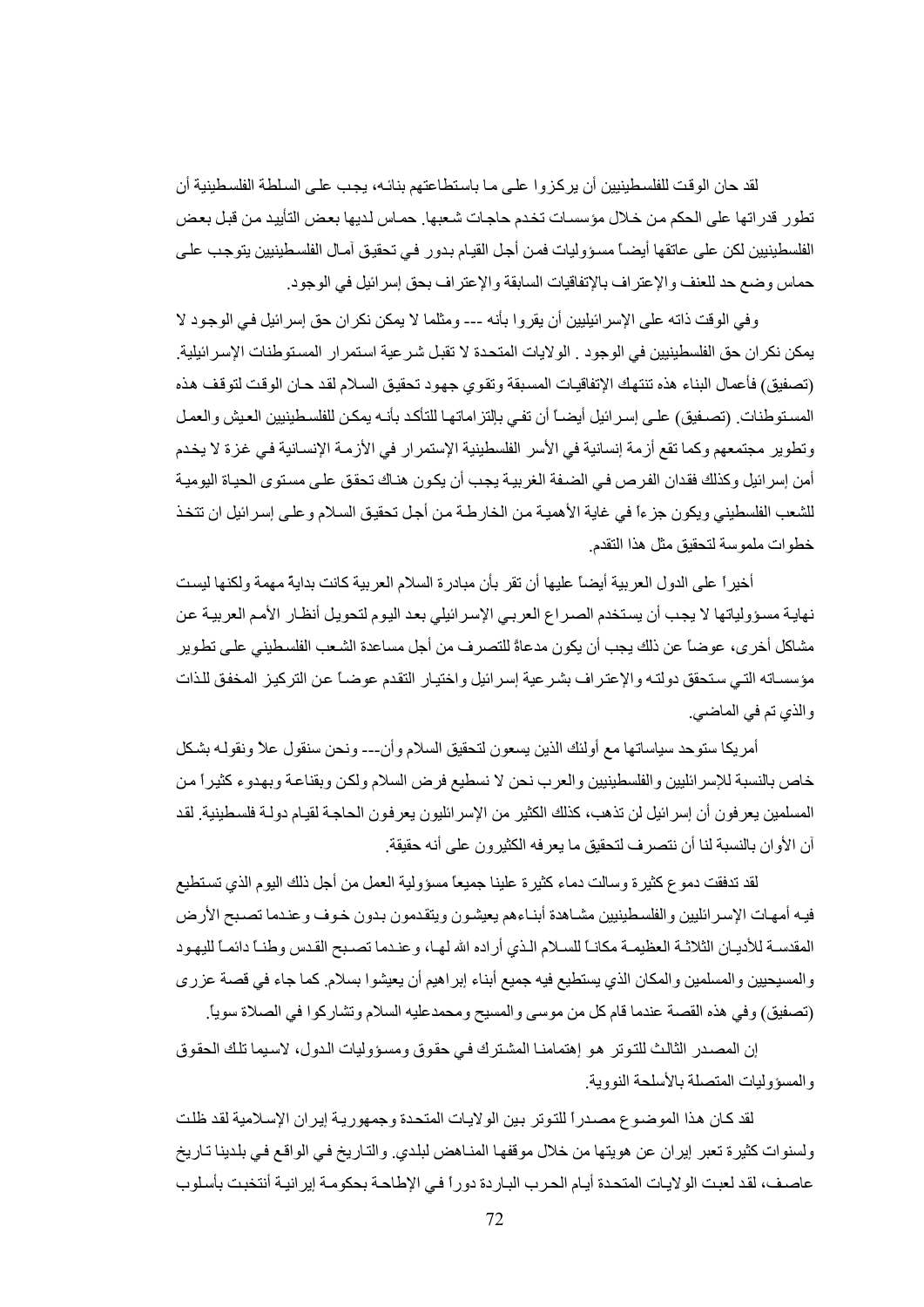لقد حان الوقت للفلسطينيين أن يركزوا على ما باستطاعتهم بنائه، يجب على السلطة الفلسطينية أن تطور قدراتها على الحكم من خلال مؤسسات تخدم حاجات شعبها. حماس لديها بعض التأييد من قبل بعض الفلسطينيين لكن على عاتقها أيضاً مسؤوليات فمن أجل القيام بدور في تحقيق آمال الفلسطينيين يتوجب على حماس وضع حد للعنف والإعتراف بالإتفاقيات السابقة والإعتراف بحق إسرائيل في الوجود.

وفي الوقت ذاته على الإسرائيليين أن يقروا بأنه --- ومثلما لا يمكن نكران حق إسرائيل في الوجود لا يمكن نكران حق الفلسطينيين في الوجود . الولايات المتحدة لا تقبل شرعية استمرار المستوطنات الإسرائيلية. (تصفيق) فأعمال البناء هذه تنتهك الإتفاقيات المسبقة وتقوي جهود تحقيق السلام لقد حان الوقت لتوقف هذه المستوطنات. (تصفيق) على إسرائيل أيضاً أن تفي بإلتزاماتها للتأكد بأنه يمكن للفلسطينيين العيش والعمل وتطوير مجتمعهم وكما تقع أزمة إنسانية في الأسر الفلسطينية الإستمرار في الأزمة الإنسانية في غزة لا يخدم أمن إسرائيل وكذلك فقدان الفرص في الضفة الغربية يجب أن يكون هناك تحقق على مستوى الحياة اليومية للشعب الفلسطيني ويكون جزءاً في غاية الأهمية من الخارطة من أجل تحقيق السلام وعلى إسرائيل ان تتخذ خطوات ملموسة لتحقيق مثل هذا التقدم.

أخيراً على الدول العربية أيضاً عليها أن تقر بأن مبادرة السلام العربية كانت بداية مهمة ولكنها ليست نهاية مسؤولياتها لا يجب أن يستخدم الصراع العربي الإسرائيلي بعد اليوم لتحويل أنظار الأمم العربية عن مشاكل أخرى، عوضاً عن ذلك يجب أن يكون مدعاةً للتصرف من أجل مساعدة الشعب الفلسطيني على تطوير مؤسساته التي ستحقق دولته والإعتراف بشرعية إسرائيل واختيار التقدم عوضاً عن التركيز المخفق للذات والذي تم في الماضي.

أمريكا ستوحد سياساتها مع أولئك الذين يسعون لتحقيق السلام وأن--- ونحن سنقول علاً ونقوله بشكل خاص بالنسبة للإسرائيليين والفلسطينيين والعرب نحن لا نسطيع فرض السلام ولكن وبقناعة وبهدوء كثيراً من المسلمين يعرفون أن إسرائيل لن تذهب، كذلك الكثير من الإسرائيليون يعرفون الحاجة لقيام دولة فلسطينية. لقد آن الأوان بالنسبة لنا أن نتصرف لتحقيق ما يعرفه الكثيرون على أنه حقيقة.

لقد تدفقت دموع كثيرة وسالت دماء كثيرة علينا جميعاً مسؤولية العمل من أجل ذلك اليوم الذي تستطيع فيه أمهات الإسرائليين والفلسطينيين مشاهدة أبناءهم يعيشون ويتقدمون بدون خوف وعندما تصبح الأرض المقدسة للأديان الثلاثة العظيمة مكاناً للسلام الذي أراده الله لها، وعندما تصبح القدس وطناً دائماً لليهود والمسيحيين والمسلمين والمكان الذي يستطيع فيه جميع أبناء إبراهيم أن يعيشوا بسلام. كما جاء في قصة عزرى (تصفيق) وفي هذه القصة عندما قام كل من موسى والمسيح ومحمدعليه السلام وتشاركوا في الصلاة سوياً.

إن المصدر الثالث للتوتر هو إهتمامنا المشترك في حقوق ومسؤوليات الدول، لاسيما تلك الحقوق والمسؤوليات المتصلة بالأسلحة النووية.

لقد كان هذا الموضوع مصدراً للتوتر بين الولايات المتحدة وجمهورية إيران الإسلامية لقد ظلت ولسنوات كثيرة تعبر إيران عن هويتها من خلال موقفها المناهض لبلدي. والتاريخ في الواقع في بلدينا تاريخ عاصف، لقد لعبت الولايات المتحدة أيام الحرب الباردة دوراً في الإطاحة بحكومة إيرانية أنتخبت بأسلوب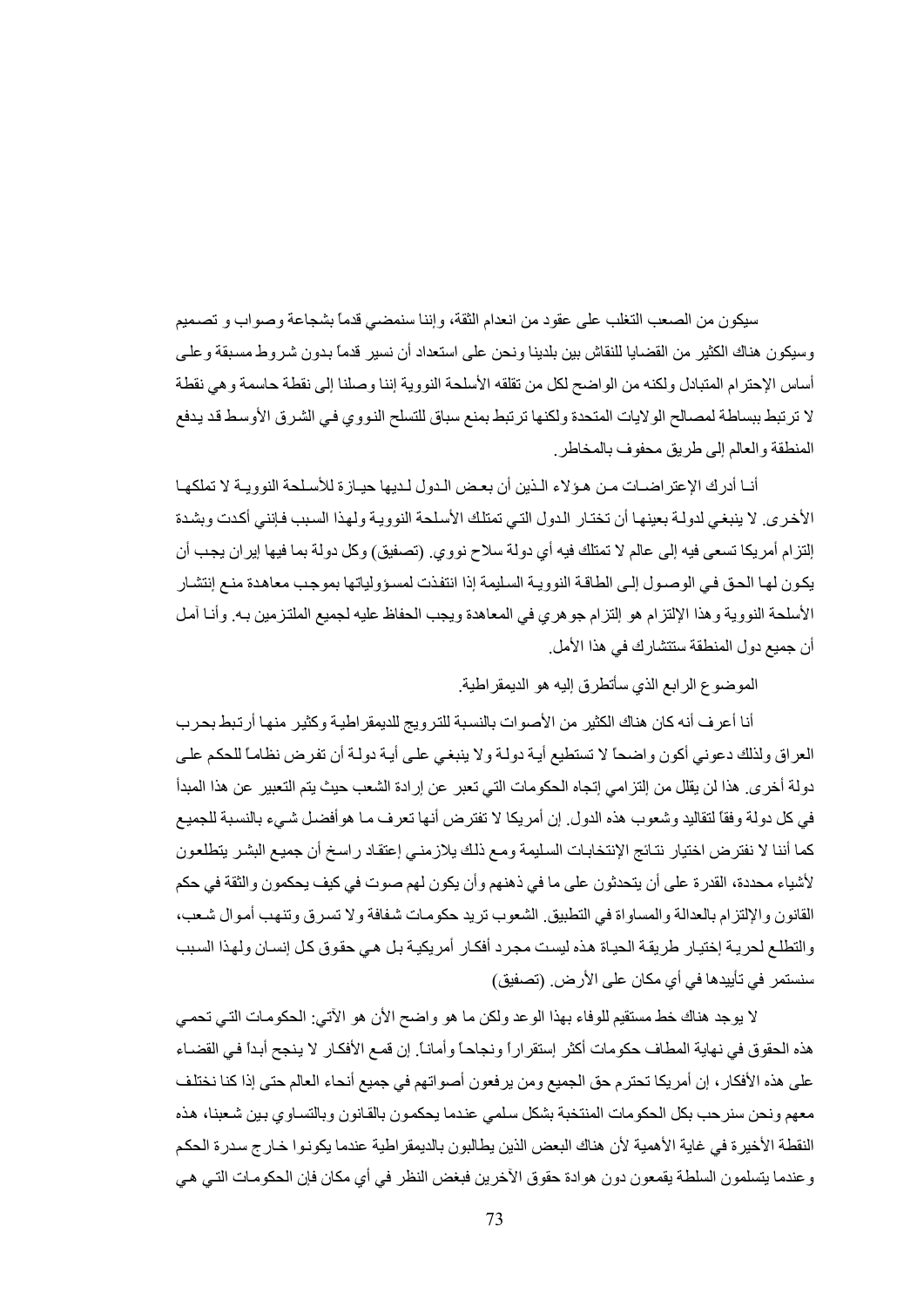سيكون من الصعب التغلب على عقود من انعدام الثقة، وإننا سنمضي قدماً بشجاعة وصواب و تصميم وسيكون هناك الكثير من القضايا للنقاش بين بلدينا ونحن على استعداد أن نسير قدماً بدون شروط مسبقة وعلى أساس الإحترام المتبادل ولكنه من الواضح لكل من تقلقه الأسلحة النووية إننا وصلنا إلى نقطة حاسمة وهي نقطة لا ترتبط ببساطة لمصالح الولايات المتحدة ولكنها ترتبط بمنع سباق للتسلح النووي في الشرق الأوسط قد يدفع المنطقة والعالم إلى طريق محفوف بالمخاطر.

أنا أدرك الإعتراضات من هؤلاء الذين أن بعض الدول لديها حيازة للأسلحة النووية لا تملكها الأخرى. لا ينبغي لدولة بعينها أن تختار الدول التي تمتلك الأسلحة النووية ولهذا السبب فإنني أكدت وبشدة إلتزام أمريكا تسعى فيه إلى عالم لا تمتلك فيه أي دولة سلاح نووي. (تصفيق) وكل دولة بما فيها إيران يجب أن يكون لها الحق في الوصول إلى الطاقة النووية السليمة إذا انتفذت لمسؤولياتها بموجب معاهدة منع إنتشار الأسلحة النووية وهذا الإلتزام هو إلتزام جوهري في المعاهدة ويجب الحفاظ عليه لجميع الملتزمين به. وأنا آمل أن جميع دول المنطقة ستتشارك في هذا الأمل.

الموضوع الرابع الذي سأتطرق إليه هو الديمقراطية.

أنا أعرف أنه كان هناك الكثير من الأصوات بالنسبة للترويج للديمقراطية وكثير منها أرتبط بحرب العراق ولذلك دعوني أكون واضحاً لا تستطيع أية دولة ولا ينبغي على أية دولة أن تفرض نظاماً للحكم على دولة أخرى. هذا لن يقلل من إلتزامي إتجاه الحكومات التي تعبر عن إرادة الشعب حيث يتم التعبير عن هذا المبدأ في كل دولة وفقاً لتقاليد وشعوب هذه الدول. إن أمريكا لا تفترض أنها تعرف ما هو أفضل شيء بالنسبة للجميع كما أننا لا نفترض اختيار نتائج الإنتخابات السليمة ومع ذلك يلازمني إعتقاد راسخ أن جميع البشر يتطلعون لأشياء محددة، القدرة على أن يتحدثون على ما في ذهنهم وأن يكون لهم صوت في كيف يحكمون والثقة في حكم القانون والإلتزام بالعدالة والمساواة في التطبيق. الشعوب تريد حكومات شفافة ولا تسرق وتنهب أموال شعب، والتطلع لحرية إختيار طريقة الحياة هذه ليست مجرد أفكار أمريكية بل هي حقوق كل إنسان ولهذا السبب سنستمر في تأييدها في أي مكان على الأرض. (تصفيق)

لا يوجد هناك خط مستقيم للوفاء بهذا الوعد ولكن ما هو واضح الأن هو الآتي: الحكومات التي تحمي هذه الحقوق في نهاية المطاف حكومات أكثر إستقراراً ونجاحاً وأماناً. إن قمع الأفكار لا ينجح أبداً في القضاء على هذه الأفكار، إن أمريكا تحترم حق الجميع ومن يرفعون أصواتهم في جميع أنحاء العالم حتى إذا كنا نختلف معهم ونحن سنرحب بكل الحكومات المنتخبة بشكل سلمي عندما يحكمون بالقانون وبالتساوي بين شعبنا، هذه النقطة الأخيرة في غاية الأهمية لأن هناك البعض الذين يطالبون بالديمقراطية عندما يكونوا خارج سدرة الحكم وعندما يتسلمون السلطة يقمعون دون هوادة حقوق الآخرين فبغض النظر في أي مكان فإن الحكومات التي هي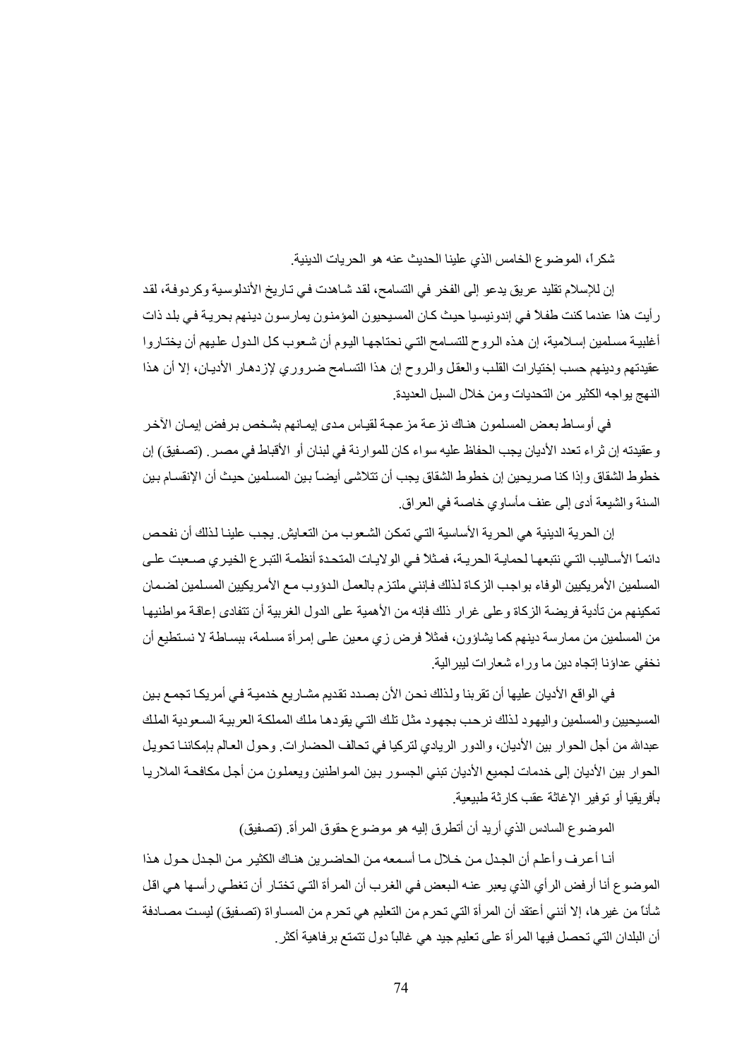شكراً، الموضوع الخامس الذي علينا الحديث عنه هو الحريات الدينية.

إن للإسلام تقليد عريق يدعو إلى الفخر في التسامح، لقد شاهدت في تاريخ الأندلوسية وكردوفة، لقد رأيت هذا عندما كنت طفلاً في إندونيسيا حيث كان المسيحيون المؤمنون يمارسون دينهم بحرية في بلد ذات أغلبية مسلمين إسلامية، إن هذه الروح للتسامح التي نحتاجها اليوم أن شعوب كل الدول عليهم أن يختاروا عقيدتهم ودينهم حسب إختيارات القلب والعقل والروح إن هذا التسامح ضروري لإزدهار الأديان، إلا أن هذا النهج يواجه الكثير من التحديات ومن خلال السبل العديدة.

في أوساط بعض المسلمون هناك نزعة مزعجة لقياس مدى إيمانهم بشخص برفض إيمان الآخر وعقيدته إن ثراء تعدد الأديان يجب الحفاظ عليه سواء كان للموارنة في لبنان أو الأقباط في مصر. (تصفيق) إن خطوط الشقاق وإذا كنا صريحين إن خطوط الشقاق يجب أن تتلاشى أيضاً بين المسلمين حيث أن الإنقسام بين السنة والشيعة أدى إلى عنف مأساوي خاصة في العراق.

إن الحرية الدينية هي الحرية الأساسية التي تمكن الشعوب من التعايش. يجب علينا لذلك أن نفحص دائماً الأساليب التي نتبعها لحماية الحرية، فمثلاً في الولايات المتحدة أنظمة التبرع الخيري صعبت على المسلمين الأمريكيين الوفاء بواجب الزكاة لذلك فإنني ملتزم بالعمل الدؤوب مع الأمريكيين المسلمين لضمان تمكينهم من تأدية فريضة الزكاة وعلى غرار ذلك فإنه من الأهمية على الدول الغربية أن تتفادى إعاقة مواطنيها من المسلمين من ممارسة دينهم كما يشاؤون، فمثلاً فرض زي معين على إمرأة مسلمة، ببساطة لا نستطيع أن نخفي عداؤنا إتجاه دين ما وراء شعارات ليبرالية.

في الواقع الأديان عليها أن تقربنا ولذلك نحن الأن بصدد تقديم مشاريع خدمية في أمريكا تجمع بين المسيحيين والمسلمين واليهود لذلك نرحب بجهود مثل تلك التي يقودها ملك المملكة العربية السعودية الملك عبدالله من أجل الحوار بين الأديان، والدور الريادي لتركيا في تحالف الحضارات. وحول العالم بإمكاننا تحويل الحوار بين الأديان إلى خدمات لجميع الأديان تبني الجسور بين المواطنين ويعملون من أجل مكافحة الملاريا بأفريقيا أو توفير الإغاثة عقب كارثة طبيعية.

الموضوع السادس الذي أريد أن أتطرق إليه هو موضوع حقوق المرأة. (تصفيق)

أنا أعرف وأعلم أن الجدل من خلال ما أسمعه من الحاضرين هناك الكثير من الجدل حول هذا الموضوع أنا أرفض الرأي الذي يعبر عنه البعض في الغرب أن المرأة التي تختار أن تغطي رأسها هي اقل شأناً من غيرها، إلا أنني أعتقد أن المرأة التي تحرم من التعليم هي تحرم من المساواة (تصفيق) ليست مصادفة أن البلدان التي تحصل فيها المرأة على تعليم جيد هي غالباً دول تتمتع برفاهية أكثر.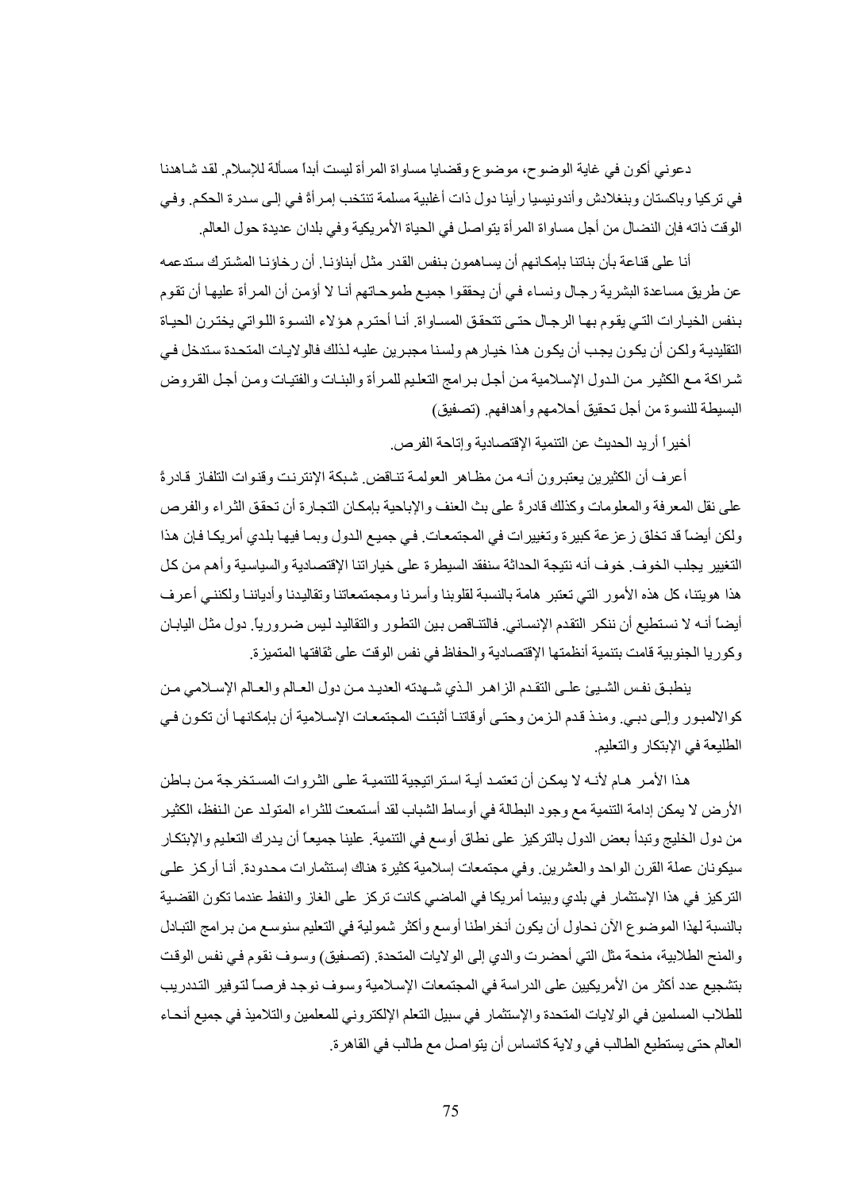دعوني أكون في غاية الوضوح، موضوع وقضايا مساواة المرأة ليست أبداً مسألة للإسلام. لقد شاهدنا في تركيا وباكستان وبنغلادش وأندونيسيا رأينا دول ذات أغلبية مسلمة تنتخب إمرأةً في إلى سدرة الحكم. وفي الوقت ذاته فإن النضال من أجل مساواة المرأة يتواصل في الحياة الأمريكية وفي بلدان عديدة حول العالم.

أنا على قناعة بأن بناتنا بإمكانهم أن يساهمون بنفس القدر مثل أبناؤنا. أن رخاؤنا المشترك ستدعمه عن طريق مساعدة البشرية رجال ونساء في أن يحققوا جميع طموحاتهم أنا لا أؤمن أن المرأة عليها أن تقوم بنفس الخيارات التي يقوم بها الرجال حتى تتحقق المساواة. أنا أحترم هؤلاء النسوة اللواتي يخترن الحياة التقليدية ولكن أن يكون يجب أن يكون هذا خيارهم ولسنا مجبرين عليه لذلك فالولايات المتحدة ستدخل في شراكة مع الكثير من الدول الإسلامية من أجل برامج التعليم للمرأة والبنات والفتيات ومن أجل القروض البسيطة للنسوة من أجل تحقيق أحلامهم وأهدافهم. (تصفيق)

أخيراً أريد الحديث عن التنمية الإقتصادية وإتاحة الفرص.

أعرف أن الكثيرين يعتبرون أنه من مظاهر العولمة تناقض. شبكة الإنترنت وقنوات التلفاز قادرةً على نقل المعرفة والمعلومات وكذلك قادرةً على بث العنف والإباحية بإمكان التجارة أن تحقق الثراء والفرص ولكن أيضاً قد تخلق زعزعة كبيرة وتغييرات في المجتمعات. في جميع الدول وبما فيها بلدي أمريكا فإن هذا التغيير يجلب الخوف. خوف أنه نتيجة الحداثة سنفقد السيطرة على خياراتنا الإقتصادية والسياسية وأهم من كل هذا هويتنا، كل هذه الأمور التي تعتبر هامة بالنسبة لقلوبنا وأسرنا ومجتمعاتنا وتقاليدنا وأدياننا ولكنني أعرف أيضاً أنه لا نستطيع أن ننكر التقدم الإنساني. فالتناقص بين التطور والتقاليد ليس ضرورياً. دول مثل اليابان وكوريا الجنوبية قامت بتنمية أنظمتها الإقتصادية والحفاظ في نفس الوقت على ثقافتها المتميزة.

ينطبق نفس الشيئ على التقدم الزاهر الذي شهدته العديد من دول العالم والعالم الإسلامي من كوالالمبور وإلى دبي. ومنذ قدم الزمن وحتى أوقاتنا أثبتت المجتمعات الإسلامية أن بإمكانها أن تكون في الطليعة في الإبتكار والتعليم.

هذا الأمر هام لأنه لا يمكن أن تعتمد أية استراتيجية للتنمية على الثروات المستخرجة من باطن الأرض لا يمكن إدامة التنمية مع وجود البطالة في أوساط الشباب لقد أستمعت للثراء المتولد عن النفط، الكثير من دول الخليج وتبدأ بعض الدول بالتركيز على نطاق أوسع في التنمية. علينا جميعاً أن يدرك التعليم والإبتكار سيكونان عملة القرن الواحد والعشرين. وفي مجتمعات إسلامية كثيرة هناك إستثمارات محدودة. أنا أركز على التركيز في هذا الإستثمار في بلدي وبينما أمريكا في الماضي كانت تركز على الغاز والنفط عندما تكون القضية بالنسبة لهذا الموضوع الآن نحاول أن يكون أنخراطنا أوسع وأكثر شمولية في التعليم سنوسع من برامج التبادل والمنح الطلابية، منحة مثل التي أحضرت والدي إلى الولايات المتحدة. (تصفيق) وسوف نقوم في نفس الوقت بتشجيع عدد أكثر من الأمريكيين على الدراسة في المجتمعات الإسلامية وسوف نوجد فرصاً لتوفير التددريب للطلاب المسلمين في الولايات المتحدة والإستثمار في سبيل التعلم الإلكتروني للمعلمين والتلاميذ في جميع أنحاء العالم حتى يستطيع الطالب في ولاية كانساس أن يتواصل مع طالب في القاهرة.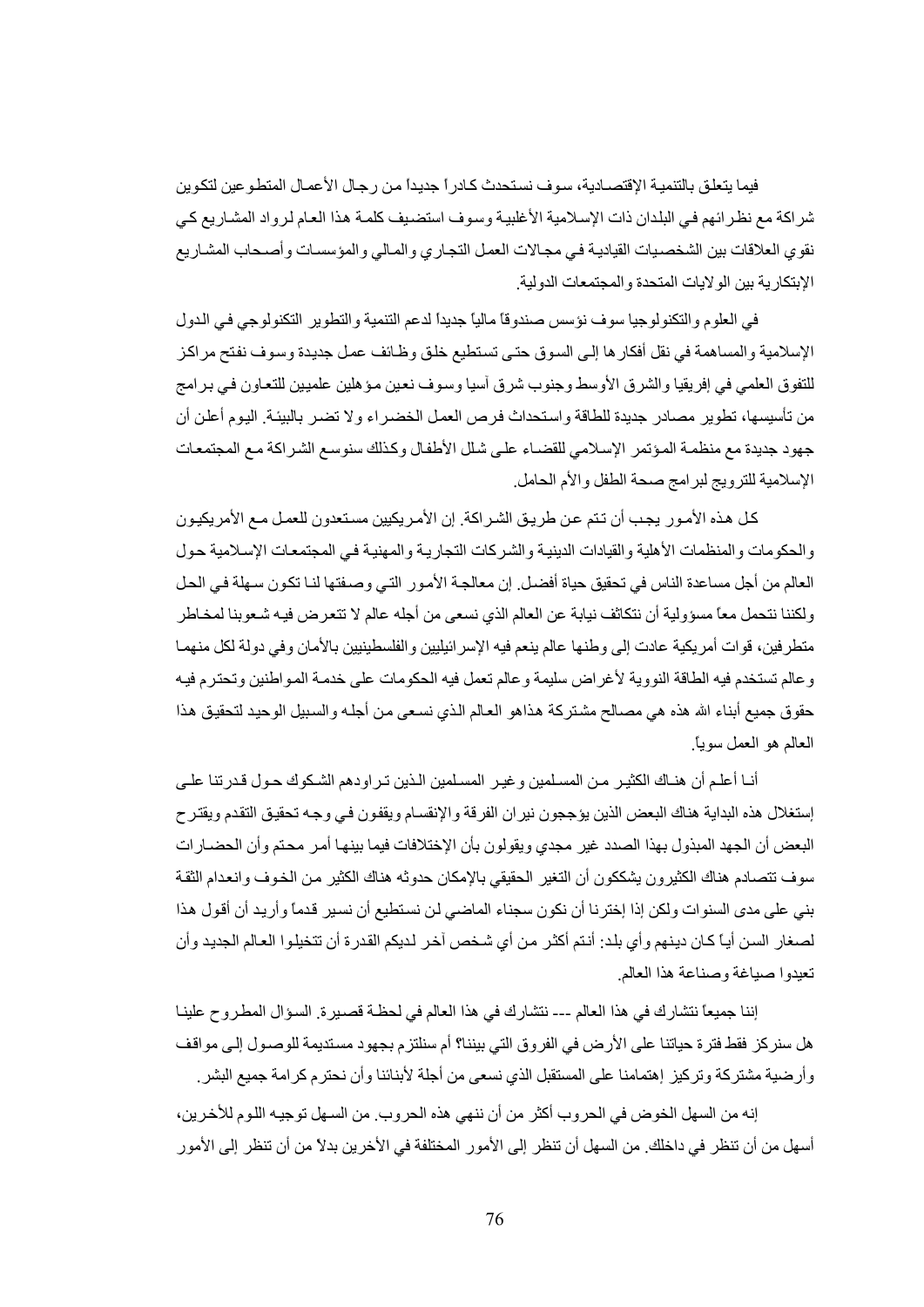فيما يتعلق بالتنمية الإقتصادية، سوف نستحدث كادراً جديداً من رجال الأعمال المتطوعين لتكوين شراكة مع نظرائهم في البلدان ذات الإسلامية الأغلبية وسوف استضيف كلمة هذا العام لرواد المشاريع كي نقوي العلاقات بين الشخصيات القيادية في مجالات العمل التجاري والمالي والمؤسسات وأصحاب المشاريع الإبتكارية بين الولايات المتحدة والمجتمعات الدولية.

في العلوم والتكنولوجيا سوف نؤسس صندوقاً مالياً جديداً لدعم التنمية والتطوير التكنولوجي في الدول الإسلامية والمساهمة في نقل أفكارها إلى السوق حتى تستطيع خلق وظائف عمل جديدة وسوف نفتح مراكز للتفوق العلمي في إفريقيا والشرق الأوسط وجنوب شرق آسيا وسوف نعين مؤهلين علميين للتعاون في برامج من تأسيسها، تطوير مصادر جديدة للطاقة واستحداث فرص العمل الخضراء ولا تضر بالبيئة. اليوم أعلن أن جهود جديدة مع منظمة المؤتمر الإسلامي للقضاء على شلل الأطفال وكذلك سنوسع الشراكة مع المجتمعات الإسلامية للترويج لبرامج صحة الطفل والأم الحامل.

كل هذه الأمور يجب أن تتم عن طريق الشراكة. إن الأمريكيين مستعدون للعمل مع الأمريكيون والحكومات والمنظمات الأهلية والقيادات الدينية والشركات التجارية والمهنية في المجتمعات الإسلامية حول العالم من أجل مساعدة الناس في تحقيق حياة أفضل. إن معالجة الأمور التي وصفتها لنا تكون سهلة في الحل ولكننا نتحمل معاً مسؤولية أن نتكاتف نيابة عن العالم الذي نسعى من أجله عالم لا تتعرض فيه شعوبنا لمخاطر متطرفين، قوات أمريكية عادت إلى وطنها عالم ينعم فيه الإسرائيليين والفلسطينيين بالأمان وفي دولة لكل منهما وعالم تستخدم فيه الطاقة النووية لأغراض سليمة وعالم تعمل فيه الحكومات على خدمة المواطنين وتحترم فيه حقوق جميع أبناء الله هذه هي مصالح مشتركة هذاهو العالم الذي نسعى من أجله والسبيل الوحيد لتحقيق هذا العالم هو العمل سوياً.

أنا أعلم أن هناك الكثير من المسلمين وغير المسلمين الذين تراودهم الشكوك حول قدرتنا على إستغلال هذه البداية هناك البعض الذين يؤججون نيران الفرقة والإنقسام ويقفون في وجه تحقيق التقدم ويقترح البعض أن الجهد المبذول بهذا الصدد غير مجدي ويقولون بأن الإختلافات فيما بينها أمر محتم وأن الحضارات سوف تتصادم هناك الكثيرون يشككون أن التغير الحقيقي بالإمكان حدوثه هناك الكثير من الخوف وانعدام الثقة بني على مدى السنوات ولكن إذا إخترنا أن نكون سجناء الماضي لن نستطيع أن نسير قدماً وأريد أن أقول هذا لصغار السن أياً كان دينهم وأي بلد: أنتم أكثر من أي شخص آخر لديكم القدرة أن تتخيلوا العالم الجديد وأن تعيدوا صياغة وصناعة هذا العالم.

إننا جميعاً نتشارك في هذا العالم --- نتشارك في هذا العالم في لحظة قصيرة. السؤال المطروح علينا هل سنركز فقط فترة حياتنا على الأرض في الفروق التي بيننا؟ أم سنلتزم بجهود مستديمة للوصول إلى مواقف وأرضية مشتركة وتركيز إهتمامنا على المستقبل الذي نسعى من أجلة لأبنائنا وأن نحترم كرامة جميع البشر.

إنه من السهل الخوض في الحروب أكثر من أن ننهي هذه الحروب. من السهل توجيه اللوم للأخرين، أسهل من أن تنظر في داخلك. من السهل أن تنظر إلى الأمور المختلفة في الأخرين بدلاً من أن تنظر إلى الأمور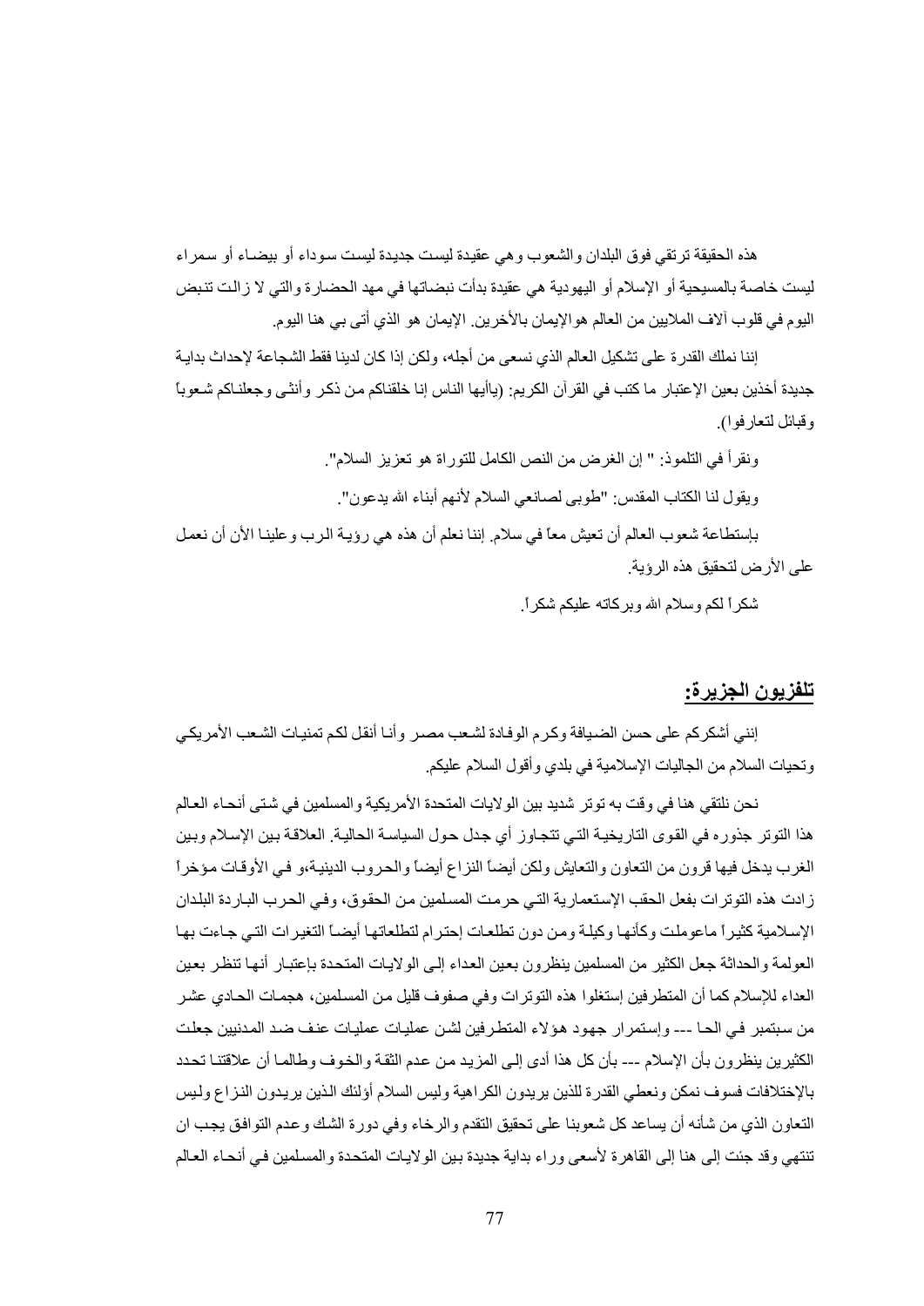هذه الحقيقة ترتقي فوق البلدان والشعوب وهي عقيدة ليست جديدة ليست سوداء أو بيضاء أو سمراء ليست خاصة بالمسيحية أو الإسلام أو اليهودية هي عقيدة بدأت نبضاتها في مهد الحضارة والتي لا زالت تنبض اليوم في قلوب آلاف الملايين من العالم هوالإيمان بالأخرين. الإيمان هو الذي أتى بي هنا اليوم.

إننا نملك القدرة على تشكيل العالم الذي نسعى من أجله، ولكن إذا كان لدينا فقط الشجاعة لإحداث بداية جديدة أخذين بعين الإعتبار ما كتب في القرآن الكريم: (يأيها الناس إنا خلقناكم من ذكر وأنثى وجعلناكم شعوباً وقبائل لتعارفوا).

ونقرأ في التلموذ: " إن الغرض من النص الكامل للتوراة هو تعزيز السلام".

ويقول لنا الكتاب المقدس: "طوبى لصانعي السلام لأنهم أبناء الله يدعون".

بإستطاعة شعوب العالم أن تعيش معاً في سلام. إننا نعلم أن هذه هي رؤية الرب وعلينا الأن أن نعمل على الأرض لتحقيق هذه الرؤية.

شكراً لكم وسلام الله وبركاته عليكم شكراً.

## تلفزيون الجزيرة:

إنني أشكركم على حسن الضيافة وكرم الوفادة لشعب مصر وأنا أنقل لكم تمنيات الشعب الأمريكي وتحيات السلام من الجاليات الإسلامية في بلدي وأقول السلام عليكم.

نحن نلتقي هنا في وقت به توتر شديد بين الولايات المتحدة الأمريكية والمسلمين في شتى أنحاء العالم هذا التوتر جذوره في القوى التاريخية التي تتجاوز أي جدل حول السياسة الحالية. العلاقة بين الإسلام وبين الغرب يدخل فيها قرون من التعاون والتعايش ولكن أيضاً النزاع أيضاً والحروب الدينية،و في الأوقات مؤخراً زادت هذه التوترات بفعل الحقب الإستعمارية التي حرمت المسلمين من الحقوق، وفي الحرب الباردة البلدان الإسلامية كثيراً ماعوملت وكأنها وكيلة ومن دون تطلعات إحترام لتطلعاتها أيضاً التغيرات التي جاءت بها العولمة والحداثة جعل الكثير من المسلمين ينظرون بعين العداء إلى الولايات المتحدة بإعتبار أنها تنظر بعين العداء للإسلام كما أن المتطرفين إستغلوا هذه التوترات وفي صفوف قليل من المسلمين، هجمات الحادي عشر من سبتمبر في الحا --- وإستمرار جهود هؤلاء المتطرفين لشن عمليات عمليات عنف ضد المدنيين جعلت الكثيرين ينظرون بأن الإسلام --- بأن كل هذا أدى إلى المزيد من عدم الثقة والخوف وطالما أن علاقتنا تحدد بالإختلافات فسوف نمكن ونعطي القدرة للذين يريدون الكراهية وليس السلام أولئك الذين يريدون النزاع وليس التعاون الذي من شأنه أن يساعد كل شعوبنا على تحقيق التقدم والرخاء وفي دورة الشك وعدم التوافق يجب ان تنتهي وقد جئت إلى هنا إلى القاهرة لأسعى وراء بداية جديدة بين الولايات المتحدة والمسلمين في أنحاء العالم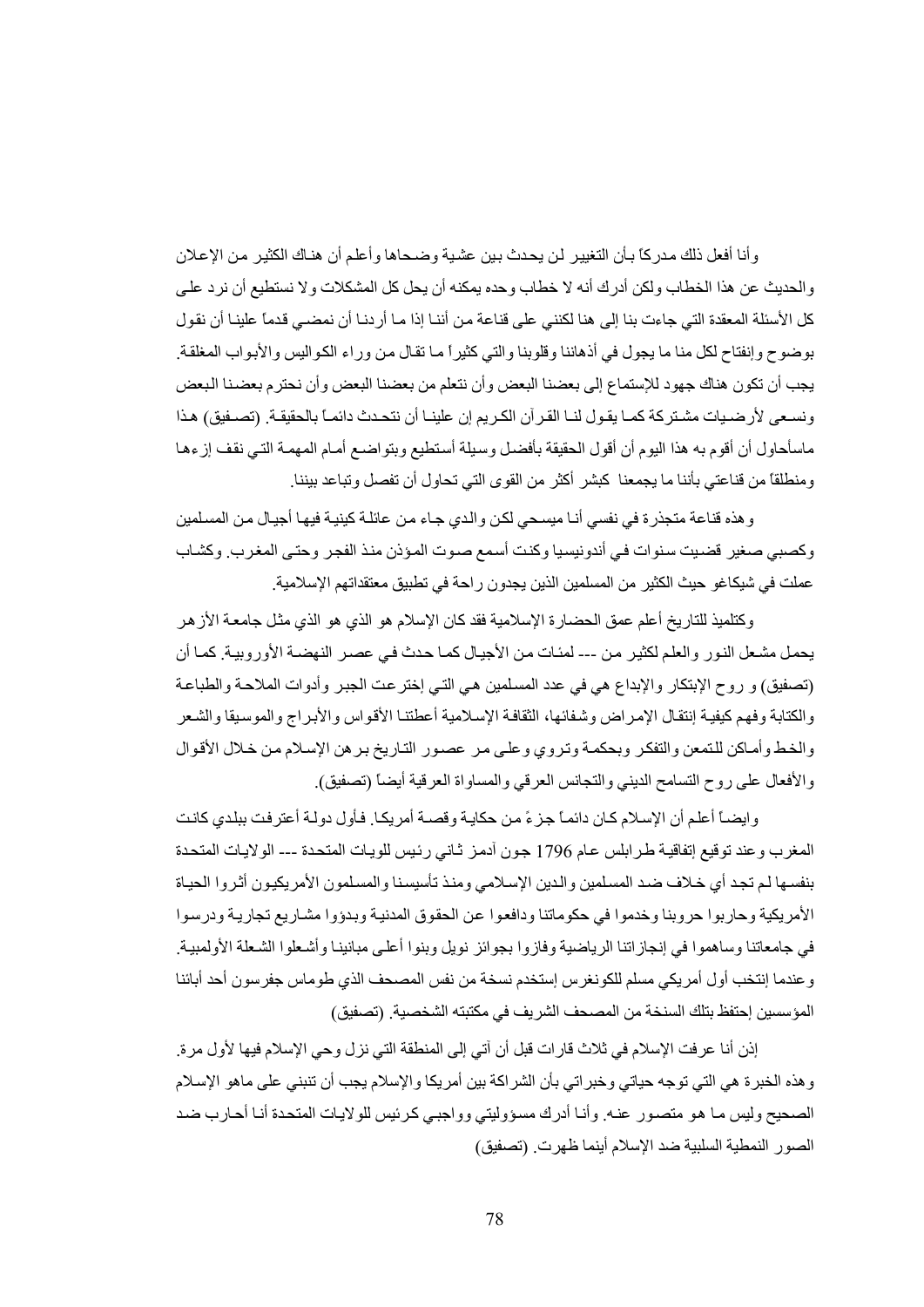وأنا أفعل ذلك مدركاً بأن التغيير لن يحدث بين عشية وضحاها وأعلم أن هناك الكثير من الإعلان والحديث عن هذا الخطاب ولكن أدرك أنه لا خطاب وحده يمكنه أن يحل كل المشكلات ولا نستطيع أن نرد على كل الأسئلة المعقدة التي جاءت بنا إلى هنا لكنني على قناعة من أننا إذا ما أردنا أن نمضي قدماً علينا أن نقول بوضوح وإنفتاح لكل منا ما يجول في أذهاننا وقلوبنا والتي كثيراً ما تقال من وراء الكواليس والأبواب المغلقة. يجب أن تكون هناك جهود للإستماع إلى بعضنا البعض وأن نتعلم من بعضنا البعض وأن نحترم بعضنا البعض ونسعى لأرضيات مشتركة كما يقول لنا القرآن الكريم إن علينا أن نتحدث دائماً بالحقيقة. (تصفيق) هذا ماسأحاول أن أقوم به هذا اليوم أن أقول الحقيقة بأفضل وسيلة أستطيع وبتواضع أمام المهمة التي نقف إزءها ومنطلقاً من قناعتي بأننا ما يجمعنا كبشر أكثر من القوى التي تحاول أن تفصل وتباعد بيننا.

وهذه قناعة متجذرة في نفسي أنا ميسحي لكن والدي جاء من عائلة كينية فيها أجيال من المسلمين وكصبي صغير قضيت سنوات في أندونيسيا وكنت أسمع صوت المؤذن منذ الفجر وحتى المغرب. وكشاب عملت في شيكاغو حيث الكثير من المسلمين الذين يجدون راحة في تطبيق معتقداتهم الإسلامية.

وكتلميذ للتاريخ أعلم عمق الحضارة الإسلامية فقد كان الإسلام هو الذي هو الذي مثل جامعة الأزهر يحمل مشعل النور والعلم لكثير من --- لمئات من الأجيال كما حدث في عصر النهضة الأوروبية. كما أن (تصفيق) و روح الإبتكار والإبداع هي في عدد المسلمين هي التي إخترعت الجبر وأدوات الملاحة والطباعة والكتابة وفهم كيفية إنتقال الإمراض وشفائها، الثقافة الإسلامية أعطتنا الأقواس والأبراج والموسيقا والشعر والخط وأماكن للتمعن والتفكر وبحكمة وتروي وعلى مر عصور التاريخ برهن الإسلام من خلال الأقوال والأفعال على روح التسامح الديني والتجانس العرقي والمساواة العرقية أيضاً (تصفيق).

وايضاً أعلم أن الإسلام كان دائماً جزءً من حكاية وقصة أمريكا. فأول دولة أعترفت ببلدي كانت المغرب وعند توقيع إتفاقية طرابلس عام 1796 جون آدمز ثاني رئيس للويات المتحدة --- الولايات المتحدة بنفسها لم تجد أي خلاف ضد المسلمين والدين الإسلامي ومنذ تأسيسنا والمسلمون الأمريكيون أثروا الحياة الأمريكية وحاربوا حروبنا وخدموا في حكوماتنا ودافعوا عن الحقوق المدنية وبدؤوا مشاريع تجارية ودرسوا في جامعاتنا وساهموا في إنجازاتنا الرياضية وفازوا بجوائز نويل وبنوا أعلى مبانينا وأشعلوا الشعلة الأولمبية. وعندما إنتخب أول أمريكي مسلم للكونغرس إستخدم نسخة من نفس المصحف الذي طوماس جفرسون أحد آبائنا المؤسسين إحتفظ بتلك النسخة من المصحف الشريف في مكتبته الشخصية. (تصفيق)

إذن أنا عرفت الإسلام في ثلاث قارات قبل أن آتي إلى المنطقة التي نزل وحي الإسلام فيها لأول مرة. وهذه الخبرة هي التي توجه حياتي وخبراتي بأن الشراكة بين أمريكا والإسلام يجب أن تنبني على ماهو الإسلام الصحيح وليس ما هو متصور عنه. وأنا أدرك مسؤوليتي وواجبي كرئيس للولايات المتحدة أنا أحارب ضد الصور النمطية السلبية ضد الإسلام أينما ظهرت. (تصفيق)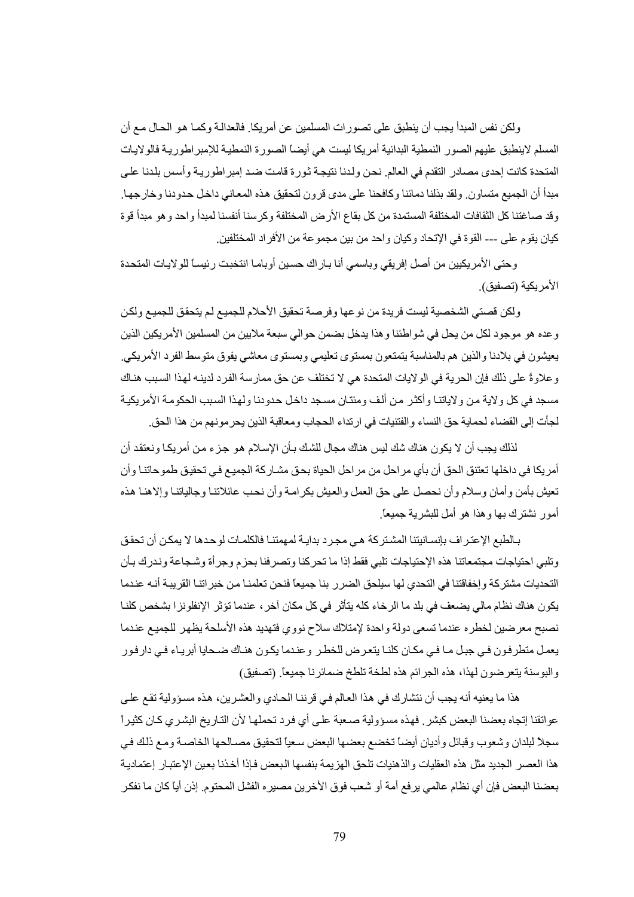ولكن نفس المبدأ يجب أن ينطبق على تصورات المسلمين عن أمريكا. فالعدالة وكما هو الحال مع أن المسلم لاينطبق عليهم الصور النمطية البدائية أمريكا ليست هي أيضاً الصورة النمطية للإمبراطورية فالولايات المتحدة كانت إحدى مصادر التقدم في العالم. نحن ولدنا نتيجة ثورة قامت ضد إمبراطورية وأسس بلدنا على مبدأ أن الجميع متساون. ولقد بذلنا دمائنا وكافحنا على مدى قرون لتحقيق هذه المعاني داخل حدودنا وخارجها. وقد صاغتنا كل الثقافات المختلفة المستمدة من كل بقاع الأرض المختلفة وكرسنا أنفسنا لمبدأ واحد وهو مبدأ قوة كيان يقوم على --- القوة في الإتحاد وكيان واحد من بين مجموعة من الأفراد المختلفين.

وحتى الأمريكيين من أصل إفريقي وباسمي أنا باراك حسين أوباما انتخبت رئيساً للولايات المتحدة الأمريكية (تصفيق).

ولكن قصتي الشخصية ليست فريدة من نوعها وفرصة تحقيق الأحلام للجميع لم يتحقق للجميع ولكن وعده هو موجود لكل من يحل في شواطئنا وهذا يدخل بضمن حوالي سبعة ملايين من المسلمين الأمريكين الذين يعيشون في بلادنا والذين هم بالمناسبة يتمتعون بمستوى تعليمي وبمستوى معاشي يفوق متوسط الفرد الأمريكي. وعلاوةً على ذلك فإن الحرية في الولايات المتحدة هي لا تختلف عن حق ممارسة الفرد لدينه لهذا السبب هناك مسجد في كل ولاية من ولاياتنا وأكثر من ألف ومئتان مسجد داخل حدودنا ولهذا السبب الحكومة الأمريكية لجأت إلى القضاء لحماية حق النساء والفتيات في ارتداء الحجاب ومعاقبة الذين يحرمونهم من هذا الحق.

لذلك يجب أن لا يكون هناك شك ليس هناك مجال للشك بأن الإسلام هو جزء من أمريكا ونعتقد أن أمريكا في داخلها تعتنق الحق أن بأي مراحل من مراحل الحياة بحق مشاركة الجميع في تحقيق طموحاتنا وأن تعيش بأمن وأمان وسلام وأن نحصل على حق العمل والعيش بكرامة وأن نحب عائلاتنا وجالياتنا وإلاهنا هذه أمور نشترك بها وهذا هو أمل للبشرية جميعاً.

بالطبع الإعتراف بإنسانيتنا المشتركة هي مجرد بداية لمهمتنا فالكلمات لوحدها لا يمكن أن تحقق وتلبي احتياجات مجتمعاتنا هذه الإحتياجات تلبي فقط إذا ما تحركنا وتصرفنا بحزم وجرأة وشجاعة وندرك بأن التحديات مشتركة وإخفاقتنا في التحدي لها سيلحق الضرر بنا جميعاً فنحن تعلمنا من خبراتنا القريبة أنه عندما يكون هناك نظام مالي يضعف في بلد ما الرخاء كله يتأثر في كل مكان آخر، عندما تؤثر الإنفلونزا بشخص كلنا نصبح معرضين لخطره عندما تسعى دولة واحدة لإمتلاك سلاح نووي فتهديد هذه الأسلحة يظهر للجميع عندما يعمل متطرفون في جبل ما في مكان كلنا يتعرض للخطر وعندما يكون هناك ضحايا أبرياء في دارفور والبوسنة يتعرضون لهذا، هذه الجرائم هذه لطخة تلطخ ضمائرنا جميعاً. (تصفيق)

هذا ما يعنيه أنه يجب أن نتشارك في هذا العالم في قرننا الحادي والعشرين، هذه مسؤولية تقع على عواتقنا إتجاه بعضنا البعض كبشر. فهذه مسؤولية صعبة على أي فرد تحملها لأن التاريخ البشري كان كثيراً سجلاً لبلدان وشعوب وقبائل وأديان أيضاً تخضع بعضها البعض سعياً لتحقيق مصالحها الخاصة ومع ذلك في هذا العصر الجديد مثل هذه العقليات والذهنيات تلحق الهزيمة بنفسها البعض فإذا أخذنا بعين الإعتبار إعتمادية بعضنا البعض فإن أي نظام عالمي يرفع أمة أو شعب فوق الأخرين مصيره الفشل المحتوم. إذن أياً كان ما نفكر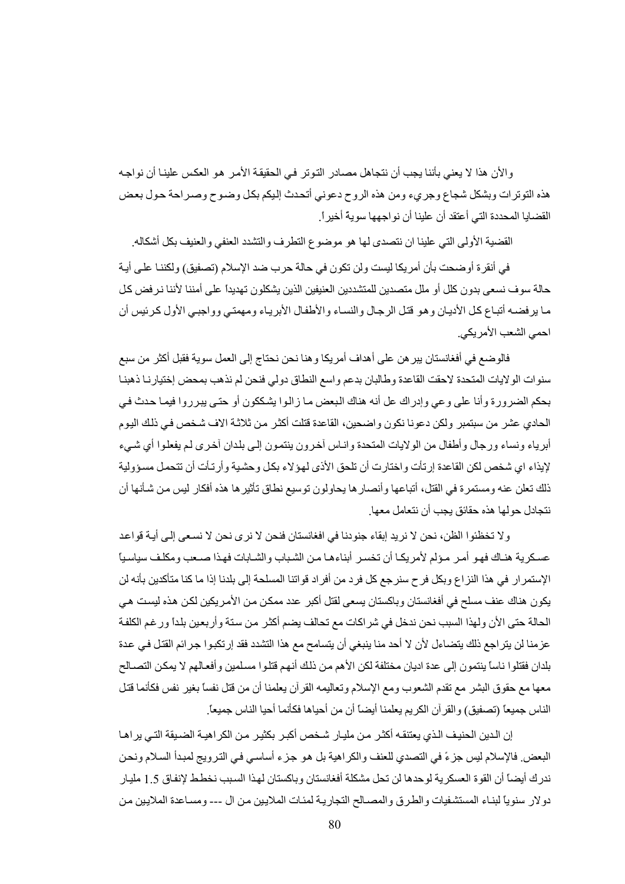والآن هذا لا يعني بأننا يجب أن نتجاهل مصادر التوتر في الحقيقة الأمر هو العكس علينا أن نواجه هذه التوترات وبشكل شجاع وجريء ومن هذه الروح دعوني أتحدث إليكم بكل وضوح وصراحة حول بعض القضايا المحددة التي أعتقد أن علينا أن نواجهها سوية أخيراً.

القضية الأولى التي علينا ان نتصدى لها هو موضوع التطرف والتشدد العنفي والعنيف بكل أشكاله.

في أنقرة أوضحت بأن أمريكا ليست ولن تكون في حالة حرب ضد الإسلام (تصفيق) ولكننا على أية حالة سوف نسعى بدون كلل أو ملل متصدين للمتشددين العنيفين الذين يشكلون تهديداً على أمننا لأننا نرفض كل ما يرفضه أتباع كل الأديان وهو قتل الرجال والنساء والأطفال الأبرياء ومهمتي وواجبي الأول كرئيس أن احمي الشعب الأمريكي.

فالوضع في أفغانستان يبرهن على أهداف أمريكا وهنا نحن نحتاج إلى العمل سوية فقبل أكثر من سبع سنوات الولايات المتحدة لاحقت القاعدة وطالبان بدعم واسع النطاق دولي فنحن لم نذهب بمحض إختيارنا ذهبنا بحكم الضرورة وأنا على وعي وإدراك عل أنه هناك البعض ما زالوا يشككون أو حتى يبرروا فيما حدث في الحادي عشر من سبتمبر ولكن دعونا نكون واضحين، القاعدة قتلت أكثر من ثلاثة الاف شخص في ذلك اليوم أبرياء ونساء ورجال وأطفال من الولايات المتحدة وناس آخرون ينتمون إلى بلدان آخرى لم يفعلوا أي شيء لإيذاء اي شخص لكن القاعدة إرتأت واختارت أن تلحق الأذى لهؤلاء بكل وحشية وأرتأت أن تتحمل مسؤولية ذلك تعلن عنه ومستمرة في القتل، أتباعها وأنصارها يحاولون توسيع نطاق تأثيرها هذه أفكار ليس من شأنها أن نتجادل حولها هذه حقائق يجب أن نتعامل معها.

ولا تخظئوا الظن، نحن لا نريد إبقاء جنودنا في افغانستان فنحن لا نرى نحن لا نسعى إلى أية قواعد عسكرية هناك فهو أمر مؤلم لأمريكا أن تخسر أبناءها من الشباب والشابات فهذا صعب ومكلف سياسياً الإستمرار في هذا النزاع وبكل فرح سنرجع كل فرد من أفراد قواتنا المسلحة إلى بلدنا إذا ما كنا متأكدين بأنه لن يكون هناك عنف مسلح في أفغانستان وباكستان يسعى لقتل أكبر عدد ممكن من الأمريكين لكن هذه ليست هي الحالة حتى الأن ولهذا السبب نحن ندخل في شراكات مع تحالف يضم أكثر من ستة وأربعين بلداً ورغم الكلفة عزمنا لن يتراجع ذلك يتضاءل لأن لا أحد منا ينبغي أن يتسامح مع هذا التشدد فقد إرتكبوا جرائم القتل في عدة بلدان فقتلوا ناساً ينتمون إلى عدة اديان مختلفة لكن الأهم من ذلك أنهم قتلوا مسلمين وأفعالهم لا يمكن التصالح معها مع حقوق البشر مع تقدم الشعوب ومع الإسلام وتعاليمه القرآن يعلمنا أن من قتل نفساً بغير نفس فكأنما قتل الناس جميعاً (تصفيق) والقرآن الكريم يعلمنا أيضاً أن من أحياها فكأنما أحيا الناس جميعاً.

إن الدين الحنيف الذي يعتنقه أكثر من مليار شخص أكبر بكثير من الكراهية الضيقة التي يراها البعض. فالإسلام ليس جزءً في التصدي للعنف والكراهية بل هو جزء أساسي في الترويج لمبدأ السلام ونحن ندرك أيضاً أن القوة العسكرية لوحدها لن تحل مشكلة أفغانستان وباكستان لهذا السبب نخطط لإنفاق 1.5 مليار دولار سنوياً لبناء المستشفيات والطرق والمصالح التجارية لمئات الملايين من ال --- ومساعدة الملايين من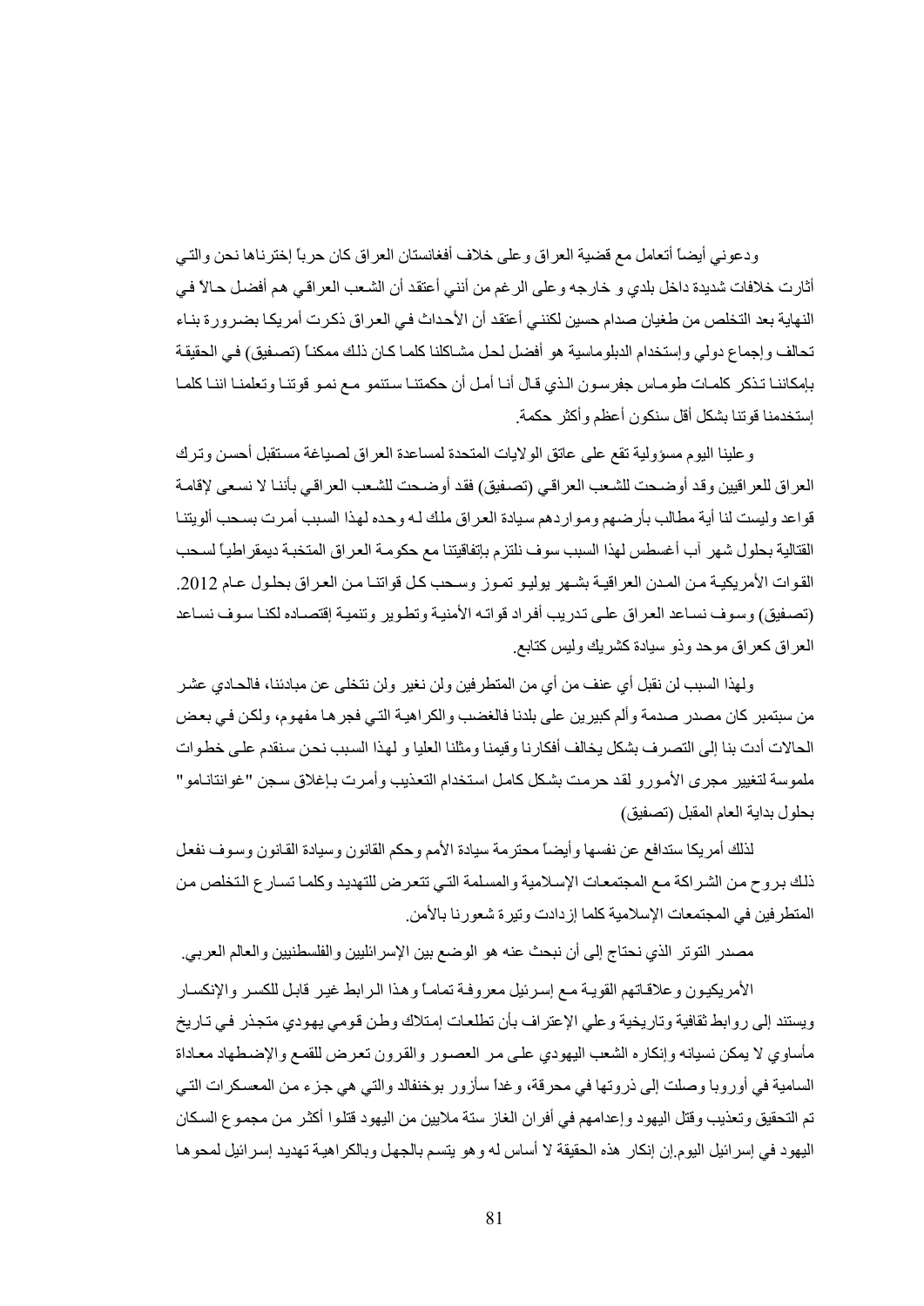ودعوني أيضاً أتعامل مع قضية العراق وعلى خلاف أفغانستان العراق كان حرباً إخترناها نحن والتي أثارت خلافات شديدة داخل بلدي و خارجه وعلى الرغم من أنني أعتقد أن الشعب العراقي هم أفضل حالاً في النهاية بعد التخلص من طغيان صدام حسين لكنني أعتقد أن الأحداث في العراق ذكرت أمريكا بضرورة بناء تحالف وإجماع دولي وإستخدام الدبلوماسية هو أفضل لحل مشاكلنا كلما كان ذلك ممكناً (تصفيق) في الحقيقة بإمكاننا تذكر كلمات طوماس جفرسون الذي قال أنا أمل أن حكمتنا ستنمو مع نمو قوتنا وتعلمنا اننا كلما إستخدمنا قوتنا بشكل أقل سنكون أعظم وأكثر حكمة.

وعلينا اليوم مسؤولية تقع على عاتق الولايات المتحدة لمساعدة العراق لصياغة مستقبل أحسن وترك العراق للعراقيين وقد أوضحت للشعب العراقي (تصفيق) فقد أوضحت للشعب العراقي بأننا لا نسعى لإقامة قواعد وليست لنا أية مطالب بأرضهم ومواردهم سيادة العراق ملك له وحده لهذا السبب أمرت بسحب ألويتنا القتالية بحلول شهر آب أغسطس لهذا السبب سوف نلتزم بإتفاقيتنا مع حكومة العراق المتخبة ديمقراطياً لسحب القوات الأمريكية من المدن العراقية بشهر يوليو تموز وسحب كل قواتنا من العراق بحلول عام 2012. (تصفيق) وسوف نساعد العراق على تدريب أفراد قواته الأمنية وتطوير وتنمية إقتصاده لكنا سوف نساعد العراق كعراق موحد وذو سيادة كشريك وليس كتابع.

ولهذا السبب لن نقبل أي عنف من أي من المتطرفين ولن نغير ولن نتخلى عن مبادئنا، فالحادي عشر من سبتمبر كان مصدر صدمة وألم كبيرين على بلدنا فالغضب والكراهية التي فجرها مفهوم، ولكن في بعض الحالات أدت بنا إلى التصرف بشكل يخالف أفكارنا وقيمنا ومثلنا العليا و لهذا السبب نحن سنقدم على خطوات ملموسة لتغيير مجرى الأمور لقد حرمت بشكل كامل استخدام التعذيب وأمرت بإغلاق سجن "غوانتانامو" بحلول بداية العام المقبل (تصفيق)

لذلك أمريكا ستدافع عن نفسها وأيضاً محترمة سيادة الأمم وحكم القانون وسيادة القانون وسوف نفعل ذلك بروح من الشراكة مع المجتمعات الإسلامية والمسلمة التي تتعرض للتهديد وكلما تسارع التخلص من المتطرفين في المجتمعات الإسلامية كلما إزدادت وتيرة شعورنا بالأمن.

مصدر التوتر الذي نحتاج إلى أن نبحث عنه هو الوضع بين الإسرائليين والفلسطنيين والعالم العربي.

الأمريكيون وعلاقاتهم القوية مع إسرئيل معروفة تماماً وهذا الرابط غير قابل للكسر والإنكسار ويستند إلى روابط ثقافية وتاريخية وعلي الإعتراف بأن تطلعات إمتلاك وطن قومي يهودي متجذر في تاريخ مأساوي لا يمكن نسيانه وإنكاره الشعب اليهودي على مر العصور والقرون تعرض للقمع والإضطهاد معاداة السامية في أوروبا وصلت إلى ذروتها في محرقة، وغداً سأزور بوخنفالد والتي هي جزء من المعسكرات التي تم التحقيق وتعذيب وقتل اليهود وإعدامهم في أفران الغاز ستة ملايين من اليهود قتلوا أكثر من مجموع السكان اليهود في إسرائيل اليوم.إن إنكار هذه الحقيقة لا أساس له وهو يتسم بالجهل وبالكراهية تهديد إسرائيل لمحوها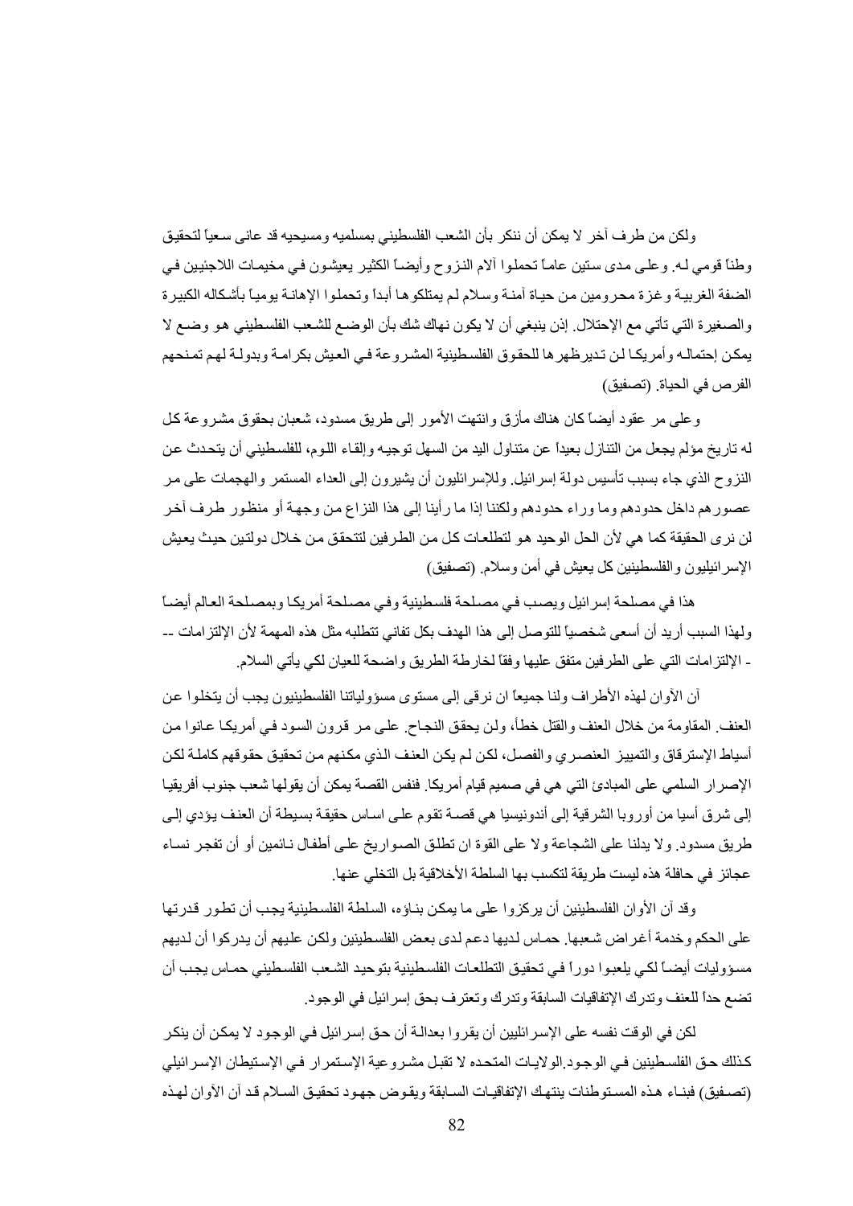ولكن من طرف آخر لا يمكن أن ننكر بأن الشعب الفلسطيني بمسلميه ومسيحيه قد عانى سعياً لتحقيق وطناً قومي لـه. وعلى مدى ستين عاماً تحملوا آلام النزوح وأيضاً الكثير يعيشون في مخيمات اللاجئيين في الضفة الغربية وغزة محرومين من حياة آمنة وسلام لم يمتلكوها أبداً وتحملوا الإهانة يومياً بأشكاله الكبيرة والصغيرة التي تأتي مع الإحتلال. إذن ينبغي أن لا يكون نهاك شك بأن الوضع للشعب الفلسطيني هو وضع لا يمكن إحتماله وأمريكا لن تديرظهرها للحقوق الفلسطينية المشروعة في العيش بكرامة وبدولة لهم تمنحهم الفرص في الحياة. (تصفيق)

وعلى مر عقود أيضاً كان هناك مأزق وانتهت الأمور إلى طريق مسدود، شعبان بحقوق مشروعة كل له تاريخ مؤلم يجعل من التنازل بعيداً عن متناول اليد من السهل توجيه وإلقاء اللوم، للفلسطيني أن يتحدث عن النزوح الذي جاء بسبب تأسيس دولة إسرائيل. وللإسرائيليون أن يشيرون إلى العداء المستمر والهجمات على مر عصورهم داخل حدودهم وما وراء حدودهم ولكننا إذا ما رأينا إلى هذا النزاع من وجهة أو منظور طرف آخر لن نرى الحقيقة كما هي لأن الحل الوحيد هو لتطلعات كل من الطرفين لتتحقق من خلال دولتين حيث يعيش الإسرائيليون والفلسطينين كل يعيش في أمن وسلام. (تصفيق)

هذا في مصلحة إسرائيل ويصب في مصلحة فلسطينية وفي مصلحة أمريكا وبمصلحة العالم أيضاً ولهذا السبب أريد أن أسعى شخصياً للتوصل إلى هذا الهدف بكل تفاني تتطلبه مثل هذه المهمة لأن الإلتزامات -- - الإلتزامات التي على الطرفين متفق عليها وفقاً لخارطة الطريق واضحة للعيان لكي يأتي السلام.

آن الأوان لهذه الأطراف ولنا جميعاً ان نرقى إلى مستوى مسؤولياتنا الفلسطينيون يجب أن يتخلوا عن العنف. المقاومة من خلال العنف والقتل خطأ، ولن يحقق النجاح. على مر قرون السود في أمريكا عانوا من أسياط الإسترقاق والتمييز العنصري والفصل، لكن لم يكن العنف الذي مكنهم من تحقيق حقوقهم كاملة لكن الإصرار السلمي على المبادئ التي هي في صميم قيام أمريكا. فنفس القصة يمكن أن يقولها شعب جنوب أفريقيا إلى شرق أسيا من أوروبا الشرقية إلى أندونيسيا هي قصة تقوم على اساس حقيقة بسيطة أن العنف يؤدي إلى طريق مسدود. ولا يدلنا على الشجاعة ولا على القوة ان تطلق الصواريخ على أطفال نائمين أو أن تفجر نساء عجائز في حافلة هذه ليست طريقة لتكسب بها السلطة الأخلاقية بل التخلي عنها.

وقد آن الأوان للفلسطينين أن يركزوا على ما يمكن بناؤه، السلطة الفلسطينية يجب أن تطور قدرتها على الحكم وخدمة أغراض شعبها. حماس لديها دعم لدى بعض الفلسطينين ولكن عليهم أن يدركوا أن لديهم مسؤوليات أيضاً لكي يلعبوا دوراً في تحقيق التطلعات الفلسطينية بتوحيد الشعب الفلسطيني حماس يجب أن تضع حداً للعنف وتدرك الإتفاقيات السابقة وتدرك وتعترف بحق إسرائيل في الوجود.

لكن في الوقت نفسه على الإسرائيليين أن يقروا بعدالة أن حق إسرائيل في الوجود لا يمكن أن ينكر كذلك حق الفلسطينين في الوجود.الولايات المتحده لا تقبل مشروعية الإستمرار في الإستيطان الإسرائيلي (تصفيق) فبناء هذه المستوطنات ينتهك الإتفاقيات السابقة ويقوض جهود تحقيق السلام قد آن الأوان لهذه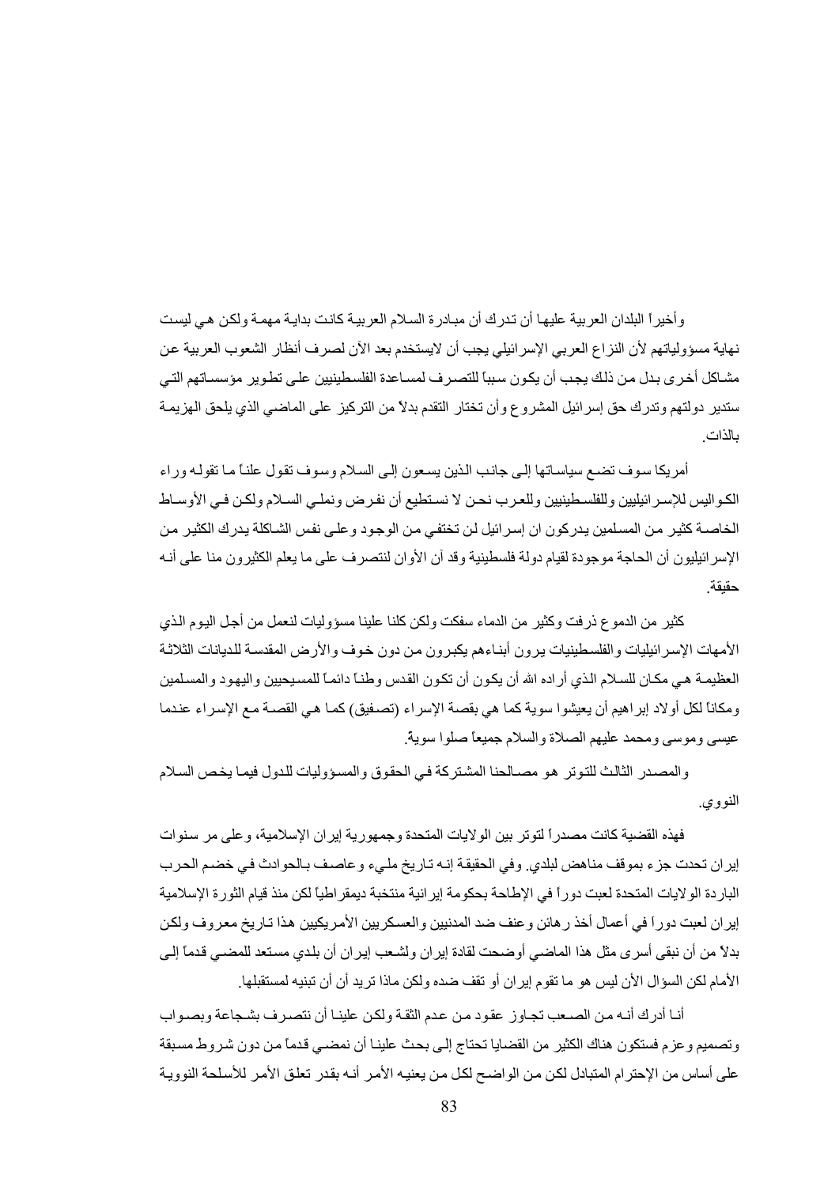وأخيراً البلدان العربية عليها أن تدرك أن مبادرة السلام العربية كانت بداية مهمة ولكن هي ليست نهاية مسؤولياتهم لأن النزاع العربي الإسرائيلي يجب أن لايستخدم بعد الآن لصرف أنظار الشعوب العربية عن مشاكل أخرى بدل من ذلك يجب أن يكون سبباً للتصرف لمساعدة الفلسطينيين على تطوير مؤسساتهم التي ستدير دولتهم وتدرك حق إسرائيل المشروع وأن تختار التقدم بدلاً من التركيز على الماضي الذي يلحق الهزيمة بالذات.

أمريكا سوف تضع سياساتها إلى جانب الذين يسعون إلى السلام وسوف تقول علناً ما تقوله وراء الكواليس للإسرائيليين وللفلسطينيين وللعرب نحن لا نستطيع أن نفرض ونملي السلام ولكن في الأوساط الخاصة كثير من المسلمين يدركون ان إسرائيل لن تختفي من الوجود وعلى نفس الشاكلة يدرك الكثير من الإسرائيليون أن الحاجة موجودة لقيام دولة فلسطينية وقد آن الأوان لنتصرف على ما يعلم الكثيرون منا على أنه حقيقة.

كثير من الدموع ذرفت وكثير من الدماء سفكت ولكن كلنا علينا مسؤوليات لنعمل من أجل اليوم الذي الأمهات الإسرائيليات والفلسطينيات يرون أبناءهم يكبرون من دون خوف والأرض المقدسة للديانات الثلاثة العظيمة هي مكان للسلام الذي أراده الله أن يكون أن تكون القدس وطناً دائماً للمسيحيين واليهود والمسلمين ومكاناً لكل أولاد إبراهيم أن يعيشوا سوية كما هي بقصة الإسراء كما هي القصة (تصفيق) كما هي القصة مع الإسراء عندما عيسى وموسى ومحمد عليهم الصلاة والسلام جميعاً صلوا سوية.

والمصدر الثالث للتوتر هو مصالحنا المشتركة في الحقوق والمسؤوليات للدول فيما يخص السلام النووي.

فهذه القضية كانت مصدراً لتوتر بين الولايات المتحدة وجمهورية إيران الإسلامية، وعلى مر سنوات إيران تحدت جزء بموقف مناهض لبلدي. وفي الحقيقة إنه تاريخ مليء وعاصف بالحوادث في خضم الحرب الباردة الولايات المتحدة لعبت دوراً في الإطاحة بحكومة إيرانية منتخبة ديمقراطياً لكن منذ قيام الثورة الإسلامية إيران لعبت دوراً في أعمال أخذ رهائن وعنف ضد المدنيين والعسكريين الأمريكيين هذا تاريخ معروف ولكن بدلاً من أن نبقى أسرى مثل هذا الماضي أوضحت لقادة إيران ولشعب إيران أن بلدي مستعد للمضي قدماً إلى الأمام لكن السؤال الأن ليس هو ما تقوم إيران أو تقف ضده ولكن ماذا تريد أن أن تبنيه لمستقبلها.

أنا أدرك أنه من الصعب تجاوز عقود من عدم الثقة ولكن علينا أن نتصرف بشجاعة وبصواب وتصميم وعزم فستكون هناك الكثير من القضايا تحتاج إلى بحث علينا أن نمضي قدماً من دون شروط مسبقة على أساس من الإحترام المتبادل لكن من الواضح لكل من يعنيه الأمر أنه بقدر تعلق الأمر للأسلحة النووية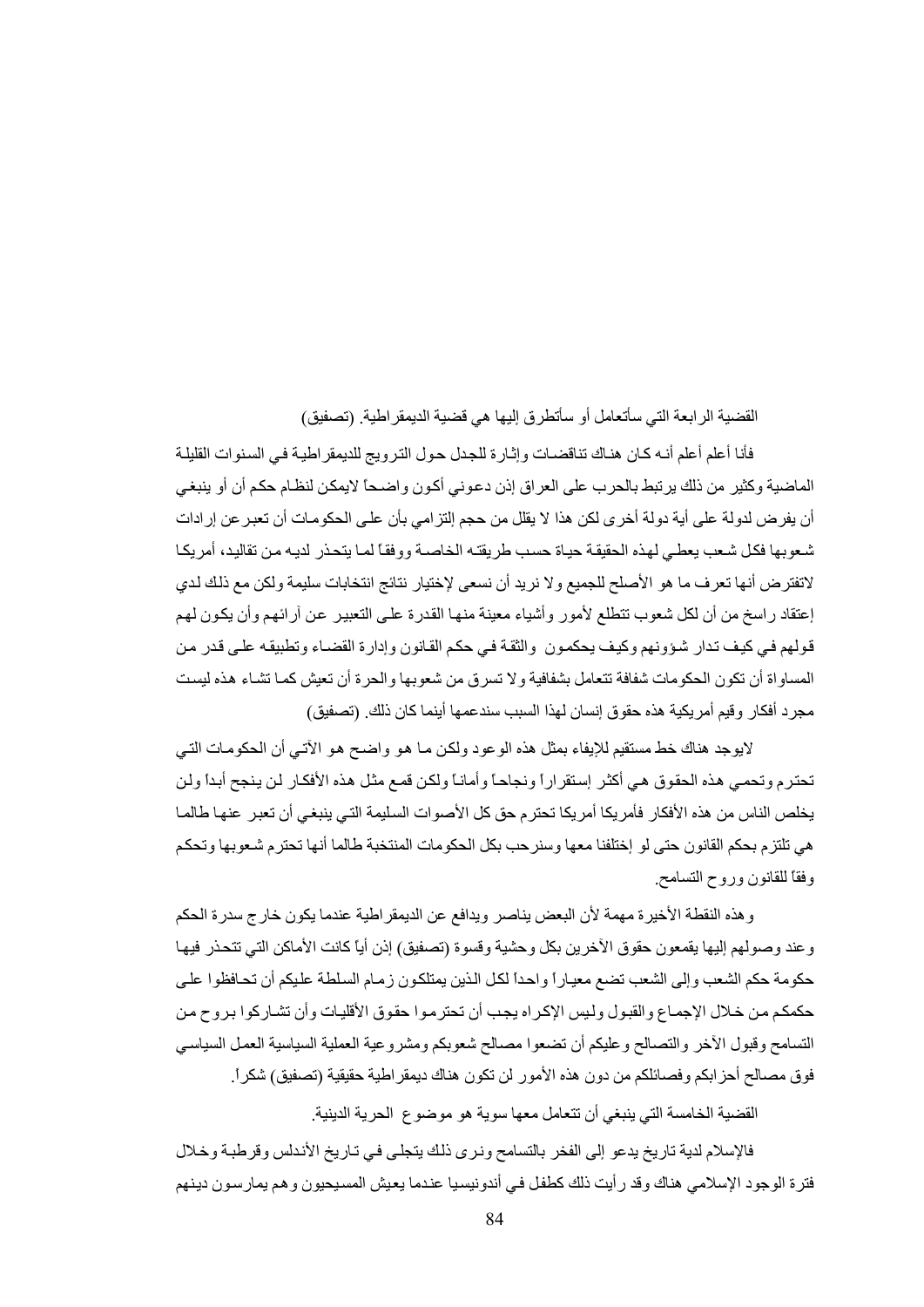القضية الرابعة التي سأتعامل أو سأتطرق إليها هي قضية الديمقراطية. (تصفيق)

فأنا أعلم أنه كان هناك تناقضات وإثارة للجدل حول الترويج للديمقراطية في السنوات القليلة الماضية وكثير من ذلك يرتبط بالحرب على العراق إذن دعوني أكون واضحاً لايمكن لنظام حكم أن أو ينبغي أن يفرض لدولة على أية دولة أخرى لكن هذا لا يقلل من حجم إلتزامي بأن على الحكومات أن تعبر عن إرادات شعوبها فكل شعب يعطي لهذه الحقيقة حياة حسب طريقته الخاصة ووفقاً لما يتحذر لديه من تقاليد، أمريكا لاتفترض أنها تعرف ما هو الأصلح للجميع ولا نريد أن نسعى لإختيار نتائج انتخابات سليمة ولكن مع ذلك لدي إعتقاد راسخ من أن لكل شعوب تتطلع لأمور وأشياء معينة منها القدرة على التعبير عن آرائهم وأن يكون لهم قولهم في كيف تدار شؤونهم وكيف يحكمون والثقة في حكم القانون وإدارة القضاء وتطبيقه على قدر من المساواة أن تكون الحكومات شفافة تتعامل بشفافية ولا تسرق من شعوبها والحرة أن تعيش كما تشاء هذه ليست مجرد أفكار وقيم أمريكية هذه حقوق إنسان لهذا السبب سندعمها أينما كان ذلك. (تصفيق)

لايوجد هناك خط مستقيم للإيفاء بمثل هذه الوعود ولكن ما هو واضح هو الآتي أن الحكومات التي تحترم وتحمي هذه الحقوق هي أكثر إستقراراً ونجاحاً وأماناً ولكن قمع مثل هذه الأفكار لن ينجح أبداً ولن يخلص الناس من هذه الأفكار فأمريكا أمريكا تحترم حق كل الأصوات السليمة التي ينبغي أن تعبر عنها طالما هي تلتزم بحكم القانون حتى لو إختلفنا معها وسنرحب بكل الحكومات المنتخبة طالما أنها تحترم شعوبها وتحكم وفقاً للقانون وروح التسامح.

وهذه النقطة الأخيرة مهمة لأن البعض يناصر ويدافع عن الديمقراطية عندما يكون خارج سدرة الحكم وعند وصولهم إليها يقمعون حقوق الآخرين بكل وحشية وقسوة (تصفيق) إذن أياً كانت الأماكن التي تتحذر فيها حكومة حكم الشعب وإلى الشعب تضع معياراً واحداً لكل الذين يمتلكون زمام السلطة عليكم أن تحافظوا على حكمكم من خلال الإجماع والقبول وليس الإكراه يجب أن تحترموا حقوق الأقليات وأن تشاركوا بروح من التسامح وقبول الآخر والتصالح وعليكم أن تضعوا مصالح شعوبكم ومشروعية العملية السياسية العمل السياسي فوق مصالح أحزابكم وفصائلكم من دون هذه الأمور لن تكون هناك ديمقراطية حقيقية (تصفيق) شكراً.

القضية الخامسة التي ينبغي أن نتعامل معها سوية هو موضوع الحرية الدينية.

فالإسلام لدية تاريخ يدعو إلى الفخر بالتسامح ونرى ذلك يتجلى في تاريخ الأندلس وقرطبة وخلال فترة الوجود الإسلامي هناك وقد رأيت ذلك كطفل في أندونيسيا عندما يعيش المسيحيون وهم يمارسون دينهم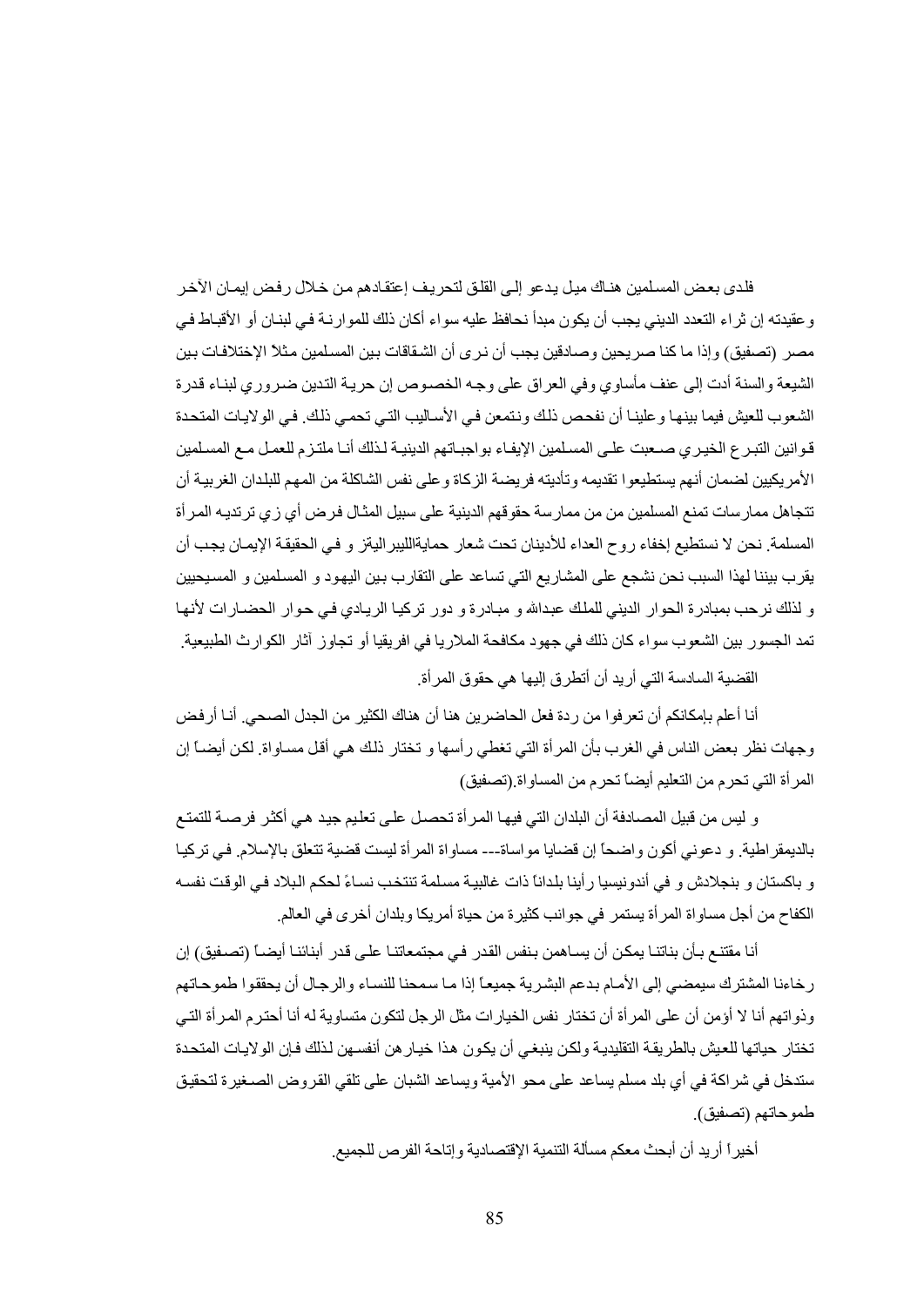فلدى بعض المسلمين هناك ميل يدعو إلى القلق لتحريف إعتقادهم من خلال رفض إيمان الآخر وعقيدته إن ثراء التعدد الديني يجب أن يكون مبدأ نحافظ عليه سواء أكان ذلك للموارنة في لبنان أو الأقباط في مصر (تصفيق) وإذا ما كنا صريحين وصادقين يجب أن نرى أن الشقاقات بين المسلمين مثلاً الإختلافات بين الشيعة والسنة أدت إلى عنف مأساوي وفي العراق على وجه الخصوص إن حرية التدين ضروري لبناء قدرة الشعوب للعيش فيما بينها وعلينا أن نفحص ذلك ونتمعن في الأساليب التي تحمي ذلك. في الولايات المتحدة قوانين التبرع الخيري صعبت على المسلمين الإيفاء بواجباتهم الدينية لذلك أنا ملتزم للعمل مع المسلمين الأمريكيين لضمان أنهم يستطيعوا تقديمه وتأديته فريضة الزكاة وعلى نفس الشاكلة من المهم للبلدان الغربية أن تتجاهل ممارسات تمنع المسلمين من من ممارسة حقوقهم الدينية على سبيل المثال فرض أي زي ترتديه المرأة المسلمة. نحن لا نستطيع إخفاء روح العداء للأديان تحت شعار حمايةالليبراليتز و في الحقيقة الإيمان يجب أن يقرب بيننا لهذا السبب نحن نشجع على المشاريع التي تساعد على التقارب بين اليهود و المسلمين و المسيحيين و لذلك نرحب بمبادرة الحوار الديني للملك عبدالله و مبادرة و دور تركيا الريادي في حوار الحضارات لأنها تمد الجسور بين الشعوب سواء كان ذلك في جهود مكافحة الملاريا في افريقيا أو تجاوز آثار الكوارث الطبيعية.

القضية السادسة التي أريد أن أتطرق إليها هي حقوق المرأة.

أنا أعلم بإمكانكم أن تعرفوا من ردة فعل الحاضرين هنا أن هناك الكثير من الجدل الصحي. أنا أرفض وجهات نظر بعض الناس في الغرب بأن المرأة التي تغطي رأسها و تختار ذلك هي أقل مساواة. لكن أيضاً إن المرأة التي تحرم من التعليم أيضاً تحرم من المساواة.(تصفيق)

و ليس من قبيل المصادفة أن البلدان التي فيها المرأة تحصل على تعليم جيد هي أكثر فرصة للتمتع بالديمقراطية. و دعوني أكون واضحاً إن قضايا مواساة-- مساواة المرأة ليست قضية تتعلق بالإسلام. في تركيا و باكستان و بنجلادش و في أندونيسيا رأينا بلداناً ذات غالبية مسلمة تنتخب نساءً لحكم البلاد في الوقت نفسه الكفاح من أجل مساواة المرأة يستمر في جوانب كثيرة من حياة أمريكا وبلدان أخرى في العالم.

أنا مقتنع بأن بناتنا يمكن أن يساهمن بنفس القدر في مجتمعاتنا على قدر أبنائنا أيضاً (تصفيق) إن رخاءنا المشترك سيمضي إلى الأمام بدعم البشرية جميعاً إذا ما سمحنا للنساء والرجال أن يحققوا طموحاتهم وذواتهم أنا لا أؤمن أن على المرأة أن تختار نفس الخيارات مثل الرجل لتكون متساوية له أنا أحترم المرأة التي تختار حياتها للعيش بالطريقة التقليدية ولكن ينبغي أن يكون هذا خيارهن أنفسهن لذلك فإن الولايات المتحدة ستدخل في شراكة في أي بلد مسلم يساعد على محو الأمية ويساعد الشبان على تلقي القروض الصغيرة لتحقيق طموحاتهم (تصفيق).

أخيراً أريد أن أبحث معكم مسألة التنمية الإقتصادية وإتاحة الفرص للجميع.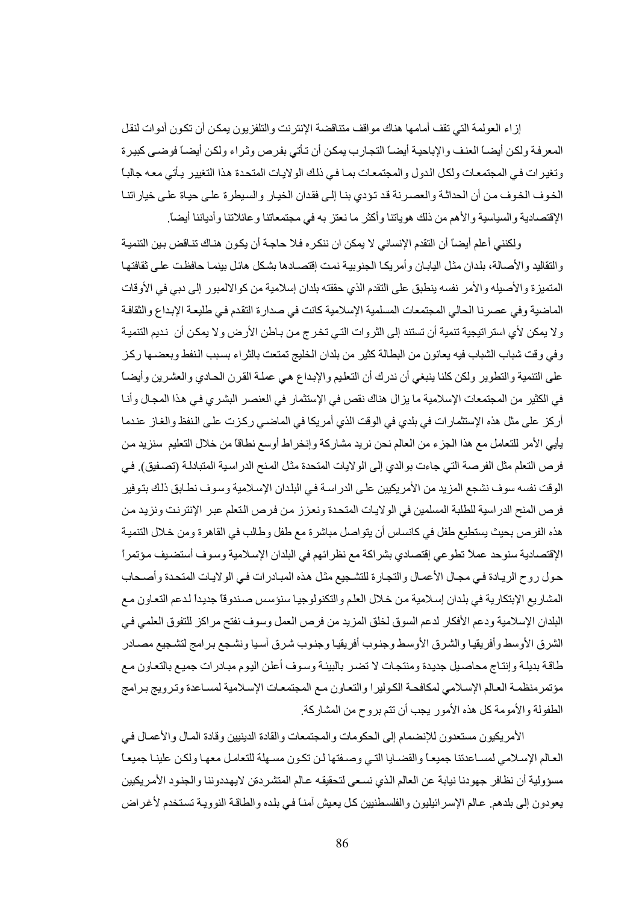إزاء العولمة التي تقف أمامها هناك مواقف متناقضة الإنترنت والتلفزيون يمكن أن تكون أدوات لنقل المعرفة ولكن أيضاً العنف والإباحية أيضاً التجارب يمكن أن تأتي بفرص وثراء ولكن أيضاً فوضى كبيرة وتغيرات في المجتمعات ولكل الدول والمجتمعات بما في ذلك الولايات المتحدة هذا التغيير يأتي معه جالباً الخوف الخوف من أن الحداثة والعصرنة قد تؤدي بنا إلى فقدان الخيار والسيطرة على حياة على خياراتنا الإقتصادية والسياسية والأهم من ذلك هوياتنا وأكثر ما نعتز به في مجتمعاتنا وعائلاتنا وأدياننا أيضاً.

ولكنني أعلم أيضاً أن التقدم الإنساني لا يمكن ان ننكره فلا حاجة أن يكون هناك تناقض بين التنمية والتقاليد والأصالة، بلدان مثل اليابان وأمريكا الجنوبية نمت إقتصادها بشكل هائل بينما حافظت على ثقافتها المتميزة والأصيله والأمر نفسه ينطبق على التقدم الذي حققته بلدان إسلامية من كوالالمبور إلى دبي في الأوقات الماضية وفي عصرنا الحالي المجتمعات المسلمية الإسلامية كانت في صدارة التقدم في طليعة الإبداع والثقافة ولا يمكن لأي استراتيجية تنمية أن تستند إلى الثروات التي تخرج من باطن الأرض ولا يمكن أن نديم التنمية وفي وقت شباب الشباب فيه يعانون من البطالة كثير من بلدان الخليج تمتعت بالثراء بسبب النفط وبعضها ركز على التنمية والتطوير ولكن كلنا ينبغي أن ندرك أن التعليم والإبداع هي عملة القرن الحادي والعشرين وأيضاً في الكثير من المجتمعات الإسلامية ما يزال هناك نقص في الإستثمار في العنصر البشري في هذا المجال وأنا أركز على مثل هذه الإستثمارات في بلدي في الوقت الذي أمريكا في الماضي ركزت على النفط والغاز عندما يأيي الأمر للتعامل مع هذا الجزء من العالم نحن نريد مشاركة وإنخراط أوسع نطاقاً من خلال التعليم سنزيد من فرص التعلم مثل الفرصة التي جاءت بوالدي إلى الولايات المتحدة مثل المنح الدراسية المتبادلة (تصفيق). في الوقت نفسه سوف نشجع المزيد من الأمريكيين على الدراسة في البلدان الإسلامية وسوف نطابق ذلك بتوفير فرص المنح الدراسية للطلبة المسلمين في الولايات المتحدة ونعزز من فرص التعلم عبر الإنترنت ونزيد من هذه الفرص بحيث يستطيع طفل في كانساس أن يتواصل مباشرة مع طفل وطالب في القاهرة ومن خلال التنمية الإقتصادية سنوحد عملاً تطوعي إقتصادي بشراكة مع نظرائهم في البلدان الإسلامية وسوف أستضيف مؤتمراً حول روح الريادة في مجال الأعمال والتجارة للتشجيع مثل هذه المبادرات في الولايات المتحدة وأصحاب المشاريع الإبتكارية في بلدان إسلامية من خلال العلم والتكنولوجيا سنؤسس صندوقاً جديداً لدعم التعاون مع البلدان الإسلامية ودعم الأفكار لدعم السوق لخلق المزيد من فرص العمل وسوف نفتح مراكز للتفوق العلمي في الشرق الأوسط وأفريقيا والشرق الأوسط وجنوب أفريقيا وجنوب شرق آسيا ونشجع برامج لتشجيع مصادر طاقة بديلة وإنتاج محاصيل جديدة ومنتجات لا تضر بالبيئة وسوف أعلن اليوم مبادرات جميع بالتعاون مع مؤتمرمنظمة العالم الإسلامي لمكافحة الكوليرا والتعاون مع المجتمعات الإسلامية لمساعدة وترويج برامج الطفولة والأمومة كل هذه الأمور يجب أن تتم بروح من المشاركة.

الأمريكيون مستعدون للإنضمام إلى الحكومات والمجتمعات والقادة الدينيين وقادة المال والأعمال في العالم الإسلامي لمساعدتنا جميعاً والقضايا التي وصفتها لن تكون مسهلة للتعامل معها ولكن علينا جميعاً مسؤولية أن نظافر جهودنا نيابة عن العالم الذي نسعى لتحقيقه عالم المتشردتن لايهددوننا والجنود الأمريكيين يعودون إلى بلدهم. عالم الإسرائيليون والفلسطنيين كل يعيش آمناً في بلده والطاقة النووية تستخدم لأغراض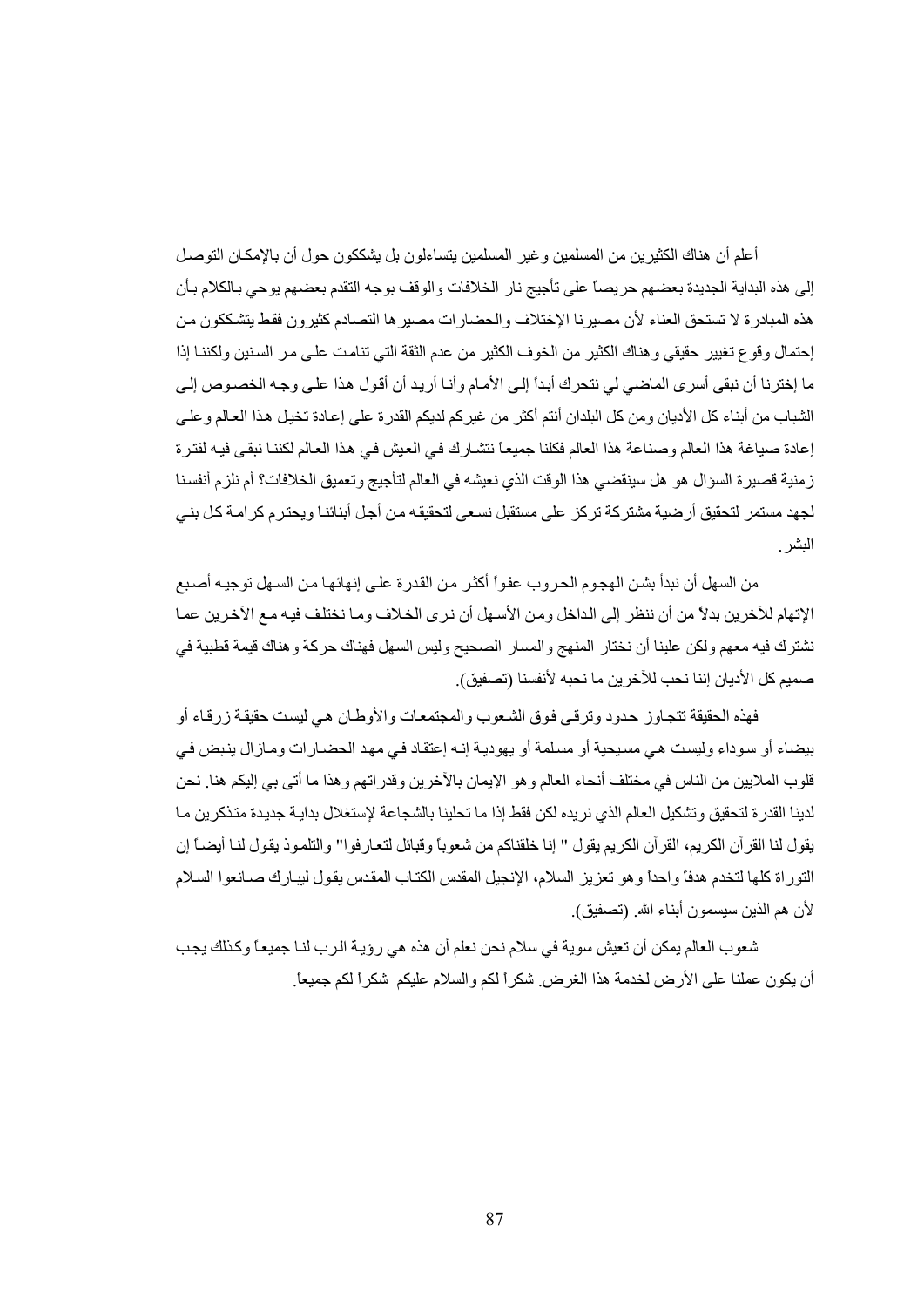أعلم أن هناك الكثيرين من المسلمين وغير المسلمين يتساءلون بل يشككون حول أن بالإمكان التوصل إلى هذه البداية الجديدة بعضهم حريصاً على تأجيج نار الخلافات والوقف بوجه التقدم بعضهم يوحي بالكلام بأن هذه المبادرة لا تستحق العناء لأن مصيرنا الإختلاف والحضارات مصيرها التصادم كثيرون فقط يتشككون من إحتمال وقوع تغيير حقيقي وهناك الكثير من الخوف الكثير من عدم الثقة التي تنامت على مر السنين ولكننا إذا ما إخترنا أن نبقى أسرى الماضي لي نتحرك أبداً إلى الأمام وأنا أريد أن أقول هذا على وجه الخصوص إلى الشباب من أبناء كل الأديان ومن كل البلدان أنتم أكثر من غيركم لديكم القدرة على إعادة تخيل هذا العالم وعلى إعادة صياغة هذا العالم وصناعة هذا العالم فكلنا جميعاً نتشارك في العيش في هذا العالم لكننا نبقى فيه لفترة زمنية قصيرة السؤال هو هل سينقضي هذا الوقت الذي نعيشه في العالم لتأجيج وتعميق الخلافات؟ أم نلزم أنفسنا لجهد مستمر لتحقيق أرضية مشتركة تركز على مستقبل نسعى لتحقيقه من أجل أبنائنا ويحترم كرامة كل بني البشر.

من السهل أن نبدأ بشن الهجوم الحروب عفواً أكثر من القدرة على إنهائها من السهل توجيه أصبع الإتهام للآخرين بدلاً من أن ننظر إلى الداخل ومن الأسهل أن نرى الخلاف وما نختلف فيه مع الآخرين عما نشترك فيه معهم ولكن علينا أن نختار المنهج والمسار الصحيح وليس السهل فهناك حركة وهناك قيمة قطبية في صميم كل الأديان إننا نحب للآخرين ما نحبه لأنفسنا (تصفيق).

فهذه الحقيقة تتجاوز حدود وترقى فوق الشعوب والمجتمعات والأوطان هي ليست حقيقة زرقاء أو بيضاء أو سوداء وليست هي مسيحية أو مسلمة أو يهودية إنه إعتقاد في مهد الحضارات ومازال ينبض في قلوب الملايين من الناس في مختلف أنحاء العالم وهو الإيمان بالآخرين وقدراتهم وهذا ما أتى بي إليكم هنا. نحن لدينا القدرة لتحقيق وتشكيل العالم الذي نريده لكن فقط إذا ما تحلينا بالشجاعة لإستغلال بداية جديدة متذكرين ما يقول لنا القرآن الكريم، القرآن الكريم يقول " إنا خلقناكم من شعوباً وقبائل لتعارفوا" والتلموذ يقول لنا أيضاً إن التوراة كلها لتخدم هدفاً واحداً وهو تعزيز السلام، الإنجيل المقدس الكتاب المقدس يقول ليبارك صانعوا السلام لأن هم الذين سيسمون أبناء الله. (تصفيق).

شعوب العالم يمكن أن تعيش سوية في سلام نحن نعلم أن هذه هي رؤية الرب لنا جميعاً وكذلك يجب أن يكون عملنا على الأرض لخدمة هذا الغرض. شكراً لكم والسلام عليكم شكراً لكم جميعاً.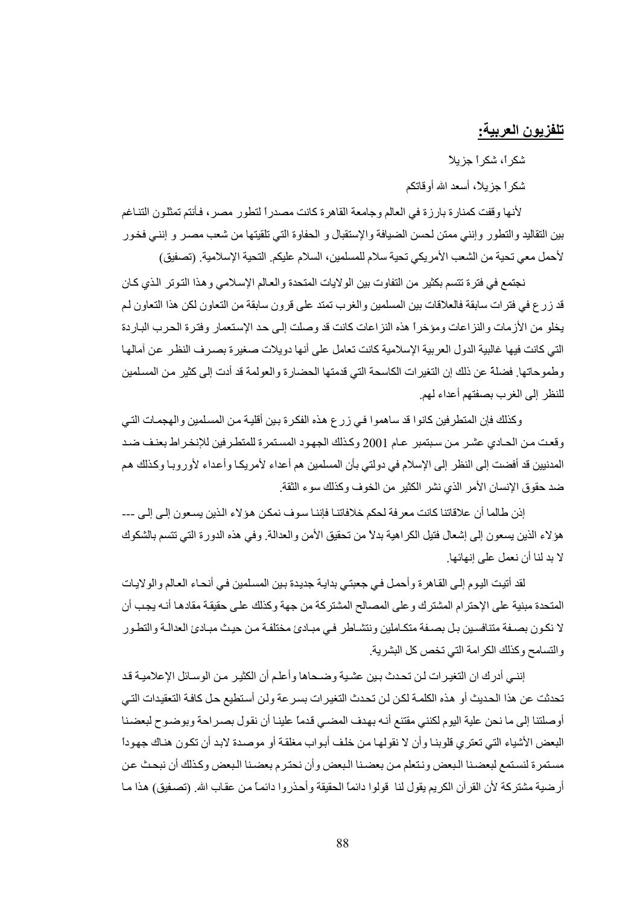## تلفزيون العربية:

شكراً، شكراً جزيلاً

شكراً جزيلاً، أسعد الله أوقاتكم

لأنها وقفت كمنارة بارزة في العالم وجامعة القاهرة كانت مصدراً لتطور مصر، فأنتم تمثلون التناغم بين التقاليد والتطور وإنني ممتن لحسن الضيافة والإستقبال و الحفاوة التي تلقيتها من شعب مصر و إنني فخور لأحمل معي تحية من الشعب الأمريكي تحية سلام للمسلمين، السلام عليكم. التحية الإسلامية. (تصفيق)

نجتمع في فترة تتسم بكثير من التفاوت بين الولايات المتحدة والعالم الإسلامي وهذا التوتر الذي كان قد زرع في فترات سابقة فالعلاقات بين المسلمين والغرب تمتد على قرون سابقة من التعاون لكن هذا التعاون لم يخلو من الأزمات والنزاعات ومؤخراً هذه النزاعات كانت قد وصلت إلى حد الإستعمار وفترة الحرب الباردة التي كانت فيها غالبية الدول العربية الإسلامية كانت تعامل على أنها دويلات صغيرة بصرف النظر عن آمالها وطموحاتها. فضلة عن ذلك إن التغيرات الكاسحة التي قدمتها الحضارة والعولمة قد أدت إلى كثير من المسلمين للنظر إلى الغرب بصفتهم أعداء لهم.

وكذلك فإن المتطرفين كانوا قد ساهموا في زرع هذه الفكرة بين أقلية من المسلمين والهجمات التي وقعت من الحادي عشر من سبتمبر عام 2001 وكذلك الجهود المستمرة للمتطرفين للإنخراط بعنف ضد المدنيين قد أفضت إلى النظر إلى الإسلام في دولتي بأن المسلمين هم أعداء لأمريكا وأعداء لأوروبا وكذلك هم ضد حقوق الإنسان الأمر الذي نشر الكثير من الخوف وكذلك سوء الثقة.

إذن طالما أن علاقاتنا كانت معرفة لحكم خلافاتنا فإننا سوف نمكن هؤلاء الذين يسعون إلى إلى --- هؤلاء الذين يسعون إلى إشعال فتيل الكراهية بدلاً من تحقيق الأمن والعدالة. وفي هذه الدورة التي تتسم بالشكوك لا بد لنا أن نعمل على إنهائها.

لقد أتيت اليوم إلى القاهرة وأحمل في جعبتي بداية جديدة بين المسلمين في أنحاء العالم والولايات المتحدة مبنية على الإحترام المشترك وعلى المصالح المشتركة من جهة وكذلك على حقيقة مقادها أنه يجب أن لا نكون بصفة متنافسين بل بصفة متكاملين ونتشاطر في مبادئ مختلفة من حيث مبادئ العدالة والتطور والتسامح وكذلك الكرامة التي تخص كل البشرية.

إنني أدرك ان التغيرات لن تحدث بين عشية وضحاها وأعلم أن الكثير من الوسائل الإعلامية قد تحدثت عن هذا الحديث أو هذه الكلمة لكن لن تحدث التغيرات بسرعة ولن أستطيع حل كافة التعقيدات التي أوصلتنا إلى ما نحن علية اليوم لكنني مقتنع أنه بهدف المضي قدماً علينا أن نقول بصراحة وبوضوح لبعضنا البعض الأشياء التي تعتري قلوبنا وأن لا نقولها من خلف أبواب مغلقة أو موصدة لابد أن تكون هناك جهوداً مستمرة لنستمع لبعضنا البعض ونتعلم من بعضنا البعض وأن نحترم بعضنا البعض وكذلك أن نبحث عن أرضية مشتركة لأن القرآن الكريم يقول لنا قولوا دائماً الحقيقة وأحذروا دائماً من عقاب الله. (تصفيق) هذا ما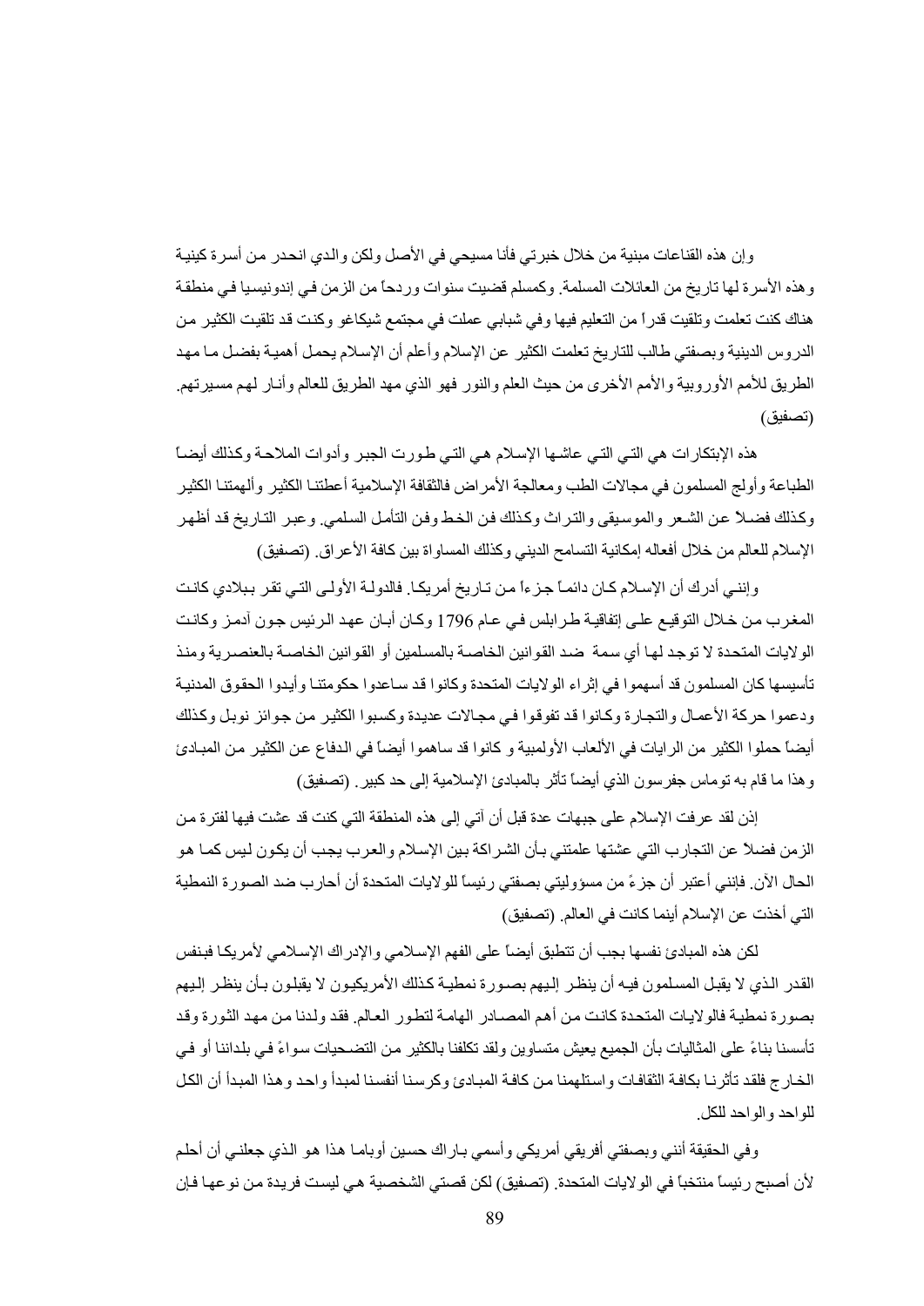وإن هذه القناعات مبنية من خلال خبرتي فأنا مسيحي في الأصل ولكن والدي انحدر من أسرة كينية وهذه الأسرة لها تاريخ من العائلات المسلمة. وكمسلم قضيت سنوات وردحاً من الزمن في إندونيسيا في منطقة هناك كنت تعلمت وتلقيت قدراً من التعليم فيها وفي شبابي عملت في مجتمع شيكاغو وكنت قد تلقيت الكثير من الدروس الدينية وبصفتي طالب للتاريخ تعلمت الكثير عن الإسلام وأعلم أن الإسلام يحمل أهمية بفضل ما مهد الطريق للأمم الأوروبية والأمم الأخرى من حيث العلم والنور فهو الذي مهد الطريق للعالم وأنار لهم مسيرتهم. (تصفيق)

هذه الإبتكارات هي التي التي عاشها الإسلام هي التي طورت الجبر وأدوات الملاحة وكذلك أيضاً الطباعة وأولج المسلمون في مجالات الطب ومعالجة الأمراض فالثقافة الإسلامية أعطتنا الكثير وألهمتنا الكثير وكذلك فضلاً عن الشعر والموسيقى والتراث وكذلك فن الخط وفن التأمل السلمي. وعبر التاريخ قد أظهر الإسلام للعالم من خلال أفعاله إمكانية التسامح الديني وكذلك المساواة بين كافة الأعراق. (تصفيق)

وإنني أدرك أن الإسلام كان دائماً جزءاً من تاريخ أمريكا. فالدولة الأولى التي تقر ببلادي كانت المغرب من خلال التوقيع على إتفاقية طرابلس في عام 1796 وكان أبان عهد الرئيس جون آدمز وكانت الولايات المتحدة لا توجد لها أي سمة ضد القوانين الخاصة بالمسلمين أو القوانين الخاصة بالعنصرية ومنذ تأسيسها كان المسلمون قد أسهموا في إثراء الولايات المتحدة وكانوا قد ساعدوا حكومتنا وأيدوا الحقوق المدنية ودعموا حركة الأعمال والتجارة وكانوا قد تفوقوا في مجالات عديدة وكسبوا الكثير من جوائز نوبل وكذلك أيضاً حملوا الكثير من الرايات في الألعاب الأولمبية و كانوا قد ساهموا أيضاً في الدفاع عن الكثير من المبادئ وهذا ما قام به توماس جفرسون الذي أيضاً تأثر بالمبادئ الإسلامية إلى حد كبير. (تصفيق)

إذن لقد عرفت الإسلام على جبهات عدة قبل أن آتي إلى هذه المنطقة التي كنت قد عشت فيها لفترة من الزمن فضلاً عن التجارب التي عشتها علمتني بأن الشراكة بين الإسلام والعرب يجب أن يكون ليس كما هو الحال الآن. فإنني أعتبر أن جزءً من مسؤوليتي بصفتي رئيساً للولايات المتحدة أن أحارب ضد الصورة النمطية التي أخذت عن الإسلام أينما كانت في العالم. (تصفيق)

لكن هذه المبادئ نفسها يجب أن تنطبق أيضاً على الفهم الإسلامي والإدراك الإسلامي لأمريكا فبنفس القدر الذي لا يقبل المسلمون فيه أن ينظر إليهم بصورة نمطية كذلك الأمريكيون لا يقبلون بأن ينظر إليهم بصورة نمطية فالولايات المتحدة كانت من أهم المصادر الهامة لتطور العالم. فقد ولدنا من مهد الثورة وقد تأسسنا بناءً على المثاليات بأن الجميع يعيش متساوين ولقد تكلفنا بالكثير من التضحيات سواءً في بلداننا أو في الخارج فلقد تأثرنا بكافة الثقافات واستلهمنا من كافة المبادئ وكرسنا أنفسنا لمبدأ واحد وهذا المبدأ أن الكل للواحد والواحد للكل.

وفي الحقيقة أنني وبصفتي أفريقي أمريكي وأسمي باراك حسين أوباما هذا هو الذي جعلني أن أحلم لأن أصبح رئيساً منتخباً في الولايات المتحدة. (تصفيق) لكن قصتي الشخصية هي ليست فريدة من نوعها فإن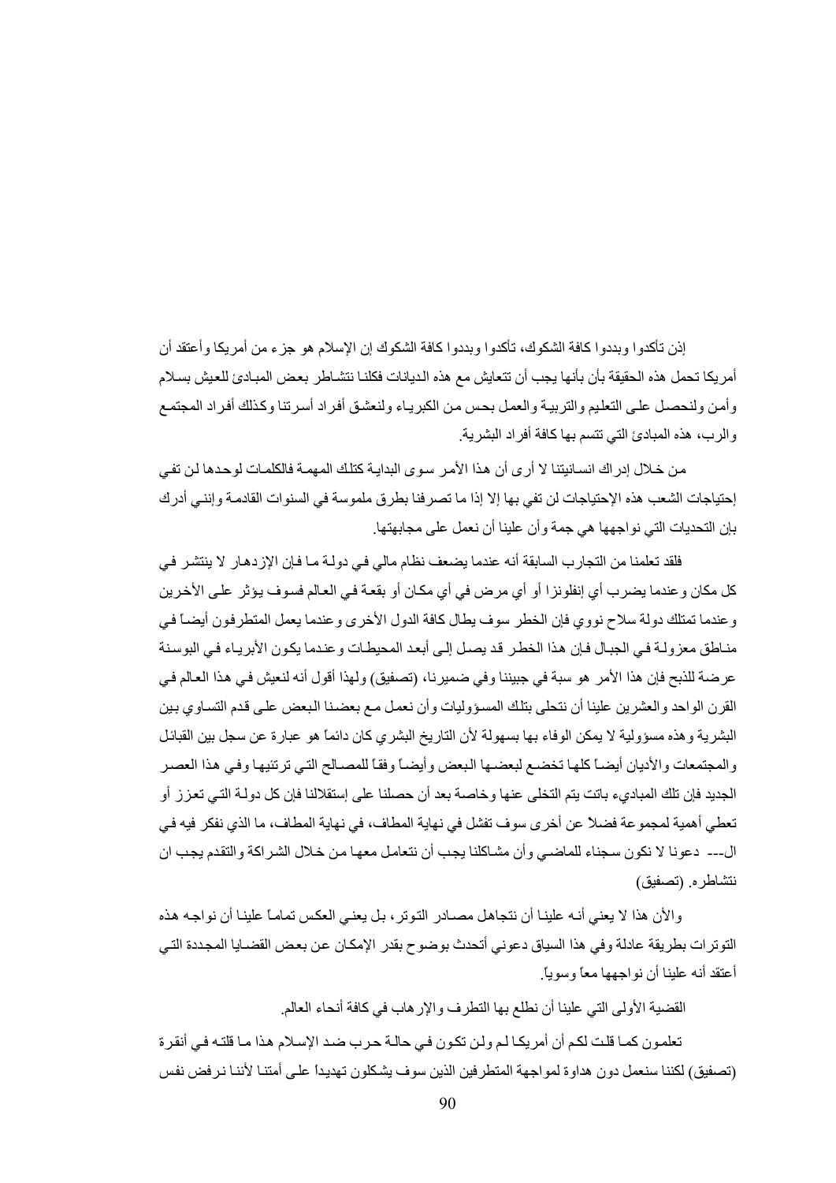إذن تأكدوا وبددوا كافة الشكوك، تأكدوا وبددوا كافة الشكوك إن الإسلام هو جزء من أمريكا وأعتقد أن أمريكا تحمل هذه الحقيقة بأن بأنها يجب أن تتعايش مع هذه الديانات فكلنا نتشاطر بعض المبادئ للعيش بسلام وأمن ولنحصل على التعليم والتربية والعمل بحس من الكبرياء ولنعشق أفراد أسرتنا وكذلك أفراد المجتمع والرب، هذه المبادئ التي تتسم بها كافة أفراد البشرية.

من خلال إدراك انسانيتنا لا أرى أن هذا الأمر سوى البداية كتلك المهمة فالكلمات لوحدها لن تفي إحتياجات الشعب هذه الإحتياجات لن تفي بها إلا إذا ما تصرفنا بطرق ملموسة في السنوات القادمة وإنني أدرك بإن التحديات التي نواجهها هي جمة وأن علينا أن نعمل على مجابهتها.

فلقد تعلمنا من التجارب السابقة أنه عندما يضعف نظام مالي في دولة ما فإن الإزدهار لا ينتشر في كل مكان وعندما يضرب أي إنفلونزا أو أي مرض في أي مكان أو بقعة في العالم فسوف يؤثر على الأخرين وعندما تمتلك دولة سلاح نووي فإن الخطر سوف يطال كافة الدول الأخرى وعندما يعمل المتطرفون أيضاً في مناطق معزولة في الجبال فإن هذا الخطر قد يصل إلى أبعد المحيطات وعندما يكون الأبرياء في البوسنة عرضة للذبح فإن هذا الأمر هو سبة في جبيننا وفي ضميرنا، (تصفيق) ولهذا أقول أنه لنعيش في هذا العالم في القرن الواحد والعشرين علينا أن نتحلى بتلك المسؤوليات وأن نعمل مع بعضنا البعض على قدم التساوي بين البشرية وهذه مسؤولية لا يمكن الوفاء بها بسهولة لأن التاريخ البشري كان دائماً هو عبارة عن سجل بين القبائل والمجتمعات والأديان أيضاً كلها تخضع لبعضها البعض وأيضاً وفقاً للمصالح التي ترتئيها وفي هذا العصر الجديد فإن تلك المباديء باتت يتم التخلي عنها وخاصة بعد أن حصلنا على إستقلالنا فإن كل دولة التي تعزز أو تعطي أهمية لمجموعة فضلاً عن أخرى سوف تفشل في نهاية المطاف، في نهاية المطاف، ما الذي نفكر فيه في ال--- دعونا لا نكون سجناء للماضي وأن مشاكلنا يجب أن نتعامل معها من خلال الشراكة والتقدم يجب ان نتشاطره. (تصفيق)

والأن هذا لا يعني أنه علينا أن نتجاهل مصادر التوتر، بل يعني العكس تماماً علينا أن نواجه هذه التوترات بطريقة عادلة وفي هذا السياق دعوني أتحدث بوضوح بقدر الإمكان عن بعض القضايا المجددة التي أعتقد أنه علينا أن نواجهها معاً وسوياً.

القضية الأولى التي علينا أن نطلع بها التطرف والإرهاب في كافة أنحاء العالم.

تعلمون كما قلت لكم أن أمريكا لم ولن تكون في حالة حرب ضد الإسلام هذا ما قلته في أنقرة (تصفيق) لكننا سنعمل دون هداوة لمواجهة المتطرفين الذين سوف يشكلون تهديداً على أمتنا لأننا نرفض نفس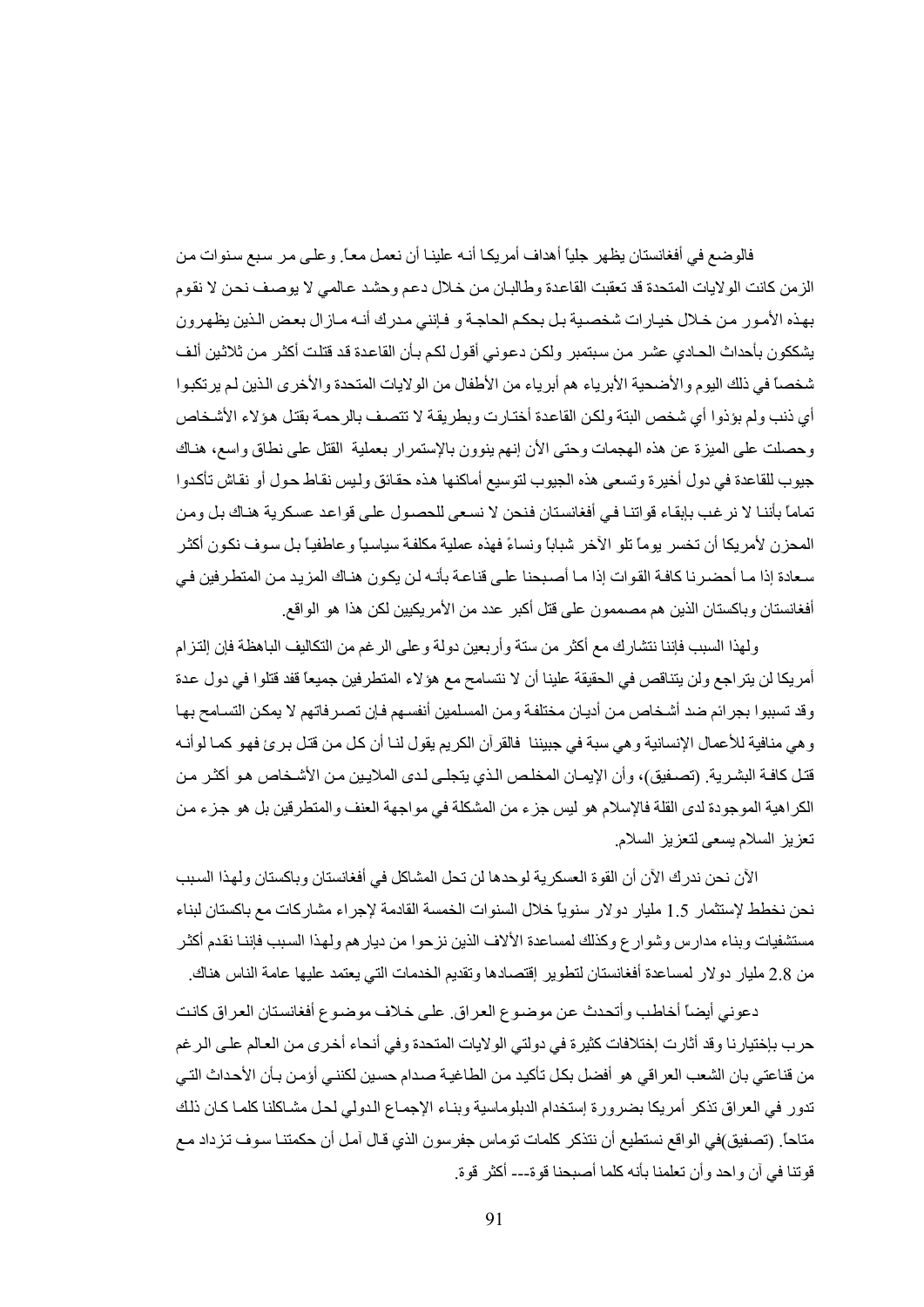فالوضع في أفغانستان يظهر جلياً أهداف أمريكا أنه علينا أن نعمل معاً. وعلى مر سبع سنوات من الزمن كانت الولايات المتحدة قد تعقبت القاعدة وطالبان من خلال دعم وحشد عالمي لا يوصف نحن لا نقوم بهذه الأمور من خلال خيارات شخصية بل بحكم الحاجة و فإنني مدرك أنه مازال بعض الذين يظهرون يشككون بأحداث الحادي عشر من سبتمبر ولكن دعوني أقول لكم بأن القاعدة قد قتلت أكثر من ثلاثين ألف شخصاً في ذلك اليوم والأضحية الأبرياء هم أبرياء من الأطفال من الولايات المتحدة والأخرى الذين لم يرتكبوا أي ذنب ولم يؤذوا أي شخص البتة ولكن القاعدة أختارت وبطريقة لا تتصف بالرحمة بقتل هؤلاء الأشخاص وحصلت على الميزة عن هذه الهجمات وحتى الأن إنهم ينوون بالإستمرار بعملية القتل على نطاق واسع، هناك جيوب للقاعدة في دول أخيرة وتسعى هذه الجيوب لتوسيع أماكنها هذه حقائق وليس نقاط حول أو نقاش تأكدوا تماماً بأننا لا نرغب بإبقاء قواتنا في أفغانستان فنحن لا نسعى للحصول على قواعد عسكرية هناك بل ومن المحزن لأمريكا أن تخسر يوماً تلو الآخر شباباً ونساءً فهذه عملية مكلفة سياسياً وعاطفياً بل سوف نكون أكثر سعادة إذا ما أحضرنا كافة القوات إذا ما أصبحنا على قناعة بأنه لن يكون هناك المزيد من المتطرفين في أفغانستان وباكستان الذين هم مصممون على قتل أكبر عدد من الأمريكيين لكن هذا هو الواقع.

ولهذا السبب فإننا نتشارك مع أكثر من ستة وأربعين دولة وعلى الرغم من التكاليف الباهظة فإن إلتزام أمريكا لن يتراجع ولن يتناقص في الحقيقة علينا أن لا نتسامح مع هؤلاء المتطرفين جميعاً فقد قتلوا في دول عدة وقد تسببوا بجرائم ضد أشخاص من أديان مختلفة ومن المسلمين أنفسهم فإن تصرفاتهم لا يمكن التسامح بها وهي منافية للأعمال الإنسانية وهي سبة في جبيننا فالقرآن الكريم يقول لنا أن كل من قتل برئ فهو كما لوأنه قتل كافة البشرية. (تصفيق)، وأن الإيمان المخلص الذي يتجلى لدى الملايين من الأشخاص هو أكثر من الكراهية الموجودة لدى القلة فالإسلام هو ليس جزء من المشكلة في مواجهة العنف والمتطرقين بل هو جزء من تعزيز السلام يسعى لتعزيز السلام.

الآن نحن ندرك الآن أن القوة العسكرية لوحدها لن تحل المشاكل في أفغانستان وباكستان ولهذا السبب نحن نخطط لإستثمار 1.5 مليار دولار سنوياً خلال السنوات الخمسة القادمة لإجراء مشاركات مع باكستان لبناء مستشفيات وبناء مدارس وشوارع وكذلك لمساعدة الألاف الذين نزحوا من ديارهم ولهذا السبب فإننا نقدم أكثر من 2.8 مليار دولار لمساعدة أفغانستان لتطوير إقتصادها وتقديم الخدمات التي يعتمد عليها عامة الناس هناك.

دعوني أيضاً أخاطب وأتحدث عن موضوع العراق. على خلاف موضوع أفغانستان العراق كانت حرب بإختيارنا وقد أثارت إختلافات كثيرة في دولتي الولايات المتحدة وفي أنحاء أخرى من العالم على الرغم من قناعتي بان الشعب العراقي هو أفضل بكل تأكيد من الطاغية صدام حسين لكنني أؤمن بأن الأحداث التي تدور في العراق تذكر أمريكا بضرورة إستخدام الدبلوماسية وبناء الإجماع الدولي لحل مشاكلنا كلما كان ذلك متاحاً. (تصفيق)في الواقع نستطيع أن نتذكر كلمات توماس جفرسون الذي قال آمل أن حكمتنا سوف تزداد مع قوتنا في آن واحد وأن تعلمنا بأنه كلما أصبحنا قوة--- أكثر قوة.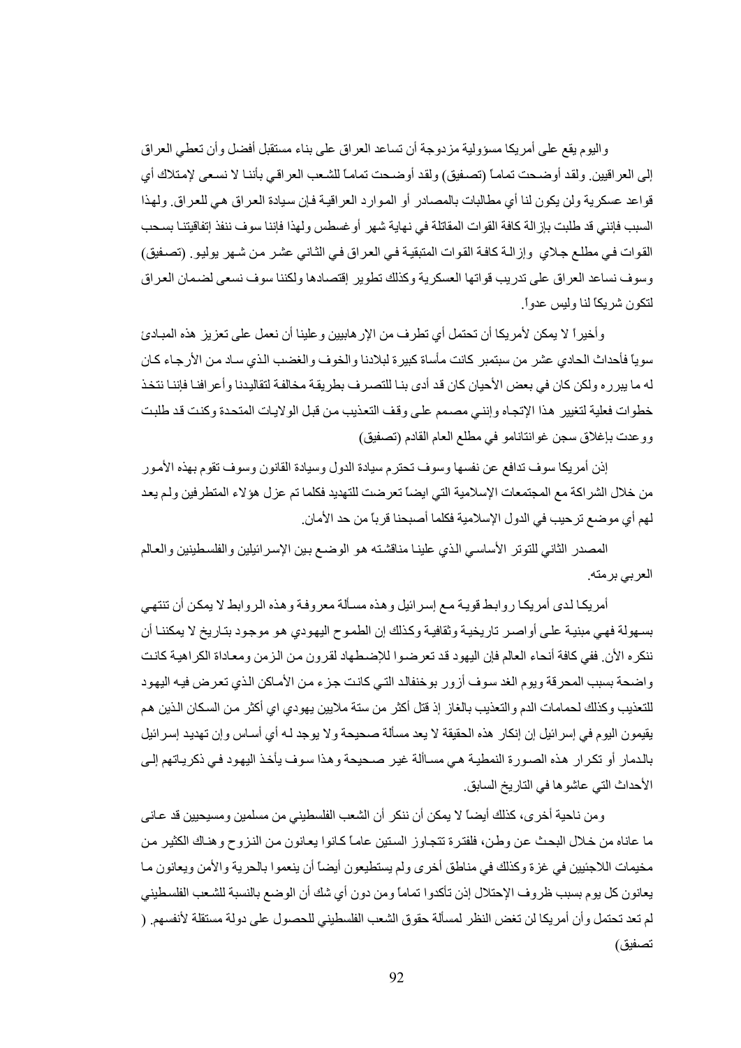واليوم يقع على أمريكا مسؤولية مزدوجة أن تساعد العراق على بناء مستقبل أفضل وأن تعطي العراق إلى العراقيين. ولقد أوضحت تماماً (تصفيق) ولقد أوضحت تماماً للشعب العراقي بأننا لا نسعى لإمتلاك أي قواعد عسكرية ولن يكون لنا أي مطالبات بالمصادر أو الموارد العراقية فإن سيادة العراق هي للعراق. ولهذا السبب فإنني قد طلبت بإزالة كافة القوات المقاتلة في نهاية شهر أوغسطس ولهذا فإننا سوف ننفذ إتفاقيتنا بسحب القوات في مطلع جلاي وإزالة كافة القوات المتبقية في العراق في الثاني عشر من شهر يوليو. (تصفيق) وسوف نساعد العراق على تدريب قواتها العسكرية وكذلك تطوير إقتصادها ولكننا سوف نسعى لضمان العراق لتكون شريكاً لنا وليس عدواً.

وأخيراً لا يمكن لأمريكا أن تحتمل أي تطرف من الإرهابيين وعلينا أن نعمل على تعزيز هذه المبادئ سوياً فأحداث الحادي عشر من سبتمبر كانت مأساة كبيرة لبلادنا والخوف والغضب الذي ساد من الأرجاء كان له ما يبرره ولكن كان في بعض الأحيان كان قد أدى بنا للتصرف بطريقة مخالفة لتقاليدنا وأعرافنا فإننا نتخذ خطوات فعلية لتغيير هذا الإتجاه وإنني مصمم على وقف التعذيب من قبل الولايات المتحدة وكنت قد طلبت ووعدت بإغلاق سجن غوانتانامو في مطلع العام القادم (تصفيق)

إذن أمريكا سوف تدافع عن نفسها وسوف تحترم سيادة الدول وسيادة القانون وسوف تقوم بهذه الأمور من خلال الشراكة مع المجتمعات الإسلامية التي ايضاً تعرضت للتهديد فكلما تم عزل هؤلاء المتطرفين ولم يعد لهم أي موضع ترحيب في الدول الإسلامية فكلما أصبحنا قرباً من حد الأمان.

المصدر الثاني للتوتر الأساسي الذي علينا مناقشته هو الوضع بين الإسرائيلين والفلسطينين والعالم العربي برمته.

أمريكا لدى أمريكا روابط قوية مع إسرائيل وهذه مسألة معروفة وهذه الروابط لا يمكن أن تنتهي بسهولة فهي مبنية على أواصر تاريخية وثقافية وكذلك إن الطموح اليهودي هو موجود بتاريخ لا يمكننا أن ننكره الأن. ففي كافة أنحاء العالم فإن اليهود قد تعرضوا للإضطهاد لقرون من الزمن ومعاداة الكراهية كانت واضحة بسبب المحرقة ويوم الغد سوف أزور بوخنفالد التي كانت جزء من الأماكن الذي تعرض فيه اليهود للتعذيب وكذلك لحمامات الدم والتعذيب بالغاز إذ قتل أكثر من ستة ملايين يهودي اي أكثر من السكان الذين هم يقيمون اليوم في إسرائيل إن إنكار هذه الحقيقة لا يعد مسألة صحيحة ولا يوجد له أي أساس وإن تهديد إسرائيل بالدمار أو تكرار هذه الصورة النمطية هي مساألة غير صحيحة وهذا سوف يأخذ اليهود في ذكرياتهم إلى الأحداث التي عاشوها في التاريخ السابق.

ومن ناحية أخرى، كذلك أيضاً لا يمكن أن ننكر أن الشعب الفلسطيني من مسلمين ومسيحيين قد عانى ما عاناه من خلال البحث عن وطن، فلفترة تتجاوز الستين عاماً كانوا يعانون من النزوح وهناك الكثير من مخيمات اللاجئين في غزة وكذلك في مناطق أخرى ولم يستطيعون أيضاً أن ينعموا بالحرية والأمن ويعانون ما يعانون كل يوم بسبب ظروف الإحتلال إذن تأكدوا تماماً ومن دون أي شك أن الوضع بالنسبة للشعب الفلسطيني لم تعد تحتمل وأن أمريكا لن تغض النظر لمسألة حقوق الشعب الفلسطيني للحصول على دولة مستقلة لأنفسهم. ( تصفيق)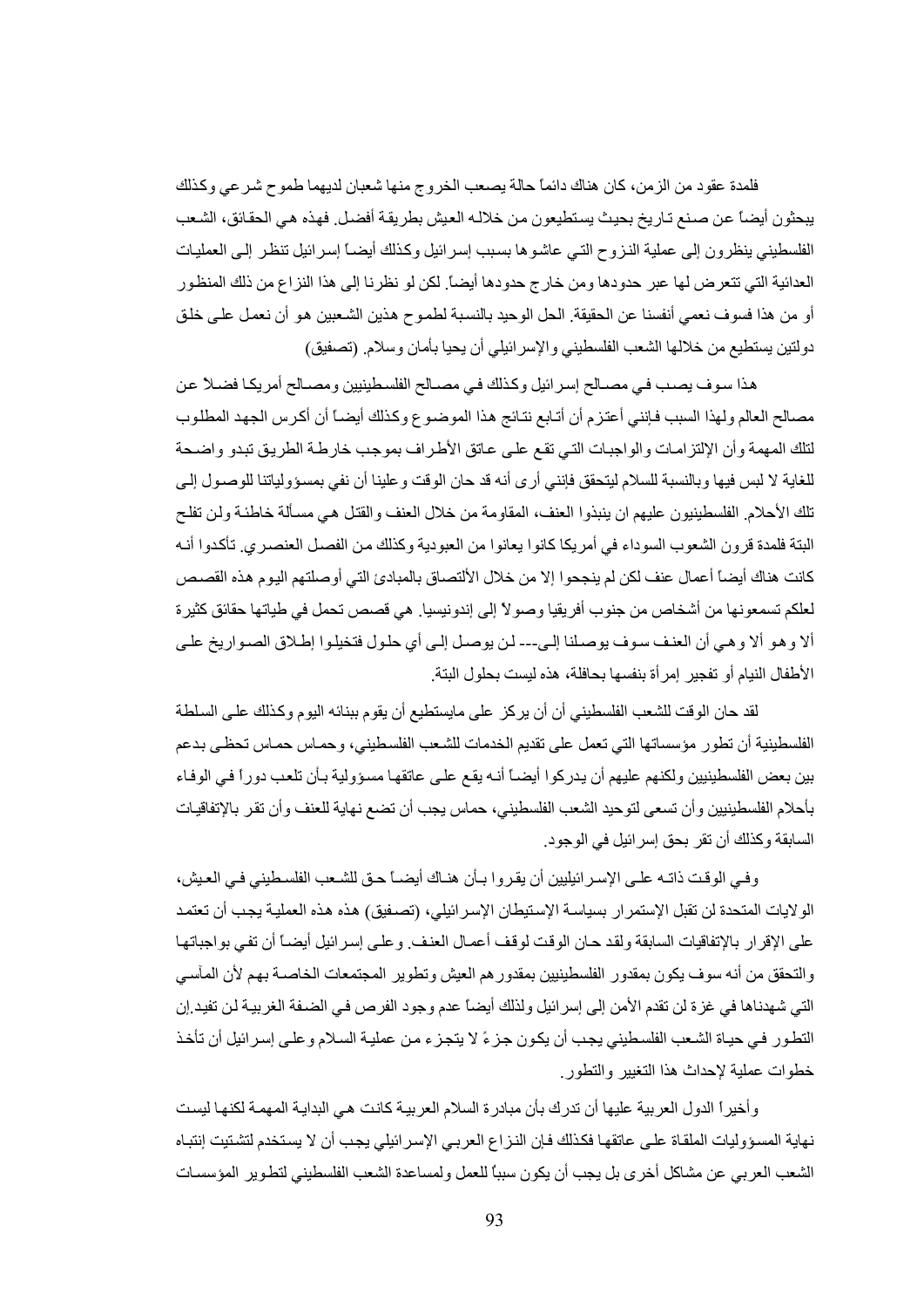فلمدة عقود من الزمن، كان هناك دائماً حالة يصعب الخروج منها شعبان لديهما طموح شرعي وكذلك يبحثون أيضاً عن صنع تاريخ بحيث يستطيعون من خلاله العيش بطريقة أفضل. فهذه هي الحقائق، الشعب الفلسطيني ينظرون إلى عملية النزوح التي عاشوها بسبب إسرائيل وكذلك أيضاً إسرائيل تنظر إلى العمليات العدائية التي تتعرض لها عبر حدودها ومن خارج حدودها أيضاً. لكن لو نظرنا إلى هذا النزاع من ذلك المنظور أو من هذا فسوف نعمي أنفسنا عن الحقيقة. الحل الوحيد بالنسبة لطموح هذين الشعبين هو أن نعمل على خلق دولتين يستطيع من خلالها الشعب الفلسطيني والإسرائيلي أن يحيا بأمان وسلام. (تصفيق)

هذا سوف يصب في مصالح إسرائيل وكذلك في مصالح الفلسطينيين ومصالح أمريكا فضلاً عن مصالح العالم ولهذا السبب فإنني أعتزم أن أتابع نتائج هذا الموضوع وكذلك أيضاً أن أكرس الجهد المطلوب لتلك المهمة وأن الإلتزامات والواجبات التي تقع على عاتق الأطراف بموجب خارطة الطريق تبدو واضحة للغاية لا لبس فيها وبالنسبة للسلام ليتحقق فإنني أرى أنه قد حان الوقت وعلينا أن نفي بمسؤولياتنا للوصول إلى تلك الأحلام. الفلسطينيون عليهم ان ينبذوا العنف، المقاومة من خلال العنف والقتل هي مسألة خاطئة ولن تفلح البتة فلمدة قرون الشعوب السوداء في أمريكا كانوا يعانوا من العبودية وكذلك من الفصل العنصري. تأكدوا أنه كانت هناك أيضاً أعمال عنف لكن لم ينجحوا إلا من خلال الألتصاق بالمبادئ التي أوصلتهم اليوم هذه القصص لعلكم تسمعونها من أشخاص من جنوب أفريقيا وصولاً إلى إندونيسيا. هي قصص تحمل في طياتها حقائق كثيرة ألا وهو ألا وهي أن العنف سوف يوصلنا إلى--- لن يوصل إلى أي حلول فتخيلوا إطلاق الصواريخ على الأطفال النيام أو تفجير إمرأة بنفسها بحافلة، هذه ليست بحلول البتة.

لقد حان الوقت للشعب الفلسطيني أن أن يركز على مايستطيع أن يقوم ببنائه اليوم وكذلك على السلطة الفلسطينية أن تطور مؤسساتها التي تعمل على تقديم الخدمات للشعب الفلسطيني، وحماس حماس تحظى بدعم بين بعض الفلسطينيين ولكنهم عليهم أن يدركوا أيضاً أنه يقع على عاتقها مسؤولية بأن تلعب دوراً في الوفاء بأحلام الفلسطينيين وأن تسعى لتوحيد الشعب الفلسطيني، حماس يجب أن تضع نهاية للعنف وأن تقر بالإتفاقيات السابقة وكذلك أن تقر بحق إسرائيل في الوجود.

وفي الوقت ذاته على الإسرائيليين أن يقروا بأن هناك أيضاً حق للشعب الفلسطيني في العيش، الولايات المتحدة لن تقبل الإستمرار بسياسة الإستيطان الإسرائيلي، (تصفيق) هذه هذه العملية يجب أن تعتمد على الإقرار بالإتفاقيات السابقة ولقد حان الوقت لوقف أعمال العنف. وعلى إسرائيل أيضاً أن تفي بواجباتها والتحقق من أنه سوف يكون بمقدور الفلسطينيين بمقدورهم العيش وتطوير المجتمعات الخاصة بهم لأن المآسي التي شهدناها في غزة لن تقدم الأمن إلى إسرائيل ولذلك أيضاً عدم وجود الفرص في الضفة الغربية لن تفيد.إن التطور في حياة الشعب الفلسطيني يجب أن يكون جزءً لا يتجزء من عملية السلام وعلى إسرائيل أن تأخذ خطوات عملية لإحداث هذا التغيير والتطور.

وأخيراً الدول العربية عليها أن تدرك بأن مبادرة السلام العربية كانت هي البداية المهمة لكنها ليست نهاية المسؤوليات الملقاة على عاتقها فكذلك فإن النزاع العربي الإسرائيلي يجب أن لا يستخدم لتشتيت إنتباه الشعب العربي عن مشاكل أخرى بل يجب أن يكون سبباً للعمل ولمساعدة الشعب الفلسطيني لتطوير المؤسسات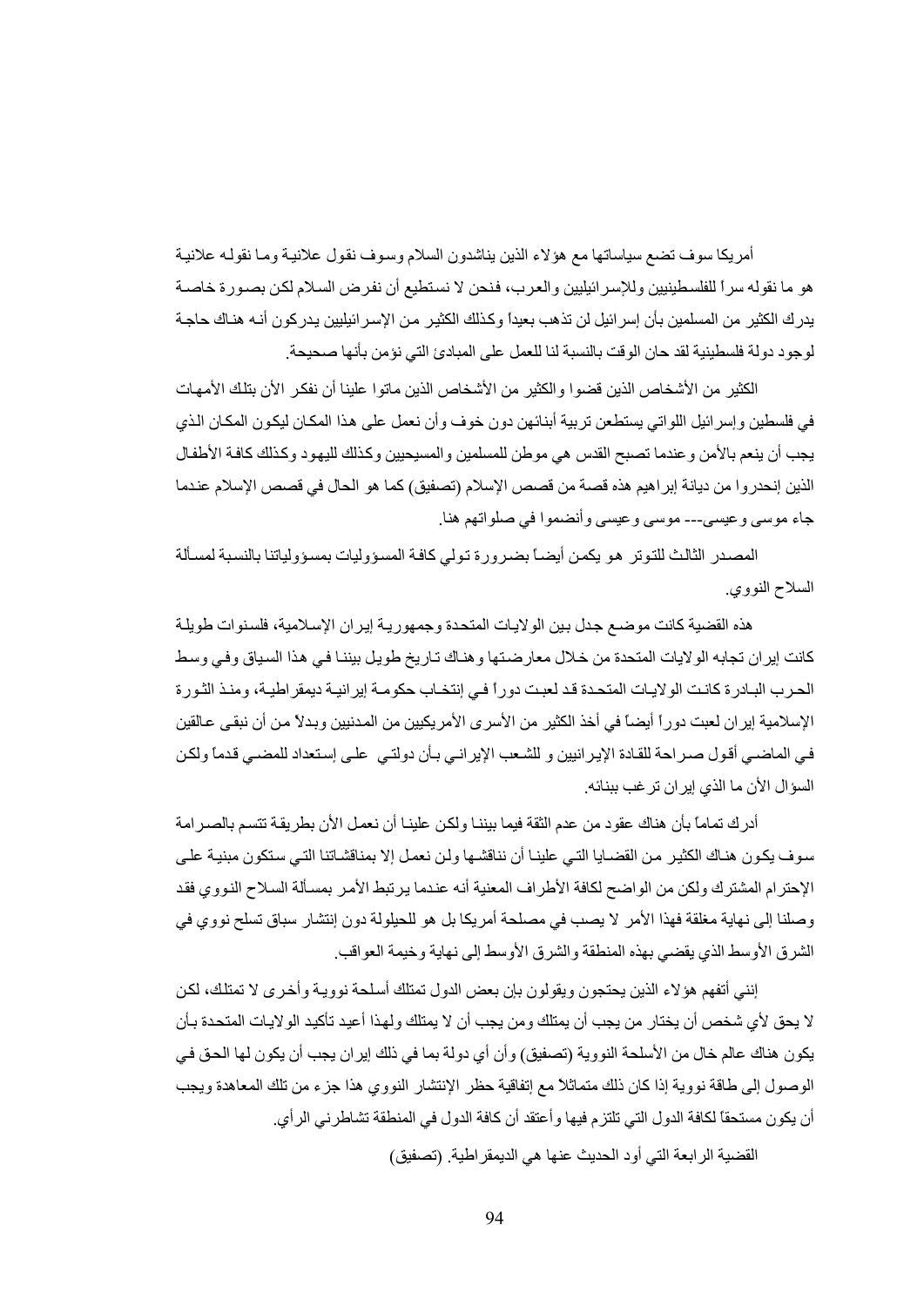أمريكا سوف تضع سياساتها مع هؤلاء الذين يناشدون السلام وسوف نقول علانية وما نقوله علانية هو ما نقوله سراً للفلسطينيين وللإسرائيليين والعرب، فنحن لا نستطيع أن نفرض السلام لكن بصورة خاصة يدرك الكثير من المسلمين بأن إسرائيل لن تذهب بعيداً وكذلك الكثير من الإسرائيليين يدركون أنه هناك حاجة لوجود دولة فلسطينية لقد حان الوقت بالنسبة لنا للعمل على المبادئ التي نؤمن بأنها صحيحة.

الكثير من الأشخاص الذين قضوا والكثير من الأشخاص الذين ماتوا علينا الأن نفكر الأن بتلك الأمهات في فلسطين وإسرائيل اللواتي يستطعن تربية أبنائهن دون خوف وأن نعمل على هذا المكان ليكون المكان الذي يجب أن ينعم بالأمن وعندما تصبح القدس هي موطن للمسلمين والمسيحيين وكذلك لليهود وكذلك كافة الأطفال الذين إنحدروا من ديانة إبراهيم هذه قصة من قصص الإسلام (تصفيق) كما هو الحال في قصص الإسلام عندما جاء موسى وعيسى--- موسى وعيسى وأنضموا في صلواتهم هنا.

المصدر الثالث للتوتر هو يكمن أيضاً بضرورة تولي كافة المسؤوليات بمسؤولياتنا بالنسبة لمسألة السلاح النووي.

هذه القضية كانت موضع جدل بين الولايات المتحدة وجمهورية إيران الإسلامية، فلسنوات طويلة كانت إيران تجابه الولايات المتحدة من خلال معارضتها وهناك تاريخ طويل بيننا في هذا السياق وفي وسط الحرب البادرة كانت الولايات المتحدة قد لعبت دوراً في إنتخاب حكومة إيرانية ديمقراطية، ومنذ الثورة الإسلامية إيران لعبت دوراً أيضاً في أخذ الكثير من الأسرى الأمريكيين من المدنيين وبدلاً من أن نبقى عالقين في الماضي أقول صراحة للقادة الإيرانيين و للشعب الإيراني بأن دولتي على إستعداد للمضي قدماً ولكن السؤال الأن ما الذي إيران ترغب ببنائه.

أدرك تماماً بأن هناك عقود من عدم الثقة فيما بيننا ولكن علينا أن نعمل الأن بطريقة تتسم بالصرامة سوف يكون هناك الكثير من القضايا التي علينا أن نناقشها ولن نعمل إلا بمناقشاتنا التي ستكون مبنية على الإحترام المشترك ولكن من الواضح لكافة الأطراف المعنية أنه عندما يرتبط الأمر بمسألة السلاح النووي فقد وصلنا إلى نهاية مغلقة فهذا الأمر لا يصب في مصلحة أمريكا بل هو للحيلولة دون إنتشار سباق تسلح نووي في الشرق الأوسط الذي يقضي بهذه المنطقة والشرق الأوسط إلى نهاية وخيمة العواقب.

إنني أتفهم هؤلاء الذين يحتجون ويقولون بإن بعض الدول تمتلك أسلحة نووية وأخرى لا تمتلك، لكن لا يحق لأي شخص أن يختار من يجب أن يمتلك ومن يجب أن لا يمتلك ولهذا أعيد تأكيد الولايات المتحدة بأن يكون هناك عالم خال من الأسلحة النووية (تصفيق) وأن أي دولة بما في ذلك إيران يجب أن يكون لها الحق في الوصول إلى طاقة نووية إذا كان ذلك متماثلاً مع إتفاقية حظر الإنتشار النووي هذا جزء من تلك المعاهدة ويجب أن يكون مستحقاً لكافة الدول التي تلتزم فيها وأعتقد أن كافة الدول في المنطقة تشاطرني الرأي.

القضية الرابعة التي أود الحديث عنها هي الديمقراطية. (تصفيق)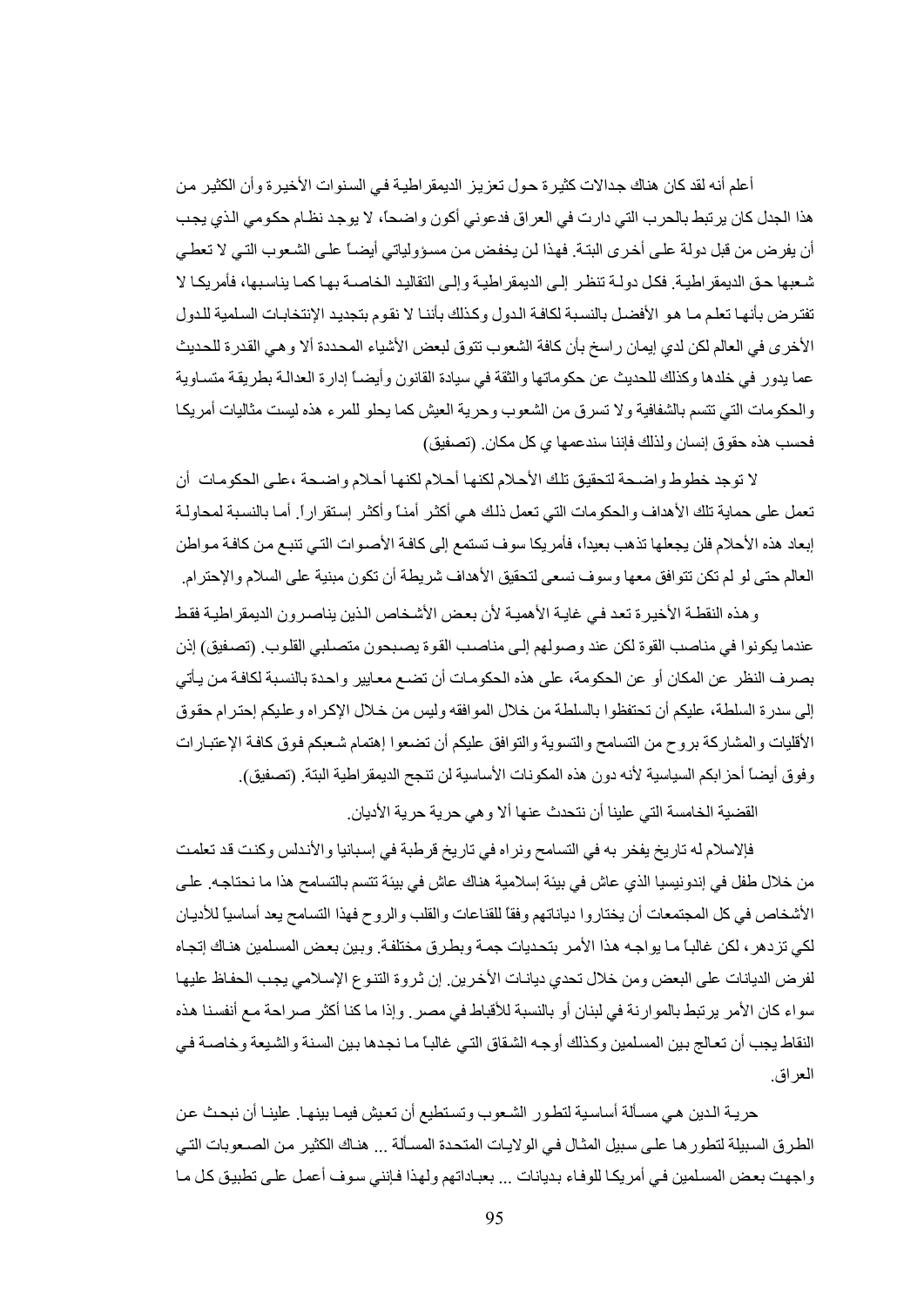أعلم أنه لقد كان هناك جدالات كثيرة حول تعزيز الديمقراطية في السنوات الأخيرة وأن الكثير من هذا الجدل كان يرتبط بالحرب التي دارت في العراق فدعوني أكون واضحاً، لا يوجد نظام حكومي الذي يجب أن يفرض من قبل دولة على أخرى البتة. فهذا لن يخفض من مسؤولياتي أيضاً على الشعوب التي لا تعطي شعبها حق الديمقراطية. فكل دولة تنظر إلى الديمقراطية وإلى التقاليد الخاصة بها كما يناسبها، فأمريكا لا تفترض بأنها تعلم ما هو الأفضل بالنسبة لكافة الدول وكذلك بأننا لا نقوم بتجديد الإنتخابات السلمية للدول الأخرى في العالم لكن لدي إيمان راسخ بأن كافة الشعوب تتوق لبعض الأشياء المحددة ألا وهي القدرة للحديث عما يدور في خلدها وكذلك للحديث عن حكوماتها والثقة في سيادة القانون وأيضاً إدارة العدالة بطريقة متساوية والحكومات التي تتسم بالشفافية ولا تسرق من الشعوب وحرية العيش كما يحلو للمرء هذه ليست مثاليات أمريكا فحسب هذه حقوق إنسان ولذلك فإننا سندعمها ي كل مكان. (تصفيق)

لا توجد خطوط واضحة لتحقيق تلك الأحلام لكنها أحلام لكنها أحلام واضحة ،على الحكومات أن تعمل على حماية تلك الأهداف والحكومات التي تعمل ذلك هي أكثر أمناً وأكثر إستقراراً. أما بالنسبة لمحاولة إبعاد هذه الأحلام فلن يجعلها تذهب بعيداً، فأمريكا سوف تستمع إلى كافة الأصوات التي تنبع من كافة مواطن العالم حتى لو لم تكن تتوافق معها وسوف نسعى لتحقيق الأهداف شريطة أن تكون مبنية على السلام والإحترام.

وهذه النقطة الأخيرة تعد في غاية الأهمية لأن بعض الأشخاص الذين يناصرون الديمقراطية فقط عندما يكونوا في مناصب القوة لكن عند وصولهم إلى مناصب القوة يصبحون متصلبي القلوب. (تصفيق) إذن بصرف النظر عن المكان أو عن الحكومة، على هذه الحكومات أن تضع معايير واحدة بالنسبة لكافة من يأتي إلى سدرة السلطة، عليكم أن تحتفظوا بالسلطة من خلال الموافقه وليس من خلال الإكراه وعليكم إحترام حقوق الأقليات والمشاركة بروح من التسامح والتسوية والتوافق عليكم أن تضعوا إهتمام شعبكم فوق كافة الإعتبارات وفوق أيضاً أحزابكم السياسية لأنه دون هذه المكونات الأساسية لن تنجح الديمقراطية البتة. (تصفيق).

القضية الخامسة التي علينا أن نتحدث عنها ألا وهي حرية حرية الأديان.

فالإسلام له تاريخ يفخر به في التسامح ونراه في تاريخ قرطبة في إسبانيا والأندلس وكنت قد تعلمت من خلال طفل في إندونيسيا الذي عاش في بيئة إسلامية هناك عاش في بيئة تتسم بالتسامح هذا ما نحتاجه. على الأشخاص في كل المجتمعات أن يختاروا دياناتهم وفقاً للقناعات والقلب والروح فهذا التسامح يعد أساسياً للأديان لكي تزدهر، لكن غالباً ما يواجه هذا الأمر بتحديات جمة وبطرق مختلفة. وبين بعض المسلمين هناك إتجاه لفرض الديانات على البعض ومن خلال تحدي ديانات الآخرين. إن ثروة التنوع الإسلامي يجب الحفاظ عليها سواء كان الأمر يرتبط بالموارنة في لبنان أو بالنسبة للأقباط في مصر. وإذا ما كنا أكثر صراحة مع أنفسنا هذه النقاط يجب أن تعالج بين المسلمين وكذلك أوجه الشقاق التي غالباً ما نجدها بين السنة والشيعة وخاصة في العراق.

حرية الدين هي مسألة أساسية لتطور الشعوب وتستطيع أن تعيش فيما بينها. علينا أن نبحث عن الطرق السبيلة لتطورها على سبيل المثال في الولايات المتحدة المسألة ... هناك الكثير من الصعوبات التي واجهت بعض المسلمين في أمريكا للوفاء بديانات ... بعباداتهم ولهذا فإنني سوف أعمل على تطبيق كل ما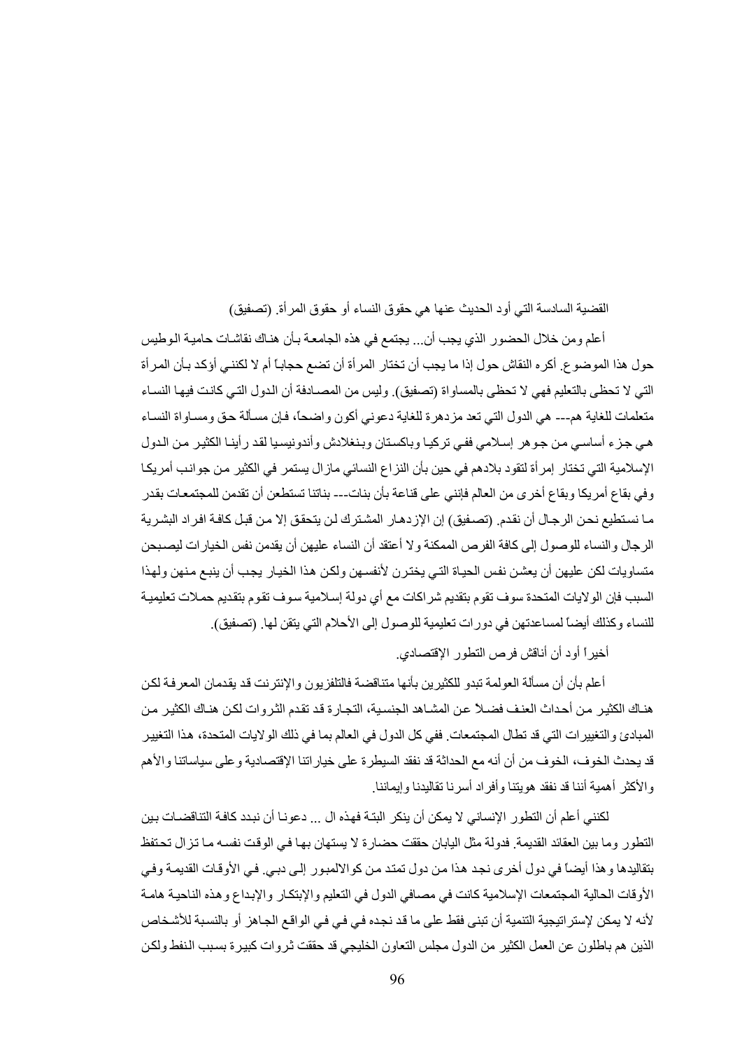القضية السادسة التي أود الحديث عنها هي حقوق النساء أو حقوق المرأة. (تصفيق)

أعلم ومن خلال الحضور الذي يجب أن... يجتمع في هذه الجامعة بأن هناك نقاشات حامية الوطيس حول هذا الموضوع. أكره النقاش حول إذا ما يجب أن تختار المرأة أن تضع حجاباً أم لا لكنني أؤكد بأن المرأة التي لا تحظى بالتعليم فهي لا تحظى بالمساواة (تصفيق). وليس من المصادفة أن الدول التي كانت فيها النساء متعلمات للغاية هم--- هي الدول التي تعد مزدهرة للغاية دعوني أكون واضحاً، فإن مسألة حق ومساواة النساء هي جزء أساسي من جوهر إسلامي ففي تركيا وباكستان وبنغلادش وأندونيسيا لقد رأينا الكثير من الدول الإسلامية التي تختار إمرأة لتقود بلادهم في حين بأن النزاع النسائي مازال يستمر في الكثير من جوانب أمريكا وفي بقاع أمريكا وبقاع أخرى من العالم فإنني على قناعة بأن بنات--- بناتنا تستطعن أن تقدمن للمجتمعات بقدر ما نستطيع نحن الرجال أن نقدم. (تصفيق) إن الإزدهار المشترك لن يتحقق إلا من قبل كافة افراد البشرية الرجال والنساء للوصول إلى كافة الفرص الممكنة ولا أعتقد أن النساء عليهن أن يقدمن نفس الخيارات ليصبحن متساويات لكن عليهن أن يعشن نفس الحياة التي يخترن لأنفسهن ولكن هذا الخيار يجب أن ينبع منهن ولهذا السبب فإن الولايات المتحدة سوف تقوم بتقديم شراكات مع أي دولة إسلامية سوف تقوم بتقديم حملات تعليمية للنساء وكذلك أيضاً لمساعدتهن في دورات تعليمية للوصول إلى الأحلام التي يتقن لها. (تصفيق).

أخيراً أود أن أناقش فرص التطور الإقتصادي.

أعلم بأن مسألة العولمة تبدو للكثيرين بأنها متناقضة فالتلفزيون والإنترنت قد يقدمان المعرفة لكن هناك الكثير من أحداث العنف فضلاً عن المشاهد الجنسية، التجارة قد تقدم الثروات لكن هناك الكثير من المبادئ والتغييرات التي قد تطال المجتمعات. ففي كل الدول في العالم بما في ذلك الولايات المتحدة، هذا التغيير قد يحدث الخوف، الخوف من أن أنه مع الحداثة قد نفقد السيطرة على خياراتنا الإقتصادية وعلى سياساتنا والأهم والأكثر أهمية أننا قد نفقد هويتنا وأفراد أسرنا تقاليدنا وإيماننا.

لكنني أعلم أن التطور الإنساني لا يمكن أن ينكر البتة فهذه ال ... دعونا أن نبدد كافة التناقضات بين التطور وما بين العقائد القديمة. فدولة مثل اليابان حققت حضارة لا يستهان بها في الوقت نفسه ما تزال تحتفظ بتقاليدها وهذا أيضاً في دول أخرى نجد هذا من دول تمتد من كوالالمبور إلى دبي. في الأوقات القديمة وفي الأوقات الحالية المجتمعات الإسلامية كانت في مصافي الدول في التعليم والإبتكار والإبداع وهذه الناحية هامة لأنه لا يمكن لإستراتيجية التنمية أن تبنى فقط على ما قد نجده في في في الواقع الجاهز أو بالنسبة للأشخاص الذين هم باطلون عن العمل الكثير من الدول مجلس التعاون الخليجي قد حققت ثروات كبيرة بسبب النفط ولكن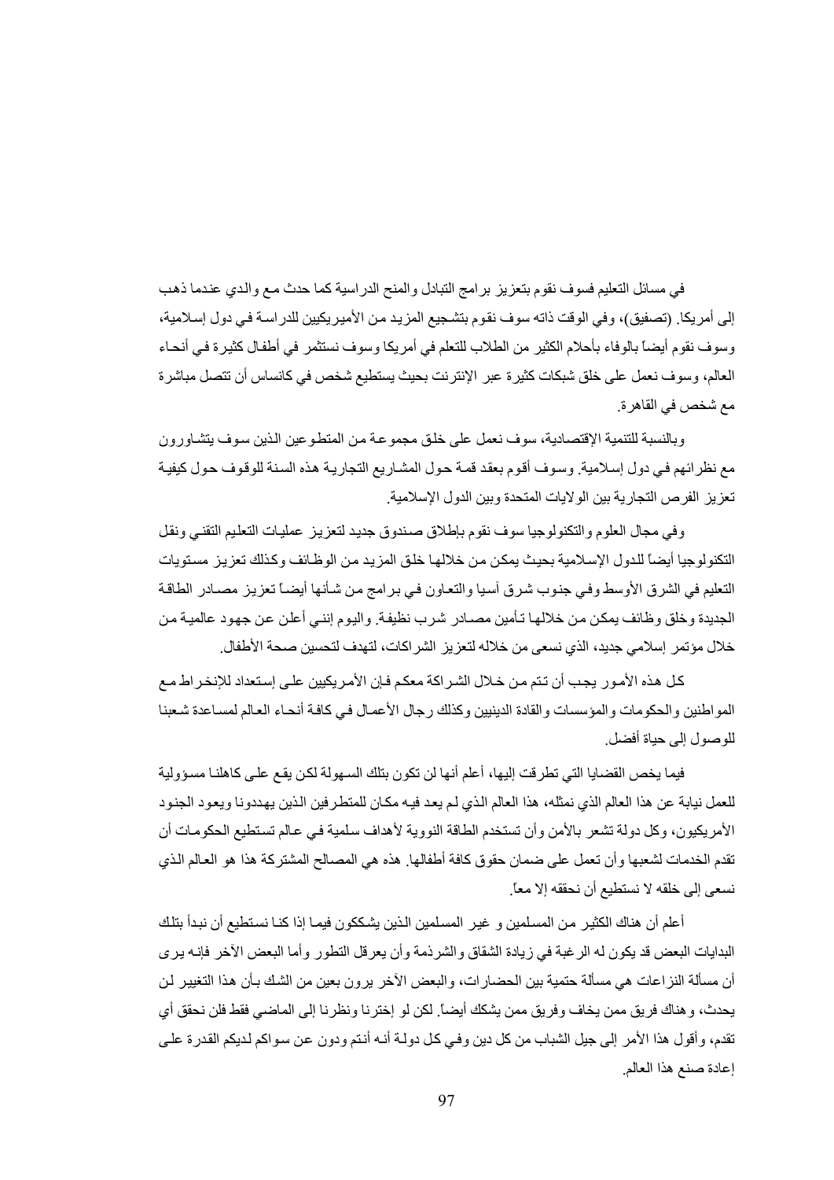في مسائل التعليم فسوف نقوم بتعزيز برامج التبادل والمنح الدراسية كما حدث مع والدي عندما ذهب إلى أمريكا. (تصفيق)، وفي الوقت ذاته سوف نقوم بتشجيع المزيد من الأميريكيين للدراسة في دول إسلامية، وسوف نقوم أيضاً بالوفاء بأحلام الكثير من الطلاب للتعلم في أمريكا وسوف نستثمر في أطفال كثيرة في أنحاء العالم، وسوف نعمل على خلق شبكات كثيرة عبر الإنترنت بحيث يستطيع شخص في كانساس أن تتصل مباشرة مع شخص في القاهرة.

وبالنسبة للتنمية الإقتصادية، سوف نعمل على خلق مجموعة من المتطوعين الذين سوف يتشاورون مع نظرائهم في دول إسلامية. وسوف أقوم بعقد قمة حول المشاريع التجارية هذه السنة للوقوف حول كيفية تعزيز الفرص التجارية بين الولايات المتحدة وبين الدول الإسلامية.

وفي مجال العلوم والتكنولوجيا سوف نقوم بإطلاق صندوق جديد لتعزيز عمليات التعليم التقني ونقل التكنولوجيا أيضاً للدول الإسلامية بحيث يمكن من خلالها خلق المزيد من الوظائف وكذلك تعزيز مستويات التعليم في الشرق الأوسط وفي جنوب شرق آسيا والتعاون في برامج من شأنها أيضاً تعزيز مصادر الطاقة الجديدة وخلق وظائف يمكن من خلالها تأمين مصادر شرب نظيفة. واليوم إنني أعلن عن جهود عالمية من خلال مؤتمر إسلامي جديد، الذي نسعى من خلاله لتعزيز الشراكات، لتهدف لتحسين صحة الأطفال.

كل هذه الأمور يجب أن تتم من خلال الشراكة معكم فإن الأمريكيين على إستعداد للإنخراط مع المواطنين والحكومات والمؤسسات والقادة الدينيين وكذلك رجال الأعمال في كافة أنحاء العالم لمساعدة شعبنا للوصول إلى حياة أفضل.

فيما يخص القضايا التي تطرقت إليها، أعلم أنها لن تكون بتلك السهولة لكن يقع على كاهلنا مسؤولية للعمل نيابة عن هذا العالم الذي نمثله، هذا العالم الذي لم يعد فيه مكان للمتطرفين الذين يهددونا ويعود الجنود الأمريكيون، وكل دولة تشعر بالأمن وأن تستخدم الطاقة النووية لأهداف سلمية في عالم تستطيع الحكومات أن تقدم الخدمات لشعبها وأن تعمل على ضمان حقوق كافة أطفالها. هذه هي المصالح المشتركة هذا هو العالم الذي نسعى إلى خلقه لا نستطيع أن نحققه إلا معاً.

أعلم أن هناك الكثير من المسلمين و غير المسلمين الذين يشككون فيما إذا كنا نستطيع أن نبدأ بتلك البدايات البعض قد يكون له الرغبة في زيادة الشقاق والشرذمة وأن يعرقل التطور وأما البعض الآخر فإنه يرى أن مسألة النزاعات هي مسألة حتمية بين الحضارات، والبعض الآخر يرون بعين من الشك بأن هذا التغيير لن يحدث، وهناك فريق ممن يخاف وفريق ممن يشكك أيضاً. لكن لو إخترنا ونظرنا إلى الماضي فقط فلن نحقق أي تقدم، وأقول هذا الأمر إلى جيل الشباب من كل دين وفي كل دولة أنه أنتم ودون عن سواكم لديكم القدرة على إعادة صنع هذا العالم.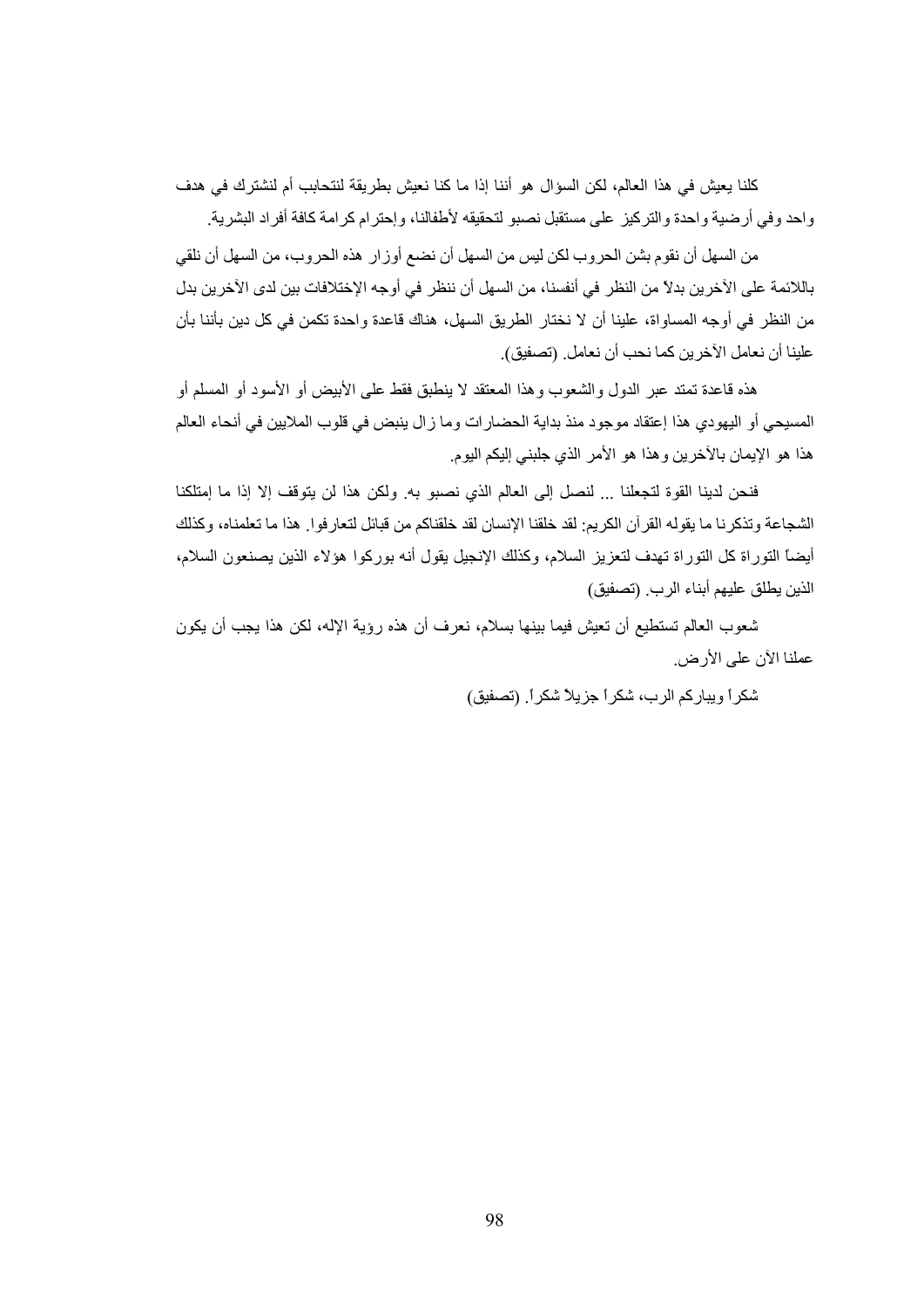كلنا يعيش في هذا العالم، لكن السؤال هو أننا إذا ما كنا نعيش بطريقة لنتحابب أم لنشترك في هدف واحد وفي أرضية واحدة والتركيز على مستقبل نصبو لتحقيقه لأطفالنا، وإحترام كرامة كافة أفراد البشرية.

من السهل أن نقوم بشن الحروب لكن ليس من السهل أن نضع أوزار هذه الحروب، من السهل أن نلقي باللائمة على الآخرين بدلاً من النظر في أنفسنا، من السهل أن ننظر في أوجه الإختلافات بين لدى الآخرين بدل من النظر في أوجه المساواة، علينا أن لا نختار الطريق السهل، هناك قاعدة واحدة تكمن في كل دين بأننا بأن علينا أن نعامل الآخرين كما نحب أن نعامل. (تصفيق).

هذه قاعدة تمتد عبر الدول والشعوب وهذا المعتقد لا ينطبق فقط على الأبيض أو الأسود أو المسلم أو المسيحي أو اليهودي هذا إعتقاد موجود منذ بداية الحضارات وما زال ينبض في قلوب الملايين في أنحاء العالم هذا هو الإيمان بالآخرين وهذا هو الأمر الذي جلبني إليكم اليوم.

فنحن لدينا القوة لتجعلنا ... لنصل إلى العالم الذي نصبو به. ولكن هذا لن يتوقف إلا إذا ما إمتلكنا الشجاعة وتذكرنا ما يقوله القرآن الكريم: لقد خلقنا الإنسان لقد خلقناكم من قبائل لتعارفوا. هذا ما تعلمناه، وكذلك أيضاً التوراة كل التوراة تهدف لتعزيز السلام، وكذلك الإنجيل يقول أنه بوركوا هؤلاء الذين يصنعون السلام، الذين يطلق عليهم أبناء الرب. (تصفيق)

شعوب العالم تستطيع أن تعيش فيما بينها بسلام، نعرف أن هذه رؤية الإله، لكن هذا يجب أن يكون عملنا الآن على الأرض.

شكراً ويبارككم الرب، شكراً جزيلاً شكراً. (تصفيق)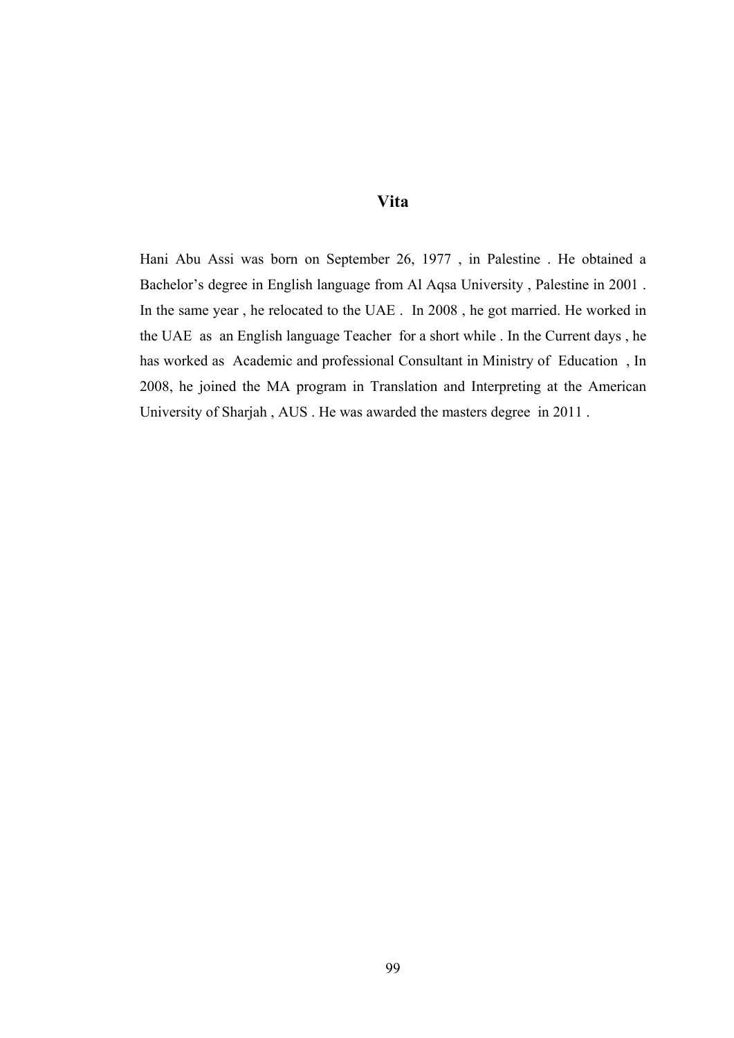# Vita

Hani Abu Assi was born on September 26, 1977 , in Palestine . He obtained a Bachelor's degree in English language from Al Aqsa University , Palestine in 2001 . In the same year , he relocated to the UAE . In 2008 , he got married. He worked in the UAE as an English language Teacher for a short while . In the Current days , he has worked as Academic and professional Consultant in Ministry of Education , In 2008, he joined the MA program in Translation and Interpreting at the American University of Sharjah , AUS . He was awarded the masters degree in 2011 .